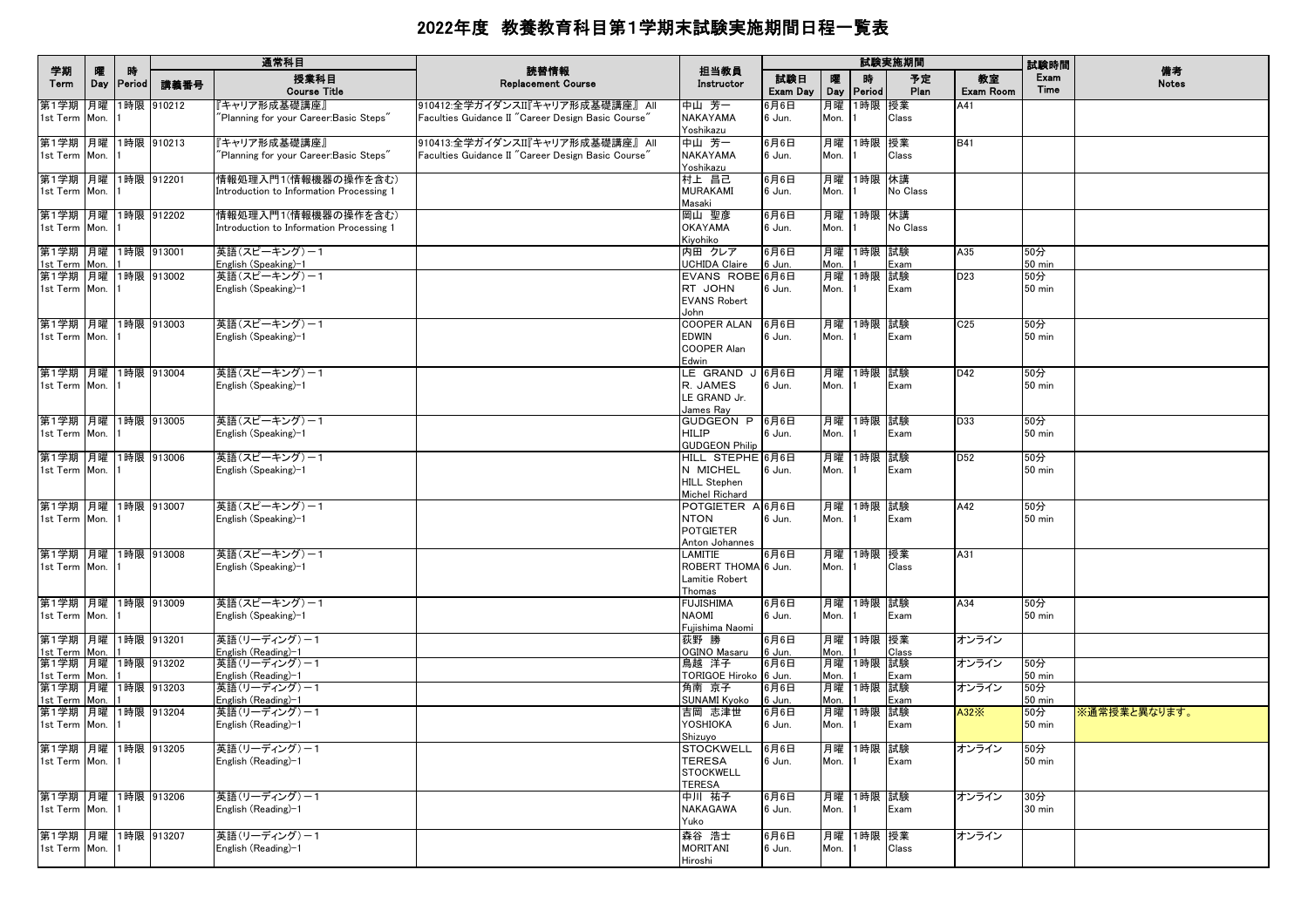# 2022年度 教養教育科目第1学期末試験実施期間日程一覧表

| 学期 Term | 曜 Day | 時 Period | 通常科目 講義番号 | 授業科目 Course Title | 読替情報 Replacement Course | 担当教員 Instructor | 試験実施期間 試験日 Exam Day | 曜 Day | 時 Period | 予定 Plan | 教室 Exam Room | 試験時間 Exam Time | 備考 Notes |
|---|---|---|---|---|---|---|---|---|---|---|---|---|---|
| 第1学期 1st Term | 月曜 Mon. | 1時限 1 | 910212 | 『キャリア形成基礎講座』 "Planning for your Career:Basic Steps" | 910412:全学ガイダンスII『キャリア形成基礎講座』 All Faculties Guidance II "Career Design Basic Course" | 中山 芳一 NAKAYAMA Yoshikazu | 6月6日 6 Jun. | 月曜 Mon. | 1時限 1 | 授業 Class | A41 | | |
| 第1学期 1st Term | 月曜 Mon. | 1時限 1 | 910213 | 『キャリア形成基礎講座』 "Planning for your Career:Basic Steps" | 910413:全学ガイダンスII『キャリア形成基礎講座』 All Faculties Guidance II "Career Design Basic Course" | 中山 芳一 NAKAYAMA Yoshikazu | 6月6日 6 Jun. | 月曜 Mon. | 1時限 1 | 授業 Class | B41 | | |
| 第1学期 1st Term | 月曜 Mon. | 1時限 1 | 912201 | 情報処理入門1(情報機器の操作を含む) Introduction to Information Processing 1 | | 村上 昌己 MURAKAMI Masaki | 6月6日 6 Jun. | 月曜 Mon. | 1時限 1 | 休講 No Class | | | |
| 第1学期 1st Term | 月曜 Mon. | 1時限 1 | 912202 | 情報処理入門1(情報機器の操作を含む) Introduction to Information Processing 1 | | 岡山 聖彦 OKAYAMA Kiyohiko | 6月6日 6 Jun. | 月曜 Mon. | 1時限 1 | 休講 No Class | | | |
| 第1学期 1st Term | 月曜 Mon. | 1時限 1 | 913001 | 英語(スピーキング)－1 English (Speaking)-1 | | 内田 クレア UCHIDA Claire | 6月6日 6 Jun. | 月曜 Mon. | 1時限 1 | 試験 Exam | A35 | 50分 50 min | |
| 第1学期 1st Term | 月曜 Mon. | 1時限 1 | 913002 | 英語(スピーキング)－1 English (Speaking)-1 | | EVANS ROBERT JOHN EVANS Robert John | 6月6日 6 Jun. | 月曜 Mon. | 1時限 1 | 試験 Exam | D23 | 50分 50 min | |
| 第1学期 1st Term | 月曜 Mon. | 1時限 1 | 913003 | 英語(スピーキング)－1 English (Speaking)-1 | | COOPER ALAN EDWIN COOPER Alan Edwin | 6月6日 6 Jun. | 月曜 Mon. | 1時限 1 | 試験 Exam | C25 | 50分 50 min | |
| 第1学期 1st Term | 月曜 Mon. | 1時限 1 | 913004 | 英語(スピーキング)－1 English (Speaking)-1 | | LE GRAND JR. JAMES LE GRAND Jr. James Ray | 6月6日 6 Jun. | 月曜 Mon. | 1時限 1 | 試験 Exam | D42 | 50分 50 min | |
| 第1学期 1st Term | 月曜 Mon. | 1時限 1 | 913005 | 英語(スピーキング)－1 English (Speaking)-1 | | GUDGEON PHILIP GUDGEON Philip | 6月6日 6 Jun. | 月曜 Mon. | 1時限 1 | 試験 Exam | D33 | 50分 50 min | |
| 第1学期 1st Term | 月曜 Mon. | 1時限 1 | 913006 | 英語(スピーキング)－1 English (Speaking)-1 | | HILL STEPHEN MICHEL HILL Stephen Michel Richard | 6月6日 6 Jun. | 月曜 Mon. | 1時限 1 | 試験 Exam | D52 | 50分 50 min | |
| 第1学期 1st Term | 月曜 Mon. | 1時限 1 | 913007 | 英語(スピーキング)－1 English (Speaking)-1 | | POTGIETER ANTON POTGIETER Anton Johannes | 6月6日 6 Jun. | 月曜 Mon. | 1時限 1 | 試験 Exam | A42 | 50分 50 min | |
| 第1学期 1st Term | 月曜 Mon. | 1時限 1 | 913008 | 英語(スピーキング)－1 English (Speaking)-1 | | LAMITIE ROBERT THOMAS Lamitie Robert Thomas | 6月6日 6 Jun. | 月曜 Mon. | 1時限 1 | 授業 Class | A31 | | |
| 第1学期 1st Term | 月曜 Mon. | 1時限 1 | 913009 | 英語(スピーキング)－1 English (Speaking)-1 | | FUJISHIMA NAOMI Fujishima Naomi | 6月6日 6 Jun. | 月曜 Mon. | 1時限 1 | 試験 Exam | A34 | 50分 50 min | |
| 第1学期 1st Term | 月曜 Mon. | 1時限 1 | 913201 | 英語(リーディング)－1 English (Reading)-1 | | 荻野 勝 OGINO Masaru | 6月6日 6 Jun. | 月曜 Mon. | 1時限 1 | 授業 Class | オンライン | | |
| 第1学期 1st Term | 月曜 Mon. | 1時限 1 | 913202 | 英語(リーディング)－1 English (Reading)-1 | | 鳥越 洋子 TORIGOE Hiroko | 6月6日 6 Jun. | 月曜 Mon. | 1時限 1 | 試験 Exam | オンライン | 50分 50 min | |
| 第1学期 1st Term | 月曜 Mon. | 1時限 1 | 913203 | 英語(リーディング)－1 English (Reading)-1 | | 角南 京子 SUNAMI Kyoko | 6月6日 6 Jun. | 月曜 Mon. | 1時限 1 | 試験 Exam | オンライン | 50分 50 min | |
| 第1学期 1st Term | 月曜 Mon. | 1時限 1 | 913204 | 英語(リーディング)－1 English (Reading)-1 | | 吉岡 志津世 YOSHIOKA Shizuyo | 6月6日 6 Jun. | 月曜 Mon. | 1時限 1 | 試験 Exam | A32※ | 50分 50 min | ※通常授業と異なります。 |
| 第1学期 1st Term | 月曜 Mon. | 1時限 1 | 913205 | 英語(リーディング)－1 English (Reading)-1 | | STOCKWELL TERESA STOCKWELL TERESA | 6月6日 6 Jun. | 月曜 Mon. | 1時限 1 | 試験 Exam | オンライン | 50分 50 min | |
| 第1学期 1st Term | 月曜 Mon. | 1時限 1 | 913206 | 英語(リーディング)－1 English (Reading)-1 | | 中川 祐子 NAKAGAWA Yuko | 6月6日 6 Jun. | 月曜 Mon. | 1時限 1 | 試験 Exam | オンライン | 30分 30 min | |
| 第1学期 1st Term | 月曜 Mon. | 1時限 1 | 913207 | 英語(リーディング)－1 English (Reading)-1 | | 森谷 浩士 MORITANI Hiroshi | 6月6日 6 Jun. | 月曜 Mon. | 1時限 1 | 授業 Class | オンライン | | |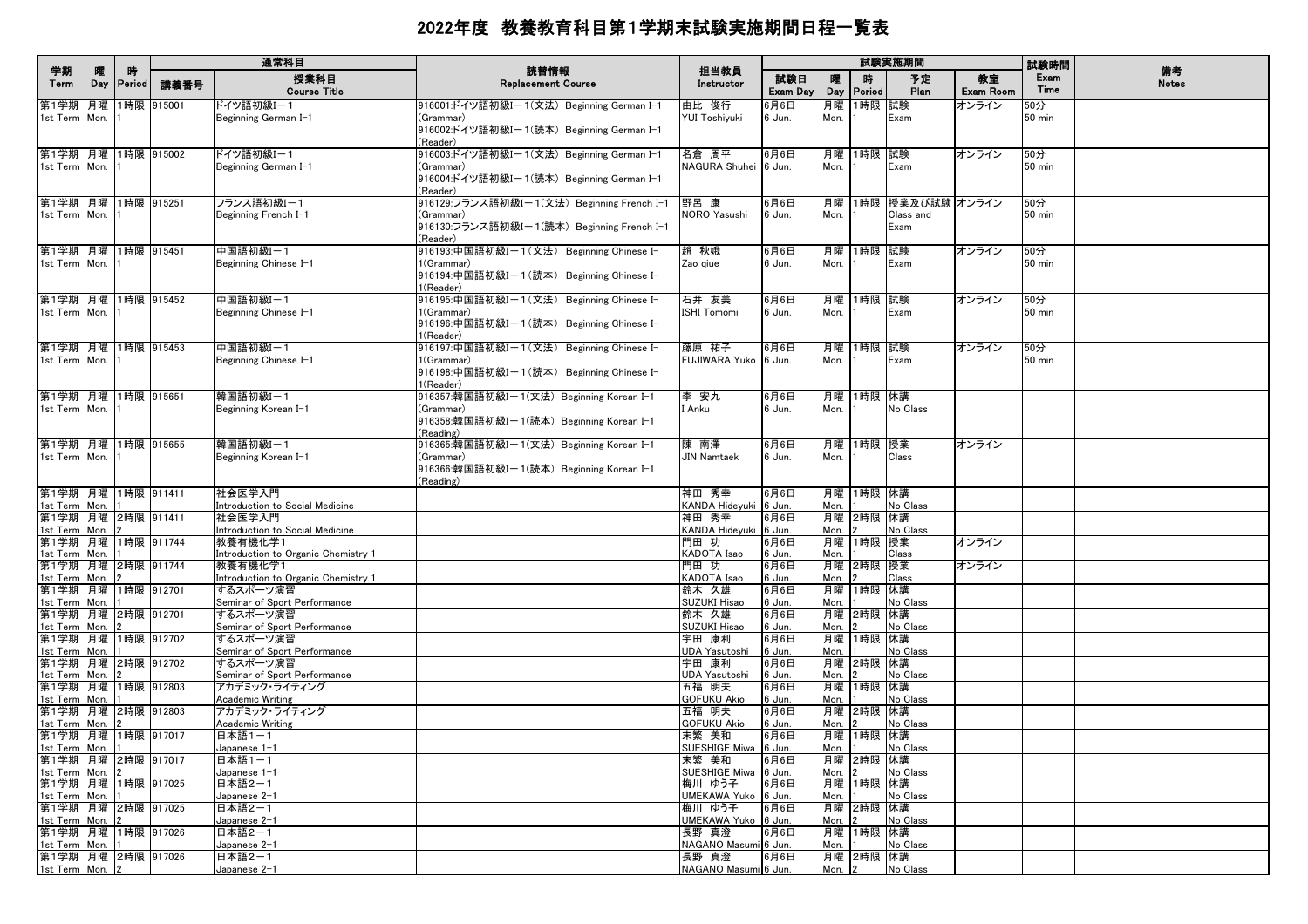# 2022年度 教養教育科目第1学期末試験実施期間日程一覧表

| 学期 Term | 曜 Day | 時 Period | 講義番号 | 授業科目 Course Title | 読替情報 Replacement Course | 担当教員 Instructor | 試験日 Exam Day | 曜 Day | 時 Period | 予定 Plan | 教室 Exam Room | 試験時間 Exam Time | 備考 Notes |
|---|---|---|---|---|---|---|---|---|---|---|---|---|---|
| 第1学期 1st Term | 月曜 Mon. | 1時限 1 | 915001 | ドイツ語初級Ⅰ−1 Beginning German I-1 | 916001:ドイツ語初級Ⅰ−1(文法) Beginning German I-1 (Grammar) 916002:ドイツ語初級Ⅰ−1(読本) Beginning German I-1 (Reader) | 由比 俊行 YUI Toshiyuki | 6月6日 6 Jun. | 月曜 Mon. | 1時限 1 | 試験 Exam | オンライン | 50分 50 min | |
| 第1学期 1st Term | 月曜 Mon. | 1時限 1 | 915002 | ドイツ語初級Ⅰ−1 Beginning German I-1 | 916003:ドイツ語初級Ⅰ−1(文法) Beginning German I-1 (Grammar) 916004:ドイツ語初級Ⅰ−1(読本) Beginning German I-1 (Reader) | 名倉 周平 NAGURA Shuhei | 6月6日 6 Jun. | 月曜 Mon. | 1時限 1 | 試験 Exam | オンライン | 50分 50 min | |
| 第1学期 1st Term | 月曜 Mon. | 1時限 1 | 915251 | フランス語初級Ⅰ−1 Beginning French I-1 | 916129:フランス語初級Ⅰ−1(文法) Beginning French I-1 (Grammar) 916130:フランス語初級Ⅰ−1(読本) Beginning French I-1 (Reader) | 野呂 康 NORO Yasushi | 6月6日 6 Jun. | 月曜 Mon. | 1時限 1 | 授業及び試験 Class and Exam | オンライン | 50分 50 min | |
| 第1学期 1st Term | 月曜 Mon. | 1時限 1 | 915451 | 中国語初級Ⅰ−1 Beginning Chinese I-1 | 916193:中国語初級Ⅰ−1(文法) Beginning Chinese I-1(Grammar) 916194:中国語初級Ⅰ−1(読本) Beginning Chinese I-1(Reader) | 趙 秋娥 Zao qiue | 6月6日 6 Jun. | 月曜 Mon. | 1時限 1 | 試験 Exam | オンライン | 50分 50 min | |
| 第1学期 1st Term | 月曜 Mon. | 1時限 1 | 915452 | 中国語初級Ⅰ−1 Beginning Chinese I-1 | 916195:中国語初級Ⅰ−1(文法) Beginning Chinese I-1(Grammar) 916196:中国語初級Ⅰ−1(読本) Beginning Chinese I-1(Reader) | 石井 友美 ISHI Tomomi | 6月6日 6 Jun. | 月曜 Mon. | 1時限 1 | 試験 Exam | オンライン | 50分 50 min | |
| 第1学期 1st Term | 月曜 Mon. | 1時限 1 | 915453 | 中国語初級Ⅰ−1 Beginning Chinese I-1 | 916197:中国語初級Ⅰ−1(文法) Beginning Chinese I-1(Grammar) 916198:中国語初級Ⅰ−1(読本) Beginning Chinese I-1(Reader) | 藤原 祐子 FUJIWARA Yuko | 6月6日 6 Jun. | 月曜 Mon. | 1時限 1 | 試験 Exam | オンライン | 50分 50 min | |
| 第1学期 1st Term | 月曜 Mon. | 1時限 1 | 915651 | 韓国語初級Ⅰ−1 Beginning Korean I-1 | 916357:韓国語初級Ⅰ−1(文法) Beginning Korean I-1 (Grammar) 916358:韓国語初級Ⅰ−1(読本) Beginning Korean I-1 (Reading) | 李 安九 I Anku | 6月6日 6 Jun. | 月曜 Mon. | 1時限 1 | 休講 No Class | | | |
| 第1学期 1st Term | 月曜 Mon. | 1時限 1 | 915655 | 韓国語初級Ⅰ−1 Beginning Korean I-1 | 916365:韓国語初級Ⅰ−1(文法) Beginning Korean I-1 (Grammar) 916366:韓国語初級Ⅰ−1(読本) Beginning Korean I-1 (Reading) | 陳 南澤 JIN Namtaek | 6月6日 6 Jun. | 月曜 Mon. | 1時限 1 | 授業 Class | オンライン | | |
| 第1学期 1st Term | 月曜 Mon. | 1時限 1 | 911411 | 社会医学入門 Introduction to Social Medicine | | 神田 秀幸 KANDA Hideyuki | 6月6日 6 Jun. | 月曜 Mon. | 1時限 1 | 休講 No Class | | | |
| 第1学期 1st Term | 月曜 Mon. | 2時限 2 | 911411 | 社会医学入門 Introduction to Social Medicine | | 神田 秀幸 KANDA Hideyuki | 6月6日 6 Jun. | 月曜 Mon. | 2時限 2 | 休講 No Class | | | |
| 第1学期 1st Term | 月曜 Mon. | 1時限 1 | 911744 | 教養有機化学1 Introduction to Organic Chemistry 1 | | 門田 功 KADOTA Isao | 6月6日 6 Jun. | 月曜 Mon. | 1時限 1 | 授業 Class | オンライン | | |
| 第1学期 1st Term | 月曜 Mon. | 2時限 2 | 911744 | 教養有機化学1 Introduction to Organic Chemistry 1 | | 門田 功 KADOTA Isao | 6月6日 6 Jun. | 月曜 Mon. | 2時限 2 | 授業 Class | オンライン | | |
| 第1学期 1st Term | 月曜 Mon. | 1時限 1 | 912701 | するスポーツ演習 Seminar of Sport Performance | | 鈴木 久雄 SUZUKI Hisao | 6月6日 6 Jun. | 月曜 Mon. | 1時限 1 | 休講 No Class | | | |
| 第1学期 1st Term | 月曜 Mon. | 2時限 2 | 912701 | するスポーツ演習 Seminar of Sport Performance | | 鈴木 久雄 SUZUKI Hisao | 6月6日 6 Jun. | 月曜 Mon. | 2時限 2 | 休講 No Class | | | |
| 第1学期 1st Term | 月曜 Mon. | 1時限 1 | 912702 | するスポーツ演習 Seminar of Sport Performance | | 宇田 康利 UDA Yasutoshi | 6月6日 6 Jun. | 月曜 Mon. | 1時限 1 | 休講 No Class | | | |
| 第1学期 1st Term | 月曜 Mon. | 2時限 2 | 912702 | するスポーツ演習 Seminar of Sport Performance | | 宇田 康利 UDA Yasutoshi | 6月6日 6 Jun. | 月曜 Mon. | 2時限 2 | 休講 No Class | | | |
| 第1学期 1st Term | 月曜 Mon. | 1時限 1 | 912803 | アカデミック・ライティング Academic Writing | | 五福 明夫 GOFUKU Akio | 6月6日 6 Jun. | 月曜 Mon. | 1時限 1 | 休講 No Class | | | |
| 第1学期 1st Term | 月曜 Mon. | 2時限 2 | 912803 | アカデミック・ライティング Academic Writing | | 五福 明夫 GOFUKU Akio | 6月6日 6 Jun. | 月曜 Mon. | 2時限 2 | 休講 No Class | | | |
| 第1学期 1st Term | 月曜 Mon. | 1時限 1 | 917017 | 日本語1−1 Japanese 1-1 | | 末繁 美和 SUESHIGE Miwa | 6月6日 6 Jun. | 月曜 Mon. | 1時限 1 | 休講 No Class | | | |
| 第1学期 1st Term | 月曜 Mon. | 2時限 2 | 917017 | 日本語1−1 Japanese 1-1 | | 末繁 美和 SUESHIGE Miwa | 6月6日 6 Jun. | 月曜 Mon. | 2時限 2 | 休講 No Class | | | |
| 第1学期 1st Term | 月曜 Mon. | 1時限 1 | 917025 | 日本語2−1 Japanese 2-1 | | 梅川 ゆう子 UMEKAWA Yuko | 6月6日 6 Jun. | 月曜 Mon. | 1時限 1 | 休講 No Class | | | |
| 第1学期 1st Term | 月曜 Mon. | 2時限 2 | 917025 | 日本語2−1 Japanese 2-1 | | 梅川 ゆう子 UMEKAWA Yuko | 6月6日 6 Jun. | 月曜 Mon. | 2時限 2 | 休講 No Class | | | |
| 第1学期 1st Term | 月曜 Mon. | 1時限 1 | 917026 | 日本語2−1 Japanese 2-1 | | 長野 真澄 NAGANO Masumi | 6月6日 6 Jun. | 月曜 Mon. | 1時限 1 | 休講 No Class | | | |
| 第1学期 1st Term | 月曜 Mon. | 2時限 2 | 917026 | 日本語2−1 Japanese 2-1 | | 長野 真澄 NAGANO Masumi | 6月6日 6 Jun. | 月曜 Mon. | 2時限 2 | 休講 No Class | | | |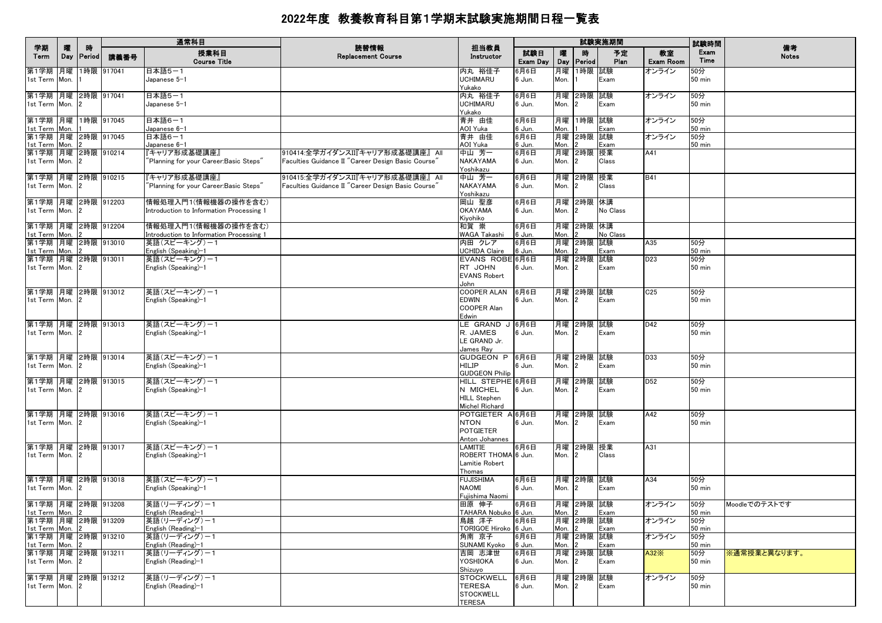# 2022年度 教養教育科目第1学期末試験実施期間日程一覧表

| 学期 Term | 曜 Day | 時 Period | 講義番号 | 授業科目 Course Title | 読替情報 Replacement Course | 担当教員 Instructor | 試験日 Exam Day | 曜 Day | 時 Period | 予定 Plan | 教室 Exam Room | 試験時間 Exam Time | 備考 Notes |
|---|---|---|---|---|---|---|---|---|---|---|---|---|---|
| 第1学期 1st Term | 月曜 Mon. | 1時限 1 | 917041 | 日本語5−1 Japanese 5-1 | | 内丸 裕佳子 UCHIMARU Yukako | 6月6日 6 Jun. | 月曜 Mon. | 1時限 1 | 試験 Exam | オンライン | 50分 50 min | |
| 第1学期 1st Term | 月曜 Mon. | 2時限 2 | 917041 | 日本語5−1 Japanese 5-1 | | 内丸 裕佳子 UCHIMARU Yukako | 6月6日 6 Jun. | 月曜 Mon. | 2時限 2 | 試験 Exam | オンライン | 50分 50 min | |
| 第1学期 1st Term | 月曜 Mon. | 1時限 1 | 917045 | 日本語6−1 Japanese 6-1 | | 青井 由佳 AOI Yuka | 6月6日 6 Jun. | 月曜 Mon. | 1時限 1 | 試験 Exam | オンライン | 50分 50 min | |
| 第1学期 1st Term | 月曜 Mon. | 2時限 2 | 917045 | 日本語6−1 Japanese 6-1 | | 青井 由佳 AOI Yuka | 6月6日 6 Jun. | 月曜 Mon. | 2時限 2 | 試験 Exam | オンライン | 50分 50 min | |
| 第1学期 1st Term | 月曜 Mon. | 2時限 2 | 910214 | 『キャリア形成基礎講座』 "Planning for your Career:Basic Steps" | 910414:全学ガイダンスII『キャリア形成基礎講座』 All Faculties Guidance II "Career Design Basic Course" | 中山 芳一 NAKAYAMA Yoshikazu | 6月6日 6 Jun. | 月曜 Mon. | 2時限 2 | 授業 Class | A41 | | |
| 第1学期 1st Term | 月曜 Mon. | 2時限 2 | 910215 | 『キャリア形成基礎講座』 "Planning for your Career:Basic Steps" | 910415:全学ガイダンスII『キャリア形成基礎講座』 All Faculties Guidance II "Career Design Basic Course" | 中山 芳一 NAKAYAMA Yoshikazu | 6月6日 6 Jun. | 月曜 Mon. | 2時限 2 | 授業 Class | B41 | | |
| 第1学期 1st Term | 月曜 Mon. | 2時限 2 | 912203 | 情報処理入門1(情報機器の操作を含む) Introduction to Information Processing 1 | | 岡山 聖彦 OKAYAMA Kiyohiko | 6月6日 6 Jun. | 月曜 Mon. | 2時限 2 | 休講 No Class | | | |
| 第1学期 1st Term | 月曜 Mon. | 2時限 2 | 912204 | 情報処理入門1(情報機器の操作を含む) Introduction to Information Processing 1 | | 和賀 崇 WAGA Takashi | 6月6日 6 Jun. | 月曜 Mon. | 2時限 2 | 休講 No Class | | | |
| 第1学期 1st Term | 月曜 Mon. | 2時限 2 | 913010 | 英語(スピーキング)−1 English (Speaking)-1 | | 内田 クレア UCHIDA Claire | 6月6日 6 Jun. | 月曜 Mon. | 2時限 2 | 試験 Exam | A35 | 50分 50 min | |
| 第1学期 1st Term | 月曜 Mon. | 2時限 2 | 913011 | 英語(スピーキング)−1 English (Speaking)-1 | | EVANS ROBERT JOHN EVANS Robert John | 6月6日 6 Jun. | 月曜 Mon. | 2時限 2 | 試験 Exam | D23 | 50分 50 min | |
| 第1学期 1st Term | 月曜 Mon. | 2時限 2 | 913012 | 英語(スピーキング)−1 English (Speaking)-1 | | COOPER ALAN EDWIN COOPER Alan Edwin | 6月6日 6 Jun. | 月曜 Mon. | 2時限 2 | 試験 Exam | C25 | 50分 50 min | |
| 第1学期 1st Term | 月曜 Mon. | 2時限 2 | 913013 | 英語(スピーキング)−1 English (Speaking)-1 | | LE GRAND J R. JAMES LE GRAND Jr. James Ray | 6月6日 6 Jun. | 月曜 Mon. | 2時限 2 | 試験 Exam | D42 | 50分 50 min | |
| 第1学期 1st Term | 月曜 Mon. | 2時限 2 | 913014 | 英語(スピーキング)−1 English (Speaking)-1 | | GUDGEON PHILIP GUDGEON Philip | 6月6日 6 Jun. | 月曜 Mon. | 2時限 2 | 試験 Exam | D33 | 50分 50 min | |
| 第1学期 1st Term | 月曜 Mon. | 2時限 2 | 913015 | 英語(スピーキング)−1 English (Speaking)-1 | | HILL STEPHEN MICHEL HILL Stephen Michel Richard | 6月6日 6 Jun. | 月曜 Mon. | 2時限 2 | 試験 Exam | D52 | 50分 50 min | |
| 第1学期 1st Term | 月曜 Mon. | 2時限 2 | 913016 | 英語(スピーキング)−1 English (Speaking)-1 | | POTGIETER ANTON POTGIETER Anton Johannes | 6月6日 6 Jun. | 月曜 Mon. | 2時限 2 | 試験 Exam | A42 | 50分 50 min | |
| 第1学期 1st Term | 月曜 Mon. | 2時限 2 | 913017 | 英語(スピーキング)−1 English (Speaking)-1 | | LAMITIE ROBERT THOMA Lamitie Robert Thomas | 6月6日 6 Jun. | 月曜 Mon. | 2時限 2 | 授業 Class | A31 | | |
| 第1学期 1st Term | 月曜 Mon. | 2時限 2 | 913018 | 英語(スピーキング)−1 English (Speaking)-1 | | FUJISHIMA NAOMI Fujishima Naomi | 6月6日 6 Jun. | 月曜 Mon. | 2時限 2 | 試験 Exam | A34 | 50分 50 min | |
| 第1学期 1st Term | 月曜 Mon. | 2時限 2 | 913208 | 英語(リーディング)−1 English (Reading)-1 | | 田原 伸子 TAHARA Nobuko | 6月6日 6 Jun. | 月曜 Mon. | 2時限 2 | 試験 Exam | オンライン | 50分 50 min | Moodleでのテストです |
| 第1学期 1st Term | 月曜 Mon. | 2時限 2 | 913209 | 英語(リーディング)−1 English (Reading)-1 | | 鳥越 洋子 TORIGOE Hiroko | 6月6日 6 Jun. | 月曜 Mon. | 2時限 2 | 試験 Exam | オンライン | 50分 50 min | |
| 第1学期 1st Term | 月曜 Mon. | 2時限 2 | 913210 | 英語(リーディング)−1 English (Reading)-1 | | 角南 京子 SUNAMI Kyoko | 6月6日 6 Jun. | 月曜 Mon. | 2時限 2 | 試験 Exam | オンライン | 50分 50 min | |
| 第1学期 1st Term | 月曜 Mon. | 2時限 2 | 913211 | 英語(リーディング)−1 English (Reading)-1 | | 吉岡 志津世 YOSHIOKA Shizuyo | 6月6日 6 Jun. | 月曜 Mon. | 2時限 2 | 試験 Exam | A32※ | 50分 50 min | ※通常授業と異なります。 |
| 第1学期 1st Term | 月曜 Mon. | 2時限 2 | 913212 | 英語(リーディング)−1 English (Reading)-1 | | STOCKWELL TERESA STOCKWELL TERESA | 6月6日 6 Jun. | 月曜 Mon. | 2時限 2 | 試験 Exam | オンライン | 50分 50 min | |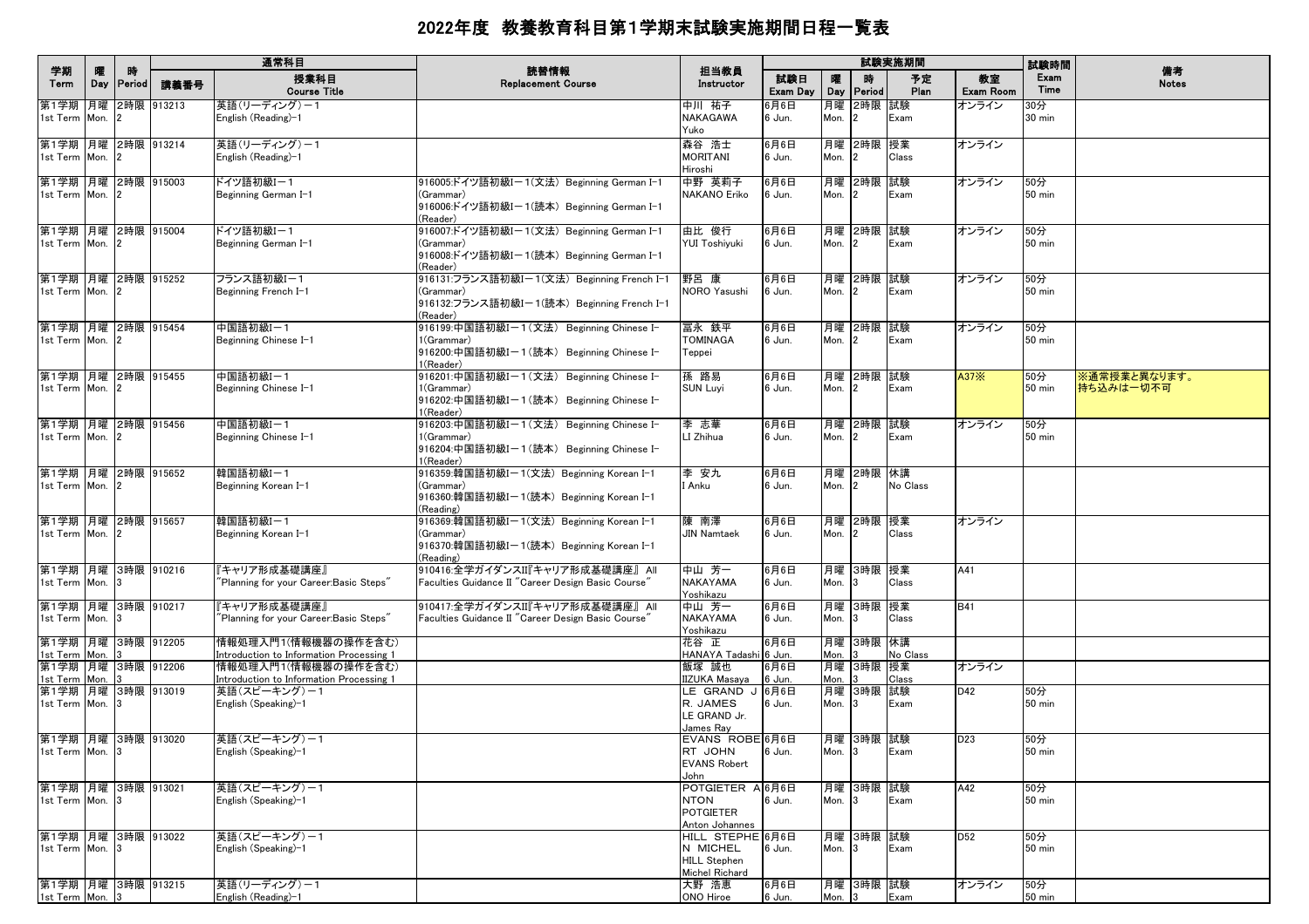# 2022年度 教養教育科目第1学期末試験実施期間日程一覧表

| 学期<br>Term | 曜<br>Day | 時<br>Period | 通常科目<br>講義番号 | 授業科目<br>Course Title | 読替情報<br>Replacement Course | 担当教員<br>Instructor | 試験実施期間<br>試験日<br>Exam Day | 曜<br>Day | 時<br>Period | 予定<br>Plan | 教室<br>Exam Room | 試験時間<br>Exam Time | 備考<br>Notes |
|---|---|---|---|---|---|---|---|---|---|---|---|---|---|
| 第1学期<br>1st Term | 月曜<br>Mon. | 2時限<br>2 | 913213 | 英語(リーディング)－1<br>English (Reading)-1 | | 中川 祐子<br>NAKAGAWA Yuko | 6月6日<br>6 Jun. | 月曜<br>Mon. | 2時限<br>2 | 試験<br>Exam | オンライン | 30分<br>30 min | |
| 第1学期<br>1st Term | 月曜<br>Mon. | 2時限<br>2 | 913214 | 英語(リーディング)－1<br>English (Reading)-1 | | 森谷 浩士<br>MORITANI Hiroshi | 6月6日<br>6 Jun. | 月曜<br>Mon. | 2時限<br>2 | 授業<br>Class | オンライン | | |
| 第1学期<br>1st Term | 月曜<br>Mon. | 2時限<br>2 | 915003 | ドイツ語初級I－1<br>Beginning German I-1 | 916005:ドイツ語初級I－1(文法) Beginning German I-1 (Grammar)<br>916006:ドイツ語初級I－1(読本) Beginning German I-1 (Reader) | 中野 英莉子<br>NAKANO Eriko | 6月6日<br>6 Jun. | 月曜<br>Mon. | 2時限<br>2 | 試験<br>Exam | オンライン | 50分<br>50 min | |
| 第1学期<br>1st Term | 月曜<br>Mon. | 2時限<br>2 | 915004 | ドイツ語初級I－1<br>Beginning German I-1 | 916007:ドイツ語初級I－1(文法) Beginning German I-1 (Grammar)<br>916008:ドイツ語初級I－1(読本) Beginning German I-1 (Reader) | 由比 俊行<br>YUI Toshiyuki | 6月6日<br>6 Jun. | 月曜<br>Mon. | 2時限<br>2 | 試験<br>Exam | オンライン | 50分<br>50 min | |
| 第1学期<br>1st Term | 月曜<br>Mon. | 2時限<br>2 | 915252 | フランス語初級I－1<br>Beginning French I-1 | 916131:フランス語初級I－1(文法) Beginning French I-1 (Grammar)<br>916132:フランス語初級I－1(読本) Beginning French I-1 (Reader) | 野呂 康<br>NORO Yasushi | 6月6日<br>6 Jun. | 月曜<br>Mon. | 2時限<br>2 | 試験<br>Exam | オンライン | 50分<br>50 min | |
| 第1学期<br>1st Term | 月曜<br>Mon. | 2時限<br>2 | 915454 | 中国語初級I－1<br>Beginning Chinese I-1 | 916199:中国語初級I－1(文法) Beginning Chinese I-1(Grammar)<br>916200:中国語初級I－1(読本) Beginning Chinese I-1(Reader) | 冨永 鉄平<br>TOMINAGA Teppei | 6月6日<br>6 Jun. | 月曜<br>Mon. | 2時限<br>2 | 試験<br>Exam | オンライン | 50分<br>50 min | |
| 第1学期<br>1st Term | 月曜<br>Mon. | 2時限<br>2 | 915455 | 中国語初級I－1<br>Beginning Chinese I-1 | 916201:中国語初級I－1(文法) Beginning Chinese I-1(Grammar)<br>916202:中国語初級I－1(読本) Beginning Chinese I-1(Reader) | 孫 路易<br>SUN Luyi | 6月6日<br>6 Jun. | 月曜<br>Mon. | 2時限<br>2 | 試験<br>Exam | A37※ | 50分<br>50 min | ※通常授業と異なります。<br>持ち込みは一切不可 |
| 第1学期<br>1st Term | 月曜<br>Mon. | 2時限<br>2 | 915456 | 中国語初級I－1<br>Beginning Chinese I-1 | 916203:中国語初級I－1(文法) Beginning Chinese I-1(Grammar)<br>916204:中国語初級I－1(読本) Beginning Chinese I-1(Reader) | 李 志華<br>LI Zhihua | 6月6日<br>6 Jun. | 月曜<br>Mon. | 2時限<br>2 | 試験<br>Exam | オンライン | 50分<br>50 min | |
| 第1学期<br>1st Term | 月曜<br>Mon. | 2時限<br>2 | 915652 | 韓国語初級I－1<br>Beginning Korean I-1 | 916359:韓国語初級I－1(文法) Beginning Korean I-1 (Grammar)<br>916360:韓国語初級I－1(読本) Beginning Korean I-1 (Reading) | 李 安九<br>I Anku | 6月6日<br>6 Jun. | 月曜<br>Mon. | 2時限<br>2 | 休講<br>No Class | | | |
| 第1学期<br>1st Term | 月曜<br>Mon. | 2時限<br>2 | 915657 | 韓国語初級I－1<br>Beginning Korean I-1 | 916369:韓国語初級I－1(文法) Beginning Korean I-1 (Grammar)<br>916370:韓国語初級I－1(読本) Beginning Korean I-1 (Reading) | 陳 南澤<br>JIN Namtaek | 6月6日<br>6 Jun. | 月曜<br>Mon. | 2時限<br>2 | 授業<br>Class | オンライン | | |
| 第1学期<br>1st Term | 月曜<br>Mon. | 3時限<br>3 | 910216 | 『キャリア形成基礎講座』<br>"Planning for your Career:Basic Steps" | 910416:全学ガイダンスII『キャリア形成基礎講座』 All Faculties Guidance II "Career Design Basic Course" | 中山 芳一<br>NAKAYAMA Yoshikazu | 6月6日<br>6 Jun. | 月曜<br>Mon. | 3時限<br>3 | 授業<br>Class | A41 | | |
| 第1学期<br>1st Term | 月曜<br>Mon. | 3時限<br>3 | 910217 | 『キャリア形成基礎講座』<br>"Planning for your Career:Basic Steps" | 910417:全学ガイダンスII『キャリア形成基礎講座』 All Faculties Guidance II "Career Design Basic Course" | 中山 芳一<br>NAKAYAMA Yoshikazu | 6月6日<br>6 Jun. | 月曜<br>Mon. | 3時限<br>3 | 授業<br>Class | B41 | | |
| 第1学期<br>1st Term | 月曜<br>Mon. | 3時限<br>3 | 912205 | 情報処理入門1(情報機器の操作を含む)<br>Introduction to Information Processing 1 | | 花谷 正<br>HANAYA Tadashi | 6月6日<br>6 Jun. | 月曜<br>Mon. | 3時限<br>3 | 休講<br>No Class | | | |
| 第1学期<br>1st Term | 月曜<br>Mon. | 3時限<br>3 | 912206 | 情報処理入門1(情報機器の操作を含む)<br>Introduction to Information Processing 1 | | 飯塚 誠也<br>IIZUKA Masaya | 6月6日<br>6 Jun. | 月曜<br>Mon. | 3時限<br>3 | 授業<br>Class | オンライン | | |
| 第1学期<br>1st Term | 月曜<br>Mon. | 3時限<br>3 | 913019 | 英語(スピーキング)－1<br>English (Speaking)-1 | | LE GRAND JR. JAMES<br>LE GRAND Jr. James Ray | 6月6日<br>6 Jun. | 月曜<br>Mon. | 3時限<br>3 | 試験<br>Exam | D42 | 50分<br>50 min | |
| 第1学期<br>1st Term | 月曜<br>Mon. | 3時限<br>3 | 913020 | 英語(スピーキング)－1<br>English (Speaking)-1 | | EVANS ROBERT JOHN<br>EVANS Robert John | 6月6日<br>6 Jun. | 月曜<br>Mon. | 3時限<br>3 | 試験<br>Exam | D23 | 50分<br>50 min | |
| 第1学期<br>1st Term | 月曜<br>Mon. | 3時限<br>3 | 913021 | 英語(スピーキング)－1<br>English (Speaking)-1 | | POTGIETER ANTON<br>POTGIETER Anton Johannes | 6月6日<br>6 Jun. | 月曜<br>Mon. | 3時限<br>3 | 試験<br>Exam | A42 | 50分<br>50 min | |
| 第1学期<br>1st Term | 月曜<br>Mon. | 3時限<br>3 | 913022 | 英語(スピーキング)－1<br>English (Speaking)-1 | | HILL STEPHEN MICHEL<br>HILL Stephen Michel Richard | 6月6日<br>6 Jun. | 月曜<br>Mon. | 3時限<br>3 | 試験<br>Exam | D52 | 50分<br>50 min | |
| 第1学期<br>1st Term | 月曜<br>Mon. | 3時限<br>3 | 913215 | 英語(リーディング)－1<br>English (Reading)-1 | | 大野 浩恵<br>ONO Hiroe | 6月6日<br>6 Jun. | 月曜<br>Mon. | 3時限<br>3 | 試験<br>Exam | オンライン | 50分<br>50 min | |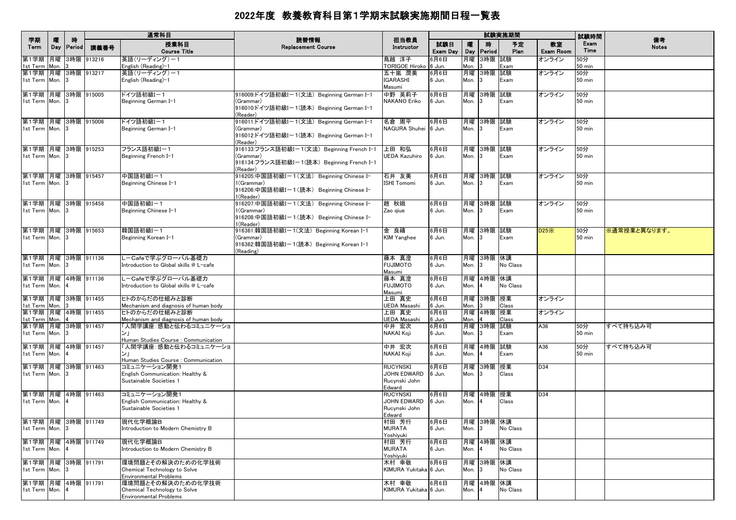# 2022年度 教養教育科目第1学期末試験実施期間日程一覧表

| 学期 Term | 曜 Day | 時 Period | 講義番号 | 授業科目 Course Title | 読替情報 Replacement Course | 担当教員 Instructor | 試験日 Exam Day | 曜 Day | 時 Period | 予定 Plan | 教室 Exam Room | 試験時間 Exam Time | 備考 Notes |
|---|---|---|---|---|---|---|---|---|---|---|---|---|---|
| 第1学期 1st Term | 月曜 Mon. | 3時限 3 | 913216 | 英語（リーディング）－1 English (Reading)-1 | | 鳥越 洋子 TORIGOE Hiroko | 6月6日 6 Jun. | 月曜 Mon. | 3時限 3 | 試験 Exam | オンライン | 50分 50 min | |
| 第1学期 1st Term | 月曜 Mon. | 3時限 3 | 913217 | 英語（リーディング）－1 English (Reading)-1 | | 五十嵐 潤美 IGARASHI Masumi | 6月6日 6 Jun. | 月曜 Mon. | 3時限 3 | 試験 Exam | オンライン | 50分 50 min | |
| 第1学期 1st Term | 月曜 Mon. | 3時限 3 | 915005 | ドイツ語初級I－1 Beginning German I-1 | 916009:ドイツ語初級I－1（文法） Beginning German I-1 (Grammar) 916010:ドイツ語初級I－1（読本） Beginning German I-1 (Reader) | 中野 英莉子 NAKANO Eriko | 6月6日 6 Jun. | 月曜 Mon. | 3時限 3 | 試験 Exam | オンライン | 50分 50 min | |
| 第1学期 1st Term | 月曜 Mon. | 3時限 3 | 915006 | ドイツ語初級I－1 Beginning German I-1 | 916011:ドイツ語初級I－1（文法） Beginning German I-1 (Grammar) 916012:ドイツ語初級I－1（読本） Beginning German I-1 (Reader) | 名倉 周平 NAGURA Shuhei | 6月6日 6 Jun. | 月曜 Mon. | 3時限 3 | 試験 Exam | オンライン | 50分 50 min | |
| 第1学期 1st Term | 月曜 Mon. | 3時限 3 | 915253 | フランス語初級I－1 Beginning French I-1 | 916133:フランス語初級I－1（文法） Beginning French I-1 (Grammar) 916134:フランス語初級I－1（読本） Beginning French I-1 (Reader) | 上田 和弘 UEDA Kazuhiro | 6月6日 6 Jun. | 月曜 Mon. | 3時限 3 | 試験 Exam | オンライン | 50分 50 min | |
| 第1学期 1st Term | 月曜 Mon. | 3時限 3 | 915457 | 中国語初級I－1 Beginning Chinese I-1 | 916205:中国語初級I－1（文法） Beginning Chinese I-1(Grammar) 916206:中国語初級I－1（読本） Beginning Chinese I-1(Reader) | 石井 友美 ISHI Tomomi | 6月6日 6 Jun. | 月曜 Mon. | 3時限 3 | 試験 Exam | オンライン | 50分 50 min | |
| 第1学期 1st Term | 月曜 Mon. | 3時限 3 | 915458 | 中国語初級I－1 Beginning Chinese I-1 | 916207:中国語初級I－1（文法） Beginning Chinese I-1(Grammar) 916208:中国語初級I－1（読本） Beginning Chinese I-1(Reader) | 趙 秋娥 Zao qiue | 6月6日 6 Jun. | 月曜 Mon. | 3時限 3 | 試験 Exam | オンライン | 50分 50 min | |
| 第1学期 1st Term | 月曜 Mon. | 3時限 3 | 915653 | 韓国語初級I－1 Beginning Korean I-1 | 916361:韓国語初級I－1（文法） Beginning Korean I-1 (Grammar) 916362:韓国語初級I－1（読本） Beginning Korean I-1 (Reading) | 金 良禧 KIM Yanghee | 6月6日 6 Jun. | 月曜 Mon. | 3時限 3 | 試験 Exam | D25※ | 50分 50 min | ※通常授業と異なります。 |
| 第1学期 1st Term | 月曜 Mon. | 3時限 3 | 911136 | L－Cafeで学ぶグローバル基礎力 Introduction to Global skills @ L-cafe | | 藤本 真澄 FUJIMOTO Masumi | 6月6日 6 Jun. | 月曜 Mon. | 3時限 3 | 休講 No Class | | | |
| 第1学期 1st Term | 月曜 Mon. | 4時限 4 | 911136 | L－Cafeで学ぶグローバル基礎力 Introduction to Global skills @ L-cafe | | 藤本 真澄 FUJIMOTO Masumi | 6月6日 6 Jun. | 月曜 Mon. | 4時限 4 | 休講 No Class | | | |
| 第1学期 1st Term | 月曜 Mon. | 3時限 3 | 911455 | ヒトのからだの仕組みと診断 Mechanism and diagnosis of human body | | 上田 真史 UEDA Masashi | 6月6日 6 Jun. | 月曜 Mon. | 3時限 3 | 授業 Class | オンライン | | |
| 第1学期 1st Term | 月曜 Mon. | 4時限 4 | 911455 | ヒトのからだの仕組みと診断 Mechanism and diagnosis of human body | | 上田 真史 UEDA Masashi | 6月6日 6 Jun. | 月曜 Mon. | 4時限 4 | 授業 Class | オンライン | | |
| 第1学期 1st Term | 月曜 Mon. | 3時限 3 | 911457 | 「人間学講座：感動と伝わるコミュニケーション」 Human Studies Course : Communication | | 中井 宏次 NAKAI Koji | 6月6日 6 Jun. | 月曜 Mon. | 3時限 3 | 試験 Exam | A36 | 50分 50 min | すべて持ち込み可 |
| 第1学期 1st Term | 月曜 Mon. | 4時限 4 | 911457 | 「人間学講座：感動と伝わるコミュニケーション」 Human Studies Course : Communication | | 中井 宏次 NAKAI Koji | 6月6日 6 Jun. | 月曜 Mon. | 4時限 4 | 試験 Exam | A36 | 50分 50 min | すべて持ち込み可 |
| 第1学期 1st Term | 月曜 Mon. | 3時限 3 | 911463 | コミュニケーション開発1 English Communication: Healthy & Sustainable Societies 1 | | RUCYNSKI JOHN EDWARD Rucynski John Edward | 6月6日 6 Jun. | 月曜 Mon. | 3時限 3 | 授業 Class | D34 | | |
| 第1学期 1st Term | 月曜 Mon. | 4時限 4 | 911463 | コミュニケーション開発1 English Communication: Healthy & Sustainable Societies 1 | | RUCYNSKI JOHN EDWARD Rucynski John Edward | 6月6日 6 Jun. | 月曜 Mon. | 4時限 4 | 授業 Class | D34 | | |
| 第1学期 1st Term | 月曜 Mon. | 3時限 3 | 911749 | 現代化学概論B Introduction to Modern Chemistry B | | 村田 芳行 MURATA Yoshiyuki | 6月6日 6 Jun. | 月曜 Mon. | 3時限 3 | 休講 No Class | | | |
| 第1学期 1st Term | 月曜 Mon. | 4時限 4 | 911749 | 現代化学概論B Introduction to Modern Chemistry B | | 村田 芳行 MURATA Yoshiyuki | 6月6日 6 Jun. | 月曜 Mon. | 4時限 4 | 休講 No Class | | | |
| 第1学期 1st Term | 月曜 Mon. | 3時限 3 | 911791 | 環境問題とその解決のための化学技術 Chemical Technology to Solve Environmental Problems | | 木村 幸敬 KIMURA Yukitaka | 6月6日 6 Jun. | 月曜 Mon. | 3時限 3 | 休講 No Class | | | |
| 第1学期 1st Term | 月曜 Mon. | 4時限 4 | 911791 | 環境問題とその解決のための化学技術 Chemical Technology to Solve Environmental Problems | | 木村 幸敬 KIMURA Yukitaka | 6月6日 6 Jun. | 月曜 Mon. | 4時限 4 | 休講 No Class | | | |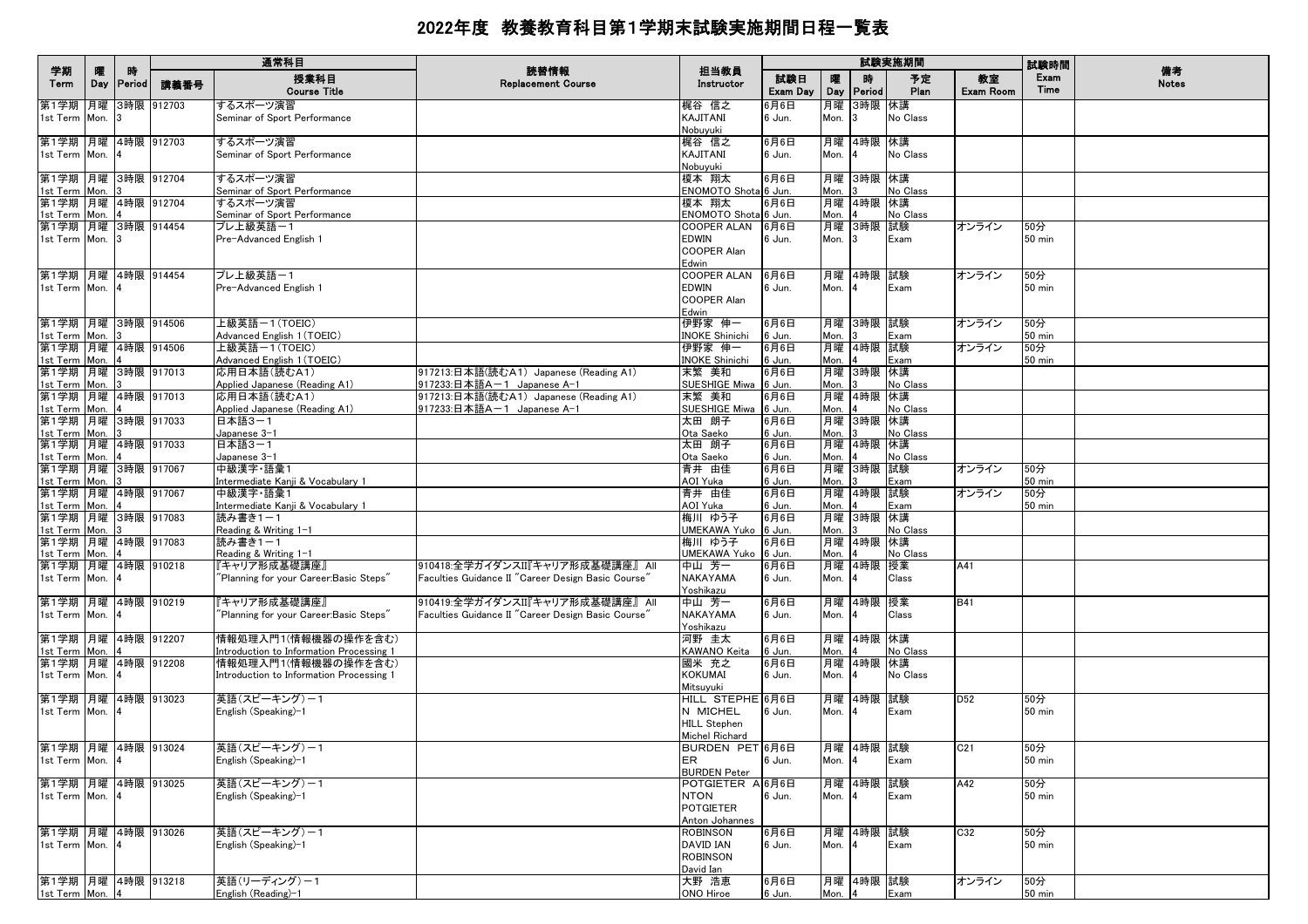# 2022年度 教養教育科目第1学期末試験実施期間日程一覧表

| 学期 Term | 曜 Day | 時 Period | 講義番号 | 授業科目 Course Title | 読替情報 Replacement Course | 担当教員 Instructor | 試験日 Exam Day | 曜 Day | 時 Period | 予定 Plan | 教室 Exam Room | 試験時間 Exam Time | 備考 Notes |
|---|---|---|---|---|---|---|---|---|---|---|---|---|---|
| 第1学期 1st Term | 月曜 Mon. | 3時限 3 | 912703 | するスポーツ演習 Seminar of Sport Performance | | 梶谷 信之 KAJITANI Nobuyuki | 6月6日 6 Jun. | 月曜 Mon. | 3時限 3 | 休講 No Class | | | |
| 第1学期 1st Term | 月曜 Mon. | 4時限 4 | 912703 | するスポーツ演習 Seminar of Sport Performance | | 梶谷 信之 KAJITANI Nobuyuki | 6月6日 6 Jun. | 月曜 Mon. | 4時限 4 | 休講 No Class | | | |
| 第1学期 1st Term | 月曜 Mon. | 3時限 3 | 912704 | するスポーツ演習 Seminar of Sport Performance | | 榎本 翔太 ENOMOTO Shota | 6月6日 6 Jun. | 月曜 Mon. | 3時限 3 | 休講 No Class | | | |
| 第1学期 1st Term | 月曜 Mon. | 4時限 4 | 912704 | するスポーツ演習 Seminar of Sport Performance | | 榎本 翔太 ENOMOTO Shota | 6月6日 6 Jun. | 月曜 Mon. | 4時限 4 | 休講 No Class | | | |
| 第1学期 1st Term | 月曜 Mon. | 3時限 3 | 914454 | プレ上級英語－1 Pre-Advanced English 1 | | COOPER ALAN EDWIN COOPER Alan Edwin | 6月6日 6 Jun. | 月曜 Mon. | 3時限 3 | 試験 Exam | オンライン | 50分 50 min | |
| 第1学期 1st Term | 月曜 Mon. | 4時限 4 | 914454 | プレ上級英語－1 Pre-Advanced English 1 | | COOPER ALAN EDWIN COOPER Alan Edwin | 6月6日 6 Jun. | 月曜 Mon. | 4時限 4 | 試験 Exam | オンライン | 50分 50 min | |
| 第1学期 1st Term | 月曜 Mon. | 3時限 3 | 914506 | 上級英語－1（TOEIC） Advanced English 1（TOEIC） | | 伊野家 伸一 INOKE Shinichi | 6月6日 6 Jun. | 月曜 Mon. | 3時限 3 | 試験 Exam | オンライン | 50分 50 min | |
| 第1学期 1st Term | 月曜 Mon. | 4時限 4 | 914506 | 上級英語－1（TOEIC） Advanced English 1（TOEIC） | | 伊野家 伸一 INOKE Shinichi | 6月6日 6 Jun. | 月曜 Mon. | 4時限 4 | 試験 Exam | オンライン | 50分 50 min | |
| 第1学期 1st Term | 月曜 Mon. | 3時限 3 | 917013 | 応用日本語（読むA1） Applied Japanese (Reading A1) | 917213:日本語（読むA1） Japanese (Reading A1) 917233:日本語A－1 Japanese A-1 | 末繁 美和 SUESHIGE Miwa | 6月6日 6 Jun. | 月曜 Mon. | 3時限 3 | 休講 No Class | | | |
| 第1学期 1st Term | 月曜 Mon. | 4時限 4 | 917013 | 応用日本語（読むA1） Applied Japanese (Reading A1) | 917213:日本語（読むA1） Japanese (Reading A1) 917233:日本語A－1 Japanese A-1 | 末繁 美和 SUESHIGE Miwa | 6月6日 6 Jun. | 月曜 Mon. | 4時限 4 | 休講 No Class | | | |
| 第1学期 1st Term | 月曜 Mon. | 3時限 3 | 917033 | 日本語3－1 Japanese 3-1 | | 太田 朗子 Ota Saeko | 6月6日 6 Jun. | 月曜 Mon. | 3時限 3 | 休講 No Class | | | |
| 第1学期 1st Term | 月曜 Mon. | 4時限 4 | 917033 | 日本語3－1 Japanese 3-1 | | 太田 朗子 Ota Saeko | 6月6日 6 Jun. | 月曜 Mon. | 4時限 4 | 休講 No Class | | | |
| 第1学期 1st Term | 月曜 Mon. | 3時限 3 | 917067 | 中級漢字・語彙1 Intermediate Kanji & Vocabulary 1 | | 青井 由佳 AOI Yuka | 6月6日 6 Jun. | 月曜 Mon. | 3時限 3 | 試験 Exam | オンライン | 50分 50 min | |
| 第1学期 1st Term | 月曜 Mon. | 4時限 4 | 917067 | 中級漢字・語彙1 Intermediate Kanji & Vocabulary 1 | | 青井 由佳 AOI Yuka | 6月6日 6 Jun. | 月曜 Mon. | 4時限 4 | 試験 Exam | オンライン | 50分 50 min | |
| 第1学期 1st Term | 月曜 Mon. | 3時限 3 | 917083 | 読み書き1－1 Reading & Writing 1-1 | | 梅川 ゆう子 UMEKAWA Yuko | 6月6日 6 Jun. | 月曜 Mon. | 3時限 3 | 休講 No Class | | | |
| 第1学期 1st Term | 月曜 Mon. | 4時限 4 | 917083 | 読み書き1－1 Reading & Writing 1-1 | | 梅川 ゆう子 UMEKAWA Yuko | 6月6日 6 Jun. | 月曜 Mon. | 4時限 4 | 休講 No Class | | | |
| 第1学期 1st Term | 月曜 Mon. | 4時限 4 | 910218 | 『キャリア形成基礎講座』 "Planning for your Career:Basic Steps" | 910418:全学ガイダンスII『キャリア形成基礎講座』 All Faculties Guidance II "Career Design Basic Course" | 中山 芳一 NAKAYAMA Yoshikazu | 6月6日 6 Jun. | 月曜 Mon. | 4時限 4 | 授業 Class | A41 | | |
| 第1学期 1st Term | 月曜 Mon. | 4時限 4 | 910219 | 『キャリア形成基礎講座』 "Planning for your Career:Basic Steps" | 910419:全学ガイダンスII『キャリア形成基礎講座』 All Faculties Guidance II "Career Design Basic Course" | 中山 芳一 NAKAYAMA Yoshikazu | 6月6日 6 Jun. | 月曜 Mon. | 4時限 4 | 授業 Class | B41 | | |
| 第1学期 1st Term | 月曜 Mon. | 4時限 4 | 912207 | 情報処理入門1（情報機器の操作を含む） Introduction to Information Processing 1 | | 河野 圭太 KAWANO Keita | 6月6日 6 Jun. | 月曜 Mon. | 4時限 4 | 休講 No Class | | | |
| 第1学期 1st Term | 月曜 Mon. | 4時限 4 | 912208 | 情報処理入門1（情報機器の操作を含む） Introduction to Information Processing 1 | | 國米 充之 KOKUMAI Mitsuyuki | 6月6日 6 Jun. | 月曜 Mon. | 4時限 4 | 休講 No Class | | | |
| 第1学期 1st Term | 月曜 Mon. | 4時限 4 | 913023 | 英語（スピーキング）－1 English (Speaking)-1 | | HILL STEPHEN MICHEL HILL Stephen Michel Richard | 6月6日 6 Jun. | 月曜 Mon. | 4時限 4 | 試験 Exam | D52 | 50分 50 min | |
| 第1学期 1st Term | 月曜 Mon. | 4時限 4 | 913024 | 英語（スピーキング）－1 English (Speaking)-1 | | BURDEN PETER BURDEN Peter | 6月6日 6 Jun. | 月曜 Mon. | 4時限 4 | 試験 Exam | C21 | 50分 50 min | |
| 第1学期 1st Term | 月曜 Mon. | 4時限 4 | 913025 | 英語（スピーキング）－1 English (Speaking)-1 | | POTGIETER ANTON POTGIETER Anton Johannes | 6月6日 6 Jun. | 月曜 Mon. | 4時限 4 | 試験 Exam | A42 | 50分 50 min | |
| 第1学期 1st Term | 月曜 Mon. | 4時限 4 | 913026 | 英語（スピーキング）－1 English (Speaking)-1 | | ROBINSON DAVID IAN ROBINSON David Ian | 6月6日 6 Jun. | 月曜 Mon. | 4時限 4 | 試験 Exam | C32 | 50分 50 min | |
| 第1学期 1st Term | 月曜 Mon. | 4時限 4 | 913218 | 英語（リーディング）－1 English (Reading)-1 | | 大野 浩恵 ONO Hiroe | 6月6日 6 Jun. | 月曜 Mon. | 4時限 4 | 試験 Exam | オンライン | 50分 50 min | |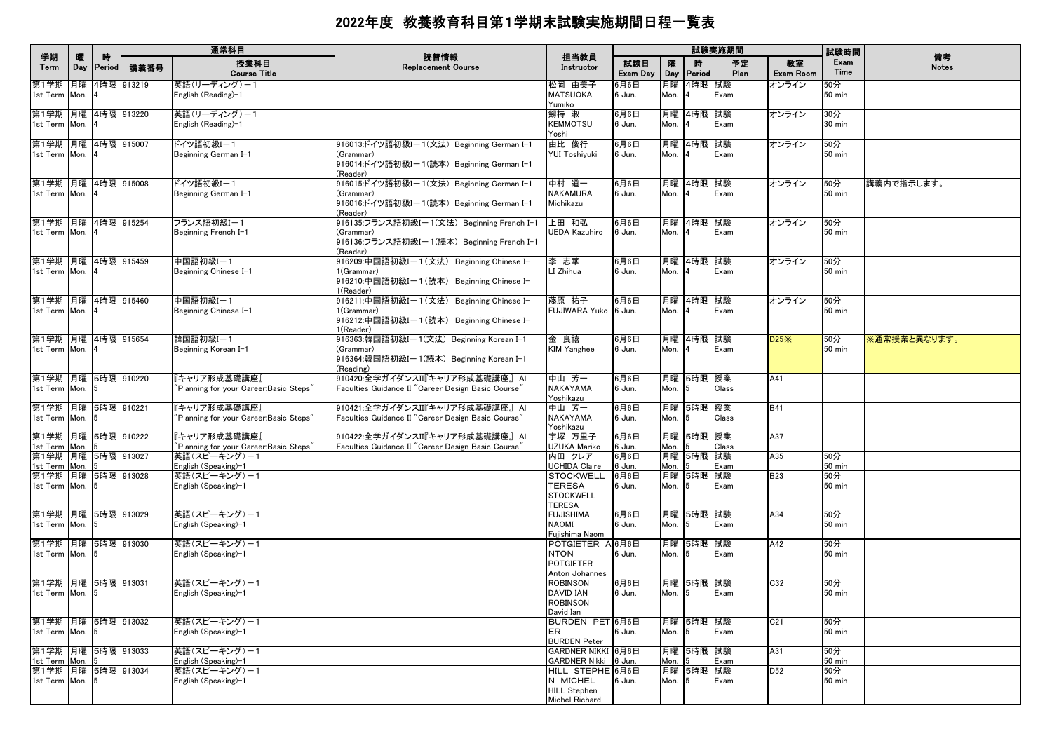# 2022年度 教養教育科目第1学期末試験実施期間日程一覧表

| 学期 Term | 曜 Day | 時 Period | 通常科目 講義番号 | 授業科目 Course Title | 読替情報 Replacement Course | 担当教員 Instructor | 試験実施期間 試験日 Exam Day | 曜 Day | 時 Period | 予定 Plan | 教室 Exam Room | 試験時間 Exam Time | 備考 Notes |
|---|---|---|---|---|---|---|---|---|---|---|---|---|---|
| 第1学期 1st Term | 月曜 Mon. | 4時限 4 | 913219 | 英語(リーディング)－1 English (Reading)-1 | | 松岡 由美子 MATSUOKA Yumiko | 6月6日 6 Jun. | 月曜 Mon. | 4時限 4 | 試験 Exam | オンライン | 50分 50 min | |
| 第1学期 1st Term | 月曜 Mon. | 4時限 4 | 913220 | 英語(リーディング)－1 English (Reading)-1 | | 劔持 淑 KEMMOTSU Yoshi | 6月6日 6 Jun. | 月曜 Mon. | 4時限 4 | 試験 Exam | オンライン | 30分 30 min | |
| 第1学期 1st Term | 月曜 Mon. | 4時限 4 | 915007 | ドイツ語初級Ⅰ－1 Beginning German I-1 | 916013:ドイツ語初級Ⅰ－1(文法) Beginning German I-1 (Grammar) 916014:ドイツ語初級Ⅰ－1(読本) Beginning German I-1 (Reader) | 由比 俊行 YUI Toshiyuki | 6月6日 6 Jun. | 月曜 Mon. | 4時限 4 | 試験 Exam | オンライン | 50分 50 min | |
| 第1学期 1st Term | 月曜 Mon. | 4時限 4 | 915008 | ドイツ語初級Ⅰ－1 Beginning German I-1 | 916015:ドイツ語初級Ⅰ－1(文法) Beginning German I-1 (Grammar) 916016:ドイツ語初級Ⅰ－1(読本) Beginning German I-1 (Reader) | 中村 道一 NAKAMURA Michikazu | 6月6日 6 Jun. | 月曜 Mon. | 4時限 4 | 試験 Exam | オンライン | 50分 50 min | 講義内で指示します。 |
| 第1学期 1st Term | 月曜 Mon. | 4時限 4 | 915254 | フランス語初級Ⅰ－1 Beginning French I-1 | 916135:フランス語初級Ⅰ－1(文法) Beginning French I-1 (Grammar) 916136:フランス語初級Ⅰ－1(読本) Beginning French I-1 (Reader) | 上田 和弘 UEDA Kazuhiro | 6月6日 6 Jun. | 月曜 Mon. | 4時限 4 | 試験 Exam | オンライン | 50分 50 min | |
| 第1学期 1st Term | 月曜 Mon. | 4時限 4 | 915459 | 中国語初級Ⅰ－1 Beginning Chinese I-1 | 916209:中国語初級Ⅰ－1(文法) Beginning Chinese I-1(Grammar) 916210:中国語初級Ⅰ－1(読本) Beginning Chinese I-1(Reader) | 李 志華 LI Zhihua | 6月6日 6 Jun. | 月曜 Mon. | 4時限 4 | 試験 Exam | オンライン | 50分 50 min | |
| 第1学期 1st Term | 月曜 Mon. | 4時限 4 | 915460 | 中国語初級Ⅰ－1 Beginning Chinese I-1 | 916211:中国語初級Ⅰ－1(文法) Beginning Chinese I-1(Grammar) 916212:中国語初級Ⅰ－1(読本) Beginning Chinese I-1(Reader) | 藤原 祐子 FUJIWARA Yuko | 6月6日 6 Jun. | 月曜 Mon. | 4時限 4 | 試験 Exam | オンライン | 50分 50 min | |
| 第1学期 1st Term | 月曜 Mon. | 4時限 4 | 915654 | 韓国語初級Ⅰ－1 Beginning Korean I-1 | 916363:韓国語初級Ⅰ－1(文法) Beginning Korean I-1 (Grammar) 916364:韓国語初級Ⅰ－1(読本) Beginning Korean I-1 (Reading) | 金 良禧 KIM Yanghee | 6月6日 6 Jun. | 月曜 Mon. | 4時限 4 | 試験 Exam | D25※ | 50分 50 min | ※通常授業と異なります。 |
| 第1学期 1st Term | 月曜 Mon. | 5時限 5 | 910220 | 『キャリア形成基礎講座』 "Planning for your Career:Basic Steps" | 910420:全学ガイダンスⅡ『キャリア形成基礎講座』 All Faculties Guidance II "Career Design Basic Course" | 中山 芳一 NAKAYAMA Yoshikazu | 6月6日 6 Jun. | 月曜 Mon. | 5時限 5 | 授業 Class | A41 | | |
| 第1学期 1st Term | 月曜 Mon. | 5時限 5 | 910221 | 『キャリア形成基礎講座』 "Planning for your Career:Basic Steps" | 910421:全学ガイダンスⅡ『キャリア形成基礎講座』 All Faculties Guidance II "Career Design Basic Course" | 中山 芳一 NAKAYAMA Yoshikazu | 6月6日 6 Jun. | 月曜 Mon. | 5時限 5 | 授業 Class | B41 | | |
| 第1学期 1st Term | 月曜 Mon. | 5時限 5 | 910222 | 『キャリア形成基礎講座』 "Planning for your Career:Basic Steps" | 910422:全学ガイダンスⅡ『キャリア形成基礎講座』 All Faculties Guidance II "Career Design Basic Course" | 宇塚 万里子 UZUKA Mariko | 6月6日 6 Jun. | 月曜 Mon. | 5時限 5 | 授業 Class | A37 | | |
| 第1学期 1st Term | 月曜 Mon. | 5時限 5 | 913027 | 英語(スピーキング)－1 English (Speaking)-1 | | 内田 クレア UCHIDA Claire | 6月6日 6 Jun. | 月曜 Mon. | 5時限 5 | 試験 Exam | A35 | 50分 50 min | |
| 第1学期 1st Term | 月曜 Mon. | 5時限 5 | 913028 | 英語(スピーキング)－1 English (Speaking)-1 | | STOCKWELL TERESA STOCKWELL TERESA | 6月6日 6 Jun. | 月曜 Mon. | 5時限 5 | 試験 Exam | B23 | 50分 50 min | |
| 第1学期 1st Term | 月曜 Mon. | 5時限 5 | 913029 | 英語(スピーキング)－1 English (Speaking)-1 | | FUJISHIMA NAOMI Fujishima Naomi | 6月6日 6 Jun. | 月曜 Mon. | 5時限 5 | 試験 Exam | A34 | 50分 50 min | |
| 第1学期 1st Term | 月曜 Mon. | 5時限 5 | 913030 | 英語(スピーキング)－1 English (Speaking)-1 | | POTGIETER ANTON POTGIETER Anton Johannes | 6月6日 6 Jun. | 月曜 Mon. | 5時限 5 | 試験 Exam | A42 | 50分 50 min | |
| 第1学期 1st Term | 月曜 Mon. | 5時限 5 | 913031 | 英語(スピーキング)－1 English (Speaking)-1 | | ROBINSON DAVID IAN ROBINSON David Ian | 6月6日 6 Jun. | 月曜 Mon. | 5時限 5 | 試験 Exam | C32 | 50分 50 min | |
| 第1学期 1st Term | 月曜 Mon. | 5時限 5 | 913032 | 英語(スピーキング)－1 English (Speaking)-1 | | BURDEN PETER BURDEN Peter | 6月6日 6 Jun. | 月曜 Mon. | 5時限 5 | 試験 Exam | C21 | 50分 50 min | |
| 第1学期 1st Term | 月曜 Mon. | 5時限 5 | 913033 | 英語(スピーキング)－1 English (Speaking)-1 | | GARDNER NIKKI GARDNER Nikki | 6月6日 6 Jun. | 月曜 Mon. | 5時限 5 | 試験 Exam | A31 | 50分 50 min | |
| 第1学期 1st Term | 月曜 Mon. | 5時限 5 | 913034 | 英語(スピーキング)－1 English (Speaking)-1 | | HILL STEPHEN MICHEL HILL Stephen Michel Richard | 6月6日 6 Jun. | 月曜 Mon. | 5時限 5 | 試験 Exam | D52 | 50分 50 min | |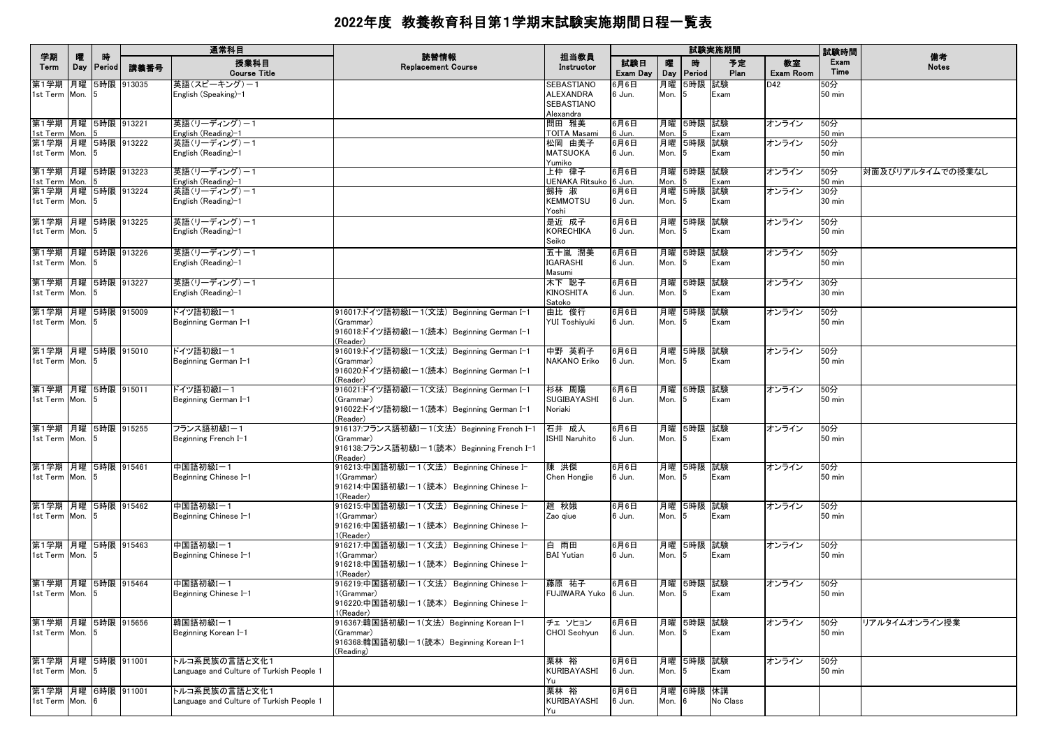# 2022年度 教養教育科目第1学期末試験実施期間日程一覧表

| 学期 Term | 曜 Day | 時 Period | 通常科目 講義番号 | 授業科目 Course Title | 読替情報 Replacement Course | 担当教員 Instructor | 試験実施期間 試験日 Exam Day | 曜 Day | 時 Period | 予定 Plan | 教室 Exam Room | 試験時間 Exam Time | 備考 Notes |
|---|---|---|---|---|---|---|---|---|---|---|---|---|---|
| 第1学期 1st Term | 月曜 Mon. | 5時限 5 | 913035 | 英語（スピーキング）－1 English (Speaking)-1 | | SEBASTIANO ALEXANDRA SEBASTIANO Alexandra | 6月6日 6 Jun. | 月曜 Mon. | 5時限 5 | 試験 Exam | D42 | 50分 50 min | |
| 第1学期 1st Term | 月曜 Mon. | 5時限 5 | 913221 | 英語（リーディング）－1 English (Reading)-1 | | 問田 雅美 TOITA Masami | 6月6日 6 Jun. | 月曜 Mon. | 5時限 5 | 試験 Exam | オンライン | 50分 50 min | |
| 第1学期 1st Term | 月曜 Mon. | 5時限 5 | 913222 | 英語（リーディング）－1 English (Reading)-1 | | 松岡 由美子 MATSUOKA Yumiko | 6月6日 6 Jun. | 月曜 Mon. | 5時限 5 | 試験 Exam | オンライン | 50分 50 min | |
| 第1学期 1st Term | 月曜 Mon. | 5時限 5 | 913223 | 英語（リーディング）－1 English (Reading)-1 | | 上仲 律子 UENAKA Ritsuko | 6月6日 6 Jun. | 月曜 Mon. | 5時限 5 | 試験 Exam | オンライン | 50分 50 min | 対面及びリアルタイムでの授業なし |
| 第1学期 1st Term | 月曜 Mon. | 5時限 5 | 913224 | 英語（リーディング）－1 English (Reading)-1 | | 劔持 淑 KEMMOTSU Yoshi | 6月6日 6 Jun. | 月曜 Mon. | 5時限 5 | 試験 Exam | オンライン | 30分 30 min | |
| 第1学期 1st Term | 月曜 Mon. | 5時限 5 | 913225 | 英語（リーディング）－1 English (Reading)-1 | | 是近 成子 KORECHIKA Seiko | 6月6日 6 Jun. | 月曜 Mon. | 5時限 5 | 試験 Exam | オンライン | 50分 50 min | |
| 第1学期 1st Term | 月曜 Mon. | 5時限 5 | 913226 | 英語（リーディング）－1 English (Reading)-1 | | 五十嵐 潤美 IGARASHI Masumi | 6月6日 6 Jun. | 月曜 Mon. | 5時限 5 | 試験 Exam | オンライン | 50分 50 min | |
| 第1学期 1st Term | 月曜 Mon. | 5時限 5 | 913227 | 英語（リーディング）－1 English (Reading)-1 | | 木下 聡子 KINOSHITA Satoko | 6月6日 6 Jun. | 月曜 Mon. | 5時限 5 | 試験 Exam | オンライン | 30分 30 min | |
| 第1学期 1st Term | 月曜 Mon. | 5時限 5 | 915009 | ドイツ語初級I－1 Beginning German I-1 | 916017:ドイツ語初級I－1(文法) Beginning German I-1 (Grammar) 916018:ドイツ語初級I－1(読本) Beginning German I-1 (Reader) | 由比 俊行 YUI Toshiyuki | 6月6日 6 Jun. | 月曜 Mon. | 5時限 5 | 試験 Exam | オンライン | 50分 50 min | |
| 第1学期 1st Term | 月曜 Mon. | 5時限 5 | 915010 | ドイツ語初級I－1 Beginning German I-1 | 916019:ドイツ語初級I－1(文法) Beginning German I-1 (Grammar) 916020:ドイツ語初級I－1(読本) Beginning German I-1 (Reader) | 中野 英莉子 NAKANO Eriko | 6月6日 6 Jun. | 月曜 Mon. | 5時限 5 | 試験 Exam | オンライン | 50分 50 min | |
| 第1学期 1st Term | 月曜 Mon. | 5時限 5 | 915011 | ドイツ語初級I－1 Beginning German I-1 | 916021:ドイツ語初級I－1(文法) Beginning German I-1 (Grammar) 916022:ドイツ語初級I－1(読本) Beginning German I-1 (Reader) | 杉林 周陽 SUGIBAYASHI Noriaki | 6月6日 6 Jun. | 月曜 Mon. | 5時限 5 | 試験 Exam | オンライン | 50分 50 min | |
| 第1学期 1st Term | 月曜 Mon. | 5時限 5 | 915255 | フランス語初級I－1 Beginning French I-1 | 916137:フランス語初級I－1(文法) Beginning French I-1 (Grammar) 916138:フランス語初級I－1(読本) Beginning French I-1 (Reader) | 石井 成人 ISHII Naruhito | 6月6日 6 Jun. | 月曜 Mon. | 5時限 5 | 試験 Exam | オンライン | 50分 50 min | |
| 第1学期 1st Term | 月曜 Mon. | 5時限 5 | 915461 | 中国語初級I－1 Beginning Chinese I-1 | 916213:中国語初級I－1(文法) Beginning Chinese I-1(Grammar) 916214:中国語初級I－1(読本) Beginning Chinese I-1(Reader) | 陳 洪傑 Chen Hongjie | 6月6日 6 Jun. | 月曜 Mon. | 5時限 5 | 試験 Exam | オンライン | 50分 50 min | |
| 第1学期 1st Term | 月曜 Mon. | 5時限 5 | 915462 | 中国語初級I－1 Beginning Chinese I-1 | 916215:中国語初級I－1(文法) Beginning Chinese I-1(Grammar) 916216:中国語初級I－1(読本) Beginning Chinese I-1(Reader) | 趙 秋娥 Zao qiue | 6月6日 6 Jun. | 月曜 Mon. | 5時限 5 | 試験 Exam | オンライン | 50分 50 min | |
| 第1学期 1st Term | 月曜 Mon. | 5時限 5 | 915463 | 中国語初級I－1 Beginning Chinese I-1 | 916217:中国語初級I－1(文法) Beginning Chinese I-1(Grammar) 916218:中国語初級I－1(読本) Beginning Chinese I-1(Reader) | 白 雨田 BAI Yutian | 6月6日 6 Jun. | 月曜 Mon. | 5時限 5 | 試験 Exam | オンライン | 50分 50 min | |
| 第1学期 1st Term | 月曜 Mon. | 5時限 5 | 915464 | 中国語初級I－1 Beginning Chinese I-1 | 916219:中国語初級I－1(文法) Beginning Chinese I-1(Grammar) 916220:中国語初級I－1(読本) Beginning Chinese I-1(Reader) | 藤原 祐子 FUJIWARA Yuko | 6月6日 6 Jun. | 月曜 Mon. | 5時限 5 | 試験 Exam | オンライン | 50分 50 min | |
| 第1学期 1st Term | 月曜 Mon. | 5時限 5 | 915656 | 韓国語初級I－1 Beginning Korean I-1 | 916367:韓国語初級I－1(文法) Beginning Korean I-1 (Grammar) 916368:韓国語初級I－1(読本) Beginning Korean I-1 (Reading) | チェ ソヒョン CHOI Seohyun | 6月6日 6 Jun. | 月曜 Mon. | 5時限 5 | 試験 Exam | オンライン | 50分 50 min | リアルタイムオンライン授業 |
| 第1学期 1st Term | 月曜 Mon. | 5時限 5 | 911001 | トルコ系民族の言語と文化1 Language and Culture of Turkish People 1 | | 栗林 裕 KURIBAYASHI Yu | 6月6日 6 Jun. | 月曜 Mon. | 5時限 5 | 試験 Exam | オンライン | 50分 50 min | |
| 第1学期 1st Term | 月曜 Mon. | 6時限 6 | 911001 | トルコ系民族の言語と文化1 Language and Culture of Turkish People 1 | | 栗林 裕 KURIBAYASHI Yu | 6月6日 6 Jun. | 月曜 Mon. | 6時限 6 | 休講 No Class | | | |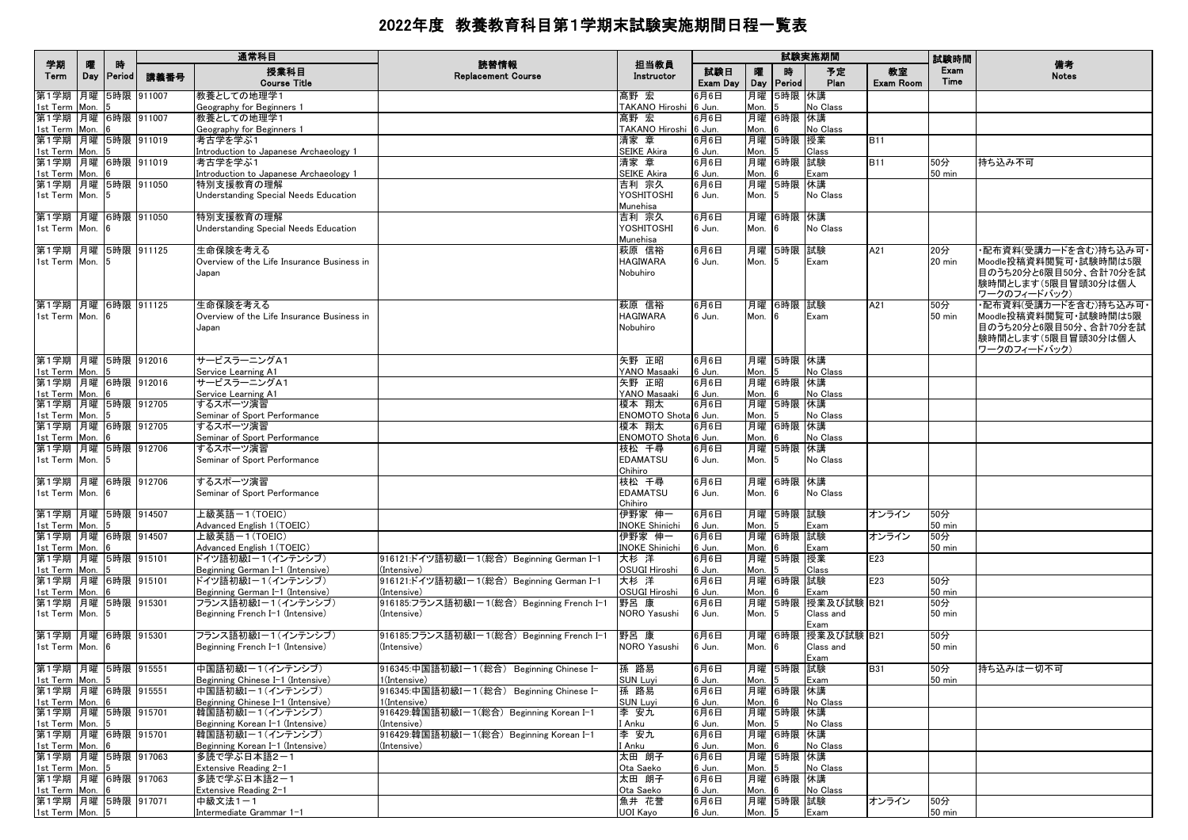# 2022年度 教養教育科目第1学期末試験実施期間日程一覧表

| 学期 Term | 曜 Day | 時 Period | 講義番号 | 通常科目 授業科目 Course Title | 読替情報 Replacement Course | 担当教員 Instructor | 試験日 Exam Day | 曜 Day | 時 Period | 予定 Plan | 教室 Exam Room | 試験時間 Exam Time | 備考 Notes |
|---|---|---|---|---|---|---|---|---|---|---|---|---|---|
| 第1学期 1st Term | 月曜 Mon. | 5時限 5 | 911007 | 教養としての地理学1 Geography for Beginners 1 | | 髙野 宏 TAKANO Hiroshi | 6月6日 6 Jun. | 月曜 Mon. | 5時限 5 | 休講 No Class | | | |
| 第1学期 1st Term | 月曜 Mon. | 6時限 6 | 911007 | 教養としての地理学1 Geography for Beginners 1 | | 髙野 宏 TAKANO Hiroshi | 6月6日 6 Jun. | 月曜 Mon. | 6時限 6 | 休講 No Class | | | |
| 第1学期 1st Term | 月曜 Mon. | 5時限 5 | 911019 | 考古学を学ぶ1 Introduction to Japanese Archaeology 1 | | 清家 章 SEIKE Akira | 6月6日 6 Jun. | 月曜 Mon. | 5時限 5 | 授業 Class | B11 | | |
| 第1学期 1st Term | 月曜 Mon. | 6時限 6 | 911019 | 考古学を学ぶ1 Introduction to Japanese Archaeology 1 | | 清家 章 SEIKE Akira | 6月6日 6 Jun. | 月曜 Mon. | 6時限 6 | 試験 Exam | B11 | 50分 50 min | 持ち込み不可 |
| 第1学期 1st Term | 月曜 Mon. | 5時限 5 | 911050 | 特別支援教育の理解 Understanding Special Needs Education | | 吉利 宗久 YOSHITOSHI Munehisa | 6月6日 6 Jun. | 月曜 Mon. | 5時限 5 | 休講 No Class | | | |
| 第1学期 1st Term | 月曜 Mon. | 6時限 6 | 911050 | 特別支援教育の理解 Understanding Special Needs Education | | 吉利 宗久 YOSHITOSHI Munehisa | 6月6日 6 Jun. | 月曜 Mon. | 6時限 6 | 休講 No Class | | | |
| 第1学期 1st Term | 月曜 Mon. | 5時限 5 | 911125 | 生命保険を考える Overview of the Life Insurance Business in Japan | | 萩原 信裕 HAGIWARA Nobuhiro | 6月6日 6 Jun. | 月曜 Mon. | 5時限 5 | 試験 Exam | A21 | 20分 20 min | ・配布資料(受講カードを含む)持ち込み可・Moodle投稿資料閲覧可・試験時間は5限目のうち20分と6限目50分、合計70分を試験時間とします(5限目冒頭30分は個人ワークのフィードバック) |
| 第1学期 1st Term | 月曜 Mon. | 6時限 6 | 911125 | 生命保険を考える Overview of the Life Insurance Business in Japan | | 萩原 信裕 HAGIWARA Nobuhiro | 6月6日 6 Jun. | 月曜 Mon. | 6時限 6 | 試験 Exam | A21 | 50分 50 min | ・配布資料(受講カードを含む)持ち込み可・Moodle投稿資料閲覧可・試験時間は5限目のうち20分と6限目50分、合計70分を試験時間とします(5限目冒頭30分は個人ワークのフィードバック) |
| 第1学期 1st Term | 月曜 Mon. | 5時限 5 | 912016 | サービスラーニングA1 Service Learning A1 | | 矢野 正昭 YANO Masaaki | 6月6日 6 Jun. | 月曜 Mon. | 5時限 5 | 休講 No Class | | | |
| 第1学期 1st Term | 月曜 Mon. | 6時限 6 | 912016 | サービスラーニングA1 Service Learning A1 | | 矢野 正昭 YANO Masaaki | 6月6日 6 Jun. | 月曜 Mon. | 6時限 6 | 休講 No Class | | | |
| 第1学期 1st Term | 月曜 Mon. | 5時限 5 | 912705 | するスポーツ演習 Seminar of Sport Performance | | 榎本 翔太 ENOMOTO Shota | 6月6日 6 Jun. | 月曜 Mon. | 5時限 5 | 休講 No Class | | | |
| 第1学期 1st Term | 月曜 Mon. | 6時限 6 | 912705 | するスポーツ演習 Seminar of Sport Performance | | 榎本 翔太 ENOMOTO Shota | 6月6日 6 Jun. | 月曜 Mon. | 6時限 6 | 休講 No Class | | | |
| 第1学期 1st Term | 月曜 Mon. | 5時限 5 | 912706 | するスポーツ演習 Seminar of Sport Performance | | 枝松 千尋 EDAMATSU Chihiro | 6月6日 6 Jun. | 月曜 Mon. | 5時限 5 | 休講 No Class | | | |
| 第1学期 1st Term | 月曜 Mon. | 6時限 6 | 912706 | するスポーツ演習 Seminar of Sport Performance | | 枝松 千尋 EDAMATSU Chihiro | 6月6日 6 Jun. | 月曜 Mon. | 6時限 6 | 休講 No Class | | | |
| 第1学期 1st Term | 月曜 Mon. | 5時限 5 | 914507 | 上級英語－1(TOEIC) Advanced English 1(TOEIC) | | 伊野家 伸一 INOKE Shinichi | 6月6日 6 Jun. | 月曜 Mon. | 5時限 5 | 試験 Exam | オンライン | 50分 50 min | |
| 第1学期 1st Term | 月曜 Mon. | 6時限 6 | 914507 | 上級英語－1(TOEIC) Advanced English 1(TOEIC) | | 伊野家 伸一 INOKE Shinichi | 6月6日 6 Jun. | 月曜 Mon. | 6時限 6 | 試験 Exam | オンライン | 50分 50 min | |
| 第1学期 1st Term | 月曜 Mon. | 5時限 5 | 915101 | ドイツ語初級I－1(インテンシブ) Beginning German I-1 (Intensive) | 916121:ドイツ語初級I－1(総合) Beginning German I-1 (Intensive) | 大杉 洋 OSUGI Hiroshi | 6月6日 6 Jun. | 月曜 Mon. | 5時限 5 | 授業 Class | E23 | | |
| 第1学期 1st Term | 月曜 Mon. | 6時限 6 | 915101 | ドイツ語初級I－1(インテンシブ) Beginning German I-1 (Intensive) | 916121:ドイツ語初級I－1(総合) Beginning German I-1 (Intensive) | 大杉 洋 OSUGI Hiroshi | 6月6日 6 Jun. | 月曜 Mon. | 6時限 6 | 試験 Exam | E23 | 50分 50 min | |
| 第1学期 1st Term | 月曜 Mon. | 5時限 5 | 915301 | フランス語初級I－1(インテンシブ) Beginning French I-1 (Intensive) | 916185:フランス語初級I－1(総合) Beginning French I-1 (Intensive) | 野呂 康 NORO Yasushi | 6月6日 6 Jun. | 月曜 Mon. | 5時限 5 | 授業及び試験 Class and Exam | B21 | 50分 50 min | |
| 第1学期 1st Term | 月曜 Mon. | 6時限 6 | 915301 | フランス語初級I－1(インテンシブ) Beginning French I-1 (Intensive) | 916185:フランス語初級I－1(総合) Beginning French I-1 (Intensive) | 野呂 康 NORO Yasushi | 6月6日 6 Jun. | 月曜 Mon. | 6時限 6 | 授業及び試験 Class and Exam | B21 | 50分 50 min | |
| 第1学期 1st Term | 月曜 Mon. | 5時限 5 | 915551 | 中国語初級I－1(インテンシブ) Beginning Chinese I-1 (Intensive) | 916345:中国語初級I－1(総合) Beginning Chinese I-1(Intensive) | 孫 路易 SUN Luyi | 6月6日 6 Jun. | 月曜 Mon. | 5時限 5 | 試験 Exam | B31 | 50分 50 min | 持ち込みは一切不可 |
| 第1学期 1st Term | 月曜 Mon. | 6時限 6 | 915551 | 中国語初級I－1(インテンシブ) Beginning Chinese I-1 (Intensive) | 916345:中国語初級I－1(総合) Beginning Chinese I-1(Intensive) | 孫 路易 SUN Luyi | 6月6日 6 Jun. | 月曜 Mon. | 6時限 6 | 休講 No Class | | | |
| 第1学期 1st Term | 月曜 Mon. | 5時限 5 | 915701 | 韓国語初級I－1(インテンシブ) Beginning Korean I-1 (Intensive) | 916429:韓国語初級I－1(総合) Beginning Korean I-1 (Intensive) | 李 安九 I Anku | 6月6日 6 Jun. | 月曜 Mon. | 5時限 5 | 休講 No Class | | | |
| 第1学期 1st Term | 月曜 Mon. | 6時限 6 | 915701 | 韓国語初級I－1(インテンシブ) Beginning Korean I-1 (Intensive) | 916429:韓国語初級I－1(総合) Beginning Korean I-1 (Intensive) | 李 安九 I Anku | 6月6日 6 Jun. | 月曜 Mon. | 6時限 6 | 休講 No Class | | | |
| 第1学期 1st Term | 月曜 Mon. | 5時限 5 | 917063 | 多読で学ぶ日本語2－1 Extensive Reading 2-1 | | 太田 朗子 Ota Saeko | 6月6日 6 Jun. | 月曜 Mon. | 5時限 5 | 休講 No Class | | | |
| 第1学期 1st Term | 月曜 Mon. | 6時限 6 | 917063 | 多読で学ぶ日本語2－1 Extensive Reading 2-1 | | 太田 朗子 Ota Saeko | 6月6日 6 Jun. | 月曜 Mon. | 6時限 6 | 休講 No Class | | | |
| 第1学期 1st Term | 月曜 Mon. | 5時限 5 | 917071 | 中級文法1－1 Intermediate Grammar 1-1 | | 魚井 花誉 UOI Kayo | 6月6日 6 Jun. | 月曜 Mon. | 5時限 5 | 試験 Exam | オンライン | 50分 50 min | |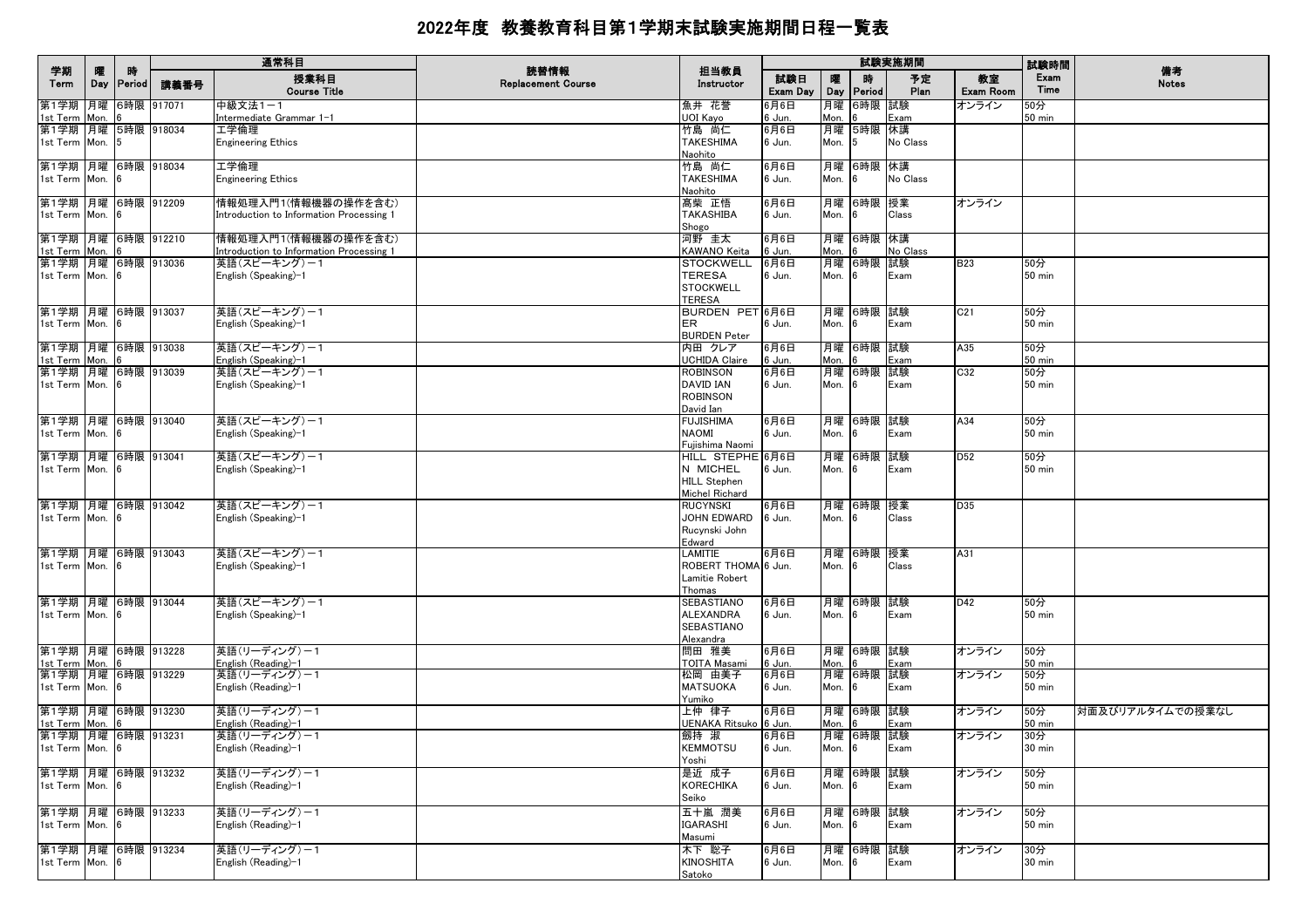# 2022年度 教養教育科目第1学期末試験実施期間日程一覧表

| 学期<br>Term | 曜<br>Day | 時<br>Period | 通常科目<br>講義番号 | 授業科目<br>Course Title | 読替情報<br>Replacement Course | 担当教員<br>Instructor | 試験実施期間<br>試験日<br>Exam Day | 曜<br>Day | 時<br>Period | 予定<br>Plan | 教室<br>Exam Room | 試験時間<br>Exam Time | 備考<br>Notes |
|---|---|---|---|---|---|---|---|---|---|---|---|---|---|
| 第1学期<br>1st Term | 月曜<br>Mon. | 6時限<br>6 | 917071 | 中級文法1－1<br>Intermediate Grammar 1-1 | | 魚井 花誉<br>UOI Kayo | 6月6日<br>6 Jun. | 月曜<br>Mon. | 6時限<br>6 | 試験<br>Exam | オンライン | 50分<br>50 min | |
| 第1学期<br>1st Term | 月曜<br>Mon. | 5時限<br>5 | 918034 | 工学倫理<br>Engineering Ethics | | 竹島 尚仁<br>TAKESHIMA Naohito | 6月6日<br>6 Jun. | 月曜<br>Mon. | 5時限<br>5 | 休講<br>No Class | | | |
| 第1学期<br>1st Term | 月曜<br>Mon. | 6時限<br>6 | 918034 | 工学倫理<br>Engineering Ethics | | 竹島 尚仁<br>TAKESHIMA Naohito | 6月6日<br>6 Jun. | 月曜<br>Mon. | 6時限<br>6 | 休講<br>No Class | | | |
| 第1学期<br>1st Term | 月曜<br>Mon. | 6時限<br>6 | 912209 | 情報処理入門1(情報機器の操作を含む)<br>Introduction to Information Processing 1 | | 髙柴 正悟<br>TAKASHIBA Shogo | 6月6日<br>6 Jun. | 月曜<br>Mon. | 6時限<br>6 | 授業<br>Class | オンライン | | |
| 第1学期<br>1st Term | 月曜<br>Mon. | 6時限<br>6 | 912210 | 情報処理入門1(情報機器の操作を含む)<br>Introduction to Information Processing 1 | | 河野 圭太<br>KAWANO Keita | 6月6日<br>6 Jun. | 月曜<br>Mon. | 6時限<br>6 | 休講<br>No Class | | | |
| 第1学期<br>1st Term | 月曜<br>Mon. | 6時限<br>6 | 913036 | 英語(スピーキング)－1<br>English (Speaking)-1 | | STOCKWELL TERESA<br>STOCKWELL TERESA | 6月6日<br>6 Jun. | 月曜<br>Mon. | 6時限<br>6 | 試験<br>Exam | B23 | 50分<br>50 min | |
| 第1学期<br>1st Term | 月曜<br>Mon. | 6時限<br>6 | 913037 | 英語(スピーキング)－1<br>English (Speaking)-1 | | BURDEN PETER<br>BURDEN Peter | 6月6日<br>6 Jun. | 月曜<br>Mon. | 6時限<br>6 | 試験<br>Exam | C21 | 50分<br>50 min | |
| 第1学期<br>1st Term | 月曜<br>Mon. | 6時限<br>6 | 913038 | 英語(スピーキング)－1<br>English (Speaking)-1 | | 内田 クレア<br>UCHIDA Claire | 6月6日<br>6 Jun. | 月曜<br>Mon. | 6時限<br>6 | 試験<br>Exam | A35 | 50分<br>50 min | |
| 第1学期<br>1st Term | 月曜<br>Mon. | 6時限<br>6 | 913039 | 英語(スピーキング)－1<br>English (Speaking)-1 | | ROBINSON DAVID IAN<br>ROBINSON David Ian | 6月6日<br>6 Jun. | 月曜<br>Mon. | 6時限<br>6 | 試験<br>Exam | C32 | 50分<br>50 min | |
| 第1学期<br>1st Term | 月曜<br>Mon. | 6時限<br>6 | 913040 | 英語(スピーキング)－1<br>English (Speaking)-1 | | FUJISHIMA NAOMI<br>Fujishima Naomi | 6月6日<br>6 Jun. | 月曜<br>Mon. | 6時限<br>6 | 試験<br>Exam | A34 | 50分<br>50 min | |
| 第1学期<br>1st Term | 月曜<br>Mon. | 6時限<br>6 | 913041 | 英語(スピーキング)－1<br>English (Speaking)-1 | | HILL STEPHEN MICHEL<br>HILL Stephen Michel Richard | 6月6日<br>6 Jun. | 月曜<br>Mon. | 6時限<br>6 | 試験<br>Exam | D52 | 50分<br>50 min | |
| 第1学期<br>1st Term | 月曜<br>Mon. | 6時限<br>6 | 913042 | 英語(スピーキング)－1<br>English (Speaking)-1 | | RUCYNSKI JOHN EDWARD<br>Rucynski John Edward | 6月6日<br>6 Jun. | 月曜<br>Mon. | 6時限<br>6 | 授業<br>Class | D35 | | |
| 第1学期<br>1st Term | 月曜<br>Mon. | 6時限<br>6 | 913043 | 英語(スピーキング)－1<br>English (Speaking)-1 | | LAMITIE ROBERT THOMA<br>Lamitie Robert Thomas | 6月6日<br>6 Jun. | 月曜<br>Mon. | 6時限<br>6 | 授業<br>Class | A31 | | |
| 第1学期<br>1st Term | 月曜<br>Mon. | 6時限<br>6 | 913044 | 英語(スピーキング)－1<br>English (Speaking)-1 | | SEBASTIANO ALEXANDRA<br>SEBASTIANO Alexandra | 6月6日<br>6 Jun. | 月曜<br>Mon. | 6時限<br>6 | 試験<br>Exam | D42 | 50分<br>50 min | |
| 第1学期<br>1st Term | 月曜<br>Mon. | 6時限<br>6 | 913228 | 英語(リーディング)－1<br>English (Reading)-1 | | 問田 雅美<br>TOITA Masami | 6月6日<br>6 Jun. | 月曜<br>Mon. | 6時限<br>6 | 試験<br>Exam | オンライン | 50分<br>50 min | |
| 第1学期<br>1st Term | 月曜<br>Mon. | 6時限<br>6 | 913229 | 英語(リーディング)－1<br>English (Reading)-1 | | 松岡 由美子<br>MATSUOKA Yumiko | 6月6日<br>6 Jun. | 月曜<br>Mon. | 6時限<br>6 | 試験<br>Exam | オンライン | 50分<br>50 min | |
| 第1学期<br>1st Term | 月曜<br>Mon. | 6時限<br>6 | 913230 | 英語(リーディング)－1<br>English (Reading)-1 | | 上仲 律子<br>UENAKA Ritsuko | 6月6日<br>6 Jun. | 月曜<br>Mon. | 6時限<br>6 | 試験<br>Exam | オンライン | 50分<br>50 min | 対面及びリアルタイムでの授業なし |
| 第1学期<br>1st Term | 月曜<br>Mon. | 6時限<br>6 | 913231 | 英語(リーディング)－1<br>English (Reading)-1 | | 劔持 淑<br>KEMMOTSU Yoshi | 6月6日<br>6 Jun. | 月曜<br>Mon. | 6時限<br>6 | 試験<br>Exam | オンライン | 30分<br>30 min | |
| 第1学期<br>1st Term | 月曜<br>Mon. | 6時限<br>6 | 913232 | 英語(リーディング)－1<br>English (Reading)-1 | | 是近 成子<br>KORECHIKA Seiko | 6月6日<br>6 Jun. | 月曜<br>Mon. | 6時限<br>6 | 試験<br>Exam | オンライン | 50分<br>50 min | |
| 第1学期<br>1st Term | 月曜<br>Mon. | 6時限<br>6 | 913233 | 英語(リーディング)－1<br>English (Reading)-1 | | 五十嵐 潤美<br>IGARASHI Masumi | 6月6日<br>6 Jun. | 月曜<br>Mon. | 6時限<br>6 | 試験<br>Exam | オンライン | 50分<br>50 min | |
| 第1学期<br>1st Term | 月曜<br>Mon. | 6時限<br>6 | 913234 | 英語(リーディング)－1<br>English (Reading)-1 | | 木下 聡子<br>KINOSHITA Satoko | 6月6日<br>6 Jun. | 月曜<br>Mon. | 6時限<br>6 | 試験<br>Exam | オンライン | 30分<br>30 min | |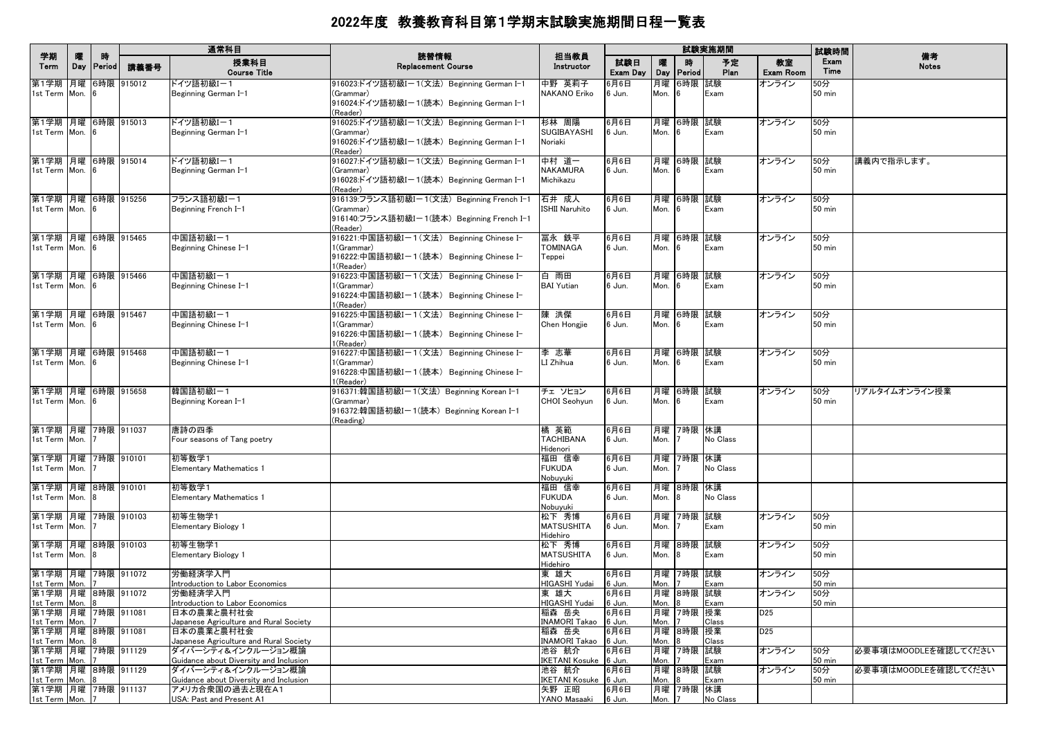# 2022年度 教養教育科目第1学期末試験実施期間日程一覧表

| 学期 Term | 曜 Day | 時 Period | 通常科目 講義番号 | 授業科目 Course Title | 読替情報 Replacement Course | 担当教員 Instructor | 試験日 Exam Day | 曜 Day | 時 Period | 予定 Plan | 教室 Exam Room | 試験時間 Exam Time | 備考 Notes |
|---|---|---|---|---|---|---|---|---|---|---|---|---|---|
| 第1学期 1st Term | 月曜 Mon. | 6時限 6 | 915012 | ドイツ語初級I－1 Beginning German I-1 | 916023:ドイツ語初級I－1(文法) Beginning German I-1 (Grammar) 916024:ドイツ語初級I－1(読本) Beginning German I-1 (Reader) | 中野 英莉子 NAKANO Eriko | 6月6日 6 Jun. | 月曜 Mon. | 6時限 6 | 試験 Exam | オンライン | 50分 50 min | |
| 第1学期 1st Term | 月曜 Mon. | 6時限 6 | 915013 | ドイツ語初級I－1 Beginning German I-1 | 916025:ドイツ語初級I－1(文法) Beginning German I-1 (Grammar) 916026:ドイツ語初級I－1(読本) Beginning German I-1 (Reader) | 杉林 周陽 SUGIBAYASHI Noriaki | 6月6日 6 Jun. | 月曜 Mon. | 6時限 6 | 試験 Exam | オンライン | 50分 50 min | |
| 第1学期 1st Term | 月曜 Mon. | 6時限 6 | 915014 | ドイツ語初級I－1 Beginning German I-1 | 916027:ドイツ語初級I－1(文法) Beginning German I-1 (Grammar) 916028:ドイツ語初級I－1(読本) Beginning German I-1 (Reader) | 中村 道一 NAKAMURA Michikazu | 6月6日 6 Jun. | 月曜 Mon. | 6時限 6 | 試験 Exam | オンライン | 50分 50 min | 講義内で指示します。 |
| 第1学期 1st Term | 月曜 Mon. | 6時限 6 | 915256 | フランス語初級I－1 Beginning French I-1 | 916139:フランス語初級I－1(文法) Beginning French I-1 (Grammar) 916140:フランス語初級I－1(読本) Beginning French I-1 (Reader) | 石井 成人 ISHII Naruhito | 6月6日 6 Jun. | 月曜 Mon. | 6時限 6 | 試験 Exam | オンライン | 50分 50 min | |
| 第1学期 1st Term | 月曜 Mon. | 6時限 6 | 915465 | 中国語初級I－1 Beginning Chinese I-1 | 916221:中国語初級I－1(文法) Beginning Chinese I-1(Grammar) 916222:中国語初級I－1(読本) Beginning Chinese I-1(Reader) | 冨永 鉄平 TOMINAGA Teppei | 6月6日 6 Jun. | 月曜 Mon. | 6時限 6 | 試験 Exam | オンライン | 50分 50 min | |
| 第1学期 1st Term | 月曜 Mon. | 6時限 6 | 915466 | 中国語初級I－1 Beginning Chinese I-1 | 916223:中国語初級I－1(文法) Beginning Chinese I-1(Grammar) 916224:中国語初級I－1(読本) Beginning Chinese I-1(Reader) | 白 雨田 BAI Yutian | 6月6日 6 Jun. | 月曜 Mon. | 6時限 6 | 試験 Exam | オンライン | 50分 50 min | |
| 第1学期 1st Term | 月曜 Mon. | 6時限 6 | 915467 | 中国語初級I－1 Beginning Chinese I-1 | 916225:中国語初級I－1(文法) Beginning Chinese I-1(Grammar) 916226:中国語初級I－1(読本) Beginning Chinese I-1(Reader) | 陳 洪傑 Chen Hongjie | 6月6日 6 Jun. | 月曜 Mon. | 6時限 6 | 試験 Exam | オンライン | 50分 50 min | |
| 第1学期 1st Term | 月曜 Mon. | 6時限 6 | 915468 | 中国語初級I－1 Beginning Chinese I-1 | 916227:中国語初級I－1(文法) Beginning Chinese I-1(Grammar) 916228:中国語初級I－1(読本) Beginning Chinese I-1(Reader) | 李 志華 LI Zhihua | 6月6日 6 Jun. | 月曜 Mon. | 6時限 6 | 試験 Exam | オンライン | 50分 50 min | |
| 第1学期 1st Term | 月曜 Mon. | 6時限 6 | 915658 | 韓国語初級I－1 Beginning Korean I-1 | 916371:韓国語初級I－1(文法) Beginning Korean I-1 (Grammar) 916372:韓国語初級I－1(読本) Beginning Korean I-1 (Reading) | チェ ソヒョン CHOI Seohyun | 6月6日 6 Jun. | 月曜 Mon. | 6時限 6 | 試験 Exam | オンライン | 50分 50 min | リアルタイムオンライン授業 |
| 第1学期 1st Term | 月曜 Mon. | 7時限 7 | 911037 | 唐詩の四季 Four seasons of Tang poetry | | 橘 英範 TACHIBANA Hidenori | 6月6日 6 Jun. | 月曜 Mon. | 7時限 7 | 休講 No Class | | | |
| 第1学期 1st Term | 月曜 Mon. | 7時限 7 | 910101 | 初等数学1 Elementary Mathematics 1 | | 福田 信幸 FUKUDA Nobuyuki | 6月6日 6 Jun. | 月曜 Mon. | 7時限 7 | 休講 No Class | | | |
| 第1学期 1st Term | 月曜 Mon. | 8時限 8 | 910101 | 初等数学1 Elementary Mathematics 1 | | 福田 信幸 FUKUDA Nobuyuki | 6月6日 6 Jun. | 月曜 Mon. | 8時限 8 | 休講 No Class | | | |
| 第1学期 1st Term | 月曜 Mon. | 7時限 7 | 910103 | 初等生物学1 Elementary Biology 1 | | 松下 秀博 MATSUSHITA Hidehiro | 6月6日 6 Jun. | 月曜 Mon. | 7時限 7 | 試験 Exam | オンライン | 50分 50 min | |
| 第1学期 1st Term | 月曜 Mon. | 8時限 8 | 910103 | 初等生物学1 Elementary Biology 1 | | 松下 秀博 MATSUSHITA Hidehiro | 6月6日 6 Jun. | 月曜 Mon. | 8時限 8 | 試験 Exam | オンライン | 50分 50 min | |
| 第1学期 1st Term | 月曜 Mon. | 7時限 7 | 911072 | 労働経済学入門 Introduction to Labor Economics | | 東 雄大 HIGASHI Yudai | 6月6日 6 Jun. | 月曜 Mon. | 7時限 7 | 試験 Exam | オンライン | 50分 50 min | |
| 第1学期 1st Term | 月曜 Mon. | 8時限 8 | 911072 | 労働経済学入門 Introduction to Labor Economics | | 東 雄大 HIGASHI Yudai | 6月6日 6 Jun. | 月曜 Mon. | 8時限 8 | 試験 Exam | オンライン | 50分 50 min | |
| 第1学期 1st Term | 月曜 Mon. | 7時限 7 | 911081 | 日本の農業と農村社会 Japanese Agriculture and Rural Society | | 稲森 岳央 INAMORI Takao | 6月6日 6 Jun. | 月曜 Mon. | 7時限 7 | 授業 Class | D25 | | |
| 第1学期 1st Term | 月曜 Mon. | 8時限 8 | 911081 | 日本の農業と農村社会 Japanese Agriculture and Rural Society | | 稲森 岳央 INAMORI Takao | 6月6日 6 Jun. | 月曜 Mon. | 8時限 8 | 授業 Class | D25 | | |
| 第1学期 1st Term | 月曜 Mon. | 7時限 7 | 911129 | ダイバーシティ&インクルージョン概論 Guidance about Diversity and Inclusion | | 池谷 航介 IKETANI Kosuke | 6月6日 6 Jun. | 月曜 Mon. | 7時限 7 | 試験 Exam | オンライン | 50分 50 min | 必要事項はMOODLEを確認してください |
| 第1学期 1st Term | 月曜 Mon. | 8時限 8 | 911129 | ダイバーシティ&インクルージョン概論 Guidance about Diversity and Inclusion | | 池谷 航介 IKETANI Kosuke | 6月6日 6 Jun. | 月曜 Mon. | 8時限 8 | 試験 Exam | オンライン | 50分 50 min | 必要事項はMOODLEを確認してください |
| 第1学期 1st Term | 月曜 Mon. | 7時限 7 | 911137 | アメリカ合衆国の過去と現在A1 USA: Past and Present A1 | | 矢野 正昭 YANO Masaaki | 6月6日 6 Jun. | 月曜 Mon. | 7時限 7 | 休講 No Class | | | |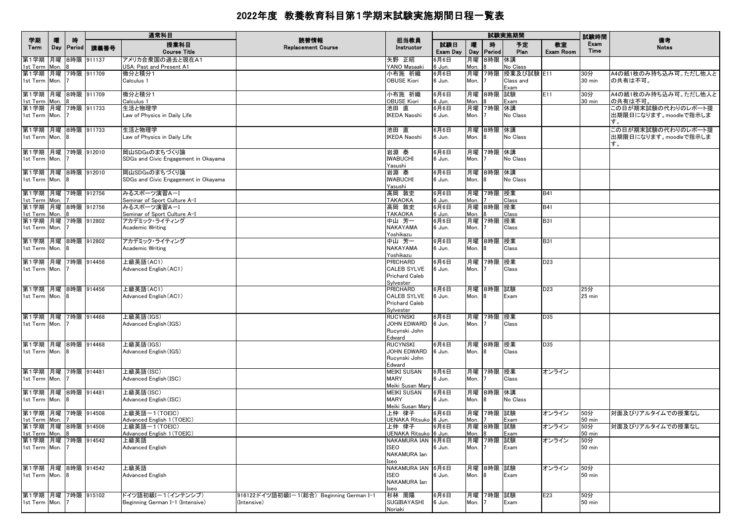# 2022年度 教養教育科目第1学期末試験実施期間日程一覧表

| 学期 Term | 曜 Day | 時 Period | 通常科目 講義番号 | 授業科目 Course Title | 読替情報 Replacement Course | 担当教員 Instructor | 試験実施期間 試験日 Exam Day | 曜 Day | 時 Period | 予定 Plan | 教室 Exam Room | 試験時間 Exam Time | 備考 Notes |
|---|---|---|---|---|---|---|---|---|---|---|---|---|---|
| 第1学期 1st Term | 月曜 Mon. | 8時限 8 | 911137 | アメリカ合衆国の過去と現在A1 USA: Past and Present A1 | | 矢野 正昭 YANO Masaaki | 6月6日 6 Jun. | 月曜 Mon. | 8時限 8 | 休講 No Class | | | |
| 第1学期 1st Term | 月曜 Mon. | 7時限 7 | 911709 | 微分と積分1 Calculus 1 | | 小布施 祈織 OBUSE Kiori | 6月6日 6 Jun. | 月曜 Mon. | 7時限 7 | 授業及び試験 Class and Exam | E11 | 30分 30 min | A4の紙1枚のみ持ち込み可。ただし他人との共有は不可。 |
| 第1学期 1st Term | 月曜 Mon. | 8時限 8 | 911709 | 微分と積分1 Calculus 1 | | 小布施 祈織 OBUSE Kiori | 6月6日 6 Jun. | 月曜 Mon. | 8時限 8 | 試験 Exam | E11 | 30分 30 min | A4の紙1枚のみ持ち込み可。ただし他人との共有は不可。 |
| 第1学期 1st Term | 月曜 Mon. | 7時限 7 | 911733 | 生活と物理学 Law of Physics in Daily Life | | 池田 直 IKEDA Naoshi | 6月6日 6 Jun. | 月曜 Mon. | 7時限 7 | 休講 No Class | | | この日が期末試験の代わりのレポート提出期限日になります。moodleで指示します。 |
| 第1学期 1st Term | 月曜 Mon. | 8時限 8 | 911733 | 生活と物理学 Law of Physics in Daily Life | | 池田 直 IKEDA Naoshi | 6月6日 6 Jun. | 月曜 Mon. | 8時限 8 | 休講 No Class | | | この日が期末試験の代わりのレポート提出期限日になります。moodleで指示します。 |
| 第1学期 1st Term | 月曜 Mon. | 7時限 7 | 912010 | 岡山SDGsのまちづくり論 SDGs and Civic Engagement in Okayama | | 岩淵 泰 IWABUCHI Yasushi | 6月6日 6 Jun. | 月曜 Mon. | 7時限 7 | 休講 No Class | | | |
| 第1学期 1st Term | 月曜 Mon. | 8時限 8 | 912010 | 岡山SDGsのまちづくり論 SDGs and Civic Engagement in Okayama | | 岩淵 泰 IWABUCHI Yasushi | 6月6日 6 Jun. | 月曜 Mon. | 8時限 8 | 休講 No Class | | | |
| 第1学期 1st Term | 月曜 Mon. | 7時限 7 | 912756 | みるスポーツ演習A−I Seminar of Sport Culture A-I | | 高岡 敦史 TAKAOKA | 6月6日 6 Jun. | 月曜 Mon. | 7時限 7 | 授業 Class | B41 | | |
| 第1学期 1st Term | 月曜 Mon. | 8時限 8 | 912756 | みるスポーツ演習A−I Seminar of Sport Culture A-I | | 高岡 敦史 TAKAOKA | 6月6日 6 Jun. | 月曜 Mon. | 8時限 8 | 授業 Class | B41 | | |
| 第1学期 1st Term | 月曜 Mon. | 7時限 7 | 912802 | アカデミック・ライティング Academic Writing | | 中山 芳一 NAKAYAMA Yoshikazu | 6月6日 6 Jun. | 月曜 Mon. | 7時限 7 | 授業 Class | B31 | | |
| 第1学期 1st Term | 月曜 Mon. | 8時限 8 | 912802 | アカデミック・ライティング Academic Writing | | 中山 芳一 NAKAYAMA Yoshikazu | 6月6日 6 Jun. | 月曜 Mon. | 8時限 8 | 授業 Class | B31 | | |
| 第1学期 1st Term | 月曜 Mon. | 7時限 7 | 914456 | 上級英語(AC1) Advanced English(AC1) | | PRICHARD CALEB SYLVESTER Prichard Caleb Sylvester | 6月6日 6 Jun. | 月曜 Mon. | 7時限 7 | 授業 Class | D23 | | |
| 第1学期 1st Term | 月曜 Mon. | 8時限 8 | 914456 | 上級英語(AC1) Advanced English(AC1) | | PRICHARD CALEB SYLVESTER Prichard Caleb Sylvester | 6月6日 6 Jun. | 月曜 Mon. | 8時限 8 | 試験 Exam | D23 | 25分 25 min | |
| 第1学期 1st Term | 月曜 Mon. | 7時限 7 | 914468 | 上級英語(IGS) Advanced English(IGS) | | RUCYNSKI JOHN EDWARD Rucynski John Edward | 6月6日 6 Jun. | 月曜 Mon. | 7時限 7 | 授業 Class | D35 | | |
| 第1学期 1st Term | 月曜 Mon. | 8時限 8 | 914468 | 上級英語(IGS) Advanced English(IGS) | | RUCYNSKI JOHN EDWARD Rucynski John Edward | 6月6日 6 Jun. | 月曜 Mon. | 8時限 8 | 授業 Class | D35 | | |
| 第1学期 1st Term | 月曜 Mon. | 7時限 7 | 914481 | 上級英語(ISC) Advanced English(ISC) | | MEIKI SUSAN MARY Meiki Susan Mary | 6月6日 6 Jun. | 月曜 Mon. | 7時限 7 | 授業 Class | オンライン | | |
| 第1学期 1st Term | 月曜 Mon. | 8時限 8 | 914481 | 上級英語(ISC) Advanced English(ISC) | | MEIKI SUSAN MARY Meiki Susan Mary | 6月6日 6 Jun. | 月曜 Mon. | 8時限 8 | 休講 No Class | | | |
| 第1学期 1st Term | 月曜 Mon. | 7時限 7 | 914508 | 上級英語−1(TOEIC) Advanced English 1(TOEIC) | | 上仲 律子 UENAKA Ritsuko | 6月6日 6 Jun. | 月曜 Mon. | 7時限 7 | 試験 Exam | オンライン | 50分 50 min | 対面及びリアルタイムでの授業なし |
| 第1学期 1st Term | 月曜 Mon. | 8時限 8 | 914508 | 上級英語−1(TOEIC) Advanced English 1(TOEIC) | | 上仲 律子 UENAKA Ritsuko | 6月6日 6 Jun. | 月曜 Mon. | 8時限 8 | 試験 Exam | オンライン | 50分 50 min | 対面及びリアルタイムでの授業なし |
| 第1学期 1st Term | 月曜 Mon. | 7時限 7 | 914542 | 上級英語 Advanced English | | NAKAMURA IAN ISEO NAKAMURA Ian Iseo | 6月6日 6 Jun. | 月曜 Mon. | 7時限 7 | 試験 Exam | オンライン | 50分 50 min | |
| 第1学期 1st Term | 月曜 Mon. | 8時限 8 | 914542 | 上級英語 Advanced English | | NAKAMURA IAN ISEO NAKAMURA Ian Iseo | 6月6日 6 Jun. | 月曜 Mon. | 8時限 8 | 試験 Exam | オンライン | 50分 50 min | |
| 第1学期 1st Term | 月曜 Mon. | 7時限 7 | 915102 | ドイツ語初級I−1(インテンシブ) Beginning German I-1 (Intensive) | 916122:ドイツ語初級I−1(総合) Beginning German I-1 (Intensive) | 杉林 周陽 SUGIBAYASHI Noriaki | 6月6日 6 Jun. | 月曜 Mon. | 7時限 7 | 試験 Exam | E23 | 50分 50 min | |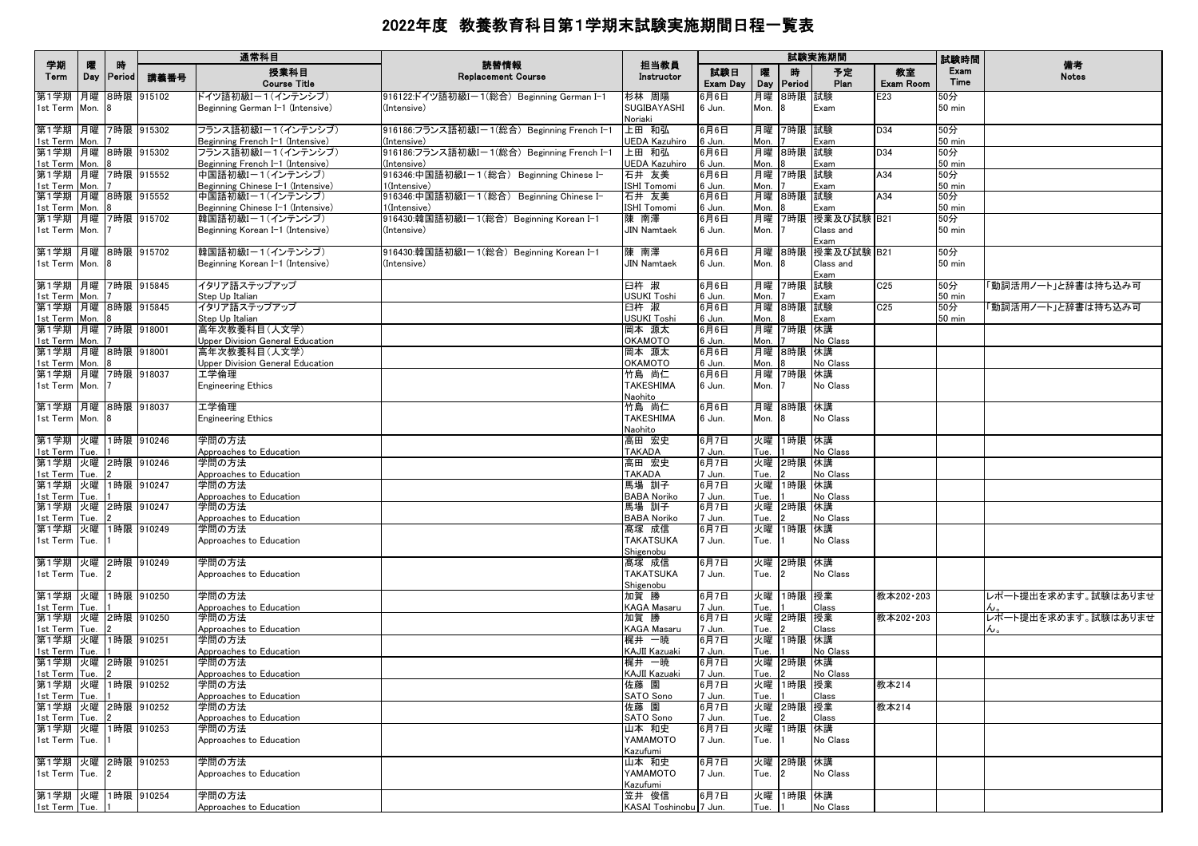# 2022年度 教養教育科目第1学期末試験実施期間日程一覧表

| 学期 Term | 曜 Day | 時 Period | 通常科目 講義番号 | 授業科目 Course Title | 読替情報 Replacement Course | 担当教員 Instructor | 試験日 Exam Day | 曜 Day | 時 Period | 予定 Plan | 教室 Exam Room | 試験時間 Exam Time | 備考 Notes |
|---|---|---|---|---|---|---|---|---|---|---|---|---|---|
| 第1学期 1st Term | 月曜 Mon. | 8時限 8 | 915102 | ドイツ語初級I－1(インテンシブ) Beginning German I-1 (Intensive) | 916122:ドイツ語初級I－1(総合) Beginning German I-1 (Intensive) | 杉林 周陽 SUGIBAYASHI Noriaki | 6月6日 6 Jun. | 月曜 Mon. | 8時限 8 | 試験 Exam | E23 | 50分 50 min | |
| 第1学期 1st Term | 月曜 Mon. | 7時限 7 | 915302 | フランス語初級I－1(インテンシブ) Beginning French I-1 (Intensive) | 916186:フランス語初級I－1(総合) Beginning French I-1 (Intensive) | 上田 和弘 UEDA Kazuhiro | 6月6日 6 Jun. | 月曜 Mon. | 7時限 7 | 試験 Exam | D34 | 50分 50 min | |
| 第1学期 1st Term | 月曜 Mon. | 8時限 8 | 915302 | フランス語初級I－1(インテンシブ) Beginning French I-1 (Intensive) | 916186:フランス語初級I－1(総合) Beginning French I-1 (Intensive) | 上田 和弘 UEDA Kazuhiro | 6月6日 6 Jun. | 月曜 Mon. | 8時限 8 | 試験 Exam | D34 | 50分 50 min | |
| 第1学期 1st Term | 月曜 Mon. | 7時限 7 | 915552 | 中国語初級I－1(インテンシブ) Beginning Chinese I-1 (Intensive) | 916346:中国語初級I－1(総合) Beginning Chinese I-1(Intensive) | 石井 友美 ISHI Tomomi | 6月6日 6 Jun. | 月曜 Mon. | 7時限 7 | 試験 Exam | A34 | 50分 50 min | |
| 第1学期 1st Term | 月曜 Mon. | 8時限 8 | 915552 | 中国語初級I－1(インテンシブ) Beginning Chinese I-1 (Intensive) | 916346:中国語初級I－1(総合) Beginning Chinese I-1(Intensive) | 石井 友美 ISHI Tomomi | 6月6日 6 Jun. | 月曜 Mon. | 8時限 8 | 試験 Exam | A34 | 50分 50 min | |
| 第1学期 1st Term | 月曜 Mon. | 7時限 7 | 915702 | 韓国語初級I－1(インテンシブ) Beginning Korean I-1 (Intensive) | 916430:韓国語初級I－1(総合) Beginning Korean I-1 (Intensive) | 陳 南澤 JIN Namtaek | 6月6日 6 Jun. | 月曜 Mon. | 7時限 7 | 授業及び試験 Class and Exam | B21 | 50分 50 min | |
| 第1学期 1st Term | 月曜 Mon. | 8時限 8 | 915702 | 韓国語初級I－1(インテンシブ) Beginning Korean I-1 (Intensive) | 916430:韓国語初級I－1(総合) Beginning Korean I-1 (Intensive) | 陳 南澤 JIN Namtaek | 6月6日 6 Jun. | 月曜 Mon. | 8時限 8 | 授業及び試験 Class and Exam | B21 | 50分 50 min | |
| 第1学期 1st Term | 月曜 Mon. | 7時限 7 | 915845 | イタリア語ステップアップ Step Up Italian | | 臼杵 淑 USUKI Toshi | 6月6日 6 Jun. | 月曜 Mon. | 7時限 7 | 試験 Exam | C25 | 50分 50 min | 「動詞活用ノート」と辞書は持ち込み可 |
| 第1学期 1st Term | 月曜 Mon. | 8時限 8 | 915845 | イタリア語ステップアップ Step Up Italian | | 臼杵 淑 USUKI Toshi | 6月6日 6 Jun. | 月曜 Mon. | 8時限 8 | 試験 Exam | C25 | 50分 50 min | 「動詞活用ノート」と辞書は持ち込み可 |
| 第1学期 1st Term | 月曜 Mon. | 7時限 7 | 918001 | 高年次教養科目(人文学) Upper Division General Education | | 岡本 源太 OKAMOTO | 6月6日 6 Jun. | 月曜 Mon. | 7時限 7 | 休講 No Class | | | |
| 第1学期 1st Term | 月曜 Mon. | 8時限 8 | 918001 | 高年次教養科目(人文学) Upper Division General Education | | 岡本 源太 OKAMOTO | 6月6日 6 Jun. | 月曜 Mon. | 8時限 8 | 休講 No Class | | | |
| 第1学期 1st Term | 月曜 Mon. | 7時限 7 | 918037 | 工学倫理 Engineering Ethics | | 竹島 尚仁 TAKESHIMA Naohito | 6月6日 6 Jun. | 月曜 Mon. | 7時限 7 | 休講 No Class | | | |
| 第1学期 1st Term | 月曜 Mon. | 8時限 8 | 918037 | 工学倫理 Engineering Ethics | | 竹島 尚仁 TAKESHIMA Naohito | 6月6日 6 Jun. | 月曜 Mon. | 8時限 8 | 休講 No Class | | | |
| 第1学期 1st Term | 火曜 Tue. | 1時限 1 | 910246 | 学問の方法 Approaches to Education | | 高田 宏史 TAKADA | 6月7日 7 Jun. | 火曜 Tue. | 1時限 1 | 休講 No Class | | | |
| 第1学期 1st Term | 火曜 Tue. | 2時限 2 | 910246 | 学問の方法 Approaches to Education | | 高田 宏史 TAKADA | 6月7日 7 Jun. | 火曜 Tue. | 2時限 2 | 休講 No Class | | | |
| 第1学期 1st Term | 火曜 Tue. | 1時限 1 | 910247 | 学問の方法 Approaches to Education | | 馬場 訓子 BABA Noriko | 6月7日 7 Jun. | 火曜 Tue. | 1時限 1 | 休講 No Class | | | |
| 第1学期 1st Term | 火曜 Tue. | 2時限 2 | 910247 | 学問の方法 Approaches to Education | | 馬場 訓子 BABA Noriko | 6月7日 7 Jun. | 火曜 Tue. | 2時限 2 | 休講 No Class | | | |
| 第1学期 1st Term | 火曜 Tue. | 1時限 1 | 910249 | 学問の方法 Approaches to Education | | 髙塚 成信 TAKATSUKA Shigenobu | 6月7日 7 Jun. | 火曜 Tue. | 1時限 1 | 休講 No Class | | | |
| 第1学期 1st Term | 火曜 Tue. | 2時限 2 | 910249 | 学問の方法 Approaches to Education | | 髙塚 成信 TAKATSUKA Shigenobu | 6月7日 7 Jun. | 火曜 Tue. | 2時限 2 | 休講 No Class | | | |
| 第1学期 1st Term | 火曜 Tue. | 1時限 1 | 910250 | 学問の方法 Approaches to Education | | 加賀 勝 KAGA Masaru | 6月7日 7 Jun. | 火曜 Tue. | 1時限 1 | 授業 Class | 教本202・203 | | レポート提出を求めます。試験はありません。 |
| 第1学期 1st Term | 火曜 Tue. | 2時限 2 | 910250 | 学問の方法 Approaches to Education | | 加賀 勝 KAGA Masaru | 6月7日 7 Jun. | 火曜 Tue. | 2時限 2 | 授業 Class | 教本202・203 | | レポート提出を求めます。試験はありません。 |
| 第1学期 1st Term | 火曜 Tue. | 1時限 1 | 910251 | 学問の方法 Approaches to Education | | 梶井 一暁 KAJII Kazuaki | 6月7日 7 Jun. | 火曜 Tue. | 1時限 1 | 休講 No Class | | | |
| 第1学期 1st Term | 火曜 Tue. | 2時限 2 | 910251 | 学問の方法 Approaches to Education | | 梶井 一暁 KAJII Kazuaki | 6月7日 7 Jun. | 火曜 Tue. | 2時限 2 | 休講 No Class | | | |
| 第1学期 1st Term | 火曜 Tue. | 1時限 1 | 910252 | 学問の方法 Approaches to Education | | 佐藤 園 SATO Sono | 6月7日 7 Jun. | 火曜 Tue. | 1時限 1 | 授業 Class | 教本214 | | |
| 第1学期 1st Term | 火曜 Tue. | 2時限 2 | 910252 | 学問の方法 Approaches to Education | | 佐藤 園 SATO Sono | 6月7日 7 Jun. | 火曜 Tue. | 2時限 2 | 授業 Class | 教本214 | | |
| 第1学期 1st Term | 火曜 Tue. | 1時限 1 | 910253 | 学問の方法 Approaches to Education | | 山本 和史 YAMAMOTO Kazufumi | 6月7日 7 Jun. | 火曜 Tue. | 1時限 1 | 休講 No Class | | | |
| 第1学期 1st Term | 火曜 Tue. | 2時限 2 | 910253 | 学問の方法 Approaches to Education | | 山本 和史 YAMAMOTO Kazufumi | 6月7日 7 Jun. | 火曜 Tue. | 2時限 2 | 休講 No Class | | | |
| 第1学期 1st Term | 火曜 Tue. | 1時限 1 | 910254 | 学問の方法 Approaches to Education | | 笠井 俊信 KASAI Toshinobu | 6月7日 7 Jun. | 火曜 Tue. | 1時限 1 | 休講 No Class | | | |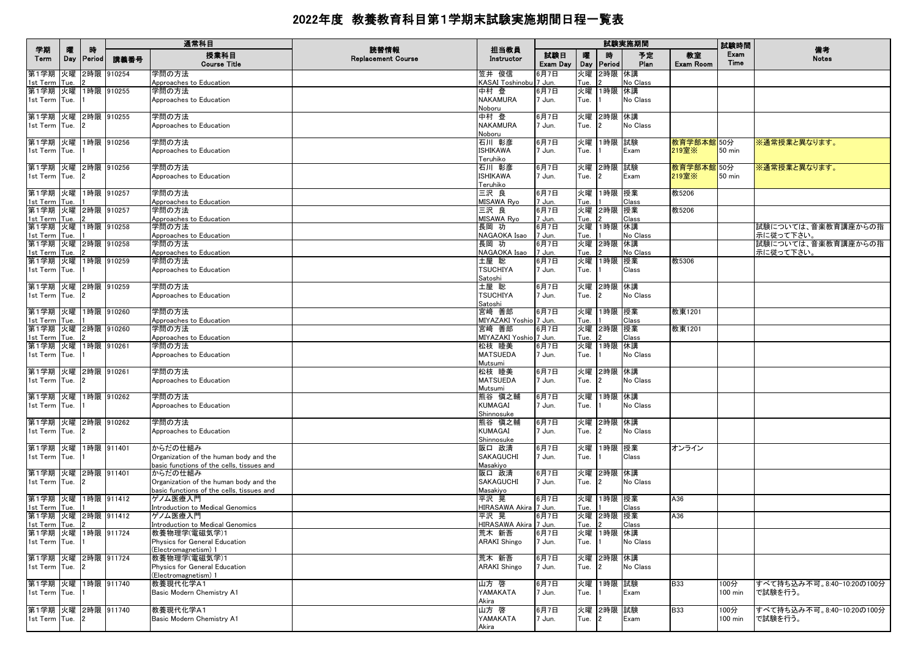# 2022年度 教養教育科目第1学期末試験実施期間日程一覧表

| 学期 Term | 曜 Day | 時 Period | 通常科目 講義番号 | 授業科目 Course Title | 読替情報 Replacement Course | 担当教員 Instructor | 試験日 Exam Day | 曜 Day | 時 Period | 予定 Plan | 教室 Exam Room | 試験時間 Exam Time | 備考 Notes |
|---|---|---|---|---|---|---|---|---|---|---|---|---|---|
| 第1学期 1st Term | 火曜 Tue. | 2時限 2 | 910254 | 学問の方法 Approaches to Education | | 笠井 俊信 KASAI Toshinobu | 6月7日 7 Jun. | 火曜 Tue. | 2時限 2 | 休講 No Class | | | |
| 第1学期 1st Term | 火曜 Tue. | 1時限 1 | 910255 | 学問の方法 Approaches to Education | | 中村 登 NAKAMURA Noboru | 6月7日 7 Jun. | 火曜 Tue. | 1時限 1 | 休講 No Class | | | |
| 第1学期 1st Term | 火曜 Tue. | 2時限 2 | 910255 | 学問の方法 Approaches to Education | | 中村 登 NAKAMURA Noboru | 6月7日 7 Jun. | 火曜 Tue. | 2時限 2 | 休講 No Class | | | |
| 第1学期 1st Term | 火曜 Tue. | 1時限 1 | 910256 | 学問の方法 Approaches to Education | | 石川 彰彦 ISHIKAWA Teruhiko | 6月7日 7 Jun. | 火曜 Tue. | 1時限 1 | 試験 Exam | 教育学部本館219室※ | 50分 50 min | ※通常授業と異なります。 |
| 第1学期 1st Term | 火曜 Tue. | 2時限 2 | 910256 | 学問の方法 Approaches to Education | | 石川 彰彦 ISHIKAWA Teruhiko | 6月7日 7 Jun. | 火曜 Tue. | 2時限 2 | 試験 Exam | 教育学部本館219室※ | 50分 50 min | ※通常授業と異なります。 |
| 第1学期 1st Term | 火曜 Tue. | 1時限 1 | 910257 | 学問の方法 Approaches to Education | | 三沢 良 MISAWA Ryo | 6月7日 7 Jun. | 火曜 Tue. | 1時限 1 | 授業 Class | 教5206 | | |
| 第1学期 1st Term | 火曜 Tue. | 2時限 2 | 910257 | 学問の方法 Approaches to Education | | 三沢 良 MISAWA Ryo | 6月7日 7 Jun. | 火曜 Tue. | 2時限 2 | 授業 Class | 教5206 | | |
| 第1学期 1st Term | 火曜 Tue. | 1時限 1 | 910258 | 学問の方法 Approaches to Education | | 長岡 功 NAGAOKA Isao | 6月7日 7 Jun. | 火曜 Tue. | 1時限 1 | 休講 No Class | | | 試験については、音楽教育講座からの指示に従って下さい。 |
| 第1学期 1st Term | 火曜 Tue. | 2時限 2 | 910258 | 学問の方法 Approaches to Education | | 長岡 功 NAGAOKA Isao | 6月7日 7 Jun. | 火曜 Tue. | 2時限 2 | 休講 No Class | | | 試験については、音楽教育講座からの指示に従って下さい。 |
| 第1学期 1st Term | 火曜 Tue. | 1時限 1 | 910259 | 学問の方法 Approaches to Education | | 土屋 聡 TSUCHIYA Satoshi | 6月7日 7 Jun. | 火曜 Tue. | 1時限 1 | 授業 Class | 教5306 | | |
| 第1学期 1st Term | 火曜 Tue. | 2時限 2 | 910259 | 学問の方法 Approaches to Education | | 土屋 聡 TSUCHIYA Satoshi | 6月7日 7 Jun. | 火曜 Tue. | 2時限 2 | 休講 No Class | | | |
| 第1学期 1st Term | 火曜 Tue. | 1時限 1 | 910260 | 学問の方法 Approaches to Education | | 宮崎 善郎 MIYAZAKI Yoshio | 6月7日 7 Jun. | 火曜 Tue. | 1時限 1 | 授業 Class | 教東1201 | | |
| 第1学期 1st Term | 火曜 Tue. | 2時限 2 | 910260 | 学問の方法 Approaches to Education | | 宮崎 善郎 MIYAZAKI Yoshio | 6月7日 7 Jun. | 火曜 Tue. | 2時限 2 | 授業 Class | 教東1201 | | |
| 第1学期 1st Term | 火曜 Tue. | 1時限 1 | 910261 | 学問の方法 Approaches to Education | | 松枝 睦美 MATSUEDA Mutsumi | 6月7日 7 Jun. | 火曜 Tue. | 1時限 1 | 休講 No Class | | | |
| 第1学期 1st Term | 火曜 Tue. | 2時限 2 | 910261 | 学問の方法 Approaches to Education | | 松枝 睦美 MATSUEDA Mutsumi | 6月7日 7 Jun. | 火曜 Tue. | 2時限 2 | 休講 No Class | | | |
| 第1学期 1st Term | 火曜 Tue. | 1時限 1 | 910262 | 学問の方法 Approaches to Education | | 熊谷 慎之輔 KUMAGAI Shinnosuke | 6月7日 7 Jun. | 火曜 Tue. | 1時限 1 | 休講 No Class | | | |
| 第1学期 1st Term | 火曜 Tue. | 2時限 2 | 910262 | 学問の方法 Approaches to Education | | 熊谷 慎之輔 KUMAGAI Shinnosuke | 6月7日 7 Jun. | 火曜 Tue. | 2時限 2 | 休講 No Class | | | |
| 第1学期 1st Term | 火曜 Tue. | 1時限 1 | 911401 | からだの仕組み Organization of the human body and the basic functions of the cells, tissues and | | 阪口 政清 SAKAGUCHI Masakiyo | 6月7日 7 Jun. | 火曜 Tue. | 1時限 1 | 授業 Class | オンライン | | |
| 第1学期 1st Term | 火曜 Tue. | 2時限 2 | 911401 | からだの仕組み Organization of the human body and the basic functions of the cells, tissues and | | 阪口 政清 SAKAGUCHI Masakiyo | 6月7日 7 Jun. | 火曜 Tue. | 2時限 2 | 休講 No Class | | | |
| 第1学期 1st Term | 火曜 Tue. | 1時限 1 | 911412 | ゲノム医療入門 Introduction to Medical Genomics | | 平沢 晃 HIRASAWA Akira | 6月7日 7 Jun. | 火曜 Tue. | 1時限 1 | 授業 Class | A36 | | |
| 第1学期 1st Term | 火曜 Tue. | 2時限 2 | 911412 | ゲノム医療入門 Introduction to Medical Genomics | | 平沢 晃 HIRASAWA Akira | 6月7日 7 Jun. | 火曜 Tue. | 2時限 2 | 授業 Class | A36 | | |
| 第1学期 1st Term | 火曜 Tue. | 1時限 1 | 911724 | 教養物理学(電磁気学)1 Physics for General Education (Electromagnetism) 1 | | 荒木 新吾 ARAKI Shingo | 6月7日 7 Jun. | 火曜 Tue. | 1時限 1 | 休講 No Class | | | |
| 第1学期 1st Term | 火曜 Tue. | 2時限 2 | 911724 | 教養物理学(電磁気学)1 Physics for General Education (Electromagnetism) 1 | | 荒木 新吾 ARAKI Shingo | 6月7日 7 Jun. | 火曜 Tue. | 2時限 2 | 休講 No Class | | | |
| 第1学期 1st Term | 火曜 Tue. | 1時限 1 | 911740 | 教養現代化学A1 Basic Modern Chemistry A1 | | 山方 啓 YAMAKATA Akira | 6月7日 7 Jun. | 火曜 Tue. | 1時限 1 | 試験 Exam | B33 | 100分 100 min | すべて持ち込み不可。8:40-10:20の100分で試験を行う。 |
| 第1学期 1st Term | 火曜 Tue. | 2時限 2 | 911740 | 教養現代化学A1 Basic Modern Chemistry A1 | | 山方 啓 YAMAKATA Akira | 6月7日 7 Jun. | 火曜 Tue. | 2時限 2 | 試験 Exam | B33 | 100分 100 min | すべて持ち込み不可。8:40-10:20の100分で試験を行う。 |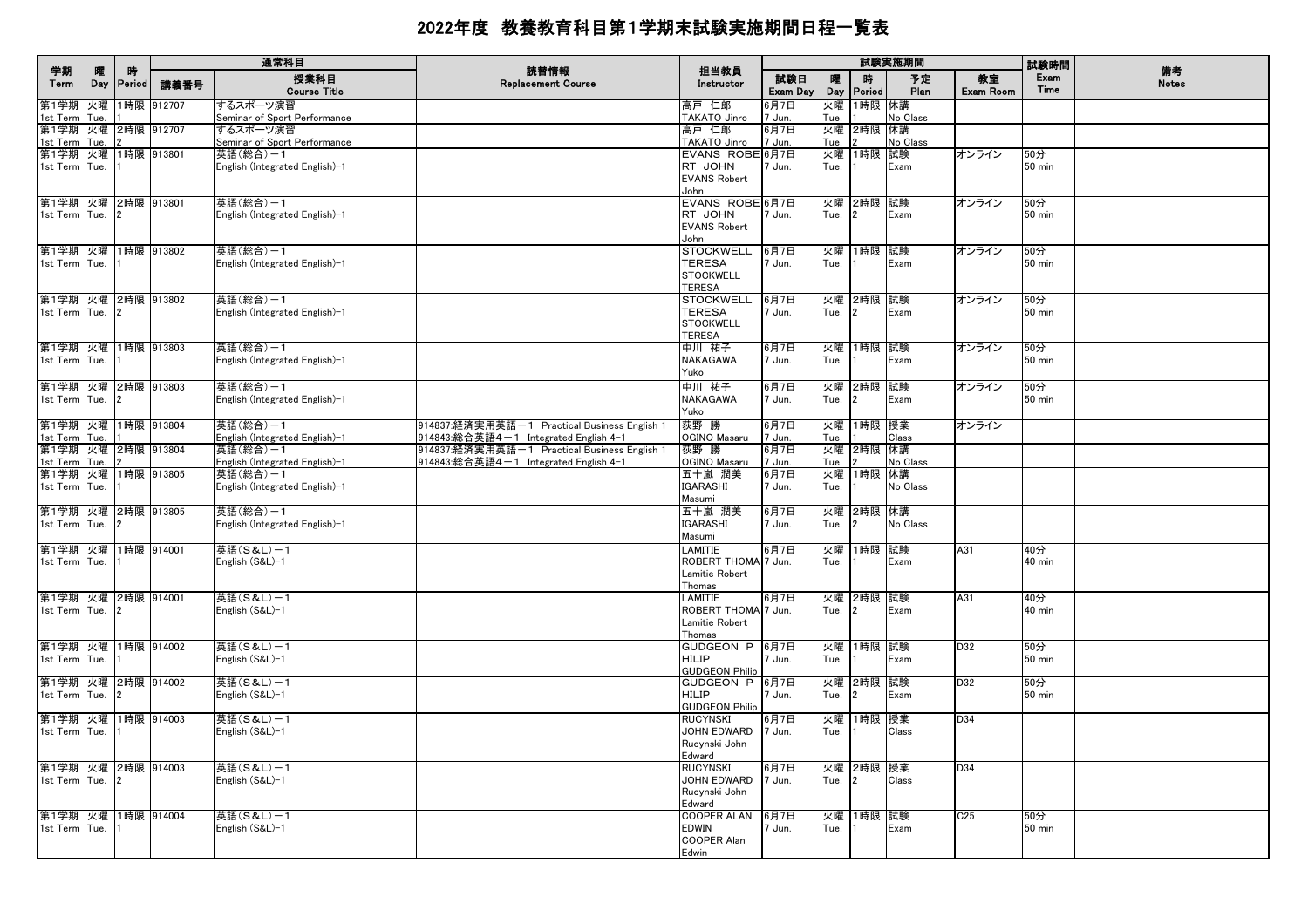# 2022年度 教養教育科目第1学期末試験実施期間日程一覧表

| 学期 Term | 曜 Day | 時 Period | 通常科目 講義番号 | 授業科目 Course Title | 読替情報 Replacement Course | 担当教員 Instructor | 試験実施期間 試験日 Exam Day | 曜 Day | 時 Period | 予定 Plan | 教室 Exam Room | 試験時間 Exam Time | 備考 Notes |
|---|---|---|---|---|---|---|---|---|---|---|---|---|---|
| 第1学期 1st Term | 火曜 Tue. | 1時限 1 | 912707 | するスポーツ演習 Seminar of Sport Performance | | 高戸 仁郎 TAKATO Jinro | 6月7日 7 Jun. | 火曜 Tue. | 1時限 1 | 休講 No Class | | | |
| 第1学期 1st Term | 火曜 Tue. | 2時限 2 | 912707 | するスポーツ演習 Seminar of Sport Performance | | 高戸 仁郎 TAKATO Jinro | 6月7日 7 Jun. | 火曜 Tue. | 2時限 2 | 休講 No Class | | | |
| 第1学期 1st Term | 火曜 Tue. | 1時限 1 | 913801 | 英語(総合)－1 English (Integrated English)-1 | | EVANS ROBERT JOHN EVANS Robert John | 6月7日 7 Jun. | 火曜 Tue. | 1時限 1 | 試験 Exam | オンライン | 50分 50 min | |
| 第1学期 1st Term | 火曜 Tue. | 2時限 2 | 913801 | 英語(総合)－1 English (Integrated English)-1 | | EVANS ROBERT JOHN EVANS Robert John | 6月7日 7 Jun. | 火曜 Tue. | 2時限 2 | 試験 Exam | オンライン | 50分 50 min | |
| 第1学期 1st Term | 火曜 Tue. | 1時限 1 | 913802 | 英語(総合)－1 English (Integrated English)-1 | | STOCKWELL TERESA STOCKWELL TERESA | 6月7日 7 Jun. | 火曜 Tue. | 1時限 1 | 試験 Exam | オンライン | 50分 50 min | |
| 第1学期 1st Term | 火曜 Tue. | 2時限 2 | 913802 | 英語(総合)－1 English (Integrated English)-1 | | STOCKWELL TERESA STOCKWELL TERESA | 6月7日 7 Jun. | 火曜 Tue. | 2時限 2 | 試験 Exam | オンライン | 50分 50 min | |
| 第1学期 1st Term | 火曜 Tue. | 1時限 1 | 913803 | 英語(総合)－1 English (Integrated English)-1 | | 中川 祐子 NAKAGAWA Yuko | 6月7日 7 Jun. | 火曜 Tue. | 1時限 1 | 試験 Exam | オンライン | 50分 50 min | |
| 第1学期 1st Term | 火曜 Tue. | 2時限 2 | 913803 | 英語(総合)－1 English (Integrated English)-1 | | 中川 祐子 NAKAGAWA Yuko | 6月7日 7 Jun. | 火曜 Tue. | 2時限 2 | 試験 Exam | オンライン | 50分 50 min | |
| 第1学期 1st Term | 火曜 Tue. | 1時限 1 | 913804 | 英語(総合)－1 English (Integrated English)-1 | 914837:経済実用英語－1 Practical Business English 1 914843:総合英語4－1 Integrated English 4-1 | 荻野 勝 OGINO Masaru | 6月7日 7 Jun. | 火曜 Tue. | 1時限 1 | 授業 Class | オンライン | | |
| 第1学期 1st Term | 火曜 Tue. | 2時限 2 | 913804 | 英語(総合)－1 English (Integrated English)-1 | 914837:経済実用英語－1 Practical Business English 1 914843:総合英語4－1 Integrated English 4-1 | 荻野 勝 OGINO Masaru | 6月7日 7 Jun. | 火曜 Tue. | 2時限 2 | 休講 No Class | | | |
| 第1学期 1st Term | 火曜 Tue. | 1時限 1 | 913805 | 英語(総合)－1 English (Integrated English)-1 | | 五十嵐 潤美 IGARASHI Masumi | 6月7日 7 Jun. | 火曜 Tue. | 1時限 1 | 休講 No Class | | | |
| 第1学期 1st Term | 火曜 Tue. | 2時限 2 | 913805 | 英語(総合)－1 English (Integrated English)-1 | | 五十嵐 潤美 IGARASHI Masumi | 6月7日 7 Jun. | 火曜 Tue. | 2時限 2 | 休講 No Class | | | |
| 第1学期 1st Term | 火曜 Tue. | 1時限 1 | 914001 | 英語(S&L)－1 English (S&L)-1 | | LAMITIE ROBERT THOMAS Lamitie Robert Thomas | 6月7日 7 Jun. | 火曜 Tue. | 1時限 1 | 試験 Exam | A31 | 40分 40 min | |
| 第1学期 1st Term | 火曜 Tue. | 2時限 2 | 914001 | 英語(S&L)－1 English (S&L)-1 | | LAMITIE ROBERT THOMAS Lamitie Robert Thomas | 6月7日 7 Jun. | 火曜 Tue. | 2時限 2 | 試験 Exam | A31 | 40分 40 min | |
| 第1学期 1st Term | 火曜 Tue. | 1時限 1 | 914002 | 英語(S&L)－1 English (S&L)-1 | | GUDGEON PHILIP GUDGEON Philip | 6月7日 7 Jun. | 火曜 Tue. | 1時限 1 | 試験 Exam | D32 | 50分 50 min | |
| 第1学期 1st Term | 火曜 Tue. | 2時限 2 | 914002 | 英語(S&L)－1 English (S&L)-1 | | GUDGEON PHILIP GUDGEON Philip | 6月7日 7 Jun. | 火曜 Tue. | 2時限 2 | 試験 Exam | D32 | 50分 50 min | |
| 第1学期 1st Term | 火曜 Tue. | 1時限 1 | 914003 | 英語(S&L)－1 English (S&L)-1 | | RUCYNSKI JOHN EDWARD Rucynski John Edward | 6月7日 7 Jun. | 火曜 Tue. | 1時限 1 | 授業 Class | D34 | | |
| 第1学期 1st Term | 火曜 Tue. | 2時限 2 | 914003 | 英語(S&L)－1 English (S&L)-1 | | RUCYNSKI JOHN EDWARD Rucynski John Edward | 6月7日 7 Jun. | 火曜 Tue. | 2時限 2 | 授業 Class | D34 | | |
| 第1学期 1st Term | 火曜 Tue. | 1時限 1 | 914004 | 英語(S&L)－1 English (S&L)-1 | | COOPER ALAN EDWIN COOPER Alan Edwin | 6月7日 7 Jun. | 火曜 Tue. | 1時限 1 | 試験 Exam | C25 | 50分 50 min | |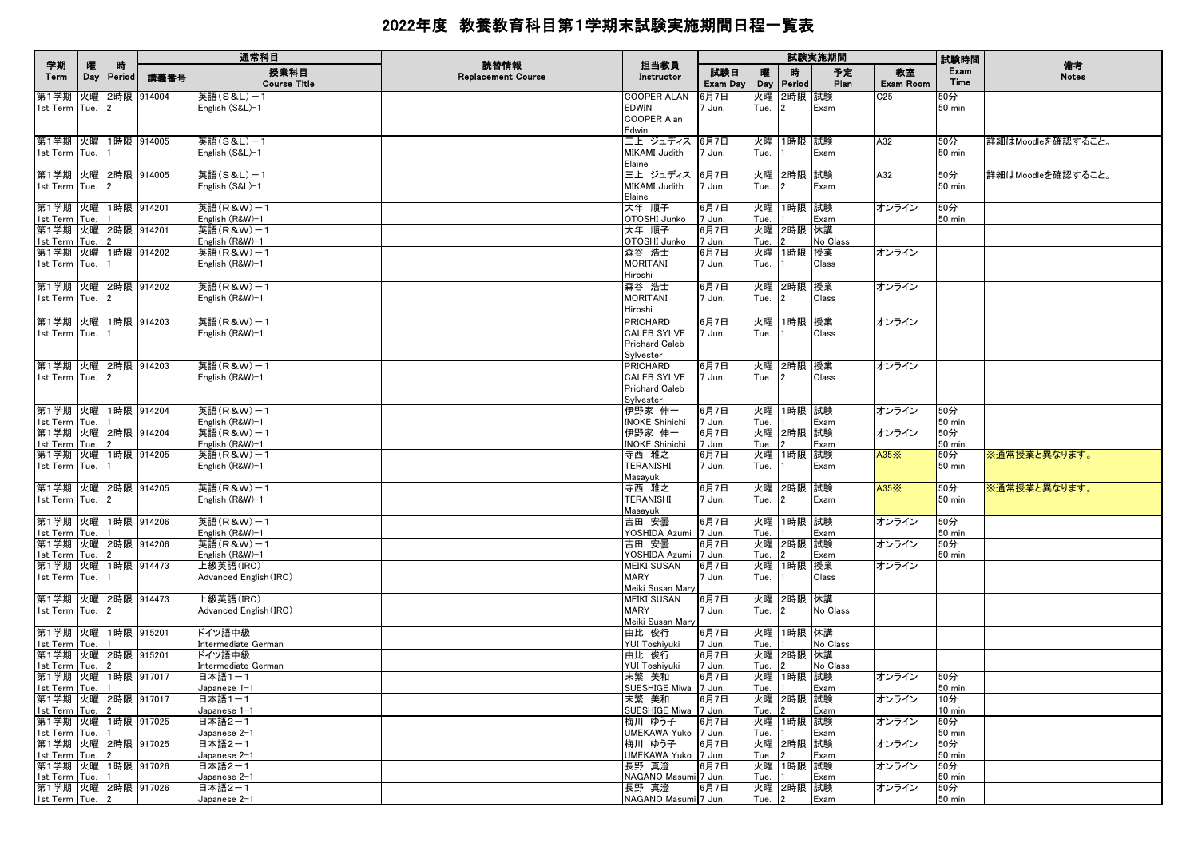# 2022年度 教養教育科目第1学期末試験実施期間日程一覧表

| 学期<br>Term | 曜<br>Day | 時<br>Period | 通常科目<br>講義番号 | 授業科目<br>Course Title | 読替情報<br>Replacement Course | 担当教員<br>Instructor | 試験実施期間<br>試験日<br>Exam Day | 曜<br>Day | 時<br>Period | 予定<br>Plan | 教室<br>Exam Room | 試験時間<br>Exam Time | 備考<br>Notes |
|---|---|---|---|---|---|---|---|---|---|---|---|---|---|
| 第1学期<br>1st Term | 火曜<br>Tue. | 2時限<br>2 | 914004 | 英語（S&L）－1<br>English (S&L)-1 | | COOPER ALAN EDWIN<br>COOPER Alan Edwin | 6月7日<br>7 Jun. | 火曜<br>Tue. | 2時限<br>2 | 試験<br>Exam | C25 | 50分<br>50 min | |
| 第1学期<br>1st Term | 火曜<br>Tue. | 1時限<br>1 | 914005 | 英語（S&L）－1<br>English (S&L)-1 | | 三上 ジュディス<br>MIKAMI Judith Elaine | 6月7日<br>7 Jun. | 火曜<br>Tue. | 1時限<br>1 | 試験<br>Exam | A32 | 50分<br>50 min | 詳細はMoodleを確認すること。 |
| 第1学期<br>1st Term | 火曜<br>Tue. | 2時限<br>2 | 914005 | 英語（S&L）－1<br>English (S&L)-1 | | 三上 ジュディス<br>MIKAMI Judith Elaine | 6月7日<br>7 Jun. | 火曜<br>Tue. | 2時限<br>2 | 試験<br>Exam | A32 | 50分<br>50 min | 詳細はMoodleを確認すること。 |
| 第1学期<br>1st Term | 火曜<br>Tue. | 1時限<br>1 | 914201 | 英語（R&W）－1<br>English (R&W)-1 | | 大年 順子<br>OTOSHI Junko | 6月7日<br>7 Jun. | 火曜<br>Tue. | 1時限<br>1 | 試験<br>Exam | オンライン | 50分<br>50 min | |
| 第1学期<br>1st Term | 火曜<br>Tue. | 2時限<br>2 | 914201 | 英語（R&W）－1<br>English (R&W)-1 | | 大年 順子<br>OTOSHI Junko | 6月7日<br>7 Jun. | 火曜<br>Tue. | 2時限<br>2 | 休講<br>No Class | | | |
| 第1学期<br>1st Term | 火曜<br>Tue. | 1時限<br>1 | 914202 | 英語（R&W）－1<br>English (R&W)-1 | | 森谷 浩士<br>MORITANI Hiroshi | 6月7日<br>7 Jun. | 火曜<br>Tue. | 1時限<br>1 | 授業<br>Class | オンライン | | |
| 第1学期<br>1st Term | 火曜<br>Tue. | 2時限<br>2 | 914202 | 英語（R&W）－1<br>English (R&W)-1 | | 森谷 浩士<br>MORITANI Hiroshi | 6月7日<br>7 Jun. | 火曜<br>Tue. | 2時限<br>2 | 授業<br>Class | オンライン | | |
| 第1学期<br>1st Term | 火曜<br>Tue. | 1時限<br>1 | 914203 | 英語（R&W）－1<br>English (R&W)-1 | | PRICHARD CALEB SYLVE<br>Prichard Caleb Sylvester | 6月7日<br>7 Jun. | 火曜<br>Tue. | 1時限<br>1 | 授業<br>Class | オンライン | | |
| 第1学期<br>1st Term | 火曜<br>Tue. | 2時限<br>2 | 914203 | 英語（R&W）－1<br>English (R&W)-1 | | PRICHARD CALEB SYLVE<br>Prichard Caleb Sylvester | 6月7日<br>7 Jun. | 火曜<br>Tue. | 2時限<br>2 | 授業<br>Class | オンライン | | |
| 第1学期<br>1st Term | 火曜<br>Tue. | 1時限<br>1 | 914204 | 英語（R&W）－1<br>English (R&W)-1 | | 伊野家 伸一<br>INOKE Shinichi | 6月7日<br>7 Jun. | 火曜<br>Tue. | 1時限<br>1 | 試験<br>Exam | オンライン | 50分<br>50 min | |
| 第1学期<br>1st Term | 火曜<br>Tue. | 2時限<br>2 | 914204 | 英語（R&W）－1<br>English (R&W)-1 | | 伊野家 伸一<br>INOKE Shinichi | 6月7日<br>7 Jun. | 火曜<br>Tue. | 2時限<br>2 | 試験<br>Exam | オンライン | 50分<br>50 min | |
| 第1学期<br>1st Term | 火曜<br>Tue. | 1時限<br>1 | 914205 | 英語（R&W）－1<br>English (R&W)-1 | | 寺西 雅之<br>TERANISHI Masayuki | 6月7日<br>7 Jun. | 火曜<br>Tue. | 1時限<br>1 | 試験<br>Exam | A35※ | 50分<br>50 min | ※通常授業と異なります。 |
| 第1学期<br>1st Term | 火曜<br>Tue. | 2時限<br>2 | 914205 | 英語（R&W）－1<br>English (R&W)-1 | | 寺西 雅之<br>TERANISHI Masayuki | 6月7日<br>7 Jun. | 火曜<br>Tue. | 2時限<br>2 | 試験<br>Exam | A35※ | 50分<br>50 min | ※通常授業と異なります。 |
| 第1学期<br>1st Term | 火曜<br>Tue. | 1時限<br>1 | 914206 | 英語（R&W）－1<br>English (R&W)-1 | | 吉田 安曇<br>YOSHIDA Azumi | 6月7日<br>7 Jun. | 火曜<br>Tue. | 1時限<br>1 | 試験<br>Exam | オンライン | 50分<br>50 min | |
| 第1学期<br>1st Term | 火曜<br>Tue. | 2時限<br>2 | 914206 | 英語（R&W）－1<br>English (R&W)-1 | | 吉田 安曇<br>YOSHIDA Azumi | 6月7日<br>7 Jun. | 火曜<br>Tue. | 2時限<br>2 | 試験<br>Exam | オンライン | 50分<br>50 min | |
| 第1学期<br>1st Term | 火曜<br>Tue. | 1時限<br>1 | 914473 | 上級英語(IRC)<br>Advanced English(IRC) | | MEIKI SUSAN MARY<br>Meiki Susan Mary | 6月7日<br>7 Jun. | 火曜<br>Tue. | 1時限<br>1 | 授業<br>Class | オンライン | | |
| 第1学期<br>1st Term | 火曜<br>Tue. | 2時限<br>2 | 914473 | 上級英語(IRC)<br>Advanced English(IRC) | | MEIKI SUSAN MARY<br>Meiki Susan Mary | 6月7日<br>7 Jun. | 火曜<br>Tue. | 2時限<br>2 | 休講<br>No Class | | | |
| 第1学期<br>1st Term | 火曜<br>Tue. | 1時限<br>1 | 915201 | ドイツ語中級<br>Intermediate German | | 由比 俊行<br>YUI Toshiyuki | 6月7日<br>7 Jun. | 火曜<br>Tue. | 1時限<br>1 | 休講<br>No Class | | | |
| 第1学期<br>1st Term | 火曜<br>Tue. | 2時限<br>2 | 915201 | ドイツ語中級<br>Intermediate German | | 由比 俊行<br>YUI Toshiyuki | 6月7日<br>7 Jun. | 火曜<br>Tue. | 2時限<br>2 | 休講<br>No Class | | | |
| 第1学期<br>1st Term | 火曜<br>Tue. | 1時限<br>1 | 917017 | 日本語1－1<br>Japanese 1-1 | | 末繁 美和<br>SUESHIGE Miwa | 6月7日<br>7 Jun. | 火曜<br>Tue. | 1時限<br>1 | 試験<br>Exam | オンライン | 50分<br>50 min | |
| 第1学期<br>1st Term | 火曜<br>Tue. | 2時限<br>2 | 917017 | 日本語1－1<br>Japanese 1-1 | | 末繁 美和<br>SUESHIGE Miwa | 6月7日<br>7 Jun. | 火曜<br>Tue. | 2時限<br>2 | 試験<br>Exam | オンライン | 10分<br>10 min | |
| 第1学期<br>1st Term | 火曜<br>Tue. | 1時限<br>1 | 917025 | 日本語2－1<br>Japanese 2-1 | | 梅川 ゆう子<br>UMEKAWA Yuko | 6月7日<br>7 Jun. | 火曜<br>Tue. | 1時限<br>1 | 試験<br>Exam | オンライン | 50分<br>50 min | |
| 第1学期<br>1st Term | 火曜<br>Tue. | 2時限<br>2 | 917025 | 日本語2－1<br>Japanese 2-1 | | 梅川 ゆう子<br>UMEKAWA Yuko | 6月7日<br>7 Jun. | 火曜<br>Tue. | 2時限<br>2 | 試験<br>Exam | オンライン | 50分<br>50 min | |
| 第1学期<br>1st Term | 火曜<br>Tue. | 1時限<br>1 | 917026 | 日本語2－1<br>Japanese 2-1 | | 長野 真澄<br>NAGANO Masumi | 6月7日<br>7 Jun. | 火曜<br>Tue. | 1時限<br>1 | 試験<br>Exam | オンライン | 50分<br>50 min | |
| 第1学期<br>1st Term | 火曜<br>Tue. | 2時限<br>2 | 917026 | 日本語2－1<br>Japanese 2-1 | | 長野 真澄<br>NAGANO Masumi | 6月7日<br>7 Jun. | 火曜<br>Tue. | 2時限<br>2 | 試験<br>Exam | オンライン | 50分<br>50 min | |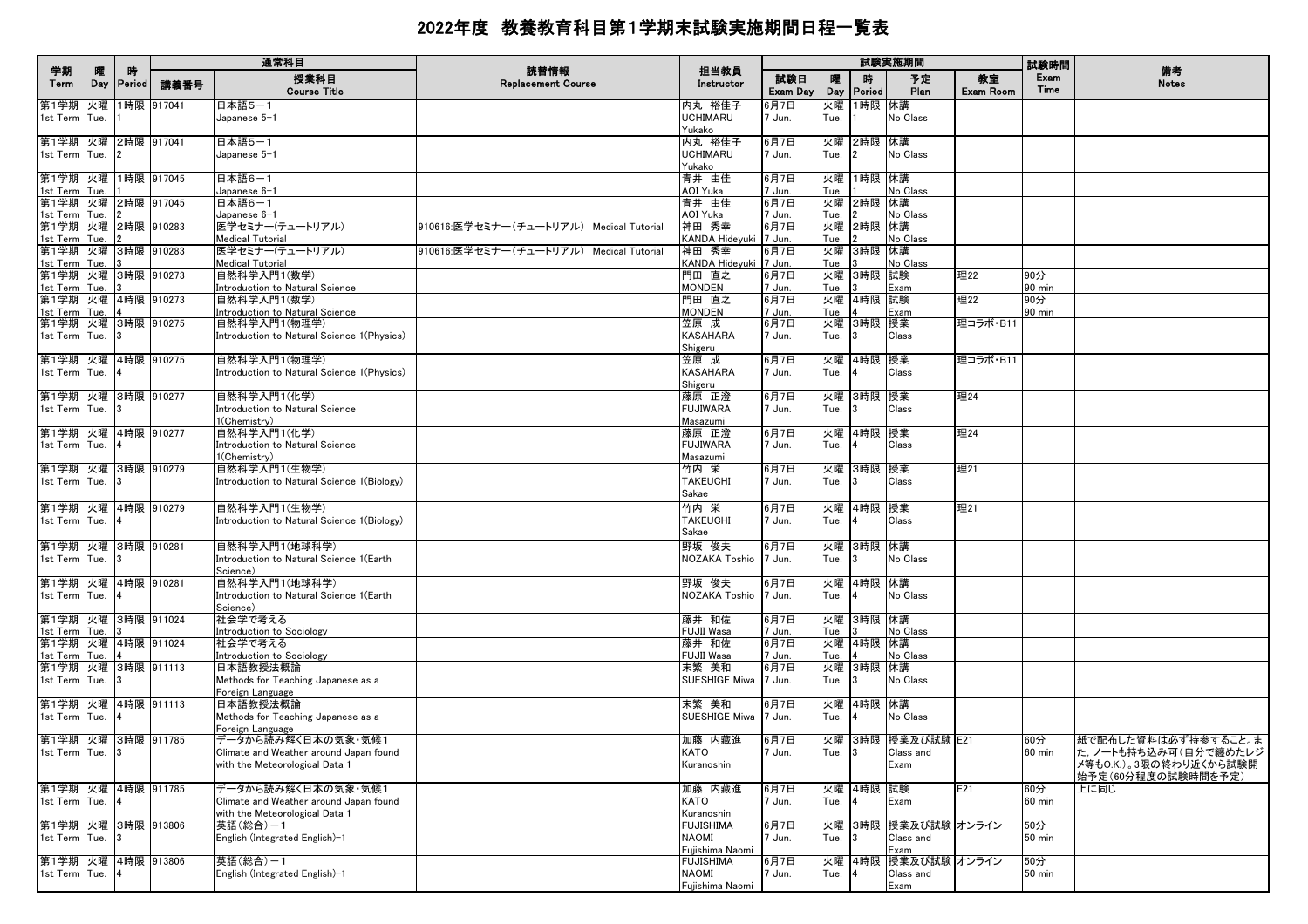# 2022年度 教養教育科目第1学期末試験実施期間日程一覧表

| 学期 Term | 曜 Day | 時 Period | 講義番号 | 授業科目 Course Title | 読替情報 Replacement Course | 担当教員 Instructor | 試験日 Exam Day | 曜 Day | 時 Period | 予定 Plan | 教室 Exam Room | 試験時間 Exam Time | 備考 Notes |
|---|---|---|---|---|---|---|---|---|---|---|---|---|---|
| | | | 通常科目 | | | | 試験実施期間 | | | | | | |
| 第1学期 1st Term | 火曜 Tue. | 1時限 1 | 917041 | 日本語5－1 Japanese 5-1 | | 内丸 裕佳子 UCHIMARU Yukako | 6月7日 7 Jun. | 火曜 Tue. | 1時限 1 | 休講 No Class | | | |
| 第1学期 1st Term | 火曜 Tue. | 2時限 2 | 917041 | 日本語5－1 Japanese 5-1 | | 内丸 裕佳子 UCHIMARU Yukako | 6月7日 7 Jun. | 火曜 Tue. | 2時限 2 | 休講 No Class | | | |
| 第1学期 1st Term | 火曜 Tue. | 1時限 1 | 917045 | 日本語6－1 Japanese 6-1 | | 青井 由佳 AOI Yuka | 6月7日 7 Jun. | 火曜 Tue. | 1時限 1 | 休講 No Class | | | |
| 第1学期 1st Term | 火曜 Tue. | 2時限 2 | 917045 | 日本語6－1 Japanese 6-1 | | 青井 由佳 AOI Yuka | 6月7日 7 Jun. | 火曜 Tue. | 2時限 2 | 休講 No Class | | | |
| 第1学期 1st Term | 火曜 Tue. | 2時限 2 | 910283 | 医学セミナー(チュートリアル) Medical Tutorial | 910616:医学セミナー(チュートリアル) Medical Tutorial | 神田 秀幸 KANDA Hideyuki | 6月7日 7 Jun. | 火曜 Tue. | 2時限 2 | 休講 No Class | | | |
| 第1学期 1st Term | 火曜 Tue. | 3時限 3 | 910283 | 医学セミナー(チュートリアル) Medical Tutorial | 910616:医学セミナー(チュートリアル) Medical Tutorial | 神田 秀幸 KANDA Hideyuki | 6月7日 7 Jun. | 火曜 Tue. | 3時限 3 | 休講 No Class | | | |
| 第1学期 1st Term | 火曜 Tue. | 3時限 3 | 910273 | 自然科学入門1(数学) Introduction to Natural Science | | 門田 直之 MONDEN | 6月7日 7 Jun. | 火曜 Tue. | 3時限 3 | 試験 Exam | 理22 | 90分 90 min | |
| 第1学期 1st Term | 火曜 Tue. | 4時限 4 | 910273 | 自然科学入門1(数学) Introduction to Natural Science | | 門田 直之 MONDEN | 6月7日 7 Jun. | 火曜 Tue. | 4時限 4 | 試験 Exam | 理22 | 90分 90 min | |
| 第1学期 1st Term | 火曜 Tue. | 3時限 3 | 910275 | 自然科学入門1(物理学) Introduction to Natural Science 1(Physics) | | 笠原 成 KASAHARA Shigeru | 6月7日 7 Jun. | 火曜 Tue. | 3時限 3 | 授業 Class | 理コラボ・B11 | | |
| 第1学期 1st Term | 火曜 Tue. | 4時限 4 | 910275 | 自然科学入門1(物理学) Introduction to Natural Science 1(Physics) | | 笠原 成 KASAHARA Shigeru | 6月7日 7 Jun. | 火曜 Tue. | 4時限 4 | 授業 Class | 理コラボ・B11 | | |
| 第1学期 1st Term | 火曜 Tue. | 3時限 3 | 910277 | 自然科学入門1(化学) Introduction to Natural Science 1(Chemistry) | | 藤原 正澄 FUJIWARA Masazumi | 6月7日 7 Jun. | 火曜 Tue. | 3時限 3 | 授業 Class | 理24 | | |
| 第1学期 1st Term | 火曜 Tue. | 4時限 4 | 910277 | 自然科学入門1(化学) Introduction to Natural Science 1(Chemistry) | | 藤原 正澄 FUJIWARA Masazumi | 6月7日 7 Jun. | 火曜 Tue. | 4時限 4 | 授業 Class | 理24 | | |
| 第1学期 1st Term | 火曜 Tue. | 3時限 3 | 910279 | 自然科学入門1(生物学) Introduction to Natural Science 1(Biology) | | 竹内 栄 TAKEUCHI Sakae | 6月7日 7 Jun. | 火曜 Tue. | 3時限 3 | 授業 Class | 理21 | | |
| 第1学期 1st Term | 火曜 Tue. | 4時限 4 | 910279 | 自然科学入門1(生物学) Introduction to Natural Science 1(Biology) | | 竹内 栄 TAKEUCHI Sakae | 6月7日 7 Jun. | 火曜 Tue. | 4時限 4 | 授業 Class | 理21 | | |
| 第1学期 1st Term | 火曜 Tue. | 3時限 3 | 910281 | 自然科学入門1(地球科学) Introduction to Natural Science 1(Earth Science) | | 野坂 俊夫 NOZAKA Toshio | 6月7日 7 Jun. | 火曜 Tue. | 3時限 3 | 休講 No Class | | | |
| 第1学期 1st Term | 火曜 Tue. | 4時限 4 | 910281 | 自然科学入門1(地球科学) Introduction to Natural Science 1(Earth Science) | | 野坂 俊夫 NOZAKA Toshio | 6月7日 7 Jun. | 火曜 Tue. | 4時限 4 | 休講 No Class | | | |
| 第1学期 1st Term | 火曜 Tue. | 3時限 3 | 911024 | 社会学で考える Introduction to Sociology | | 藤井 和佐 FUJII Wasa | 6月7日 7 Jun. | 火曜 Tue. | 3時限 3 | 休講 No Class | | | |
| 第1学期 1st Term | 火曜 Tue. | 4時限 4 | 911024 | 社会学で考える Introduction to Sociology | | 藤井 和佐 FUJII Wasa | 6月7日 7 Jun. | 火曜 Tue. | 4時限 4 | 休講 No Class | | | |
| 第1学期 1st Term | 火曜 Tue. | 3時限 3 | 911113 | 日本語教授法概論 Methods for Teaching Japanese as a Foreign Language | | 末繁 美和 SUESHIGE Miwa | 6月7日 7 Jun. | 火曜 Tue. | 3時限 3 | 休講 No Class | | | |
| 第1学期 1st Term | 火曜 Tue. | 4時限 4 | 911113 | 日本語教授法概論 Methods for Teaching Japanese as a Foreign Language | | 末繁 美和 SUESHIGE Miwa | 6月7日 7 Jun. | 火曜 Tue. | 4時限 4 | 休講 No Class | | | |
| 第1学期 1st Term | 火曜 Tue. | 3時限 3 | 911785 | データから読み解く日本の気象・気候1 Climate and Weather around Japan found with the Meteorological Data 1 | | 加藤 内藏進 KATO Kuranoshin | 6月7日 7 Jun. | 火曜 Tue. | 3時限 3 | 授業及び試験 Class and Exam | E21 | 60分 60 min | 紙で配布した資料は必ず持参すること。また，ノートも持ち込み可(自分で纏めたレジメ等もO.K.)。3限の終わり近くから試験開始予定(60分程度の試験時間を予定) |
| 第1学期 1st Term | 火曜 Tue. | 4時限 4 | 911785 | データから読み解く日本の気象・気候1 Climate and Weather around Japan found with the Meteorological Data 1 | | 加藤 内藏進 KATO Kuranoshin | 6月7日 7 Jun. | 火曜 Tue. | 4時限 4 | 試験 Exam | E21 | 60分 60 min | 上に同じ |
| 第1学期 1st Term | 火曜 Tue. | 3時限 3 | 913806 | 英語(総合)－1 English (Integrated English)-1 | | FUJISHIMA NAOMI Fujishima Naomi | 6月7日 7 Jun. | 火曜 Tue. | 3時限 3 | 授業及び試験 Class and Exam | オンライン | 50分 50 min | |
| 第1学期 1st Term | 火曜 Tue. | 4時限 4 | 913806 | 英語(総合)－1 English (Integrated English)-1 | | FUJISHIMA NAOMI Fujishima Naomi | 6月7日 7 Jun. | 火曜 Tue. | 4時限 4 | 授業及び試験 Class and Exam | オンライン | 50分 50 min | |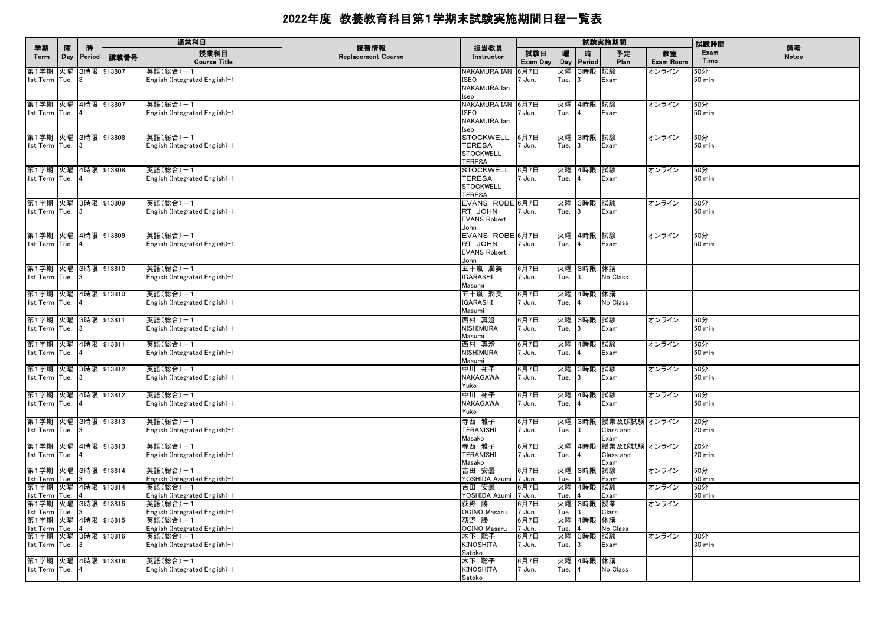# 2022年度 教養教育科目第1学期末試験実施期間日程一覧表

| 学期 Term | 曜 Day | 時 Period | 通常科目 講義番号 | 授業科目 Course Title | 読替情報 Replacement Course | 担当教員 Instructor | 試験日 Exam Day | 曜 Day | 時 Period | 予定 Plan | 教室 Exam Room | 試験時間 Exam Time | 備考 Notes |
|---|---|---|---|---|---|---|---|---|---|---|---|---|---|
| 第1学期 1st Term | 火曜 Tue. | 3時限 3 | 913807 | 英語(総合)－1 English (Integrated English)-1 | | NAKAMURA IAN ISEO NAKAMURA Ian Iseo | 6月7日 7 Jun. | 火曜 Tue. | 3時限 3 | 試験 Exam | オンライン | 50分 50 min | |
| 第1学期 1st Term | 火曜 Tue. | 4時限 4 | 913807 | 英語(総合)－1 English (Integrated English)-1 | | NAKAMURA IAN ISEO NAKAMURA Ian Iseo | 6月7日 7 Jun. | 火曜 Tue. | 4時限 4 | 試験 Exam | オンライン | 50分 50 min | |
| 第1学期 1st Term | 火曜 Tue. | 3時限 3 | 913808 | 英語(総合)－1 English (Integrated English)-1 | | STOCKWELL TERESA STOCKWELL TERESA | 6月7日 7 Jun. | 火曜 Tue. | 3時限 3 | 試験 Exam | オンライン | 50分 50 min | |
| 第1学期 1st Term | 火曜 Tue. | 4時限 4 | 913808 | 英語(総合)－1 English (Integrated English)-1 | | STOCKWELL TERESA STOCKWELL TERESA | 6月7日 7 Jun. | 火曜 Tue. | 4時限 4 | 試験 Exam | オンライン | 50分 50 min | |
| 第1学期 1st Term | 火曜 Tue. | 3時限 3 | 913809 | 英語(総合)－1 English (Integrated English)-1 | | EVANS ROBERT JOHN EVANS Robert John | 6月7日 7 Jun. | 火曜 Tue. | 3時限 3 | 試験 Exam | オンライン | 50分 50 min | |
| 第1学期 1st Term | 火曜 Tue. | 4時限 4 | 913809 | 英語(総合)－1 English (Integrated English)-1 | | EVANS ROBERT JOHN EVANS Robert John | 6月7日 7 Jun. | 火曜 Tue. | 4時限 4 | 試験 Exam | オンライン | 50分 50 min | |
| 第1学期 1st Term | 火曜 Tue. | 3時限 3 | 913810 | 英語(総合)－1 English (Integrated English)-1 | | 五十嵐 潤美 IGARASHI Masumi | 6月7日 7 Jun. | 火曜 Tue. | 3時限 3 | 休講 No Class | | | |
| 第1学期 1st Term | 火曜 Tue. | 4時限 4 | 913810 | 英語(総合)－1 English (Integrated English)-1 | | 五十嵐 潤美 IGARASHI Masumi | 6月7日 7 Jun. | 火曜 Tue. | 4時限 4 | 休講 No Class | | | |
| 第1学期 1st Term | 火曜 Tue. | 3時限 3 | 913811 | 英語(総合)－1 English (Integrated English)-1 | | 西村 真澄 NISHIMURA Masumi | 6月7日 7 Jun. | 火曜 Tue. | 3時限 3 | 試験 Exam | オンライン | 50分 50 min | |
| 第1学期 1st Term | 火曜 Tue. | 4時限 4 | 913811 | 英語(総合)－1 English (Integrated English)-1 | | 西村 真澄 NISHIMURA Masumi | 6月7日 7 Jun. | 火曜 Tue. | 4時限 4 | 試験 Exam | オンライン | 50分 50 min | |
| 第1学期 1st Term | 火曜 Tue. | 3時限 3 | 913812 | 英語(総合)－1 English (Integrated English)-1 | | 中川 祐子 NAKAGAWA Yuko | 6月7日 7 Jun. | 火曜 Tue. | 3時限 3 | 試験 Exam | オンライン | 50分 50 min | |
| 第1学期 1st Term | 火曜 Tue. | 4時限 4 | 913812 | 英語(総合)－1 English (Integrated English)-1 | | 中川 祐子 NAKAGAWA Yuko | 6月7日 7 Jun. | 火曜 Tue. | 4時限 4 | 試験 Exam | オンライン | 50分 50 min | |
| 第1学期 1st Term | 火曜 Tue. | 3時限 3 | 913813 | 英語(総合)－1 English (Integrated English)-1 | | 寺西 雅子 TERANISHI Masako | 6月7日 7 Jun. | 火曜 Tue. | 3時限 3 | 授業及び試験 Class and Exam | オンライン | 20分 20 min | |
| 第1学期 1st Term | 火曜 Tue. | 4時限 4 | 913813 | 英語(総合)－1 English (Integrated English)-1 | | 寺西 雅子 TERANISHI Masako | 6月7日 7 Jun. | 火曜 Tue. | 4時限 4 | 授業及び試験 Class and Exam | オンライン | 20分 20 min | |
| 第1学期 1st Term | 火曜 Tue. | 3時限 3 | 913814 | 英語(総合)－1 English (Integrated English)-1 | | 吉田 安曇 YOSHIDA Azumi | 6月7日 7 Jun. | 火曜 Tue. | 3時限 3 | 試験 Exam | オンライン | 50分 50 min | |
| 第1学期 1st Term | 火曜 Tue. | 4時限 4 | 913814 | 英語(総合)－1 English (Integrated English)-1 | | 吉田 安曇 YOSHIDA Azumi | 6月7日 7 Jun. | 火曜 Tue. | 4時限 4 | 試験 Exam | オンライン | 50分 50 min | |
| 第1学期 1st Term | 火曜 Tue. | 3時限 3 | 913815 | 英語(総合)－1 English (Integrated English)-1 | | 荻野 勝 OGINO Masaru | 6月7日 7 Jun. | 火曜 Tue. | 3時限 3 | 授業 Class | オンライン | | |
| 第1学期 1st Term | 火曜 Tue. | 4時限 4 | 913815 | 英語(総合)－1 English (Integrated English)-1 | | 荻野 勝 OGINO Masaru | 6月7日 7 Jun. | 火曜 Tue. | 4時限 4 | 休講 No Class | | | |
| 第1学期 1st Term | 火曜 Tue. | 3時限 3 | 913816 | 英語(総合)－1 English (Integrated English)-1 | | 木下 聡子 KINOSHITA Satoko | 6月7日 7 Jun. | 火曜 Tue. | 3時限 3 | 試験 Exam | オンライン | 30分 30 min | |
| 第1学期 1st Term | 火曜 Tue. | 4時限 4 | 913816 | 英語(総合)－1 English (Integrated English)-1 | | 木下 聡子 KINOSHITA Satoko | 6月7日 7 Jun. | 火曜 Tue. | 4時限 4 | 休講 No Class | | | |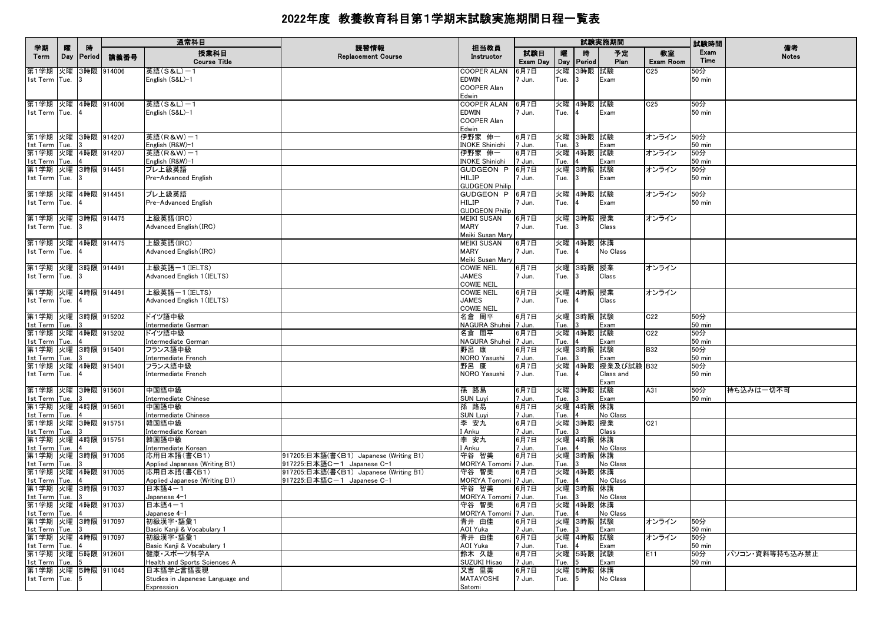# 2022年度 教養教育科目第1学期末試験実施期間日程一覧表

| 学期 Term | 曜 Day | 時 Period | 講義番号 | 通常科目 授業科目 Course Title | 読替情報 Replacement Course | 担当教員 Instructor | 試験実施期間 試験日 Exam Day | 曜 Day | 時 Period | 予定 Plan | 教室 Exam Room | 試験時間 Exam Time | 備考 Notes |
|---|---|---|---|---|---|---|---|---|---|---|---|---|---|
| 第1学期 1st Term | 火曜 Tue. | 3時限 3 | 914006 | 英語(S&L)－1 English (S&L)-1 | | COOPER ALAN EDWIN COOPER Alan Edwin | 6月7日 7 Jun. | 火曜 Tue. | 3時限 3 | 試験 Exam | C25 | 50分 50 min | |
| 第1学期 1st Term | 火曜 Tue. | 4時限 4 | 914006 | 英語(S&L)－1 English (S&L)-1 | | COOPER ALAN EDWIN COOPER Alan Edwin | 6月7日 7 Jun. | 火曜 Tue. | 4時限 4 | 試験 Exam | C25 | 50分 50 min | |
| 第1学期 1st Term | 火曜 Tue. | 3時限 3 | 914207 | 英語(R&W)－1 English (R&W)-1 | | 伊野家 伸一 INOKE Shinichi | 6月7日 7 Jun. | 火曜 Tue. | 3時限 3 | 試験 Exam | オンライン | 50分 50 min | |
| 第1学期 1st Term | 火曜 Tue. | 4時限 4 | 914207 | 英語(R&W)－1 English (R&W)-1 | | 伊野家 伸一 INOKE Shinichi | 6月7日 7 Jun. | 火曜 Tue. | 4時限 4 | 試験 Exam | オンライン | 50分 50 min | |
| 第1学期 1st Term | 火曜 Tue. | 3時限 3 | 914451 | プレ上級英語 Pre-Advanced English | | GUDGEON PHILIP GUDGEON Philip | 6月7日 7 Jun. | 火曜 Tue. | 3時限 3 | 試験 Exam | オンライン | 50分 50 min | |
| 第1学期 1st Term | 火曜 Tue. | 4時限 4 | 914451 | プレ上級英語 Pre-Advanced English | | GUDGEON PHILIP GUDGEON Philip | 6月7日 7 Jun. | 火曜 Tue. | 4時限 4 | 試験 Exam | オンライン | 50分 50 min | |
| 第1学期 1st Term | 火曜 Tue. | 3時限 3 | 914475 | 上級英語(IRC) Advanced English (IRC) | | MEIKI SUSAN MARY Meiki Susan Mary | 6月7日 7 Jun. | 火曜 Tue. | 3時限 3 | 授業 Class | オンライン | | |
| 第1学期 1st Term | 火曜 Tue. | 4時限 4 | 914475 | 上級英語(IRC) Advanced English (IRC) | | MEIKI SUSAN MARY Meiki Susan Mary | 6月7日 7 Jun. | 火曜 Tue. | 4時限 4 | 休講 No Class | | | |
| 第1学期 1st Term | 火曜 Tue. | 3時限 3 | 914491 | 上級英語－1(IELTS) Advanced English 1 (IELTS) | | COWIE NEIL JAMES COWIE NEIL | 6月7日 7 Jun. | 火曜 Tue. | 3時限 3 | 授業 Class | オンライン | | |
| 第1学期 1st Term | 火曜 Tue. | 4時限 4 | 914491 | 上級英語－1(IELTS) Advanced English 1 (IELTS) | | COWIE NEIL JAMES COWIE NEIL | 6月7日 7 Jun. | 火曜 Tue. | 4時限 4 | 授業 Class | オンライン | | |
| 第1学期 1st Term | 火曜 Tue. | 3時限 3 | 915202 | ドイツ語中級 Intermediate German | | 名倉 周平 NAGURA Shuhei | 6月7日 7 Jun. | 火曜 Tue. | 3時限 3 | 試験 Exam | C22 | 50分 50 min | |
| 第1学期 1st Term | 火曜 Tue. | 4時限 4 | 915202 | ドイツ語中級 Intermediate German | | 名倉 周平 NAGURA Shuhei | 6月7日 7 Jun. | 火曜 Tue. | 4時限 4 | 試験 Exam | C22 | 50分 50 min | |
| 第1学期 1st Term | 火曜 Tue. | 3時限 3 | 915401 | フランス語中級 Intermediate French | | 野呂 康 NORO Yasushi | 6月7日 7 Jun. | 火曜 Tue. | 3時限 3 | 試験 Exam | B32 | 50分 50 min | |
| 第1学期 1st Term | 火曜 Tue. | 4時限 4 | 915401 | フランス語中級 Intermediate French | | 野呂 康 NORO Yasushi | 6月7日 7 Jun. | 火曜 Tue. | 4時限 4 | 授業及び試験 Class and Exam | B32 | 50分 50 min | |
| 第1学期 1st Term | 火曜 Tue. | 3時限 3 | 915601 | 中国語中級 Intermediate Chinese | | 孫 路易 SUN Luyi | 6月7日 7 Jun. | 火曜 Tue. | 3時限 3 | 試験 Exam | A31 | 50分 50 min | 持ち込みは一切不可 |
| 第1学期 1st Term | 火曜 Tue. | 4時限 4 | 915601 | 中国語中級 Intermediate Chinese | | 孫 路易 SUN Luyi | 6月7日 7 Jun. | 火曜 Tue. | 4時限 4 | 休講 No Class | | | |
| 第1学期 1st Term | 火曜 Tue. | 3時限 3 | 915751 | 韓国語中級 Intermediate Korean | | 李 安九 I Anku | 6月7日 7 Jun. | 火曜 Tue. | 3時限 3 | 授業 Class | C21 | | |
| 第1学期 1st Term | 火曜 Tue. | 4時限 4 | 915751 | 韓国語中級 Intermediate Korean | | 李 安九 I Anku | 6月7日 7 Jun. | 火曜 Tue. | 4時限 4 | 休講 No Class | | | |
| 第1学期 1st Term | 火曜 Tue. | 3時限 3 | 917005 | 応用日本語(書くB1) Applied Japanese (Writing B1) | 917205:日本語(書くB1) Japanese (Writing B1) 917225:日本語C－1 Japanese C-1 | 守谷 智美 MORIYA Tomomi | 6月7日 7 Jun. | 火曜 Tue. | 3時限 3 | 休講 No Class | | | |
| 第1学期 1st Term | 火曜 Tue. | 4時限 4 | 917005 | 応用日本語(書くB1) Applied Japanese (Writing B1) | 917205:日本語(書くB1) Japanese (Writing B1) 917225:日本語C－1 Japanese C-1 | 守谷 智美 MORIYA Tomomi | 6月7日 7 Jun. | 火曜 Tue. | 4時限 4 | 休講 No Class | | | |
| 第1学期 1st Term | 火曜 Tue. | 3時限 3 | 917037 | 日本語4－1 Japanese 4-1 | | 守谷 智美 MORIYA Tomomi | 6月7日 7 Jun. | 火曜 Tue. | 3時限 3 | 休講 No Class | | | |
| 第1学期 1st Term | 火曜 Tue. | 4時限 4 | 917037 | 日本語4－1 Japanese 4-1 | | 守谷 智美 MORIYA Tomomi | 6月7日 7 Jun. | 火曜 Tue. | 4時限 4 | 休講 No Class | | | |
| 第1学期 1st Term | 火曜 Tue. | 3時限 3 | 917097 | 初級漢字・語彙1 Basic Kanji & Vocabulary 1 | | 青井 由佳 AOI Yuka | 6月7日 7 Jun. | 火曜 Tue. | 3時限 3 | 試験 Exam | オンライン | 50分 50 min | |
| 第1学期 1st Term | 火曜 Tue. | 4時限 4 | 917097 | 初級漢字・語彙1 Basic Kanji & Vocabulary 1 | | 青井 由佳 AOI Yuka | 6月7日 7 Jun. | 火曜 Tue. | 4時限 4 | 試験 Exam | オンライン | 50分 50 min | |
| 第1学期 1st Term | 火曜 Tue. | 5時限 5 | 912601 | 健康・スポーツ科学A Health and Sports Sciences A | | 鈴木 久雄 SUZUKI Hisao | 6月7日 7 Jun. | 火曜 Tue. | 5時限 5 | 試験 Exam | E11 | 50分 50 min | パソコン・資料等持ち込み禁止 |
| 第1学期 1st Term | 火曜 Tue. | 5時限 5 | 911045 | 日本語学と言語表現 Studies in Japanese Language and Expression | | 又吉 里美 MATAYOSHI Satomi | 6月7日 7 Jun. | 火曜 Tue. | 5時限 5 | 休講 No Class | | | |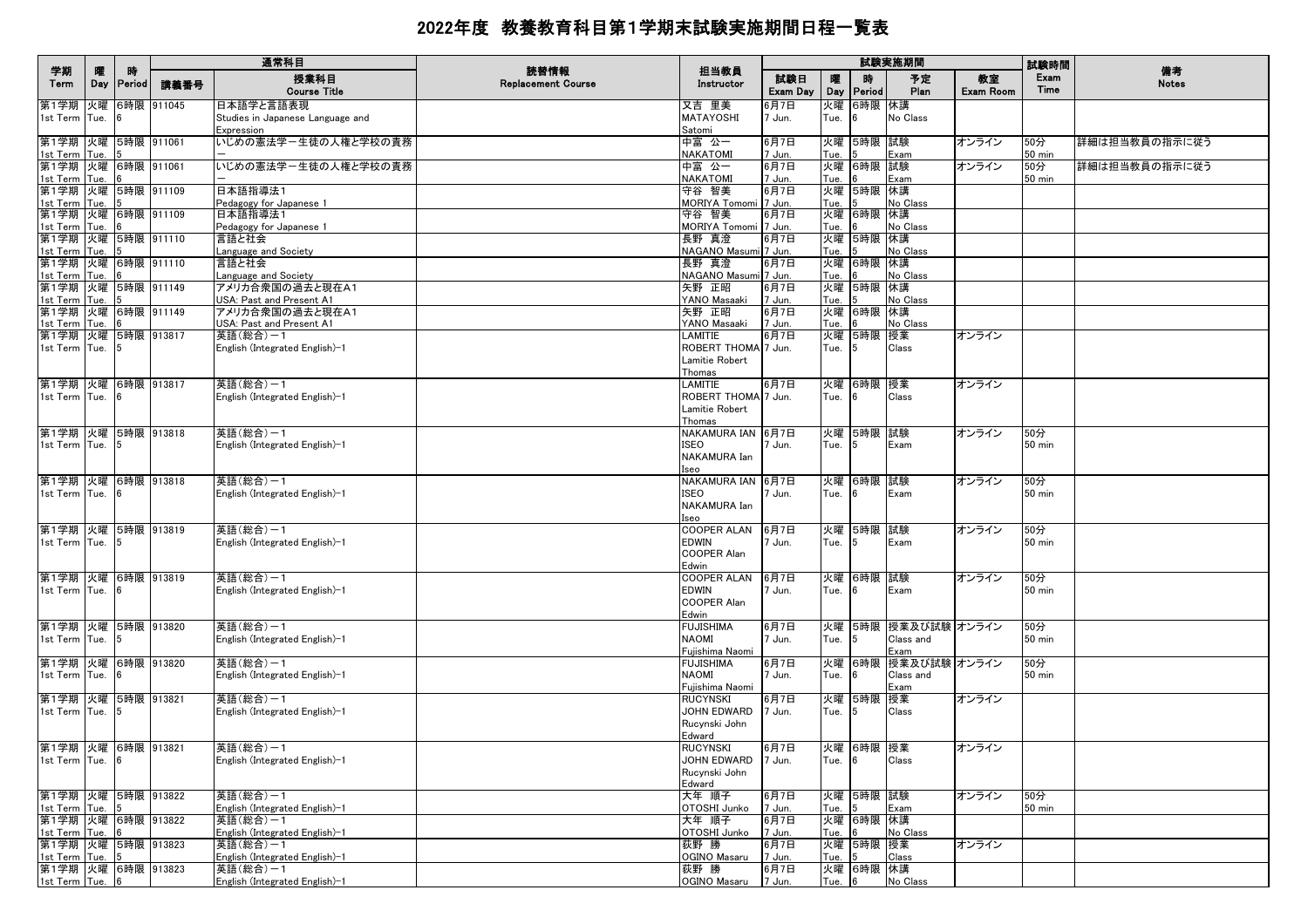# 2022年度 教養教育科目第1学期末試験実施期間日程一覧表

| 学期<br>Term | 曜<br>Day | 時<br>Period | 通常科目<br>講義番号 | 授業科目<br>Course Title | 読替情報<br>Replacement Course | 担当教員<br>Instructor | 試験日<br>Exam Day | 曜<br>Day | 時<br>Period | 予定<br>Plan | 教室<br>Exam Room | 試験時間<br>Exam Time | 備考<br>Notes |
|---|---|---|---|---|---|---|---|---|---|---|---|---|---|
| 第1学期<br>1st Term | 火曜<br>Tue. | 6時限<br>6 | 911045 | 日本語学と言語表現<br>Studies in Japanese Language and Expression | | 又吉 里美<br>MATAYOSHI Satomi | 6月7日<br>7 Jun. | 火曜<br>Tue. | 6時限<br>6 | 休講<br>No Class | | | |
| 第1学期<br>1st Term | 火曜<br>Tue. | 5時限<br>5 | 911061 | いじめの憲法学ー生徒の人権と学校の責務<br>ー | | 中富 公一<br>NAKATOMI | 6月7日<br>7 Jun. | 火曜<br>Tue. | 5時限<br>5 | 試験<br>Exam | オンライン | 50分<br>50 min | 詳細は担当教員の指示に従う |
| 第1学期<br>1st Term | 火曜<br>Tue. | 6時限<br>6 | 911061 | いじめの憲法学ー生徒の人権と学校の責務<br>ー | | 中富 公一<br>NAKATOMI | 6月7日<br>7 Jun. | 火曜<br>Tue. | 6時限<br>6 | 試験<br>Exam | オンライン | 50分<br>50 min | 詳細は担当教員の指示に従う |
| 第1学期<br>1st Term | 火曜<br>Tue. | 5時限<br>5 | 911109 | 日本語指導法1<br>Pedagogy for Japanese 1 | | 守谷 智美<br>MORIYA Tomomi | 6月7日<br>7 Jun. | 火曜<br>Tue. | 5時限<br>5 | 休講<br>No Class | | | |
| 第1学期<br>1st Term | 火曜<br>Tue. | 6時限<br>6 | 911109 | 日本語指導法1<br>Pedagogy for Japanese 1 | | 守谷 智美<br>MORIYA Tomomi | 6月7日<br>7 Jun. | 火曜<br>Tue. | 6時限<br>6 | 休講<br>No Class | | | |
| 第1学期<br>1st Term | 火曜<br>Tue. | 5時限<br>5 | 911110 | 言語と社会<br>Language and Society | | 長野 真澄<br>NAGANO Masumi | 6月7日<br>7 Jun. | 火曜<br>Tue. | 5時限<br>5 | 休講<br>No Class | | | |
| 第1学期<br>1st Term | 火曜<br>Tue. | 6時限<br>6 | 911110 | 言語と社会<br>Language and Society | | 長野 真澄<br>NAGANO Masumi | 6月7日<br>7 Jun. | 火曜<br>Tue. | 6時限<br>6 | 休講<br>No Class | | | |
| 第1学期<br>1st Term | 火曜<br>Tue. | 5時限<br>5 | 911149 | アメリカ合衆国の過去と現在A1<br>USA: Past and Present A1 | | 矢野 正昭<br>YANO Masaaki | 6月7日<br>7 Jun. | 火曜<br>Tue. | 5時限<br>5 | 休講<br>No Class | | | |
| 第1学期<br>1st Term | 火曜<br>Tue. | 6時限<br>6 | 911149 | アメリカ合衆国の過去と現在A1<br>USA: Past and Present A1 | | 矢野 正昭<br>YANO Masaaki | 6月7日<br>7 Jun. | 火曜<br>Tue. | 6時限<br>6 | 休講<br>No Class | | | |
| 第1学期<br>1st Term | 火曜<br>Tue. | 5時限<br>5 | 913817 | 英語(総合)ー1<br>English (Integrated English)-1 | | LAMITIE ROBERT THOMA<br>Lamitie Robert Thomas | 6月7日<br>7 Jun. | 火曜<br>Tue. | 5時限<br>5 | 授業<br>Class | オンライン | | |
| 第1学期<br>1st Term | 火曜<br>Tue. | 6時限<br>6 | 913817 | 英語(総合)ー1<br>English (Integrated English)-1 | | LAMITIE ROBERT THOMA<br>Lamitie Robert Thomas | 6月7日<br>7 Jun. | 火曜<br>Tue. | 6時限<br>6 | 授業<br>Class | オンライン | | |
| 第1学期<br>1st Term | 火曜<br>Tue. | 5時限<br>5 | 913818 | 英語(総合)ー1<br>English (Integrated English)-1 | | NAKAMURA IAN ISEO<br>NAKAMURA Ian Iseo | 6月7日<br>7 Jun. | 火曜<br>Tue. | 5時限<br>5 | 試験<br>Exam | オンライン | 50分<br>50 min | |
| 第1学期<br>1st Term | 火曜<br>Tue. | 6時限<br>6 | 913818 | 英語(総合)ー1<br>English (Integrated English)-1 | | NAKAMURA IAN ISEO<br>NAKAMURA Ian Iseo | 6月7日<br>7 Jun. | 火曜<br>Tue. | 6時限<br>6 | 試験<br>Exam | オンライン | 50分<br>50 min | |
| 第1学期<br>1st Term | 火曜<br>Tue. | 5時限<br>5 | 913819 | 英語(総合)ー1<br>English (Integrated English)-1 | | COOPER ALAN EDWIN<br>COOPER Alan Edwin | 6月7日<br>7 Jun. | 火曜<br>Tue. | 5時限<br>5 | 試験<br>Exam | オンライン | 50分<br>50 min | |
| 第1学期<br>1st Term | 火曜<br>Tue. | 6時限<br>6 | 913819 | 英語(総合)ー1<br>English (Integrated English)-1 | | COOPER ALAN EDWIN<br>COOPER Alan Edwin | 6月7日<br>7 Jun. | 火曜<br>Tue. | 6時限<br>6 | 試験<br>Exam | オンライン | 50分<br>50 min | |
| 第1学期<br>1st Term | 火曜<br>Tue. | 5時限<br>5 | 913820 | 英語(総合)ー1<br>English (Integrated English)-1 | | FUJISHIMA NAOMI<br>Fujishima Naomi | 6月7日<br>7 Jun. | 火曜<br>Tue. | 5時限<br>5 | 授業及び試験<br>Class and Exam | オンライン | 50分<br>50 min | |
| 第1学期<br>1st Term | 火曜<br>Tue. | 6時限<br>6 | 913820 | 英語(総合)ー1<br>English (Integrated English)-1 | | FUJISHIMA NAOMI<br>Fujishima Naomi | 6月7日<br>7 Jun. | 火曜<br>Tue. | 6時限<br>6 | 授業及び試験<br>Class and Exam | オンライン | 50分<br>50 min | |
| 第1学期<br>1st Term | 火曜<br>Tue. | 5時限<br>5 | 913821 | 英語(総合)ー1<br>English (Integrated English)-1 | | RUCYNSKI JOHN EDWARD<br>Rucynski John Edward | 6月7日<br>7 Jun. | 火曜<br>Tue. | 5時限<br>5 | 授業<br>Class | オンライン | | |
| 第1学期<br>1st Term | 火曜<br>Tue. | 6時限<br>6 | 913821 | 英語(総合)ー1<br>English (Integrated English)-1 | | RUCYNSKI JOHN EDWARD<br>Rucynski John Edward | 6月7日<br>7 Jun. | 火曜<br>Tue. | 6時限<br>6 | 授業<br>Class | オンライン | | |
| 第1学期<br>1st Term | 火曜<br>Tue. | 5時限<br>5 | 913822 | 英語(総合)ー1<br>English (Integrated English)-1 | | 大年 順子<br>OTOSHI Junko | 6月7日<br>7 Jun. | 火曜<br>Tue. | 5時限<br>5 | 試験<br>Exam | オンライン | 50分<br>50 min | |
| 第1学期<br>1st Term | 火曜<br>Tue. | 6時限<br>6 | 913822 | 英語(総合)ー1<br>English (Integrated English)-1 | | 大年 順子<br>OTOSHI Junko | 6月7日<br>7 Jun. | 火曜<br>Tue. | 6時限<br>6 | 休講<br>No Class | | | |
| 第1学期<br>1st Term | 火曜<br>Tue. | 5時限<br>5 | 913823 | 英語(総合)ー1<br>English (Integrated English)-1 | | 荻野 勝<br>OGINO Masaru | 6月7日<br>7 Jun. | 火曜<br>Tue. | 5時限<br>5 | 授業<br>Class | オンライン | | |
| 第1学期<br>1st Term | 火曜<br>Tue. | 6時限<br>6 | 913823 | 英語(総合)ー1<br>English (Integrated English)-1 | | 荻野 勝<br>OGINO Masaru | 6月7日<br>7 Jun. | 火曜<br>Tue. | 6時限<br>6 | 休講<br>No Class | | | |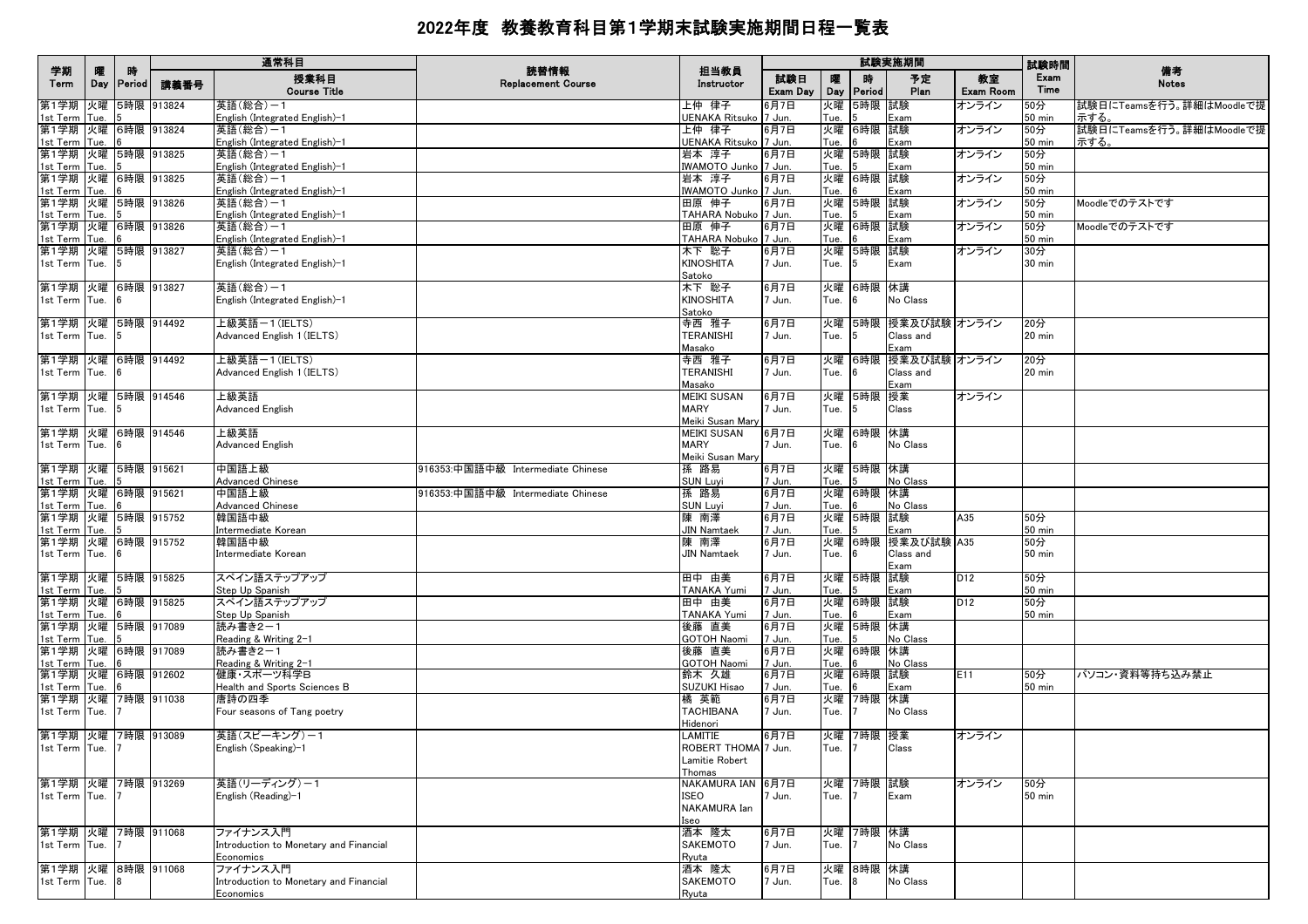# 2022年度 教養教育科目第1学期末試験実施期間日程一覧表

| 学期 Term | 曜 Day | 時 Period | 講義番号 | 授業科目 Course Title | 読替情報 Replacement Course | 担当教員 Instructor | 試験日 Exam Day | 曜 Day | 時 Period | 予定 Plan | 教室 Exam Room | 試験時間 Exam Time | 備考 Notes |
|---|---|---|---|---|---|---|---|---|---|---|---|---|---|
| 第1学期 1st Term | 火曜 Tue. | 5時限 5 | 913824 | 英語(総合)－1 English (Integrated English)-1 | | 上仲 律子 UENAKA Ritsuko | 6月7日 7 Jun. | 火曜 Tue. | 5時限 5 | 試験 Exam | オンライン | 50分 50 min | 試験日にTeamsを行う。詳細はMoodleで提示する。 |
| 第1学期 1st Term | 火曜 Tue. | 6時限 6 | 913824 | 英語(総合)－1 English (Integrated English)-1 | | 上仲 律子 UENAKA Ritsuko | 6月7日 7 Jun. | 火曜 Tue. | 6時限 6 | 試験 Exam | オンライン | 50分 50 min | 試験日にTeamsを行う。詳細はMoodleで提示する。 |
| 第1学期 1st Term | 火曜 Tue. | 5時限 5 | 913825 | 英語(総合)－1 English (Integrated English)-1 | | 岩本 淳子 IWAMOTO Junko | 6月7日 7 Jun. | 火曜 Tue. | 5時限 5 | 試験 Exam | オンライン | 50分 50 min | |
| 第1学期 1st Term | 火曜 Tue. | 6時限 6 | 913825 | 英語(総合)－1 English (Integrated English)-1 | | 岩本 淳子 IWAMOTO Junko | 6月7日 7 Jun. | 火曜 Tue. | 6時限 6 | 試験 Exam | オンライン | 50分 50 min | |
| 第1学期 1st Term | 火曜 Tue. | 5時限 5 | 913826 | 英語(総合)－1 English (Integrated English)-1 | | 田原 伸子 TAHARA Nobuko | 6月7日 7 Jun. | 火曜 Tue. | 5時限 5 | 試験 Exam | オンライン | 50分 50 min | Moodleでのテストです |
| 第1学期 1st Term | 火曜 Tue. | 6時限 6 | 913826 | 英語(総合)－1 English (Integrated English)-1 | | 田原 伸子 TAHARA Nobuko | 6月7日 7 Jun. | 火曜 Tue. | 6時限 6 | 試験 Exam | オンライン | 50分 50 min | Moodleでのテストです |
| 第1学期 1st Term | 火曜 Tue. | 5時限 5 | 913827 | 英語(総合)－1 English (Integrated English)-1 | | 木下 聡子 KINOSHITA Satoko | 6月7日 7 Jun. | 火曜 Tue. | 5時限 5 | 試験 Exam | オンライン | 30分 30 min | |
| 第1学期 1st Term | 火曜 Tue. | 6時限 6 | 913827 | 英語(総合)－1 English (Integrated English)-1 | | 木下 聡子 KINOSHITA Satoko | 6月7日 7 Jun. | 火曜 Tue. | 6時限 6 | 休講 No Class | | | |
| 第1学期 1st Term | 火曜 Tue. | 5時限 5 | 914492 | 上級英語－1(IELTS) Advanced English 1(IELTS) | | 寺西 雅子 TERANISHI Masako | 6月7日 7 Jun. | 火曜 Tue. | 5時限 5 | 授業及び試験 Class and Exam | オンライン | 20分 20 min | |
| 第1学期 1st Term | 火曜 Tue. | 6時限 6 | 914492 | 上級英語－1(IELTS) Advanced English 1(IELTS) | | 寺西 雅子 TERANISHI Masako | 6月7日 7 Jun. | 火曜 Tue. | 6時限 6 | 授業及び試験 Class and Exam | オンライン | 20分 20 min | |
| 第1学期 1st Term | 火曜 Tue. | 5時限 5 | 914546 | 上級英語 Advanced English | | MEIKI SUSAN MARY Meiki Susan Mary | 6月7日 7 Jun. | 火曜 Tue. | 5時限 5 | 授業 Class | オンライン | | |
| 第1学期 1st Term | 火曜 Tue. | 6時限 6 | 914546 | 上級英語 Advanced English | | MEIKI SUSAN MARY Meiki Susan Mary | 6月7日 7 Jun. | 火曜 Tue. | 6時限 6 | 休講 No Class | | | |
| 第1学期 1st Term | 火曜 Tue. | 5時限 5 | 915621 | 中国語上級 Advanced Chinese | 916353:中国語中級 Intermediate Chinese | 孫 路易 SUN Luyi | 6月7日 7 Jun. | 火曜 Tue. | 5時限 5 | 休講 No Class | | | |
| 第1学期 1st Term | 火曜 Tue. | 6時限 6 | 915621 | 中国語上級 Advanced Chinese | 916353:中国語中級 Intermediate Chinese | 孫 路易 SUN Luyi | 6月7日 7 Jun. | 火曜 Tue. | 6時限 6 | 休講 No Class | | | |
| 第1学期 1st Term | 火曜 Tue. | 5時限 5 | 915752 | 韓国語中級 Intermediate Korean | | 陳 南澤 JIN Namtaek | 6月7日 7 Jun. | 火曜 Tue. | 5時限 5 | 試験 Exam | A35 | 50分 50 min | |
| 第1学期 1st Term | 火曜 Tue. | 6時限 6 | 915752 | 韓国語中級 Intermediate Korean | | 陳 南澤 JIN Namtaek | 6月7日 7 Jun. | 火曜 Tue. | 6時限 6 | 授業及び試験 Class and Exam | A35 | 50分 50 min | |
| 第1学期 1st Term | 火曜 Tue. | 5時限 5 | 915825 | スペイン語ステップアップ Step Up Spanish | | 田中 由美 TANAKA Yumi | 6月7日 7 Jun. | 火曜 Tue. | 5時限 5 | 試験 Exam | D12 | 50分 50 min | |
| 第1学期 1st Term | 火曜 Tue. | 6時限 6 | 915825 | スペイン語ステップアップ Step Up Spanish | | 田中 由美 TANAKA Yumi | 6月7日 7 Jun. | 火曜 Tue. | 6時限 6 | 試験 Exam | D12 | 50分 50 min | |
| 第1学期 1st Term | 火曜 Tue. | 5時限 5 | 917089 | 読み書き2－1 Reading & Writing 2-1 | | 後藤 直美 GOTOH Naomi | 6月7日 7 Jun. | 火曜 Tue. | 5時限 5 | 休講 No Class | | | |
| 第1学期 1st Term | 火曜 Tue. | 6時限 6 | 917089 | 読み書き2－1 Reading & Writing 2-1 | | 後藤 直美 GOTOH Naomi | 6月7日 7 Jun. | 火曜 Tue. | 6時限 6 | 休講 No Class | | | |
| 第1学期 1st Term | 火曜 Tue. | 6時限 6 | 912602 | 健康・スポーツ科学B Health and Sports Sciences B | | 鈴木 久雄 SUZUKI Hisao | 6月7日 7 Jun. | 火曜 Tue. | 6時限 6 | 試験 Exam | E11 | 50分 50 min | パソコン・資料等持ち込み禁止 |
| 第1学期 1st Term | 火曜 Tue. | 7時限 7 | 911038 | 唐詩の四季 Four seasons of Tang poetry | | 橘 英範 TACHIBANA Hidenori | 6月7日 7 Jun. | 火曜 Tue. | 7時限 7 | 休講 No Class | | | |
| 第1学期 1st Term | 火曜 Tue. | 7時限 7 | 913089 | 英語(スピーキング)－1 English (Speaking)-1 | | LAMITIE ROBERT THOMAS Lamitie Robert Thomas | 6月7日 7 Jun. | 火曜 Tue. | 7時限 7 | 授業 Class | オンライン | | |
| 第1学期 1st Term | 火曜 Tue. | 7時限 7 | 913269 | 英語(リーディング)－1 English (Reading)-1 | | NAKAMURA IAN ISEO NAKAMURA Ian Iseo | 6月7日 7 Jun. | 火曜 Tue. | 7時限 7 | 試験 Exam | オンライン | 50分 50 min | |
| 第1学期 1st Term | 火曜 Tue. | 7時限 7 | 911068 | ファイナンス入門 Introduction to Monetary and Financial Economics | | 酒本 隆太 SAKEMOTO Ryuta | 6月7日 7 Jun. | 火曜 Tue. | 7時限 7 | 休講 No Class | | | |
| 第1学期 1st Term | 火曜 Tue. | 8時限 8 | 911068 | ファイナンス入門 Introduction to Monetary and Financial Economics | | 酒本 隆太 SAKEMOTO Ryuta | 6月7日 7 Jun. | 火曜 Tue. | 8時限 8 | 休講 No Class | | | |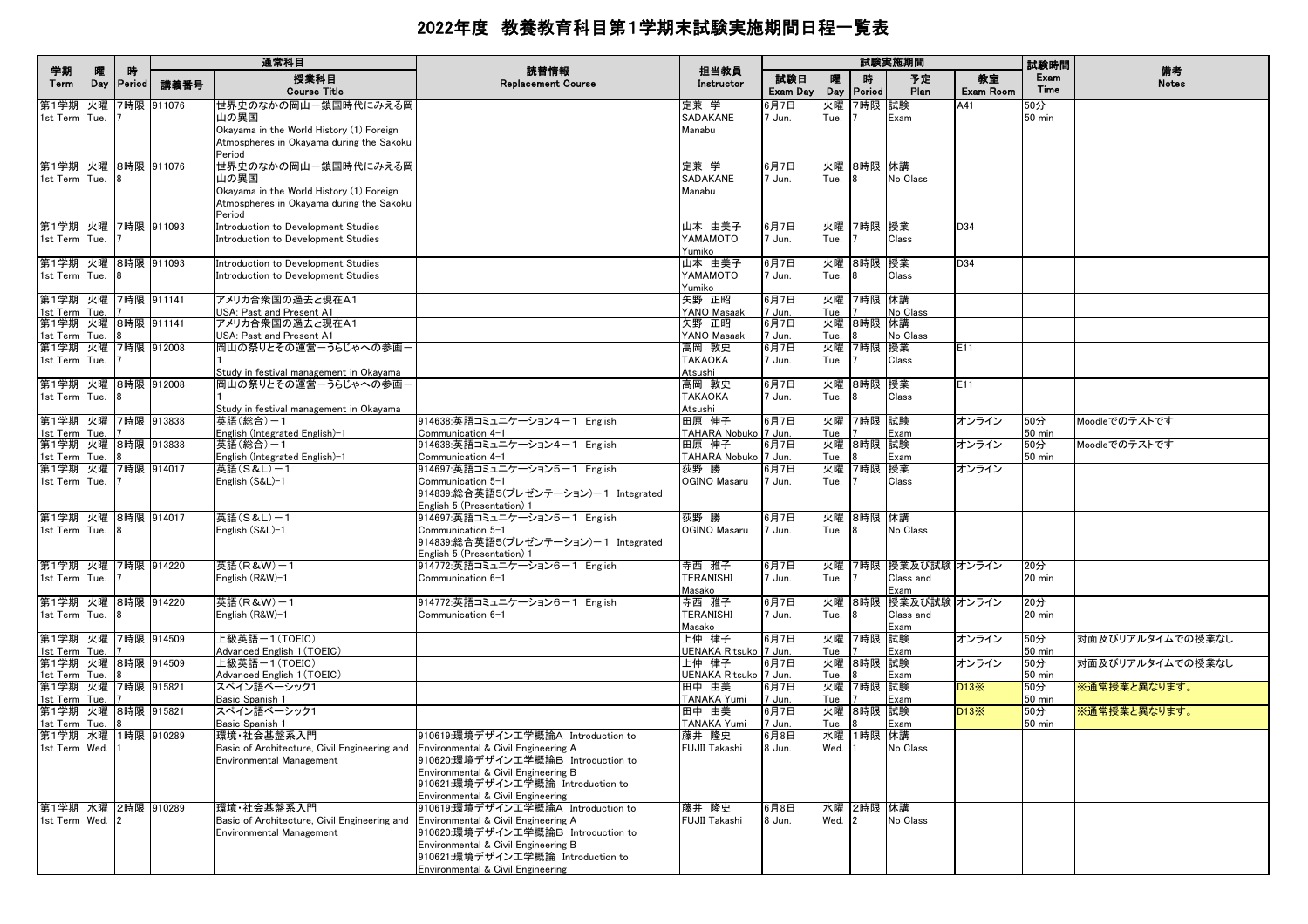# 2022年度 教養教育科目第1学期末試験実施期間日程一覧表

| 学期 Term | 曜 Day | 時 Period | 通常科目 講義番号 | 授業科目 Course Title | 読替情報 Replacement Course | 担当教員 Instructor | 試験日 Exam Day | 曜 Day | 時 Period | 予定 Plan | 教室 Exam Room | 試験時間 Exam Time | 備考 Notes |
|---|---|---|---|---|---|---|---|---|---|---|---|---|---|
| 第1学期 1st Term | 火曜 Tue. | 7時限 7 | 911076 | 世界史のなかの岡山ー鎖国時代にみえる岡山の異国 Okayama in the World History (1) Foreign Atmospheres in Okayama during the Sakoku Period | | 定兼 学 SADAKANE Manabu | 6月7日 7 Jun. | 火曜 Tue. | 7時限 7 | 試験 Exam | A41 | 50分 50 min | |
| 第1学期 1st Term | 火曜 Tue. | 8時限 8 | 911076 | 世界史のなかの岡山ー鎖国時代にみえる岡山の異国 Okayama in the World History (1) Foreign Atmospheres in Okayama during the Sakoku Period | | 定兼 学 SADAKANE Manabu | 6月7日 7 Jun. | 火曜 Tue. | 8時限 8 | 休講 No Class | | | |
| 第1学期 1st Term | 火曜 Tue. | 7時限 7 | 911093 | Introduction to Development Studies Introduction to Development Studies | | 山本 由美子 YAMAMOTO Yumiko | 6月7日 7 Jun. | 火曜 Tue. | 7時限 7 | 授業 Class | D34 | | |
| 第1学期 1st Term | 火曜 Tue. | 8時限 8 | 911093 | Introduction to Development Studies Introduction to Development Studies | | 山本 由美子 YAMAMOTO Yumiko | 6月7日 7 Jun. | 火曜 Tue. | 8時限 8 | 授業 Class | D34 | | |
| 第1学期 1st Term | 火曜 Tue. | 7時限 7 | 911141 | アメリカ合衆国の過去と現在A1 USA: Past and Present A1 | | 矢野 正昭 YANO Masaaki | 6月7日 7 Jun. | 火曜 Tue. | 7時限 7 | 休講 No Class | | | |
| 第1学期 1st Term | 火曜 Tue. | 8時限 8 | 911141 | アメリカ合衆国の過去と現在A1 USA: Past and Present A1 | | 矢野 正昭 YANO Masaaki | 6月7日 7 Jun. | 火曜 Tue. | 8時限 8 | 休講 No Class | | | |
| 第1学期 1st Term | 火曜 Tue. | 7時限 7 | 912008 | 岡山の祭りとその運営ーうらじゃへの参画ー1 Study in festival management in Okayama | | 高岡 敦史 TAKAOKA Atsushi | 6月7日 7 Jun. | 火曜 Tue. | 7時限 7 | 授業 Class | E11 | | |
| 第1学期 1st Term | 火曜 Tue. | 8時限 8 | 912008 | 岡山の祭りとその運営ーうらじゃへの参画ー1 Study in festival management in Okayama | | 高岡 敦史 TAKAOKA Atsushi | 6月7日 7 Jun. | 火曜 Tue. | 8時限 8 | 授業 Class | E11 | | |
| 第1学期 1st Term | 火曜 Tue. | 7時限 7 | 913838 | 英語(総合)ー1 English (Integrated English)-1 | 914638:英語コミュニケーション4ー1 English Communication 4-1 | 田原 伸子 TAHARA Nobuko | 6月7日 7 Jun. | 火曜 Tue. | 7時限 7 | 試験 Exam | オンライン | 50分 50 min | Moodleでのテストです |
| 第1学期 1st Term | 火曜 Tue. | 8時限 8 | 913838 | 英語(総合)ー1 English (Integrated English)-1 | 914638:英語コミュニケーション4ー1 English Communication 4-1 | 田原 伸子 TAHARA Nobuko | 6月7日 7 Jun. | 火曜 Tue. | 8時限 8 | 試験 Exam | オンライン | 50分 50 min | Moodleでのテストです |
| 第1学期 1st Term | 火曜 Tue. | 7時限 7 | 914017 | 英語(S&L)ー1 English (S&L)-1 | 914697:英語コミュニケーション5ー1 English Communication 5-1 914839:総合英語5(プレゼンテーション)ー1 Integrated English 5 (Presentation) 1 | 荻野 勝 OGINO Masaru | 6月7日 7 Jun. | 火曜 Tue. | 7時限 7 | 授業 Class | オンライン | | |
| 第1学期 1st Term | 火曜 Tue. | 8時限 8 | 914017 | 英語(S&L)ー1 English (S&L)-1 | 914697:英語コミュニケーション5ー1 English Communication 5-1 914839:総合英語5(プレゼンテーション)ー1 Integrated English 5 (Presentation) 1 | 荻野 勝 OGINO Masaru | 6月7日 7 Jun. | 火曜 Tue. | 8時限 8 | 休講 No Class | | | |
| 第1学期 1st Term | 火曜 Tue. | 7時限 7 | 914220 | 英語(R&W)ー1 English (R&W)-1 | 914772:英語コミュニケーション6ー1 English Communication 6-1 | 寺西 雅子 TERANISHI Masako | 6月7日 7 Jun. | 火曜 Tue. | 7時限 7 | 授業及び試験 Class and Exam | オンライン | 20分 20 min | |
| 第1学期 1st Term | 火曜 Tue. | 8時限 8 | 914220 | 英語(R&W)ー1 English (R&W)-1 | 914772:英語コミュニケーション6ー1 English Communication 6-1 | 寺西 雅子 TERANISHI Masako | 6月7日 7 Jun. | 火曜 Tue. | 8時限 8 | 授業及び試験 Class and Exam | オンライン | 20分 20 min | |
| 第1学期 1st Term | 火曜 Tue. | 7時限 7 | 914509 | 上級英語ー1(TOEIC) Advanced English 1 (TOEIC) | | 上仲 律子 UENAKA Ritsuko | 6月7日 7 Jun. | 火曜 Tue. | 7時限 7 | 試験 Exam | オンライン | 50分 50 min | 対面及びリアルタイムでの授業なし |
| 第1学期 1st Term | 火曜 Tue. | 8時限 8 | 914509 | 上級英語ー1(TOEIC) Advanced English 1 (TOEIC) | | 上仲 律子 UENAKA Ritsuko | 6月7日 7 Jun. | 火曜 Tue. | 8時限 8 | 試験 Exam | オンライン | 50分 50 min | 対面及びリアルタイムでの授業なし |
| 第1学期 1st Term | 火曜 Tue. | 7時限 7 | 915821 | スペイン語ベーシック1 Basic Spanish 1 | | 田中 由美 TANAKA Yumi | 6月7日 7 Jun. | 火曜 Tue. | 7時限 7 | 試験 Exam | D13※ | 50分 50 min | ※通常授業と異なります。 |
| 第1学期 1st Term | 火曜 Tue. | 8時限 8 | 915821 | スペイン語ベーシック1 Basic Spanish 1 | | 田中 由美 TANAKA Yumi | 6月7日 7 Jun. | 火曜 Tue. | 8時限 8 | 試験 Exam | D13※ | 50分 50 min | ※通常授業と異なります。 |
| 第1学期 1st Term | 水曜 Wed. | 1時限 1 | 910289 | 環境・社会基盤系入門 Basic of Architecture, Civil Engineering and Environmental Management | 910619:環境デザイン工学概論A Introduction to Environmental & Civil Engineering A 910620:環境デザイン工学概論B Introduction to Environmental & Civil Engineering B 910621:環境デザイン工学概論 Introduction to Environmental & Civil Engineering | 藤井 隆史 FUJII Takashi | 6月8日 8 Jun. | 水曜 Wed. | 1時限 1 | 休講 No Class | | | |
| 第1学期 1st Term | 水曜 Wed. | 2時限 2 | 910289 | 環境・社会基盤系入門 Basic of Architecture, Civil Engineering and Environmental Management | 910619:環境デザイン工学概論A Introduction to Environmental & Civil Engineering A 910620:環境デザイン工学概論B Introduction to Environmental & Civil Engineering B 910621:環境デザイン工学概論 Introduction to Environmental & Civil Engineering | 藤井 隆史 FUJII Takashi | 6月8日 8 Jun. | 水曜 Wed. | 2時限 2 | 休講 No Class | | | |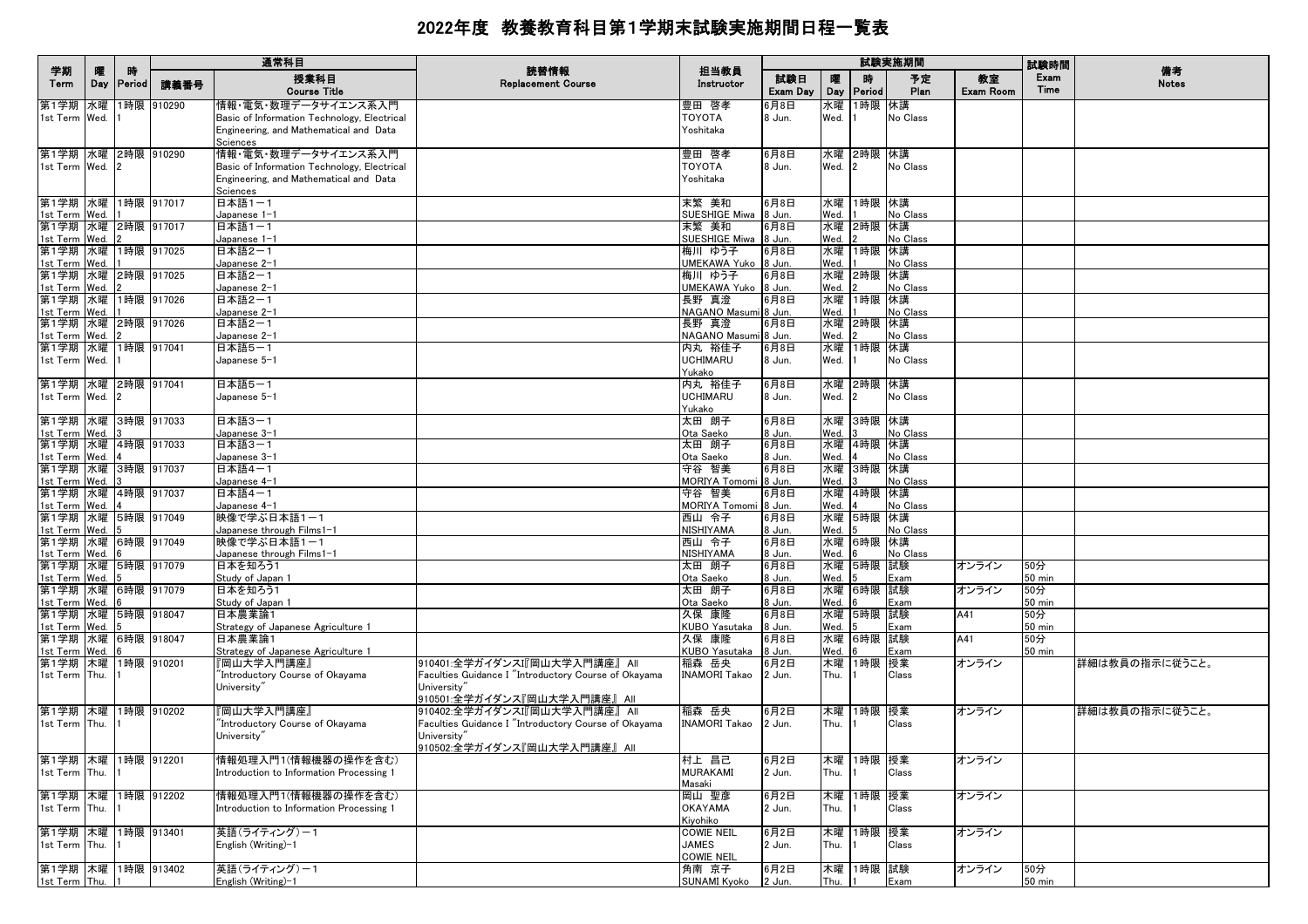# 2022年度 教養教育科目第1学期末試験実施期間日程一覧表

| 学期 Term | 曜 Day | 時 Period | 通常科目 講義番号 | 授業科目 Course Title | 読替情報 Replacement Course | 担当教員 Instructor | 試験実施期間 試験日 Exam Day | 曜 Day | 時 Period | 予定 Plan | 教室 Exam Room | 試験時間 Exam Time | 備考 Notes |
|---|---|---|---|---|---|---|---|---|---|---|---|---|---|
| 第1学期 1st Term | 水曜 Wed. | 1時限 1 | 910290 | 情報・電気・数理データサイエンス系入門 Basic of Information Technology, Electrical Engineering, and Mathematical and Data Sciences | | 豊田 啓孝 TOYOTA Yoshitaka | 6月8日 8 Jun. | 水曜 Wed. | 1時限 1 | 休講 No Class | | | |
| 第1学期 1st Term | 水曜 Wed. | 2時限 2 | 910290 | 情報・電気・数理データサイエンス系入門 Basic of Information Technology, Electrical Engineering, and Mathematical and Data Sciences | | 豊田 啓孝 TOYOTA Yoshitaka | 6月8日 8 Jun. | 水曜 Wed. | 2時限 2 | 休講 No Class | | | |
| 第1学期 1st Term | 水曜 Wed. | 1時限 1 | 917017 | 日本語1－1 Japanese 1-1 | | 末繁 美和 SUESHIGE Miwa | 6月8日 8 Jun. | 水曜 Wed. | 1時限 1 | 休講 No Class | | | |
| 第1学期 1st Term | 水曜 Wed. | 2時限 2 | 917017 | 日本語1－1 Japanese 1-1 | | 末繁 美和 SUESHIGE Miwa | 6月8日 8 Jun. | 水曜 Wed. | 2時限 2 | 休講 No Class | | | |
| 第1学期 1st Term | 水曜 Wed. | 1時限 1 | 917025 | 日本語2－1 Japanese 2-1 | | 梅川 ゆう子 UMEKAWA Yuko | 6月8日 8 Jun. | 水曜 Wed. | 1時限 1 | 休講 No Class | | | |
| 第1学期 1st Term | 水曜 Wed. | 2時限 2 | 917025 | 日本語2－1 Japanese 2-1 | | 梅川 ゆう子 UMEKAWA Yuko | 6月8日 8 Jun. | 水曜 Wed. | 2時限 2 | 休講 No Class | | | |
| 第1学期 1st Term | 水曜 Wed. | 1時限 1 | 917026 | 日本語2－1 Japanese 2-1 | | 長野 真澄 NAGANO Masumi | 6月8日 8 Jun. | 水曜 Wed. | 1時限 1 | 休講 No Class | | | |
| 第1学期 1st Term | 水曜 Wed. | 2時限 2 | 917026 | 日本語2－1 Japanese 2-1 | | 長野 真澄 NAGANO Masumi | 6月8日 8 Jun. | 水曜 Wed. | 2時限 2 | 休講 No Class | | | |
| 第1学期 1st Term | 水曜 Wed. | 1時限 1 | 917041 | 日本語5－1 Japanese 5-1 | | 内丸 裕佳子 UCHIMARU Yukako | 6月8日 8 Jun. | 水曜 Wed. | 1時限 1 | 休講 No Class | | | |
| 第1学期 1st Term | 水曜 Wed. | 2時限 2 | 917041 | 日本語5－1 Japanese 5-1 | | 内丸 裕佳子 UCHIMARU Yukako | 6月8日 8 Jun. | 水曜 Wed. | 2時限 2 | 休講 No Class | | | |
| 第1学期 1st Term | 水曜 Wed. | 3時限 3 | 917033 | 日本語3－1 Japanese 3-1 | | 太田 朗子 Ota Saeko | 6月8日 8 Jun. | 水曜 Wed. | 3時限 3 | 休講 No Class | | | |
| 第1学期 1st Term | 水曜 Wed. | 4時限 4 | 917033 | 日本語3－1 Japanese 3-1 | | 太田 朗子 Ota Saeko | 6月8日 8 Jun. | 水曜 Wed. | 4時限 4 | 休講 No Class | | | |
| 第1学期 1st Term | 水曜 Wed. | 3時限 3 | 917037 | 日本語4－1 Japanese 4-1 | | 守谷 智美 MORIYA Tomomi | 6月8日 8 Jun. | 水曜 Wed. | 3時限 3 | 休講 No Class | | | |
| 第1学期 1st Term | 水曜 Wed. | 4時限 4 | 917037 | 日本語4－1 Japanese 4-1 | | 守谷 智美 MORIYA Tomomi | 6月8日 8 Jun. | 水曜 Wed. | 4時限 4 | 休講 No Class | | | |
| 第1学期 1st Term | 水曜 Wed. | 5時限 5 | 917049 | 映像で学ぶ日本語1－1 Japanese through Films1-1 | | 西山 令子 NISHIYAMA | 6月8日 8 Jun. | 水曜 Wed. | 5時限 5 | 休講 No Class | | | |
| 第1学期 1st Term | 水曜 Wed. | 6時限 6 | 917049 | 映像で学ぶ日本語1－1 Japanese through Films1-1 | | 西山 令子 NISHIYAMA | 6月8日 8 Jun. | 水曜 Wed. | 6時限 6 | 休講 No Class | | | |
| 第1学期 1st Term | 水曜 Wed. | 5時限 5 | 917079 | 日本を知ろう1 Study of Japan 1 | | 太田 朗子 Ota Saeko | 6月8日 8 Jun. | 水曜 Wed. | 5時限 5 | 試験 Exam | オンライン | 50分 50 min | |
| 第1学期 1st Term | 水曜 Wed. | 6時限 6 | 917079 | 日本を知ろう1 Study of Japan 1 | | 太田 朗子 Ota Saeko | 6月8日 8 Jun. | 水曜 Wed. | 6時限 6 | 試験 Exam | オンライン | 50分 50 min | |
| 第1学期 1st Term | 水曜 Wed. | 5時限 5 | 918047 | 日本農業論1 Strategy of Japanese Agriculture 1 | | 久保 康隆 KUBO Yasutaka | 6月8日 8 Jun. | 水曜 Wed. | 5時限 5 | 試験 Exam | A41 | 50分 50 min | |
| 第1学期 1st Term | 水曜 Wed. | 6時限 6 | 918047 | 日本農業論1 Strategy of Japanese Agriculture 1 | | 久保 康隆 KUBO Yasutaka | 6月8日 8 Jun. | 水曜 Wed. | 6時限 6 | 試験 Exam | A41 | 50分 50 min | |
| 第1学期 1st Term | 木曜 Thu. | 1時限 1 | 910201 | 『岡山大学入門講座』 "Introductory Course of Okayama University" | 910401:全学ガイダンスI『岡山大学入門講座』 All Faculties Guidance I "Introductory Course of Okayama University" 910501:全学ガイダンス『岡山大学入門講座』 All | 稲森 岳央 INAMORI Takao | 6月2日 2 Jun. | 木曜 Thu. | 1時限 1 | 授業 Class | オンライン | | 詳細は教員の指示に従うこと。 |
| 第1学期 1st Term | 木曜 Thu. | 1時限 1 | 910202 | 『岡山大学入門講座』 "Introductory Course of Okayama University" | 910402:全学ガイダンスI『岡山大学入門講座』 All Faculties Guidance I "Introductory Course of Okayama University" 910502:全学ガイダンス『岡山大学入門講座』 All | 稲森 岳央 INAMORI Takao | 6月2日 2 Jun. | 木曜 Thu. | 1時限 1 | 授業 Class | オンライン | | 詳細は教員の指示に従うこと。 |
| 第1学期 1st Term | 木曜 Thu. | 1時限 1 | 912201 | 情報処理入門1(情報機器の操作を含む) Introduction to Information Processing 1 | | 村上 昌己 MURAKAMI Masaki | 6月2日 2 Jun. | 木曜 Thu. | 1時限 1 | 授業 Class | オンライン | | |
| 第1学期 1st Term | 木曜 Thu. | 1時限 1 | 912202 | 情報処理入門1(情報機器の操作を含む) Introduction to Information Processing 1 | | 岡山 聖彦 OKAYAMA Kiyohiko | 6月2日 2 Jun. | 木曜 Thu. | 1時限 1 | 授業 Class | オンライン | | |
| 第1学期 1st Term | 木曜 Thu. | 1時限 1 | 913401 | 英語(ライティング)－1 English (Writing)-1 | | COWIE NEIL JAMES COWIE NEIL | 6月2日 2 Jun. | 木曜 Thu. | 1時限 1 | 授業 Class | オンライン | | |
| 第1学期 1st Term | 木曜 Thu. | 1時限 1 | 913402 | 英語(ライティング)－1 English (Writing)-1 | | 角南 京子 SUNAMI Kyoko | 6月2日 2 Jun. | 木曜 Thu. | 1時限 1 | 試験 Exam | オンライン | 50分 50 min | |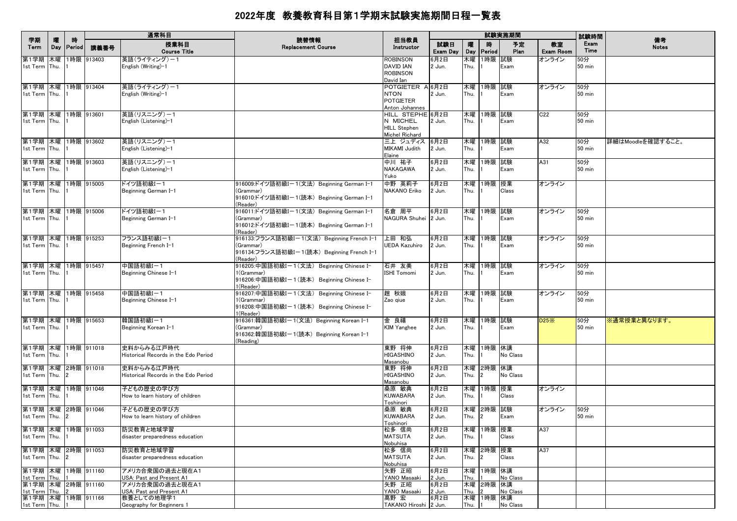# 2022年度 教養教育科目第1学期末試験実施期間日程一覧表

| 学期<br>Term | 曜<br>Day | 時<br>Period | 通常科目<br>講義番号 | 授業科目<br>Course Title | 読替情報<br>Replacement Course | 担当教員<br>Instructor | 試験実施期間<br>試験日<br>Exam Day | 曜<br>Day | 時<br>Period | 予定<br>Plan | 教室<br>Exam Room | 試験時間<br>Exam Time | 備考<br>Notes |
|---|---|---|---|---|---|---|---|---|---|---|---|---|---|
| 第1学期<br>1st Term | 木曜<br>Thu. | 1時限<br>1 | 913403 | 英語(ライティング)－1<br>English (Writing)-1 | | ROBINSON DAVID IAN<br>ROBINSON David Ian | 6月2日<br>2 Jun. | 木曜<br>Thu. | 1時限<br>1 | 試験<br>Exam | オンライン | 50分<br>50 min | |
| 第1学期<br>1st Term | 木曜<br>Thu. | 1時限<br>1 | 913404 | 英語(ライティング)－1<br>English (Writing)-1 | | POTGIETER ANTON<br>POTGIETER Anton Johannes | 6月2日<br>2 Jun. | 木曜<br>Thu. | 1時限<br>1 | 試験<br>Exam | オンライン | 50分<br>50 min | |
| 第1学期<br>1st Term | 木曜<br>Thu. | 1時限<br>1 | 913601 | 英語(リスニング)－1<br>English (Listening)-1 | | HILL STEPHEN MICHEL<br>HILL Stephen Michel Richard | 6月2日<br>2 Jun. | 木曜<br>Thu. | 1時限<br>1 | 試験<br>Exam | C22 | 50分<br>50 min | |
| 第1学期<br>1st Term | 木曜<br>Thu. | 1時限<br>1 | 913602 | 英語(リスニング)－1<br>English (Listening)-1 | | 三上 ジュディス<br>MIKAMI Judith Elaine | 6月2日<br>2 Jun. | 木曜<br>Thu. | 1時限<br>1 | 試験<br>Exam | A32 | 50分<br>50 min | 詳細はMoodleを確認すること。 |
| 第1学期<br>1st Term | 木曜<br>Thu. | 1時限<br>1 | 913603 | 英語(リスニング)－1<br>English (Listening)-1 | | 中川 祐子<br>NAKAGAWA Yuko | 6月2日<br>2 Jun. | 木曜<br>Thu. | 1時限<br>1 | 試験<br>Exam | A31 | 50分<br>50 min | |
| 第1学期<br>1st Term | 木曜<br>Thu. | 1時限<br>1 | 915005 | ドイツ語初級I－1<br>Beginning German I-1 | 916009:ドイツ語初級I－1(文法) Beginning German I-1 (Grammar)<br>916010:ドイツ語初級I－1(読本) Beginning German I-1 (Reader) | 中野 英莉子<br>NAKANO Eriko | 6月2日<br>2 Jun. | 木曜<br>Thu. | 1時限<br>1 | 授業<br>Class | オンライン | | |
| 第1学期<br>1st Term | 木曜<br>Thu. | 1時限<br>1 | 915006 | ドイツ語初級I－1<br>Beginning German I-1 | 916011:ドイツ語初級I－1(文法) Beginning German I-1 (Grammar)<br>916012:ドイツ語初級I－1(読本) Beginning German I-1 (Reader) | 名倉 周平<br>NAGURA Shuhei | 6月2日<br>2 Jun. | 木曜<br>Thu. | 1時限<br>1 | 試験<br>Exam | オンライン | 50分<br>50 min | |
| 第1学期<br>1st Term | 木曜<br>Thu. | 1時限<br>1 | 915253 | フランス語初級I－1<br>Beginning French I-1 | 916133:フランス語初級I－1(文法) Beginning French I-1 (Grammar)<br>916134:フランス語初級I－1(読本) Beginning French I-1 (Reader) | 上田 和弘<br>UEDA Kazuhiro | 6月2日<br>2 Jun. | 木曜<br>Thu. | 1時限<br>1 | 試験<br>Exam | オンライン | 50分<br>50 min | |
| 第1学期<br>1st Term | 木曜<br>Thu. | 1時限<br>1 | 915457 | 中国語初級I－1<br>Beginning Chinese I-1 | 916205:中国語初級I－1(文法) Beginning Chinese I-1(Grammar)<br>916206:中国語初級I－1(読本) Beginning Chinese I-1(Reader) | 石井 友美<br>ISHI Tomomi | 6月2日<br>2 Jun. | 木曜<br>Thu. | 1時限<br>1 | 試験<br>Exam | オンライン | 50分<br>50 min | |
| 第1学期<br>1st Term | 木曜<br>Thu. | 1時限<br>1 | 915458 | 中国語初級I－1<br>Beginning Chinese I-1 | 916207:中国語初級I－1(文法) Beginning Chinese I-1(Grammar)<br>916208:中国語初級I－1(読本) Beginning Chinese I-1(Reader) | 趙 秋娥<br>Zao qiue | 6月2日<br>2 Jun. | 木曜<br>Thu. | 1時限<br>1 | 試験<br>Exam | オンライン | 50分<br>50 min | |
| 第1学期<br>1st Term | 木曜<br>Thu. | 1時限<br>1 | 915653 | 韓国語初級I－1<br>Beginning Korean I-1 | 916361:韓国語初級I－1(文法) Beginning Korean I-1 (Grammar)<br>916362:韓国語初級I－1(読本) Beginning Korean I-1 (Reading) | 金 良禧<br>KIM Yanghee | 6月2日<br>2 Jun. | 木曜<br>Thu. | 1時限<br>1 | 試験<br>Exam | D25※ | 50分<br>50 min | ※通常授業と異なります。 |
| 第1学期<br>1st Term | 木曜<br>Thu. | 1時限<br>1 | 911018 | 史料からみる江戸時代<br>Historical Records in the Edo Period | | 東野 将伸<br>HIGASHINO Masanobu | 6月2日<br>2 Jun. | 木曜<br>Thu. | 1時限<br>1 | 休講<br>No Class | | | |
| 第1学期<br>1st Term | 木曜<br>Thu. | 2時限<br>2 | 911018 | 史料からみる江戸時代<br>Historical Records in the Edo Period | | 東野 将伸<br>HIGASHINO Masanobu | 6月2日<br>2 Jun. | 木曜<br>Thu. | 2時限<br>2 | 休講<br>No Class | | | |
| 第1学期<br>1st Term | 木曜<br>Thu. | 1時限<br>1 | 911046 | 子どもの歴史の学び方<br>How to learn history of children | | 桑原 敏典<br>KUWABARA Toshinori | 6月2日<br>2 Jun. | 木曜<br>Thu. | 1時限<br>1 | 授業<br>Class | オンライン | | |
| 第1学期<br>1st Term | 木曜<br>Thu. | 2時限<br>2 | 911046 | 子どもの歴史の学び方<br>How to learn history of children | | 桑原 敏典<br>KUWABARA Toshinori | 6月2日<br>2 Jun. | 木曜<br>Thu. | 2時限<br>2 | 試験<br>Exam | オンライン | 50分<br>50 min | |
| 第1学期<br>1st Term | 木曜<br>Thu. | 1時限<br>1 | 911053 | 防災教育と地域学習<br>disaster preparedness education | | 松多 信尚<br>MATSUTA Nobuhisa | 6月2日<br>2 Jun. | 木曜<br>Thu. | 1時限<br>1 | 授業<br>Class | A37 | | |
| 第1学期<br>1st Term | 木曜<br>Thu. | 2時限<br>2 | 911053 | 防災教育と地域学習<br>disaster preparedness education | | 松多 信尚<br>MATSUTA Nobuhisa | 6月2日<br>2 Jun. | 木曜<br>Thu. | 2時限<br>2 | 授業<br>Class | A37 | | |
| 第1学期<br>1st Term | 木曜<br>Thu. | 1時限<br>1 | 911160 | アメリカ合衆国の過去と現在A1<br>USA: Past and Present A1 | | 矢野 正昭<br>YANO Masaaki | 6月2日<br>2 Jun. | 木曜<br>Thu. | 1時限<br>1 | 休講<br>No Class | | | |
| 第1学期<br>1st Term | 木曜<br>Thu. | 2時限<br>2 | 911160 | アメリカ合衆国の過去と現在A1<br>USA: Past and Present A1 | | 矢野 正昭<br>YANO Masaaki | 6月2日<br>2 Jun. | 木曜<br>Thu. | 2時限<br>2 | 休講<br>No Class | | | |
| 第1学期<br>1st Term | 木曜<br>Thu. | 1時限<br>1 | 911166 | 教養としての地理学1<br>Geography for Beginners 1 | | 髙野 宏<br>TAKANO Hiroshi | 6月2日<br>2 Jun. | 木曜<br>Thu. | 1時限<br>1 | 休講<br>No Class | | | |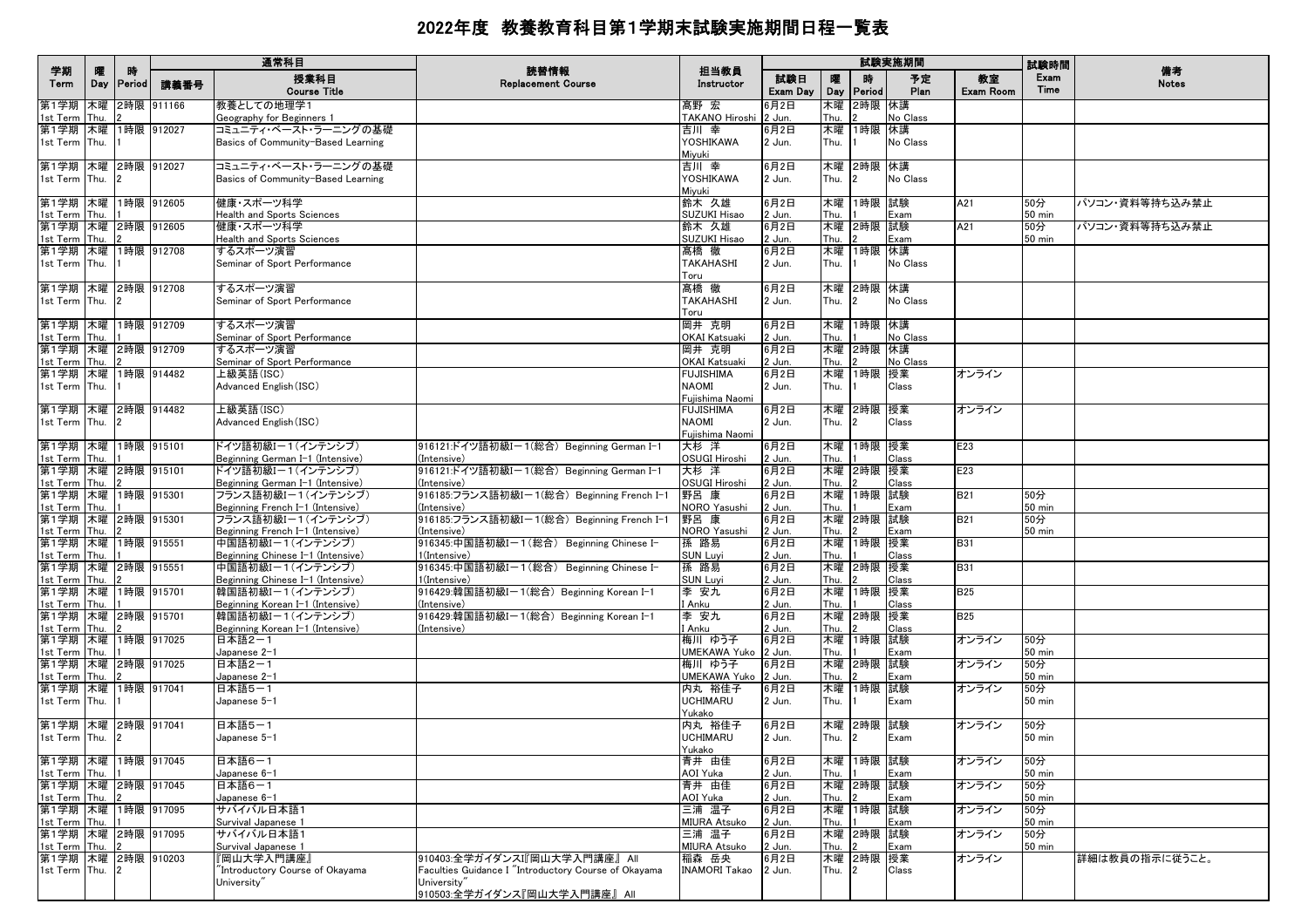# 2022年度 教養教育科目第1学期末試験実施期間日程一覧表

| 学期 Term | 曜 Day | 時 Period | 講義番号 | 授業科目 Course Title | 読替情報 Replacement Course | 担当教員 Instructor | 試験日 Exam Day | 曜 Day | 時 Period | 予定 Plan | 教室 Exam Room | 試験時間 Exam Time | 備考 Notes |
|---|---|---|---|---|---|---|---|---|---|---|---|---|---|
| | | | | 通常科目 | | | 試験実施期間 | | | | | | |
| 第1学期 1st Term | 木曜 Thu. | 2時限 2 | 911166 | 教養としての地理学1 Geography for Beginners 1 | | 髙野 宏 TAKANO Hiroshi | 6月2日 2 Jun. | 木曜 Thu. | 2時限 2 | 休講 No Class | | | |
| 第1学期 1st Term | 木曜 Thu. | 1時限 1 | 912027 | コミュニティ・ベースト・ラーニングの基礎 Basics of Community-Based Learning | | 吉川 幸 YOSHIKAWA Miyuki | 6月2日 2 Jun. | 木曜 Thu. | 1時限 1 | 休講 No Class | | | |
| 第1学期 1st Term | 木曜 Thu. | 2時限 2 | 912027 | コミュニティ・ベースト・ラーニングの基礎 Basics of Community-Based Learning | | 吉川 幸 YOSHIKAWA Miyuki | 6月2日 2 Jun. | 木曜 Thu. | 2時限 2 | 休講 No Class | | | |
| 第1学期 1st Term | 木曜 Thu. | 1時限 1 | 912605 | 健康・スポーツ科学 Health and Sports Sciences | | 鈴木 久雄 SUZUKI Hisao | 6月2日 2 Jun. | 木曜 Thu. | 1時限 1 | 試験 Exam | A21 | 50分 50 min | パソコン・資料等持ち込み禁止 |
| 第1学期 1st Term | 木曜 Thu. | 2時限 2 | 912605 | 健康・スポーツ科学 Health and Sports Sciences | | 鈴木 久雄 SUZUKI Hisao | 6月2日 2 Jun. | 木曜 Thu. | 2時限 2 | 試験 Exam | A21 | 50分 50 min | パソコン・資料等持ち込み禁止 |
| 第1学期 1st Term | 木曜 Thu. | 1時限 1 | 912708 | するスポーツ演習 Seminar of Sport Performance | | 髙橋 徹 TAKAHASHI Toru | 6月2日 2 Jun. | 木曜 Thu. | 1時限 1 | 休講 No Class | | | |
| 第1学期 1st Term | 木曜 Thu. | 2時限 2 | 912708 | するスポーツ演習 Seminar of Sport Performance | | 髙橋 徹 TAKAHASHI Toru | 6月2日 2 Jun. | 木曜 Thu. | 2時限 2 | 休講 No Class | | | |
| 第1学期 1st Term | 木曜 Thu. | 1時限 1 | 912709 | するスポーツ演習 Seminar of Sport Performance | | 岡井 克明 OKAI Katsuaki | 6月2日 2 Jun. | 木曜 Thu. | 1時限 1 | 休講 No Class | | | |
| 第1学期 1st Term | 木曜 Thu. | 2時限 2 | 912709 | するスポーツ演習 Seminar of Sport Performance | | 岡井 克明 OKAI Katsuaki | 6月2日 2 Jun. | 木曜 Thu. | 2時限 2 | 休講 No Class | | | |
| 第1学期 1st Term | 木曜 Thu. | 1時限 1 | 914482 | 上級英語(ISC) Advanced English(ISC) | | FUJISHIMA NAOMI Fujishima Naomi | 6月2日 2 Jun. | 木曜 Thu. | 1時限 1 | 授業 Class | オンライン | | |
| 第1学期 1st Term | 木曜 Thu. | 2時限 2 | 914482 | 上級英語(ISC) Advanced English(ISC) | | FUJISHIMA NAOMI Fujishima Naomi | 6月2日 2 Jun. | 木曜 Thu. | 2時限 2 | 授業 Class | オンライン | | |
| 第1学期 1st Term | 木曜 Thu. | 1時限 1 | 915101 | ドイツ語初級Ⅰ－1(インテンシブ) Beginning German I-1 (Intensive) | 916121:ドイツ語初級Ⅰ－1(総合) Beginning German I-1 (Intensive) | 大杉 洋 OSUGI Hiroshi | 6月2日 2 Jun. | 木曜 Thu. | 1時限 1 | 授業 Class | E23 | | |
| 第1学期 1st Term | 木曜 Thu. | 2時限 2 | 915101 | ドイツ語初級Ⅰ－1(インテンシブ) Beginning German I-1 (Intensive) | 916121:ドイツ語初級Ⅰ－1(総合) Beginning German I-1 (Intensive) | 大杉 洋 OSUGI Hiroshi | 6月2日 2 Jun. | 木曜 Thu. | 2時限 2 | 授業 Class | E23 | | |
| 第1学期 1st Term | 木曜 Thu. | 1時限 1 | 915301 | フランス語初級Ⅰ－1(インテンシブ) Beginning French I-1 (Intensive) | 916185:フランス語初級Ⅰ－1(総合) Beginning French I-1 (Intensive) | 野呂 康 NORO Yasushi | 6月2日 2 Jun. | 木曜 Thu. | 1時限 1 | 試験 Exam | B21 | 50分 50 min | |
| 第1学期 1st Term | 木曜 Thu. | 2時限 2 | 915301 | フランス語初級Ⅰ－1(インテンシブ) Beginning French I-1 (Intensive) | 916185:フランス語初級Ⅰ－1(総合) Beginning French I-1 (Intensive) | 野呂 康 NORO Yasushi | 6月2日 2 Jun. | 木曜 Thu. | 2時限 2 | 試験 Exam | B21 | 50分 50 min | |
| 第1学期 1st Term | 木曜 Thu. | 1時限 1 | 915551 | 中国語初級Ⅰ－1(インテンシブ) Beginning Chinese I-1 (Intensive) | 916345:中国語初級Ⅰ－1(総合) Beginning Chinese I-1(Intensive) | 孫 路易 SUN Luyi | 6月2日 2 Jun. | 木曜 Thu. | 1時限 1 | 授業 Class | B31 | | |
| 第1学期 1st Term | 木曜 Thu. | 2時限 2 | 915551 | 中国語初級Ⅰ－1(インテンシブ) Beginning Chinese I-1 (Intensive) | 916345:中国語初級Ⅰ－1(総合) Beginning Chinese I-1(Intensive) | 孫 路易 SUN Luyi | 6月2日 2 Jun. | 木曜 Thu. | 2時限 2 | 授業 Class | B31 | | |
| 第1学期 1st Term | 木曜 Thu. | 1時限 1 | 915701 | 韓国語初級Ⅰ－1(インテンシブ) Beginning Korean I-1 (Intensive) | 916429:韓国語初級Ⅰ－1(総合) Beginning Korean I-1 (Intensive) | 李 安九 I Anku | 6月2日 2 Jun. | 木曜 Thu. | 1時限 1 | 授業 Class | B25 | | |
| 第1学期 1st Term | 木曜 Thu. | 2時限 2 | 915701 | 韓国語初級Ⅰ－1(インテンシブ) Beginning Korean I-1 (Intensive) | 916429:韓国語初級Ⅰ－1(総合) Beginning Korean I-1 (Intensive) | 李 安九 I Anku | 6月2日 2 Jun. | 木曜 Thu. | 2時限 2 | 授業 Class | B25 | | |
| 第1学期 1st Term | 木曜 Thu. | 1時限 1 | 917025 | 日本語2－1 Japanese 2-1 | | 梅川 ゆう子 UMEKAWA Yuko | 6月2日 2 Jun. | 木曜 Thu. | 1時限 1 | 試験 Exam | オンライン | 50分 50 min | |
| 第1学期 1st Term | 木曜 Thu. | 2時限 2 | 917025 | 日本語2－1 Japanese 2-1 | | 梅川 ゆう子 UMEKAWA Yuko | 6月2日 2 Jun. | 木曜 Thu. | 2時限 2 | 試験 Exam | オンライン | 50分 50 min | |
| 第1学期 1st Term | 木曜 Thu. | 1時限 1 | 917041 | 日本語5－1 Japanese 5-1 | | 内丸 裕佳子 UCHIMARU Yukako | 6月2日 2 Jun. | 木曜 Thu. | 1時限 1 | 試験 Exam | オンライン | 50分 50 min | |
| 第1学期 1st Term | 木曜 Thu. | 2時限 2 | 917041 | 日本語5－1 Japanese 5-1 | | 内丸 裕佳子 UCHIMARU Yukako | 6月2日 2 Jun. | 木曜 Thu. | 2時限 2 | 試験 Exam | オンライン | 50分 50 min | |
| 第1学期 1st Term | 木曜 Thu. | 1時限 1 | 917045 | 日本語6－1 Japanese 6-1 | | 青井 由佳 AOI Yuka | 6月2日 2 Jun. | 木曜 Thu. | 1時限 1 | 試験 Exam | オンライン | 50分 50 min | |
| 第1学期 1st Term | 木曜 Thu. | 2時限 2 | 917045 | 日本語6－1 Japanese 6-1 | | 青井 由佳 AOI Yuka | 6月2日 2 Jun. | 木曜 Thu. | 2時限 2 | 試験 Exam | オンライン | 50分 50 min | |
| 第1学期 1st Term | 木曜 Thu. | 1時限 1 | 917095 | サバイバル日本語1 Survival Japanese 1 | | 三浦 温子 MIURA Atsuko | 6月2日 2 Jun. | 木曜 Thu. | 1時限 1 | 試験 Exam | オンライン | 50分 50 min | |
| 第1学期 1st Term | 木曜 Thu. | 2時限 2 | 917095 | サバイバル日本語1 Survival Japanese 1 | | 三浦 温子 MIURA Atsuko | 6月2日 2 Jun. | 木曜 Thu. | 2時限 2 | 試験 Exam | オンライン | 50分 50 min | |
| 第1学期 1st Term | 木曜 Thu. | 2時限 2 | 910203 | 『岡山大学入門講座』 "Introductory Course of Okayama University" | 910403:全学ガイダンスⅠ『岡山大学入門講座』 All Faculties Guidance I "Introductory Course of Okayama University" 910503:全学ガイダンス『岡山大学入門講座』 All | 稲森 岳央 INAMORI Takao | 6月2日 2 Jun. | 木曜 Thu. | 2時限 2 | 授業 Class | オンライン | | 詳細は教員の指示に従うこと。 |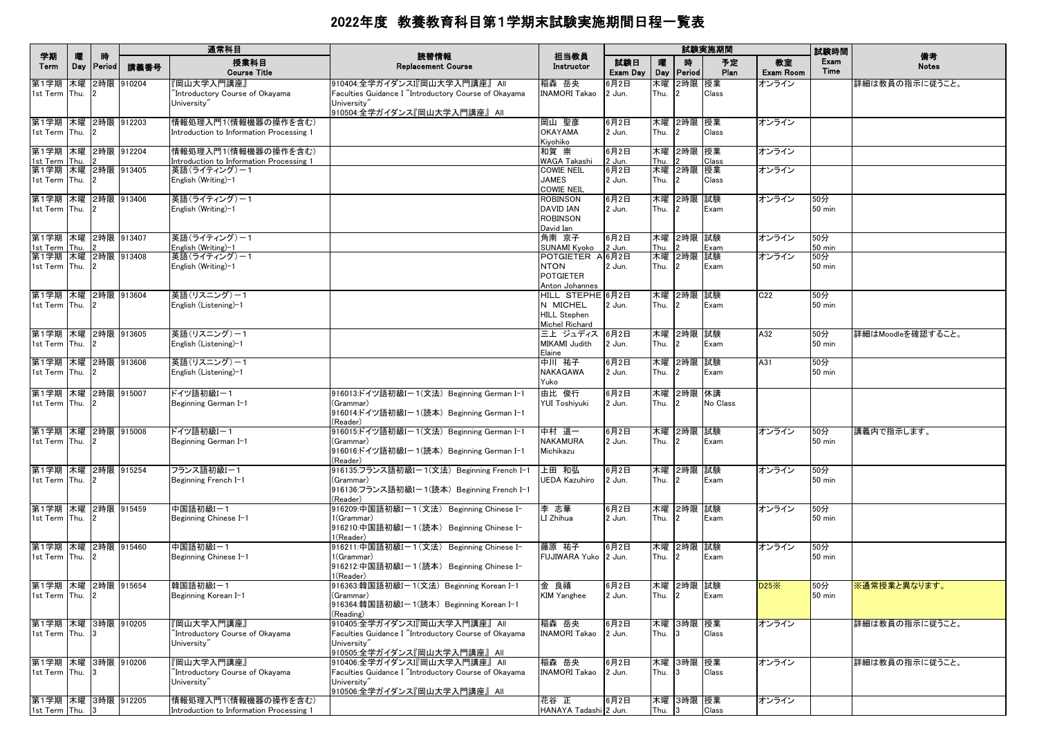# 2022年度 教養教育科目第1学期末試験実施期間日程一覧表

| 学期<br>Term | 曜<br>Day | 時<br>Period | 通常科目<br>講義番号 | 授業科目<br>Course Title | 読替情報<br>Replacement Course | 担当教員<br>Instructor | 試験日<br>Exam Day | 曜<br>Day | 時<br>Period | 予定<br>Plan | 教室<br>Exam Room | 試験時間<br>Exam Time | 備考<br>Notes |
|---|---|---|---|---|---|---|---|---|---|---|---|---|---|
| 第1学期<br>1st Term | 木曜<br>Thu. | 2時限<br>2 | 910204 | 『岡山大学入門講座』<br>"Introductory Course of Okayama University" | 910404:全学ガイダンスI『岡山大学入門講座』 All Faculties Guidance I "Introductory Course of Okayama University"<br>910504:全学ガイダンス『岡山大学入門講座』 All | 稲森 岳央<br>INAMORI Takao | 6月2日<br>2 Jun. | 木曜<br>Thu. | 2時限<br>2 | 授業<br>Class | オンライン | | 詳細は教員の指示に従うこと。 |
| 第1学期<br>1st Term | 木曜<br>Thu. | 2時限<br>2 | 912203 | 情報処理入門1(情報機器の操作を含む)<br>Introduction to Information Processing 1 | | 岡山 聖彦<br>OKAYAMA Kiyohiko | 6月2日<br>2 Jun. | 木曜<br>Thu. | 2時限<br>2 | 授業<br>Class | オンライン | | |
| 第1学期<br>1st Term | 木曜<br>Thu. | 2時限<br>2 | 912204 | 情報処理入門1(情報機器の操作を含む)<br>Introduction to Information Processing 1 | | 和賀 崇<br>WAGA Takashi | 6月2日<br>2 Jun. | 木曜<br>Thu. | 2時限<br>2 | 授業<br>Class | オンライン | | |
| 第1学期<br>1st Term | 木曜<br>Thu. | 2時限<br>2 | 913405 | 英語(ライティング)－1<br>English (Writing)-1 | | COWIE NEIL JAMES<br>COWIE NEIL | 6月2日<br>2 Jun. | 木曜<br>Thu. | 2時限<br>2 | 授業<br>Class | オンライン | | |
| 第1学期<br>1st Term | 木曜<br>Thu. | 2時限<br>2 | 913406 | 英語(ライティング)－1<br>English (Writing)-1 | | ROBINSON DAVID IAN<br>ROBINSON David Ian | 6月2日<br>2 Jun. | 木曜<br>Thu. | 2時限<br>2 | 試験<br>Exam | オンライン | 50分<br>50 min | |
| 第1学期<br>1st Term | 木曜<br>Thu. | 2時限<br>2 | 913407 | 英語(ライティング)－1<br>English (Writing)-1 | | 角南 京子<br>SUNAMI Kyoko | 6月2日<br>2 Jun. | 木曜<br>Thu. | 2時限<br>2 | 試験<br>Exam | オンライン | 50分<br>50 min | |
| 第1学期<br>1st Term | 木曜<br>Thu. | 2時限<br>2 | 913408 | 英語(ライティング)－1<br>English (Writing)-1 | | POTGIETER ANTON<br>POTGIETER Anton Johannes | 6月2日<br>2 Jun. | 木曜<br>Thu. | 2時限<br>2 | 試験<br>Exam | オンライン | 50分<br>50 min | |
| 第1学期<br>1st Term | 木曜<br>Thu. | 2時限<br>2 | 913604 | 英語(リスニング)－1<br>English (Listening)-1 | | HILL STEPHEN MICHEL<br>HILL Stephen Michel Richard | 6月2日<br>2 Jun. | 木曜<br>Thu. | 2時限<br>2 | 試験<br>Exam | C22 | 50分<br>50 min | |
| 第1学期<br>1st Term | 木曜<br>Thu. | 2時限<br>2 | 913605 | 英語(リスニング)－1<br>English (Listening)-1 | | 三上 ジュディス<br>MIKAMI Judith Elaine | 6月2日<br>2 Jun. | 木曜<br>Thu. | 2時限<br>2 | 試験<br>Exam | A32 | 50分<br>50 min | 詳細はMoodleを確認すること。 |
| 第1学期<br>1st Term | 木曜<br>Thu. | 2時限<br>2 | 913606 | 英語(リスニング)－1<br>English (Listening)-1 | | 中川 祐子<br>NAKAGAWA Yuko | 6月2日<br>2 Jun. | 木曜<br>Thu. | 2時限<br>2 | 試験<br>Exam | A31 | 50分<br>50 min | |
| 第1学期<br>1st Term | 木曜<br>Thu. | 2時限<br>2 | 915007 | ドイツ語初級I－1<br>Beginning German I-1 | 916013:ドイツ語初級I－1(文法) Beginning German I-1 (Grammar)<br>916014:ドイツ語初級I－1(読本) Beginning German I-1 (Reader) | 由比 俊行<br>YUI Toshiyuki | 6月2日<br>2 Jun. | 木曜<br>Thu. | 2時限<br>2 | 休講<br>No Class | | | |
| 第1学期<br>1st Term | 木曜<br>Thu. | 2時限<br>2 | 915008 | ドイツ語初級I－1<br>Beginning German I-1 | 916015:ドイツ語初級I－1(文法) Beginning German I-1 (Grammar)<br>916016:ドイツ語初級I－1(読本) Beginning German I-1 (Reader) | 中村 道一<br>NAKAMURA Michikazu | 6月2日<br>2 Jun. | 木曜<br>Thu. | 2時限<br>2 | 試験<br>Exam | オンライン | 50分<br>50 min | 講義内で指示します。 |
| 第1学期<br>1st Term | 木曜<br>Thu. | 2時限<br>2 | 915254 | フランス語初級I－1<br>Beginning French I-1 | 916135:フランス語初級I－1(文法) Beginning French I-1 (Grammar)<br>916136:フランス語初級I－1(読本) Beginning French I-1 (Reader) | 上田 和弘<br>UEDA Kazuhiro | 6月2日<br>2 Jun. | 木曜<br>Thu. | 2時限<br>2 | 試験<br>Exam | オンライン | 50分<br>50 min | |
| 第1学期<br>1st Term | 木曜<br>Thu. | 2時限<br>2 | 915459 | 中国語初級I－1<br>Beginning Chinese I-1 | 916209:中国語初級I－1(文法) Beginning Chinese I-1(Grammar)<br>916210:中国語初級I－1(読本) Beginning Chinese I-1(Reader) | 李 志華<br>LI Zhihua | 6月2日<br>2 Jun. | 木曜<br>Thu. | 2時限<br>2 | 試験<br>Exam | オンライン | 50分<br>50 min | |
| 第1学期<br>1st Term | 木曜<br>Thu. | 2時限<br>2 | 915460 | 中国語初級I－1<br>Beginning Chinese I-1 | 916211:中国語初級I－1(文法) Beginning Chinese I-1(Grammar)<br>916212:中国語初級I－1(読本) Beginning Chinese I-1(Reader) | 藤原 祐子<br>FUJIWARA Yuko | 6月2日<br>2 Jun. | 木曜<br>Thu. | 2時限<br>2 | 試験<br>Exam | オンライン | 50分<br>50 min | |
| 第1学期<br>1st Term | 木曜<br>Thu. | 2時限<br>2 | 915654 | 韓国語初級I－1<br>Beginning Korean I-1 | 916363:韓国語初級I－1(文法) Beginning Korean I-1 (Grammar)<br>916364:韓国語初級I－1(読本) Beginning Korean I-1 (Reading) | 金 良禧<br>KIM Yanghee | 6月2日<br>2 Jun. | 木曜<br>Thu. | 2時限<br>2 | 試験<br>Exam | D25※ | 50分<br>50 min | ※通常授業と異なります。 |
| 第1学期<br>1st Term | 木曜<br>Thu. | 3時限<br>3 | 910205 | 『岡山大学入門講座』<br>"Introductory Course of Okayama University" | 910405:全学ガイダンスI『岡山大学入門講座』 All Faculties Guidance I "Introductory Course of Okayama University"<br>910505:全学ガイダンス『岡山大学入門講座』 All | 稲森 岳央<br>INAMORI Takao | 6月2日<br>2 Jun. | 木曜<br>Thu. | 3時限<br>3 | 授業<br>Class | オンライン | | 詳細は教員の指示に従うこと。 |
| 第1学期<br>1st Term | 木曜<br>Thu. | 3時限<br>3 | 910206 | 『岡山大学入門講座』<br>"Introductory Course of Okayama University" | 910406:全学ガイダンスI『岡山大学入門講座』 All Faculties Guidance I "Introductory Course of Okayama University"<br>910506:全学ガイダンス『岡山大学入門講座』 All | 稲森 岳央<br>INAMORI Takao | 6月2日<br>2 Jun. | 木曜<br>Thu. | 3時限<br>3 | 授業<br>Class | オンライン | | 詳細は教員の指示に従うこと。 |
| 第1学期<br>1st Term | 木曜<br>Thu. | 3時限<br>3 | 912205 | 情報処理入門1(情報機器の操作を含む)<br>Introduction to Information Processing 1 | | 花谷 正<br>HANAYA Tadashi | 6月2日<br>2 Jun. | 木曜<br>Thu. | 3時限<br>3 | 授業<br>Class | オンライン | | |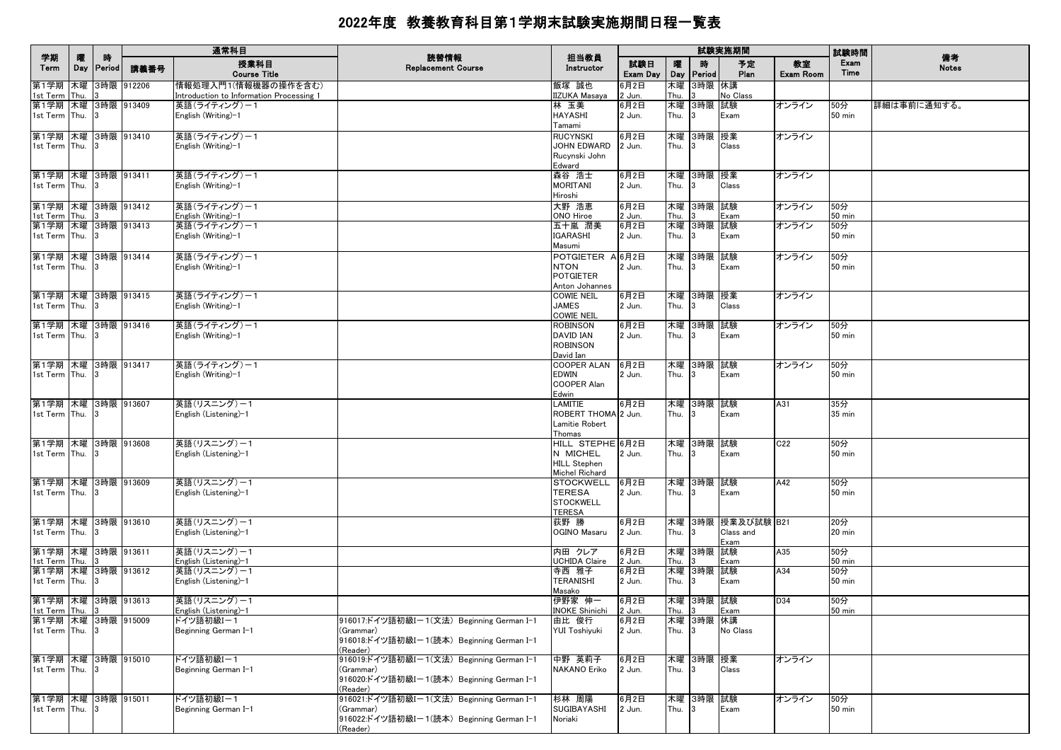# 2022年度 教養教育科目第1学期末試験実施期間日程一覧表

| 学期 Term | 曜 Day | 時 Period | 通常科目 講義番号 | 授業科目 Course Title | 読替情報 Replacement Course | 担当教員 Instructor | 試験実施期間 試験日 Exam Day | 曜 Day | 時 Period | 予定 Plan | 教室 Exam Room | 試験時間 Exam Time | 備考 Notes |
|---|---|---|---|---|---|---|---|---|---|---|---|---|---|
| 第1学期 1st Term | 木曜 Thu. | 3時限 3 | 912206 | 情報処理入門1(情報機器の操作を含む) Introduction to Information Processing 1 | | 飯塚 誠也 IIZUKA Masaya | 6月2日 2 Jun. | 木曜 Thu. | 3時限 3 | 休講 No Class | | | |
| 第1学期 1st Term | 木曜 Thu. | 3時限 3 | 913409 | 英語(ライティング)－1 English (Writing)-1 | | 林 玉美 HAYASHI Tamami | 6月2日 2 Jun. | 木曜 Thu. | 3時限 3 | 試験 Exam | オンライン | 50分 50 min | 詳細は事前に通知する。 |
| 第1学期 1st Term | 木曜 Thu. | 3時限 3 | 913410 | 英語(ライティング)－1 English (Writing)-1 | | RUCYNSKI JOHN EDWARD Rucynski John Edward | 6月2日 2 Jun. | 木曜 Thu. | 3時限 3 | 授業 Class | オンライン | | |
| 第1学期 1st Term | 木曜 Thu. | 3時限 3 | 913411 | 英語(ライティング)－1 English (Writing)-1 | | 森谷 浩士 MORITANI Hiroshi | 6月2日 2 Jun. | 木曜 Thu. | 3時限 3 | 授業 Class | オンライン | | |
| 第1学期 1st Term | 木曜 Thu. | 3時限 3 | 913412 | 英語(ライティング)－1 English (Writing)-1 | | 大野 浩恵 ONO Hiroe | 6月2日 2 Jun. | 木曜 Thu. | 3時限 3 | 試験 Exam | オンライン | 50分 50 min | |
| 第1学期 1st Term | 木曜 Thu. | 3時限 3 | 913413 | 英語(ライティング)－1 English (Writing)-1 | | 五十嵐 潤美 IGARASHI Masumi | 6月2日 2 Jun. | 木曜 Thu. | 3時限 3 | 試験 Exam | オンライン | 50分 50 min | |
| 第1学期 1st Term | 木曜 Thu. | 3時限 3 | 913414 | 英語(ライティング)－1 English (Writing)-1 | | POTGIETER ANTON POTGIETER Anton Johannes | 6月2日 2 Jun. | 木曜 Thu. | 3時限 3 | 試験 Exam | オンライン | 50分 50 min | |
| 第1学期 1st Term | 木曜 Thu. | 3時限 3 | 913415 | 英語(ライティング)－1 English (Writing)-1 | | COWIE NEIL JAMES COWIE NEIL | 6月2日 2 Jun. | 木曜 Thu. | 3時限 3 | 授業 Class | オンライン | | |
| 第1学期 1st Term | 木曜 Thu. | 3時限 3 | 913416 | 英語(ライティング)－1 English (Writing)-1 | | ROBINSON DAVID IAN ROBINSON David Ian | 6月2日 2 Jun. | 木曜 Thu. | 3時限 3 | 試験 Exam | オンライン | 50分 50 min | |
| 第1学期 1st Term | 木曜 Thu. | 3時限 3 | 913417 | 英語(ライティング)－1 English (Writing)-1 | | COOPER ALAN EDWIN COOPER Alan Edwin | 6月2日 2 Jun. | 木曜 Thu. | 3時限 3 | 試験 Exam | オンライン | 50分 50 min | |
| 第1学期 1st Term | 木曜 Thu. | 3時限 3 | 913607 | 英語(リスニング)－1 English (Listening)-1 | | LAMITIE ROBERT THOMAS Lamitie Robert Thomas | 6月2日 2 Jun. | 木曜 Thu. | 3時限 3 | 試験 Exam | A31 | 35分 35 min | |
| 第1学期 1st Term | 木曜 Thu. | 3時限 3 | 913608 | 英語(リスニング)－1 English (Listening)-1 | | HILL STEPHEN MICHEL HILL Stephen Michel Richard | 6月2日 2 Jun. | 木曜 Thu. | 3時限 3 | 試験 Exam | C22 | 50分 50 min | |
| 第1学期 1st Term | 木曜 Thu. | 3時限 3 | 913609 | 英語(リスニング)－1 English (Listening)-1 | | STOCKWELL TERESA STOCKWELL TERESA | 6月2日 2 Jun. | 木曜 Thu. | 3時限 3 | 試験 Exam | A42 | 50分 50 min | |
| 第1学期 1st Term | 木曜 Thu. | 3時限 3 | 913610 | 英語(リスニング)－1 English (Listening)-1 | | 荻野 勝 OGINO Masaru | 6月2日 2 Jun. | 木曜 Thu. | 3時限 3 | 授業及び試験 Class and Exam | B21 | 20分 20 min | |
| 第1学期 1st Term | 木曜 Thu. | 3時限 3 | 913611 | 英語(リスニング)－1 English (Listening)-1 | | 内田 クレア UCHIDA Claire | 6月2日 2 Jun. | 木曜 Thu. | 3時限 3 | 試験 Exam | A35 | 50分 50 min | |
| 第1学期 1st Term | 木曜 Thu. | 3時限 3 | 913612 | 英語(リスニング)－1 English (Listening)-1 | | 寺西 雅子 TERANISHI Masako | 6月2日 2 Jun. | 木曜 Thu. | 3時限 3 | 試験 Exam | A34 | 50分 50 min | |
| 第1学期 1st Term | 木曜 Thu. | 3時限 3 | 913613 | 英語(リスニング)－1 English (Listening)-1 | | 伊野家 伸一 INOKE Shinichi | 6月2日 2 Jun. | 木曜 Thu. | 3時限 3 | 試験 Exam | D34 | 50分 50 min | |
| 第1学期 1st Term | 木曜 Thu. | 3時限 3 | 915009 | ドイツ語初級I－1 Beginning German I-1 | 916017:ドイツ語初級I－1(文法) Beginning German I-1 (Grammar) 916018:ドイツ語初級I－1(読本) Beginning German I-1 (Reader) | 由比 俊行 YUI Toshiyuki | 6月2日 2 Jun. | 木曜 Thu. | 3時限 3 | 休講 No Class | | | |
| 第1学期 1st Term | 木曜 Thu. | 3時限 3 | 915010 | ドイツ語初級I－1 Beginning German I-1 | 916019:ドイツ語初級I－1(文法) Beginning German I-1 (Grammar) 916020:ドイツ語初級I－1(読本) Beginning German I-1 (Reader) | 中野 英莉子 NAKANO Eriko | 6月2日 2 Jun. | 木曜 Thu. | 3時限 3 | 授業 Class | オンライン | | |
| 第1学期 1st Term | 木曜 Thu. | 3時限 3 | 915011 | ドイツ語初級I－1 Beginning German I-1 | 916021:ドイツ語初級I－1(文法) Beginning German I-1 (Grammar) 916022:ドイツ語初級I－1(読本) Beginning German I-1 (Reader) | 杉林 周陽 SUGIBAYASHI Noriaki | 6月2日 2 Jun. | 木曜 Thu. | 3時限 3 | 試験 Exam | オンライン | 50分 50 min | |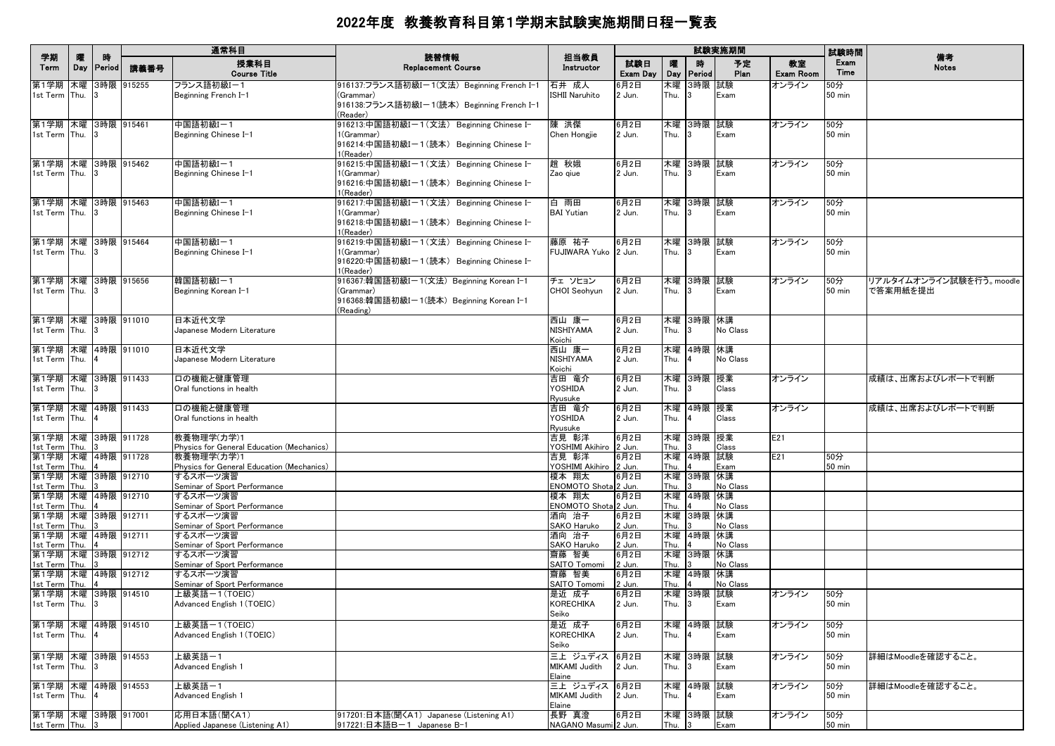# 2022年度 教養教育科目第1学期末試験実施期間日程一覧表

| 学期<br>Term | 曜<br>Day | 時<br>Period | 通常科目<br>講義番号 | 授業科目<br>Course Title | 読替情報<br>Replacement Course | 担当教員<br>Instructor | 試験実施期間<br>試験日<br>Exam Day | 曜<br>Day | 時<br>Period | 予定<br>Plan | 教室<br>Exam Room | 試験時間<br>Exam Time | 備考<br>Notes |
|---|---|---|---|---|---|---|---|---|---|---|---|---|---|
| 第1学期<br>1st Term | 木曜<br>Thu. | 3時限<br>3 | 915255 | フランス語初級I－1<br>Beginning French I-1 | 916137:フランス語初級I－1(文法) Beginning French I-1 (Grammar)<br>916138:フランス語初級I－1(読本) Beginning French I-1 (Reader) | 石井 成人<br>ISHII Naruhito | 6月2日<br>2 Jun. | 木曜<br>Thu. | 3時限<br>3 | 試験<br>Exam | オンライン | 50分<br>50 min | |
| 第1学期<br>1st Term | 木曜<br>Thu. | 3時限<br>3 | 915461 | 中国語初級I－1<br>Beginning Chinese I-1 | 916213:中国語初級I－1(文法) Beginning Chinese I-1(Grammar)<br>916214:中国語初級I－1(読本) Beginning Chinese I-1(Reader) | 陳 洪傑<br>Chen Hongjie | 6月2日<br>2 Jun. | 木曜<br>Thu. | 3時限<br>3 | 試験<br>Exam | オンライン | 50分<br>50 min | |
| 第1学期<br>1st Term | 木曜<br>Thu. | 3時限<br>3 | 915462 | 中国語初級I－1<br>Beginning Chinese I-1 | 916215:中国語初級I－1(文法) Beginning Chinese I-1(Grammar)<br>916216:中国語初級I－1(読本) Beginning Chinese I-1(Reader) | 趙 秋娥<br>Zao qiue | 6月2日<br>2 Jun. | 木曜<br>Thu. | 3時限<br>3 | 試験<br>Exam | オンライン | 50分<br>50 min | |
| 第1学期<br>1st Term | 木曜<br>Thu. | 3時限<br>3 | 915463 | 中国語初級I－1<br>Beginning Chinese I-1 | 916217:中国語初級I－1(文法) Beginning Chinese I-1(Grammar)<br>916218:中国語初級I－1(読本) Beginning Chinese I-1(Reader) | 白 雨田<br>BAI Yutian | 6月2日<br>2 Jun. | 木曜<br>Thu. | 3時限<br>3 | 試験<br>Exam | オンライン | 50分<br>50 min | |
| 第1学期<br>1st Term | 木曜<br>Thu. | 3時限<br>3 | 915464 | 中国語初級I－1<br>Beginning Chinese I-1 | 916219:中国語初級I－1(文法) Beginning Chinese I-1(Grammar)<br>916220:中国語初級I－1(読本) Beginning Chinese I-1(Reader) | 藤原 祐子<br>FUJIWARA Yuko | 6月2日<br>2 Jun. | 木曜<br>Thu. | 3時限<br>3 | 試験<br>Exam | オンライン | 50分<br>50 min | |
| 第1学期<br>1st Term | 木曜<br>Thu. | 3時限<br>3 | 915656 | 韓国語初級I－1<br>Beginning Korean I-1 | 916367:韓国語初級I－1(文法) Beginning Korean I-1 (Grammar)<br>916368:韓国語初級I－1(読本) Beginning Korean I-1 (Reading) | チェ ソヒョン<br>CHOI Seohyun | 6月2日<br>2 Jun. | 木曜<br>Thu. | 3時限<br>3 | 試験<br>Exam | オンライン | 50分<br>50 min | リアルタイムオンライン試験を行う。moodleで答案用紙を提出 |
| 第1学期<br>1st Term | 木曜<br>Thu. | 3時限<br>3 | 911010 | 日本近代文学<br>Japanese Modern Literature | | 西山 康一<br>NISHIYAMA Koichi | 6月2日<br>2 Jun. | 木曜<br>Thu. | 3時限<br>3 | 休講<br>No Class | | | |
| 第1学期<br>1st Term | 木曜<br>Thu. | 4時限<br>4 | 911010 | 日本近代文学<br>Japanese Modern Literature | | 西山 康一<br>NISHIYAMA Koichi | 6月2日<br>2 Jun. | 木曜<br>Thu. | 4時限<br>4 | 休講<br>No Class | | | |
| 第1学期<br>1st Term | 木曜<br>Thu. | 3時限<br>3 | 911433 | 口の機能と健康管理<br>Oral functions in health | | 吉田 竜介<br>YOSHIDA Ryusuke | 6月2日<br>2 Jun. | 木曜<br>Thu. | 3時限<br>3 | 授業<br>Class | オンライン | | 成績は、出席およびレポートで判断 |
| 第1学期<br>1st Term | 木曜<br>Thu. | 4時限<br>4 | 911433 | 口の機能と健康管理<br>Oral functions in health | | 吉田 竜介<br>YOSHIDA Ryusuke | 6月2日<br>2 Jun. | 木曜<br>Thu. | 4時限<br>4 | 授業<br>Class | オンライン | | 成績は、出席およびレポートで判断 |
| 第1学期<br>1st Term | 木曜<br>Thu. | 3時限<br>3 | 911728 | 教養物理学(力学)1<br>Physics for General Education (Mechanics) | | 吉見 彰洋<br>YOSHIMI Akihiro | 6月2日<br>2 Jun. | 木曜<br>Thu. | 3時限<br>3 | 授業<br>Class | E21 | | |
| 第1学期<br>1st Term | 木曜<br>Thu. | 4時限<br>4 | 911728 | 教養物理学(力学)1<br>Physics for General Education (Mechanics) | | 吉見 彰洋<br>YOSHIMI Akihiro | 6月2日<br>2 Jun. | 木曜<br>Thu. | 4時限<br>4 | 試験<br>Exam | E21 | 50分<br>50 min | |
| 第1学期<br>1st Term | 木曜<br>Thu. | 3時限<br>3 | 912710 | するスポーツ演習<br>Seminar of Sport Performance | | 榎本 翔太<br>ENOMOTO Shota | 6月2日<br>2 Jun. | 木曜<br>Thu. | 3時限<br>3 | 休講<br>No Class | | | |
| 第1学期<br>1st Term | 木曜<br>Thu. | 4時限<br>4 | 912710 | するスポーツ演習<br>Seminar of Sport Performance | | 榎本 翔太<br>ENOMOTO Shota | 6月2日<br>2 Jun. | 木曜<br>Thu. | 4時限<br>4 | 休講<br>No Class | | | |
| 第1学期<br>1st Term | 木曜<br>Thu. | 3時限<br>3 | 912711 | するスポーツ演習<br>Seminar of Sport Performance | | 酒向 治子<br>SAKO Haruko | 6月2日<br>2 Jun. | 木曜<br>Thu. | 3時限<br>3 | 休講<br>No Class | | | |
| 第1学期<br>1st Term | 木曜<br>Thu. | 4時限<br>4 | 912711 | するスポーツ演習<br>Seminar of Sport Performance | | 酒向 治子<br>SAKO Haruko | 6月2日<br>2 Jun. | 木曜<br>Thu. | 4時限<br>4 | 休講<br>No Class | | | |
| 第1学期<br>1st Term | 木曜<br>Thu. | 3時限<br>3 | 912712 | するスポーツ演習<br>Seminar of Sport Performance | | 齋藤 智美<br>SAITO Tomomi | 6月2日<br>2 Jun. | 木曜<br>Thu. | 3時限<br>3 | 休講<br>No Class | | | |
| 第1学期<br>1st Term | 木曜<br>Thu. | 4時限<br>4 | 912712 | するスポーツ演習<br>Seminar of Sport Performance | | 齋藤 智美<br>SAITO Tomomi | 6月2日<br>2 Jun. | 木曜<br>Thu. | 4時限<br>4 | 休講<br>No Class | | | |
| 第1学期<br>1st Term | 木曜<br>Thu. | 3時限<br>3 | 914510 | 上級英語－1(TOEIC)<br>Advanced English 1(TOEIC) | | 是近 成子<br>KORECHIKA Seiko | 6月2日<br>2 Jun. | 木曜<br>Thu. | 3時限<br>3 | 試験<br>Exam | オンライン | 50分<br>50 min | |
| 第1学期<br>1st Term | 木曜<br>Thu. | 4時限<br>4 | 914510 | 上級英語－1(TOEIC)<br>Advanced English 1(TOEIC) | | 是近 成子<br>KORECHIKA Seiko | 6月2日<br>2 Jun. | 木曜<br>Thu. | 4時限<br>4 | 試験<br>Exam | オンライン | 50分<br>50 min | |
| 第1学期<br>1st Term | 木曜<br>Thu. | 3時限<br>3 | 914553 | 上級英語－1<br>Advanced English 1 | | 三上 ジュディス<br>MIKAMI Judith Elaine | 6月2日<br>2 Jun. | 木曜<br>Thu. | 3時限<br>3 | 試験<br>Exam | オンライン | 50分<br>50 min | 詳細はMoodleを確認すること。 |
| 第1学期<br>1st Term | 木曜<br>Thu. | 4時限<br>4 | 914553 | 上級英語－1<br>Advanced English 1 | | 三上 ジュディス<br>MIKAMI Judith Elaine | 6月2日<br>2 Jun. | 木曜<br>Thu. | 4時限<br>4 | 試験<br>Exam | オンライン | 50分<br>50 min | 詳細はMoodleを確認すること。 |
| 第1学期<br>1st Term | 木曜<br>Thu. | 3時限<br>3 | 917001 | 応用日本語(聞くA1)<br>Applied Japanese (Listening A1) | 917201:日本語(聞くA1) Japanese (Listening A1)<br>917221:日本語B－1 Japanese B-1 | 長野 真澄<br>NAGANO Masumi | 6月2日<br>2 Jun. | 木曜<br>Thu. | 3時限<br>3 | 試験<br>Exam | オンライン | 50分<br>50 min | |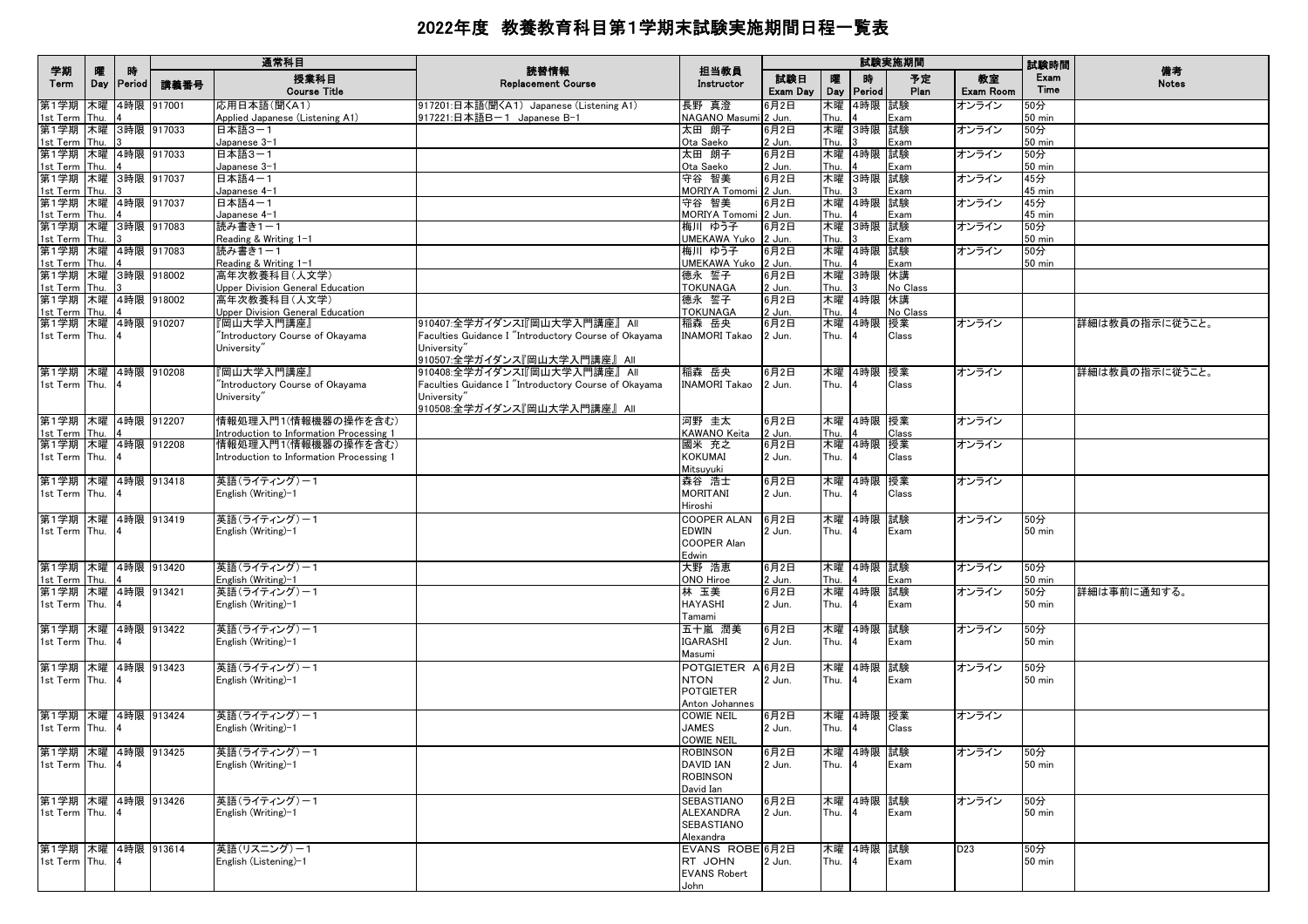# 2022年度 教養教育科目第1学期末試験実施期間日程一覧表

| 学期 Term | 曜 Day | 時 Period | 講義番号 | 授業科目 Course Title | 読替情報 Replacement Course | 担当教員 Instructor | 試験日 Exam Day | 曜 Day | 時 Period | 予定 Plan | 教室 Exam Room | 試験時間 Exam Time | 備考 Notes |
|---|---|---|---|---|---|---|---|---|---|---|---|---|---|
| 第1学期 1st Term | 木曜 Thu. | 4時限 4 | 917001 | 応用日本語(聞くA1) Applied Japanese (Listening A1) | 917201:日本語(聞くA1) Japanese (Listening A1) 917221:日本語B－1 Japanese B-1 | 長野 真澄 NAGANO Masumi | 6月2日 2 Jun. | 木曜 Thu. | 4時限 4 | 試験 Exam | オンライン | 50分 50 min | |
| 第1学期 1st Term | 木曜 Thu. | 3時限 3 | 917033 | 日本語3－1 Japanese 3-1 | | 太田 朗子 Ota Saeko | 6月2日 2 Jun. | 木曜 Thu. | 3時限 3 | 試験 Exam | オンライン | 50分 50 min | |
| 第1学期 1st Term | 木曜 Thu. | 4時限 4 | 917033 | 日本語3－1 Japanese 3-1 | | 太田 朗子 Ota Saeko | 6月2日 2 Jun. | 木曜 Thu. | 4時限 4 | 試験 Exam | オンライン | 50分 50 min | |
| 第1学期 1st Term | 木曜 Thu. | 3時限 3 | 917037 | 日本語4－1 Japanese 4-1 | | 守谷 智美 MORIYA Tomomi | 6月2日 2 Jun. | 木曜 Thu. | 3時限 3 | 試験 Exam | オンライン | 45分 45 min | |
| 第1学期 1st Term | 木曜 Thu. | 4時限 4 | 917037 | 日本語4－1 Japanese 4-1 | | 守谷 智美 MORIYA Tomomi | 6月2日 2 Jun. | 木曜 Thu. | 4時限 4 | 試験 Exam | オンライン | 45分 45 min | |
| 第1学期 1st Term | 木曜 Thu. | 3時限 3 | 917083 | 読み書き1－1 Reading & Writing 1-1 | | 梅川 ゆう子 UMEKAWA Yuko | 6月2日 2 Jun. | 木曜 Thu. | 3時限 3 | 試験 Exam | オンライン | 50分 50 min | |
| 第1学期 1st Term | 木曜 Thu. | 4時限 4 | 917083 | 読み書き1－1 Reading & Writing 1-1 | | 梅川 ゆう子 UMEKAWA Yuko | 6月2日 2 Jun. | 木曜 Thu. | 4時限 4 | 試験 Exam | オンライン | 50分 50 min | |
| 第1学期 1st Term | 木曜 Thu. | 3時限 3 | 918002 | 高年次教養科目(人文学) Upper Division General Education | | 徳永 誓子 TOKUNAGA | 6月2日 2 Jun. | 木曜 Thu. | 3時限 3 | 休講 No Class | | | |
| 第1学期 1st Term | 木曜 Thu. | 4時限 4 | 918002 | 高年次教養科目(人文学) Upper Division General Education | | 徳永 誓子 TOKUNAGA | 6月2日 2 Jun. | 木曜 Thu. | 4時限 4 | 休講 No Class | | | |
| 第1学期 1st Term | 木曜 Thu. | 4時限 4 | 910207 | 『岡山大学入門講座』 "Introductory Course of Okayama University" | 910407:全学ガイダンスI『岡山大学入門講座』 All Faculties Guidance I "Introductory Course of Okayama University" 910507:全学ガイダンス『岡山大学入門講座』 All | 稲森 岳央 INAMORI Takao | 6月2日 2 Jun. | 木曜 Thu. | 4時限 4 | 授業 Class | オンライン | | 詳細は教員の指示に従うこと。 |
| 第1学期 1st Term | 木曜 Thu. | 4時限 4 | 910208 | 『岡山大学入門講座』 "Introductory Course of Okayama University" | 910408:全学ガイダンスI『岡山大学入門講座』 All Faculties Guidance I "Introductory Course of Okayama University" 910508:全学ガイダンス『岡山大学入門講座』 All | 稲森 岳央 INAMORI Takao | 6月2日 2 Jun. | 木曜 Thu. | 4時限 4 | 授業 Class | オンライン | | 詳細は教員の指示に従うこと。 |
| 第1学期 1st Term | 木曜 Thu. | 4時限 4 | 912207 | 情報処理入門1(情報機器の操作を含む) Introduction to Information Processing 1 | | 河野 圭太 KAWANO Keita | 6月2日 2 Jun. | 木曜 Thu. | 4時限 4 | 授業 Class | オンライン | | |
| 第1学期 1st Term | 木曜 Thu. | 4時限 4 | 912208 | 情報処理入門1(情報機器の操作を含む) Introduction to Information Processing 1 | | 國米 充之 KOKUMAI Mitsuyuki | 6月2日 2 Jun. | 木曜 Thu. | 4時限 4 | 授業 Class | オンライン | | |
| 第1学期 1st Term | 木曜 Thu. | 4時限 4 | 913418 | 英語(ライティング)－1 English (Writing)-1 | | 森谷 浩士 MORITANI Hiroshi | 6月2日 2 Jun. | 木曜 Thu. | 4時限 4 | 授業 Class | オンライン | | |
| 第1学期 1st Term | 木曜 Thu. | 4時限 4 | 913419 | 英語(ライティング)－1 English (Writing)-1 | | COOPER ALAN EDWIN COOPER Alan Edwin | 6月2日 2 Jun. | 木曜 Thu. | 4時限 4 | 試験 Exam | オンライン | 50分 50 min | |
| 第1学期 1st Term | 木曜 Thu. | 4時限 4 | 913420 | 英語(ライティング)－1 English (Writing)-1 | | 大野 浩恵 ONO Hiroe | 6月2日 2 Jun. | 木曜 Thu. | 4時限 4 | 試験 Exam | オンライン | 50分 50 min | |
| 第1学期 1st Term | 木曜 Thu. | 4時限 4 | 913421 | 英語(ライティング)－1 English (Writing)-1 | | 林 玉美 HAYASHI Tamami | 6月2日 2 Jun. | 木曜 Thu. | 4時限 4 | 試験 Exam | オンライン | 50分 50 min | 詳細は事前に通知する。 |
| 第1学期 1st Term | 木曜 Thu. | 4時限 4 | 913422 | 英語(ライティング)－1 English (Writing)-1 | | 五十嵐 潤美 IGARASHI Masumi | 6月2日 2 Jun. | 木曜 Thu. | 4時限 4 | 試験 Exam | オンライン | 50分 50 min | |
| 第1学期 1st Term | 木曜 Thu. | 4時限 4 | 913423 | 英語(ライティング)－1 English (Writing)-1 | | POTGIETER ANTON POTGIETER Anton Johannes | 6月2日 2 Jun. | 木曜 Thu. | 4時限 4 | 試験 Exam | オンライン | 50分 50 min | |
| 第1学期 1st Term | 木曜 Thu. | 4時限 4 | 913424 | 英語(ライティング)－1 English (Writing)-1 | | COWIE NEIL JAMES COWIE NEIL | 6月2日 2 Jun. | 木曜 Thu. | 4時限 4 | 授業 Class | オンライン | | |
| 第1学期 1st Term | 木曜 Thu. | 4時限 4 | 913425 | 英語(ライティング)－1 English (Writing)-1 | | ROBINSON DAVID IAN ROBINSON David Ian | 6月2日 2 Jun. | 木曜 Thu. | 4時限 4 | 試験 Exam | オンライン | 50分 50 min | |
| 第1学期 1st Term | 木曜 Thu. | 4時限 4 | 913426 | 英語(ライティング)－1 English (Writing)-1 | | SEBASTIANO ALEXANDRA SEBASTIANO Alexandra | 6月2日 2 Jun. | 木曜 Thu. | 4時限 4 | 試験 Exam | オンライン | 50分 50 min | |
| 第1学期 1st Term | 木曜 Thu. | 4時限 4 | 913614 | 英語(リスニング)－1 English (Listening)-1 | | EVANS ROBERT JOHN EVANS Robert John | 6月2日 2 Jun. | 木曜 Thu. | 4時限 4 | 試験 Exam | D23 | 50分 50 min | |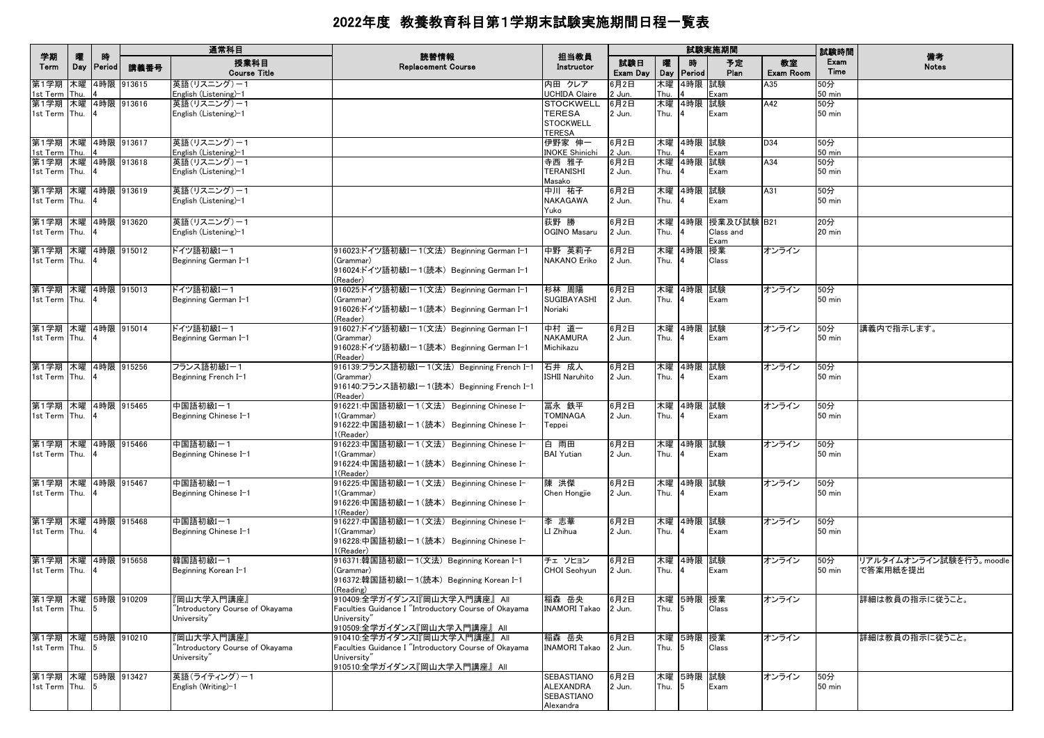# 2022年度 教養教育科目第1学期末試験実施期間日程一覧表

| 学期 Term | 曜 Day | 時 Period | 講義番号 | 通常科目 授業科目 Course Title | 読替情報 Replacement Course | 担当教員 Instructor | 試験日 Exam Day | 曜 Day | 時 Period | 予定 Plan | 教室 Exam Room | 試験時間 Exam Time | 備考 Notes |
|---|---|---|---|---|---|---|---|---|---|---|---|---|---|
| 第1学期 1st Term | 木曜 Thu. | 4時限 4 | 913615 | 英語(リスニング)－1 English (Listening)-1 | | 内田 クレア UCHIDA Claire | 6月2日 2 Jun. | 木曜 Thu. | 4時限 4 | 試験 Exam | A35 | 50分 50 min | |
| 第1学期 1st Term | 木曜 Thu. | 4時限 4 | 913616 | 英語(リスニング)－1 English (Listening)-1 | | STOCKWELL TERESA STOCKWELL TERESA | 6月2日 2 Jun. | 木曜 Thu. | 4時限 4 | 試験 Exam | A42 | 50分 50 min | |
| 第1学期 1st Term | 木曜 Thu. | 4時限 4 | 913617 | 英語(リスニング)－1 English (Listening)-1 | | 伊野家 伸一 INOKE Shinichi | 6月2日 2 Jun. | 木曜 Thu. | 4時限 4 | 試験 Exam | D34 | 50分 50 min | |
| 第1学期 1st Term | 木曜 Thu. | 4時限 4 | 913618 | 英語(リスニング)－1 English (Listening)-1 | | 寺西 雅子 TERANISHI Masako | 6月2日 2 Jun. | 木曜 Thu. | 4時限 4 | 試験 Exam | A34 | 50分 50 min | |
| 第1学期 1st Term | 木曜 Thu. | 4時限 4 | 913619 | 英語(リスニング)－1 English (Listening)-1 | | 中川 祐子 NAKAGAWA Yuko | 6月2日 2 Jun. | 木曜 Thu. | 4時限 4 | 試験 Exam | A31 | 50分 50 min | |
| 第1学期 1st Term | 木曜 Thu. | 4時限 4 | 913620 | 英語(リスニング)－1 English (Listening)-1 | | 荻野 勝 OGINO Masaru | 6月2日 2 Jun. | 木曜 Thu. | 4時限 4 | 授業及び試験 Class and Exam | B21 | 20分 20 min | |
| 第1学期 1st Term | 木曜 Thu. | 4時限 4 | 915012 | ドイツ語初級I－1 Beginning German I-1 | 916023:ドイツ語初級I－1(文法) Beginning German I-1 (Grammar) 916024:ドイツ語初級I－1(読本) Beginning German I-1 (Reader) | 中野 英莉子 NAKANO Eriko | 6月2日 2 Jun. | 木曜 Thu. | 4時限 4 | 授業 Class | オンライン | | |
| 第1学期 1st Term | 木曜 Thu. | 4時限 4 | 915013 | ドイツ語初級I－1 Beginning German I-1 | 916025:ドイツ語初級I－1(文法) Beginning German I-1 (Grammar) 916026:ドイツ語初級I－1(読本) Beginning German I-1 (Reader) | 杉林 周陽 SUGIBAYASHI Noriaki | 6月2日 2 Jun. | 木曜 Thu. | 4時限 4 | 試験 Exam | オンライン | 50分 50 min | |
| 第1学期 1st Term | 木曜 Thu. | 4時限 4 | 915014 | ドイツ語初級I－1 Beginning German I-1 | 916027:ドイツ語初級I－1(文法) Beginning German I-1 (Grammar) 916028:ドイツ語初級I－1(読本) Beginning German I-1 (Reader) | 中村 道一 NAKAMURA Michikazu | 6月2日 2 Jun. | 木曜 Thu. | 4時限 4 | 試験 Exam | オンライン | 50分 50 min | 講義内で指示します。 |
| 第1学期 1st Term | 木曜 Thu. | 4時限 4 | 915256 | フランス語初級I－1 Beginning French I-1 | 916139:フランス語初級I－1(文法) Beginning French I-1 (Grammar) 916140:フランス語初級I－1(読本) Beginning French I-1 (Reader) | 石井 成人 ISHII Naruhito | 6月2日 2 Jun. | 木曜 Thu. | 4時限 4 | 試験 Exam | オンライン | 50分 50 min | |
| 第1学期 1st Term | 木曜 Thu. | 4時限 4 | 915465 | 中国語初級I－1 Beginning Chinese I-1 | 916221:中国語初級I－1(文法) Beginning Chinese I-1(Grammar) 916222:中国語初級I－1(読本) Beginning Chinese I-1(Reader) | 冨永 鉄平 TOMINAGA Teppei | 6月2日 2 Jun. | 木曜 Thu. | 4時限 4 | 試験 Exam | オンライン | 50分 50 min | |
| 第1学期 1st Term | 木曜 Thu. | 4時限 4 | 915466 | 中国語初級I－1 Beginning Chinese I-1 | 916223:中国語初級I－1(文法) Beginning Chinese I-1(Grammar) 916224:中国語初級I－1(読本) Beginning Chinese I-1(Reader) | 白 雨田 BAI Yutian | 6月2日 2 Jun. | 木曜 Thu. | 4時限 4 | 試験 Exam | オンライン | 50分 50 min | |
| 第1学期 1st Term | 木曜 Thu. | 4時限 4 | 915467 | 中国語初級I－1 Beginning Chinese I-1 | 916225:中国語初級I－1(文法) Beginning Chinese I-1(Grammar) 916226:中国語初級I－1(読本) Beginning Chinese I-1(Reader) | 陳 洪傑 Chen Hongjie | 6月2日 2 Jun. | 木曜 Thu. | 4時限 4 | 試験 Exam | オンライン | 50分 50 min | |
| 第1学期 1st Term | 木曜 Thu. | 4時限 4 | 915468 | 中国語初級I－1 Beginning Chinese I-1 | 916227:中国語初級I－1(文法) Beginning Chinese I-1(Grammar) 916228:中国語初級I－1(読本) Beginning Chinese I-1(Reader) | 李 志華 LI Zhihua | 6月2日 2 Jun. | 木曜 Thu. | 4時限 4 | 試験 Exam | オンライン | 50分 50 min | |
| 第1学期 1st Term | 木曜 Thu. | 4時限 4 | 915658 | 韓国語初級I－1 Beginning Korean I-1 | 916371:韓国語初級I－1(文法) Beginning Korean I-1 (Grammar) 916372:韓国語初級I－1(読本) Beginning Korean I-1 (Reading) | チェ ソヒョン CHOI Seohyun | 6月2日 2 Jun. | 木曜 Thu. | 4時限 4 | 試験 Exam | オンライン | 50分 50 min | リアルタイムオンライン試験を行う。moodleで答案用紙を提出 |
| 第1学期 1st Term | 木曜 Thu. | 5時限 5 | 910209 | 『岡山大学入門講座』 "Introductory Course of Okayama University" | 910409:全学ガイダンスI『岡山大学入門講座』 All Faculties Guidance I "Introductory Course of Okayama University" 910509:全学ガイダンス『岡山大学入門講座』 All | 稲森 岳央 INAMORI Takao | 6月2日 2 Jun. | 木曜 Thu. | 5時限 5 | 授業 Class | オンライン | | 詳細は教員の指示に従うこと。 |
| 第1学期 1st Term | 木曜 Thu. | 5時限 5 | 910210 | 『岡山大学入門講座』 "Introductory Course of Okayama University" | 910410:全学ガイダンスI『岡山大学入門講座』 All Faculties Guidance I "Introductory Course of Okayama University" 910510:全学ガイダンス『岡山大学入門講座』 All | 稲森 岳央 INAMORI Takao | 6月2日 2 Jun. | 木曜 Thu. | 5時限 5 | 授業 Class | オンライン | | 詳細は教員の指示に従うこと。 |
| 第1学期 1st Term | 木曜 Thu. | 5時限 5 | 913427 | 英語(ライティング)－1 English (Writing)-1 | | SEBASTIANO ALEXANDRA SEBASTIANO Alexandra | 6月2日 2 Jun. | 木曜 Thu. | 5時限 5 | 試験 Exam | オンライン | 50分 50 min | |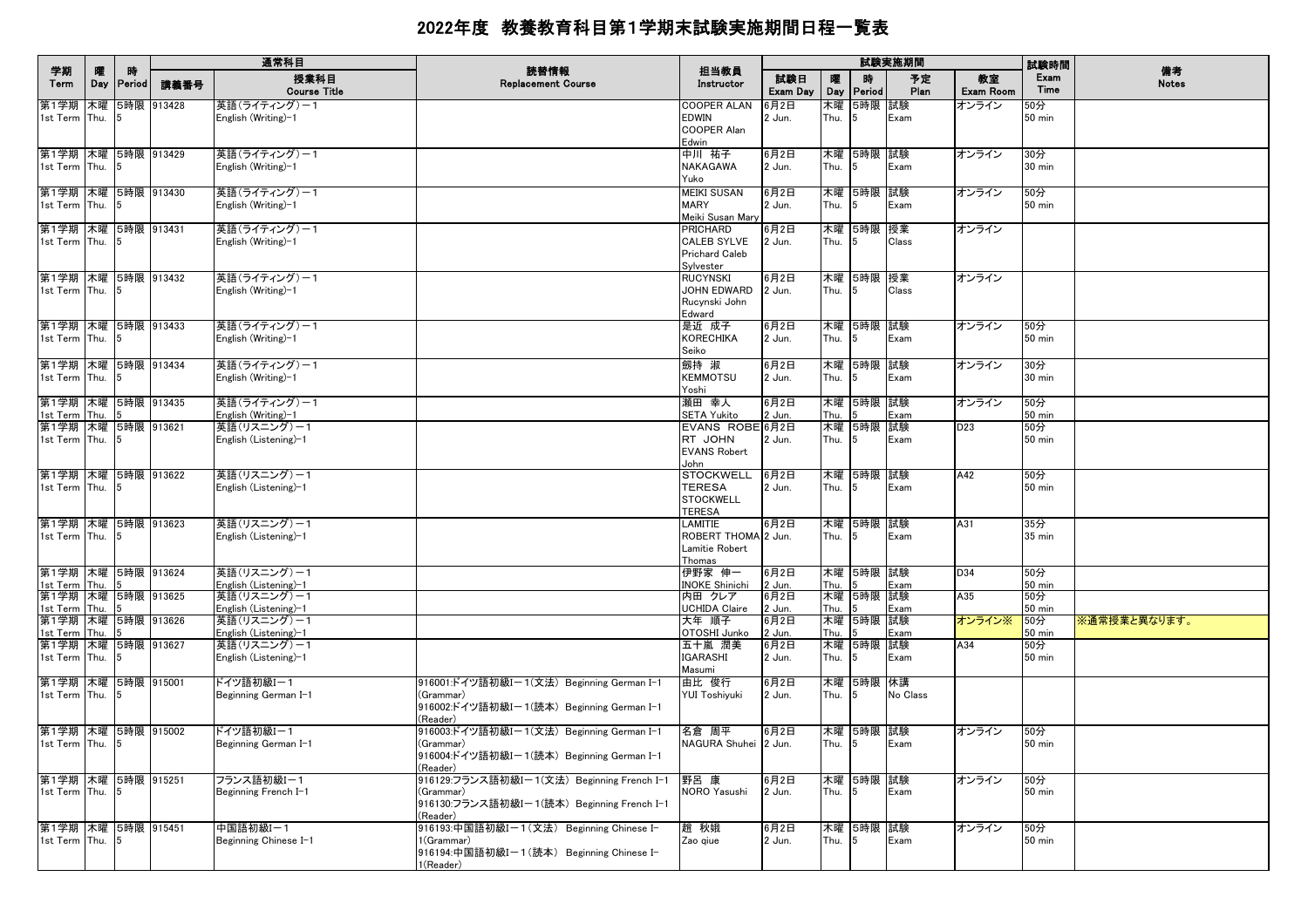# 2022年度 教養教育科目第1学期末試験実施期間日程一覧表

| 学期 Term | 曜 Day | 時 Period | 通常科目 講義番号 | 授業科目 Course Title | 読替情報 Replacement Course | 担当教員 Instructor | 試験実施期間 試験日 Exam Day | 曜 Day | 時 Period | 予定 Plan | 教室 Exam Room | 試験時間 Exam Time | 備考 Notes |
|---|---|---|---|---|---|---|---|---|---|---|---|---|---|
| 第1学期 1st Term | 木曜 Thu. | 5時限 5 | 913428 | 英語(ライティング)－1 English (Writing)-1 | | COOPER ALAN EDWIN COOPER Alan Edwin | 6月2日 2 Jun. | 木曜 Thu. | 5時限 5 | 試験 Exam | オンライン | 50分 50 min | |
| 第1学期 1st Term | 木曜 Thu. | 5時限 5 | 913429 | 英語(ライティング)－1 English (Writing)-1 | | 中川 祐子 NAKAGAWA Yuko | 6月2日 2 Jun. | 木曜 Thu. | 5時限 5 | 試験 Exam | オンライン | 30分 30 min | |
| 第1学期 1st Term | 木曜 Thu. | 5時限 5 | 913430 | 英語(ライティング)－1 English (Writing)-1 | | MEIKI SUSAN MARY Meiki Susan Mary | 6月2日 2 Jun. | 木曜 Thu. | 5時限 5 | 試験 Exam | オンライン | 50分 50 min | |
| 第1学期 1st Term | 木曜 Thu. | 5時限 5 | 913431 | 英語(ライティング)－1 English (Writing)-1 | | PRICHARD CALEB SYLVE Prichard Caleb Sylvester | 6月2日 2 Jun. | 木曜 Thu. | 5時限 5 | 授業 Class | オンライン | | |
| 第1学期 1st Term | 木曜 Thu. | 5時限 5 | 913432 | 英語(ライティング)－1 English (Writing)-1 | | RUCYNSKI JOHN EDWARD Rucynski John Edward | 6月2日 2 Jun. | 木曜 Thu. | 5時限 5 | 授業 Class | オンライン | | |
| 第1学期 1st Term | 木曜 Thu. | 5時限 5 | 913433 | 英語(ライティング)－1 English (Writing)-1 | | 是近 成子 KORECHIKA Seiko | 6月2日 2 Jun. | 木曜 Thu. | 5時限 5 | 試験 Exam | オンライン | 50分 50 min | |
| 第1学期 1st Term | 木曜 Thu. | 5時限 5 | 913434 | 英語(ライティング)－1 English (Writing)-1 | | 劔持 淑 KEMMOTSU Yoshi | 6月2日 2 Jun. | 木曜 Thu. | 5時限 5 | 試験 Exam | オンライン | 30分 30 min | |
| 第1学期 1st Term | 木曜 Thu. | 5時限 5 | 913435 | 英語(ライティング)－1 English (Writing)-1 | | 瀬田 幸人 SETA Yukito | 6月2日 2 Jun. | 木曜 Thu. | 5時限 5 | 試験 Exam | オンライン | 50分 50 min | |
| 第1学期 1st Term | 木曜 Thu. | 5時限 5 | 913621 | 英語(リスニング)－1 English (Listening)-1 | | EVANS ROBERT JOHN EVANS Robert John | 6月2日 2 Jun. | 木曜 Thu. | 5時限 5 | 試験 Exam | D23 | 50分 50 min | |
| 第1学期 1st Term | 木曜 Thu. | 5時限 5 | 913622 | 英語(リスニング)－1 English (Listening)-1 | | STOCKWELL TERESA STOCKWELL TERESA | 6月2日 2 Jun. | 木曜 Thu. | 5時限 5 | 試験 Exam | A42 | 50分 50 min | |
| 第1学期 1st Term | 木曜 Thu. | 5時限 5 | 913623 | 英語(リスニング)－1 English (Listening)-1 | | LAMITIE ROBERT THOMA Lamitie Robert Thomas | 6月2日 2 Jun. | 木曜 Thu. | 5時限 5 | 試験 Exam | A31 | 35分 35 min | |
| 第1学期 1st Term | 木曜 Thu. | 5時限 5 | 913624 | 英語(リスニング)－1 English (Listening)-1 | | 伊野家 伸一 INOKE Shinichi | 6月2日 2 Jun. | 木曜 Thu. | 5時限 5 | 試験 Exam | D34 | 50分 50 min | |
| 第1学期 1st Term | 木曜 Thu. | 5時限 5 | 913625 | 英語(リスニング)－1 English (Listening)-1 | | 内田 クレア UCHIDA Claire | 6月2日 2 Jun. | 木曜 Thu. | 5時限 5 | 試験 Exam | A35 | 50分 50 min | |
| 第1学期 1st Term | 木曜 Thu. | 5時限 5 | 913626 | 英語(リスニング)－1 English (Listening)-1 | | 大年 順子 OTOSHI Junko | 6月2日 2 Jun. | 木曜 Thu. | 5時限 5 | 試験 Exam | オンライン※ | 50分 50 min | ※通常授業と異なります。 |
| 第1学期 1st Term | 木曜 Thu. | 5時限 5 | 913627 | 英語(リスニング)－1 English (Listening)-1 | | 五十嵐 潤美 IGARASHI Masumi | 6月2日 2 Jun. | 木曜 Thu. | 5時限 5 | 試験 Exam | A34 | 50分 50 min | |
| 第1学期 1st Term | 木曜 Thu. | 5時限 5 | 915001 | ドイツ語初級I－1 Beginning German I-1 | 916001:ドイツ語初級I－1(文法) Beginning German I-1 (Grammar) 916002:ドイツ語初級I－1(読本) Beginning German I-1 (Reader) | 由比 俊行 YUI Toshiyuki | 6月2日 2 Jun. | 木曜 Thu. | 5時限 5 | 休講 No Class | | | |
| 第1学期 1st Term | 木曜 Thu. | 5時限 5 | 915002 | ドイツ語初級I－1 Beginning German I-1 | 916003:ドイツ語初級I－1(文法) Beginning German I-1 (Grammar) 916004:ドイツ語初級I－1(読本) Beginning German I-1 (Reader) | 名倉 周平 NAGURA Shuhei | 6月2日 2 Jun. | 木曜 Thu. | 5時限 5 | 試験 Exam | オンライン | 50分 50 min | |
| 第1学期 1st Term | 木曜 Thu. | 5時限 5 | 915251 | フランス語初級I－1 Beginning French I-1 | 916129:フランス語初級I－1(文法) Beginning French I-1 (Grammar) 916130:フランス語初級I－1(読本) Beginning French I-1 (Reader) | 野呂 康 NORO Yasushi | 6月2日 2 Jun. | 木曜 Thu. | 5時限 5 | 試験 Exam | オンライン | 50分 50 min | |
| 第1学期 1st Term | 木曜 Thu. | 5時限 5 | 915451 | 中国語初級I－1 Beginning Chinese I-1 | 916193:中国語初級I－1(文法) Beginning Chinese I-1(Grammar) 916194:中国語初級I－1(読本) Beginning Chinese I-1(Reader) | 趙 秋娥 Zao qiue | 6月2日 2 Jun. | 木曜 Thu. | 5時限 5 | 試験 Exam | オンライン | 50分 50 min | |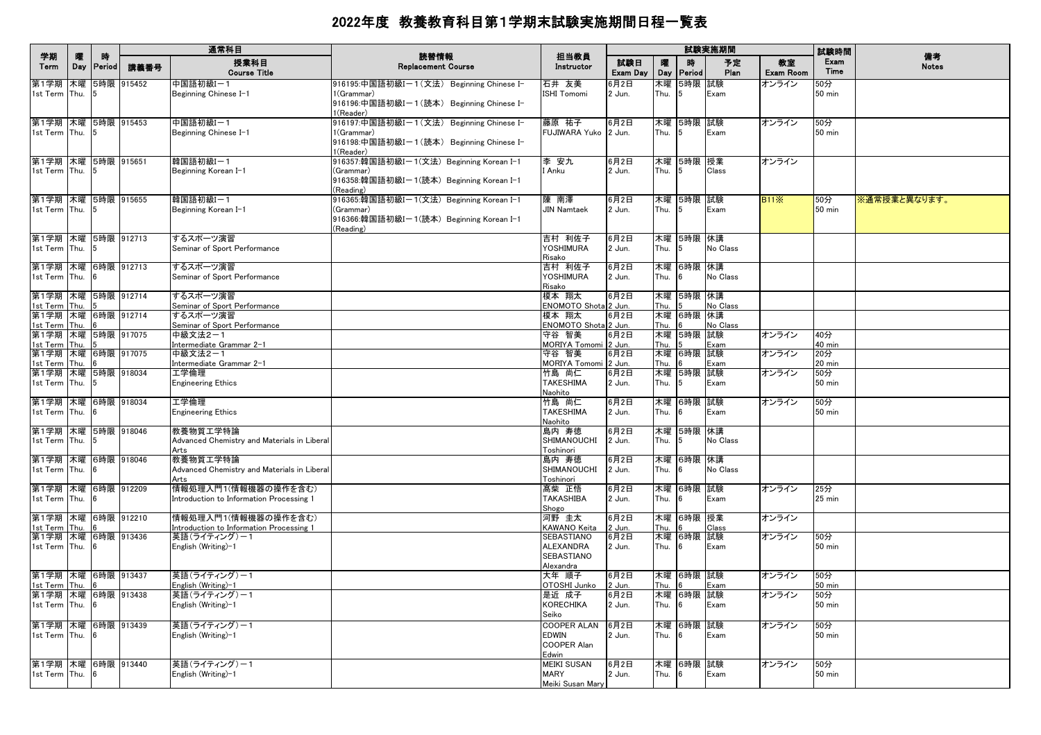# 2022年度 教養教育科目第1学期末試験実施期間日程一覧表

| 学期 Term | 曜 Day | 時 Period | 通常科目 講義番号 | 授業科目 Course Title | 読替情報 Replacement Course | 担当教員 Instructor | 試験日 Exam Day | 曜 Day | 時 Period | 予定 Plan | 教室 Exam Room | 試験時間 Exam Time | 備考 Notes |
|---|---|---|---|---|---|---|---|---|---|---|---|---|---|
| 第1学期 1st Term | 木曜 Thu. | 5時限 5 | 915452 | 中国語初級I－1 Beginning Chinese I-1 | 916195:中国語初級I－1（文法） Beginning Chinese I-1(Grammar) 916196:中国語初級I－1（読本） Beginning Chinese I-1(Reader) | 石井 友美 ISHI Tomomi | 6月2日 2 Jun. | 木曜 Thu. | 5時限 5 | 試験 Exam | オンライン | 50分 50 min | |
| 第1学期 1st Term | 木曜 Thu. | 5時限 5 | 915453 | 中国語初級I－1 Beginning Chinese I-1 | 916197:中国語初級I－1（文法） Beginning Chinese I-1(Grammar) 916198:中国語初級I－1（読本） Beginning Chinese I-1(Reader) | 藤原 祐子 FUJIWARA Yuko | 6月2日 2 Jun. | 木曜 Thu. | 5時限 5 | 試験 Exam | オンライン | 50分 50 min | |
| 第1学期 1st Term | 木曜 Thu. | 5時限 5 | 915651 | 韓国語初級I－1 Beginning Korean I-1 | 916357:韓国語初級I－1(文法) Beginning Korean I-1 (Grammar) 916358:韓国語初級I－1(読本) Beginning Korean I-1 (Reading) | 李 安九 I Anku | 6月2日 2 Jun. | 木曜 Thu. | 5時限 5 | 授業 Class | オンライン | | |
| 第1学期 1st Term | 木曜 Thu. | 5時限 5 | 915655 | 韓国語初級I－1 Beginning Korean I-1 | 916365:韓国語初級I－1(文法) Beginning Korean I-1 (Grammar) 916366:韓国語初級I－1(読本) Beginning Korean I-1 (Reading) | 陳 南澤 JIN Namtaek | 6月2日 2 Jun. | 木曜 Thu. | 5時限 5 | 試験 Exam | B11※ | 50分 50 min | ※通常授業と異なります。 |
| 第1学期 1st Term | 木曜 Thu. | 5時限 5 | 912713 | するスポーツ演習 Seminar of Sport Performance | | 吉村 利佐子 YOSHIMURA Risako | 6月2日 2 Jun. | 木曜 Thu. | 5時限 5 | 休講 No Class | | | |
| 第1学期 1st Term | 木曜 Thu. | 6時限 6 | 912713 | するスポーツ演習 Seminar of Sport Performance | | 吉村 利佐子 YOSHIMURA Risako | 6月2日 2 Jun. | 木曜 Thu. | 6時限 6 | 休講 No Class | | | |
| 第1学期 1st Term | 木曜 Thu. | 5時限 5 | 912714 | するスポーツ演習 Seminar of Sport Performance | | 榎本 翔太 ENOMOTO Shota | 6月2日 2 Jun. | 木曜 Thu. | 5時限 5 | 休講 No Class | | | |
| 第1学期 1st Term | 木曜 Thu. | 6時限 6 | 912714 | するスポーツ演習 Seminar of Sport Performance | | 榎本 翔太 ENOMOTO Shota | 6月2日 2 Jun. | 木曜 Thu. | 6時限 6 | 休講 No Class | | | |
| 第1学期 1st Term | 木曜 Thu. | 5時限 5 | 917075 | 中級文法2－1 Intermediate Grammar 2-1 | | 守谷 智美 MORIYA Tomomi | 6月2日 2 Jun. | 木曜 Thu. | 5時限 5 | 試験 Exam | オンライン | 40分 40 min | |
| 第1学期 1st Term | 木曜 Thu. | 6時限 6 | 917075 | 中級文法2－1 Intermediate Grammar 2-1 | | 守谷 智美 MORIYA Tomomi | 6月2日 2 Jun. | 木曜 Thu. | 6時限 6 | 試験 Exam | オンライン | 20分 20 min | |
| 第1学期 1st Term | 木曜 Thu. | 5時限 5 | 918034 | 工学倫理 Engineering Ethics | | 竹島 尚仁 TAKESHIMA Naohito | 6月2日 2 Jun. | 木曜 Thu. | 5時限 5 | 試験 Exam | オンライン | 50分 50 min | |
| 第1学期 1st Term | 木曜 Thu. | 6時限 6 | 918034 | 工学倫理 Engineering Ethics | | 竹島 尚仁 TAKESHIMA Naohito | 6月2日 2 Jun. | 木曜 Thu. | 6時限 6 | 試験 Exam | オンライン | 50分 50 min | |
| 第1学期 1st Term | 木曜 Thu. | 5時限 5 | 918046 | 教養物質工学特論 Advanced Chemistry and Materials in Liberal Arts | | 島内 寿徳 SHIMANOUCHI Toshinori | 6月2日 2 Jun. | 木曜 Thu. | 5時限 5 | 休講 No Class | | | |
| 第1学期 1st Term | 木曜 Thu. | 6時限 6 | 918046 | 教養物質工学特論 Advanced Chemistry and Materials in Liberal Arts | | 島内 寿徳 SHIMANOUCHI Toshinori | 6月2日 2 Jun. | 木曜 Thu. | 6時限 6 | 休講 No Class | | | |
| 第1学期 1st Term | 木曜 Thu. | 6時限 6 | 912209 | 情報処理入門1(情報機器の操作を含む) Introduction to Information Processing 1 | | 髙柴 正悟 TAKASHIBA Shogo | 6月2日 2 Jun. | 木曜 Thu. | 6時限 6 | 試験 Exam | オンライン | 25分 25 min | |
| 第1学期 1st Term | 木曜 Thu. | 6時限 6 | 912210 | 情報処理入門1(情報機器の操作を含む) Introduction to Information Processing 1 | | 河野 圭太 KAWANO Keita | 6月2日 2 Jun. | 木曜 Thu. | 6時限 6 | 授業 Class | オンライン | | |
| 第1学期 1st Term | 木曜 Thu. | 6時限 6 | 913436 | 英語（ライティング）－1 English (Writing)-1 | | SEBASTIANO ALEXANDRA SEBASTIANO Alexandra | 6月2日 2 Jun. | 木曜 Thu. | 6時限 6 | 試験 Exam | オンライン | 50分 50 min | |
| 第1学期 1st Term | 木曜 Thu. | 6時限 6 | 913437 | 英語（ライティング）－1 English (Writing)-1 | | 大年 順子 OTOSHI Junko | 6月2日 2 Jun. | 木曜 Thu. | 6時限 6 | 試験 Exam | オンライン | 50分 50 min | |
| 第1学期 1st Term | 木曜 Thu. | 6時限 6 | 913438 | 英語（ライティング）－1 English (Writing)-1 | | 是近 成子 KORECHIKA Seiko | 6月2日 2 Jun. | 木曜 Thu. | 6時限 6 | 試験 Exam | オンライン | 50分 50 min | |
| 第1学期 1st Term | 木曜 Thu. | 6時限 6 | 913439 | 英語（ライティング）－1 English (Writing)-1 | | COOPER ALAN EDWIN COOPER Alan Edwin | 6月2日 2 Jun. | 木曜 Thu. | 6時限 6 | 試験 Exam | オンライン | 50分 50 min | |
| 第1学期 1st Term | 木曜 Thu. | 6時限 6 | 913440 | 英語（ライティング）－1 English (Writing)-1 | | MEIKI SUSAN MARY Meiki Susan Mary | 6月2日 2 Jun. | 木曜 Thu. | 6時限 6 | 試験 Exam | オンライン | 50分 50 min | |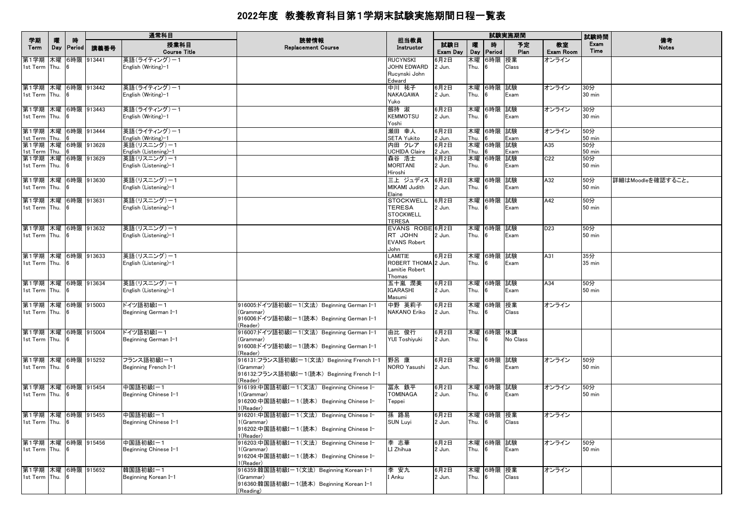# 2022年度 教養教育科目第1学期末試験実施期間日程一覧表

| 学期 Term | 曜 Day | 時 Period | 通常科目 講義番号 | 授業科目 Course Title | 読替情報 Replacement Course | 担当教員 Instructor | 試験実施期間 試験日 Exam Day | 曜 Day | 時 Period | 予定 Plan | 教室 Exam Room | 試験時間 Exam Time | 備考 Notes |
|---|---|---|---|---|---|---|---|---|---|---|---|---|---|
| 第1学期 1st Term | 木曜 Thu. | 6時限 6 | 913441 | 英語(ライティング)－1 English (Writing)-1 | | RUCYNSKI JOHN EDWARD Rucynski John Edward | 6月2日 2 Jun. | 木曜 Thu. | 6時限 6 | 授業 Class | オンライン | | |
| 第1学期 1st Term | 木曜 Thu. | 6時限 6 | 913442 | 英語(ライティング)－1 English (Writing)-1 | | 中川 祐子 NAKAGAWA Yuko | 6月2日 2 Jun. | 木曜 Thu. | 6時限 6 | 試験 Exam | オンライン | 30分 30 min | |
| 第1学期 1st Term | 木曜 Thu. | 6時限 6 | 913443 | 英語(ライティング)－1 English (Writing)-1 | | 劔持 淑 KEMMOTSU Yoshi | 6月2日 2 Jun. | 木曜 Thu. | 6時限 6 | 試験 Exam | オンライン | 30分 30 min | |
| 第1学期 1st Term | 木曜 Thu. | 6時限 6 | 913444 | 英語(ライティング)－1 English (Writing)-1 | | 瀬田 幸人 SETA Yukito | 6月2日 2 Jun. | 木曜 Thu. | 6時限 6 | 試験 Exam | オンライン | 50分 50 min | |
| 第1学期 1st Term | 木曜 Thu. | 6時限 6 | 913628 | 英語(リスニング)－1 English (Listening)-1 | | 内田 クレア UCHIDA Claire | 6月2日 2 Jun. | 木曜 Thu. | 6時限 6 | 試験 Exam | A35 | 50分 50 min | |
| 第1学期 1st Term | 木曜 Thu. | 6時限 6 | 913629 | 英語(リスニング)－1 English (Listening)-1 | | 森谷 浩士 MORITANI Hiroshi | 6月2日 2 Jun. | 木曜 Thu. | 6時限 6 | 試験 Exam | C22 | 50分 50 min | |
| 第1学期 1st Term | 木曜 Thu. | 6時限 6 | 913630 | 英語(リスニング)－1 English (Listening)-1 | | 三上 ジュディス MIKAMI Judith Elaine | 6月2日 2 Jun. | 木曜 Thu. | 6時限 6 | 試験 Exam | A32 | 50分 50 min | 詳細はMoodleを確認すること。 |
| 第1学期 1st Term | 木曜 Thu. | 6時限 6 | 913631 | 英語(リスニング)－1 English (Listening)-1 | | STOCKWELL TERESA STOCKWELL TERESA | 6月2日 2 Jun. | 木曜 Thu. | 6時限 6 | 試験 Exam | A42 | 50分 50 min | |
| 第1学期 1st Term | 木曜 Thu. | 6時限 6 | 913632 | 英語(リスニング)－1 English (Listening)-1 | | EVANS ROBERT JOHN EVANS Robert John | 6月2日 2 Jun. | 木曜 Thu. | 6時限 6 | 試験 Exam | D23 | 50分 50 min | |
| 第1学期 1st Term | 木曜 Thu. | 6時限 6 | 913633 | 英語(リスニング)－1 English (Listening)-1 | | LAMITIE ROBERT THOMA Lamitie Robert Thomas | 6月2日 2 Jun. | 木曜 Thu. | 6時限 6 | 試験 Exam | A31 | 35分 35 min | |
| 第1学期 1st Term | 木曜 Thu. | 6時限 6 | 913634 | 英語(リスニング)－1 English (Listening)-1 | | 五十嵐 潤美 IGARASHI Masumi | 6月2日 2 Jun. | 木曜 Thu. | 6時限 6 | 試験 Exam | A34 | 50分 50 min | |
| 第1学期 1st Term | 木曜 Thu. | 6時限 6 | 915003 | ドイツ語初級I－1 Beginning German I-1 | 916005:ドイツ語初級I－1(文法) Beginning German I-1 (Grammar) 916006:ドイツ語初級I－1(読本) Beginning German I-1 (Reader) | 中野 英莉子 NAKANO Eriko | 6月2日 2 Jun. | 木曜 Thu. | 6時限 6 | 授業 Class | オンライン | | |
| 第1学期 1st Term | 木曜 Thu. | 6時限 6 | 915004 | ドイツ語初級I－1 Beginning German I-1 | 916007:ドイツ語初級I－1(文法) Beginning German I-1 (Grammar) 916008:ドイツ語初級I－1(読本) Beginning German I-1 (Reader) | 由比 俊行 YUI Toshiyuki | 6月2日 2 Jun. | 木曜 Thu. | 6時限 6 | 休講 No Class | | | |
| 第1学期 1st Term | 木曜 Thu. | 6時限 6 | 915252 | フランス語初級I－1 Beginning French I-1 | 916131:フランス語初級I－1(文法) Beginning French I-1 (Grammar) 916132:フランス語初級I－1(読本) Beginning French I-1 (Reader) | 野呂 康 NORO Yasushi | 6月2日 2 Jun. | 木曜 Thu. | 6時限 6 | 試験 Exam | オンライン | 50分 50 min | |
| 第1学期 1st Term | 木曜 Thu. | 6時限 6 | 915454 | 中国語初級I－1 Beginning Chinese I-1 | 916199:中国語初級I－1(文法) Beginning Chinese I-1(Grammar) 916200:中国語初級I－1(読本) Beginning Chinese I-1(Reader) | 冨永 鉄平 TOMINAGA Teppei | 6月2日 2 Jun. | 木曜 Thu. | 6時限 6 | 試験 Exam | オンライン | 50分 50 min | |
| 第1学期 1st Term | 木曜 Thu. | 6時限 6 | 915455 | 中国語初級I－1 Beginning Chinese I-1 | 916201:中国語初級I－1(文法) Beginning Chinese I-1(Grammar) 916202:中国語初級I－1(読本) Beginning Chinese I-1(Reader) | 孫 路易 SUN Luyi | 6月2日 2 Jun. | 木曜 Thu. | 6時限 6 | 授業 Class | オンライン | | |
| 第1学期 1st Term | 木曜 Thu. | 6時限 6 | 915456 | 中国語初級I－1 Beginning Chinese I-1 | 916203:中国語初級I－1(文法) Beginning Chinese I-1(Grammar) 916204:中国語初級I－1(読本) Beginning Chinese I-1(Reader) | 李 志華 LI Zhihua | 6月2日 2 Jun. | 木曜 Thu. | 6時限 6 | 試験 Exam | オンライン | 50分 50 min | |
| 第1学期 1st Term | 木曜 Thu. | 6時限 6 | 915652 | 韓国語初級I－1 Beginning Korean I-1 | 916359:韓国語初級I－1(文法) Beginning Korean I-1 (Grammar) 916360:韓国語初級I－1(読本) Beginning Korean I-1 (Reading) | 李 安九 I Anku | 6月2日 2 Jun. | 木曜 Thu. | 6時限 6 | 授業 Class | オンライン | | |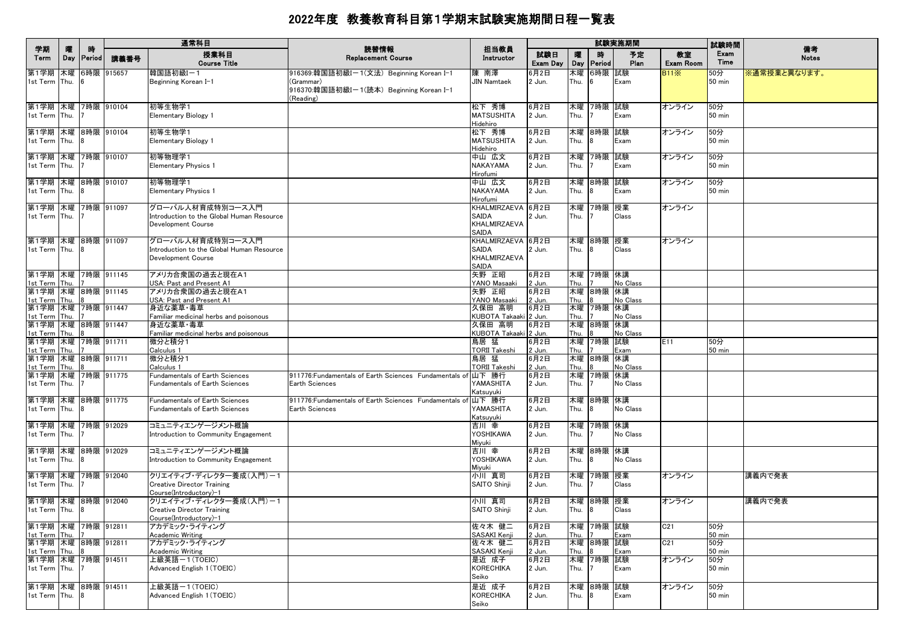# 2022年度 教養教育科目第1学期末試験実施期間日程一覧表

| 学期 Term | 曜 Day | 時 Period | 通常科目 講義番号 | 授業科目 Course Title | 読替情報 Replacement Course | 担当教員 Instructor | 試験実施期間 試験日 Exam Day | 曜 Day | 時 Period | 予定 Plan | 教室 Exam Room | 試験時間 Exam Time | 備考 Notes |
|---|---|---|---|---|---|---|---|---|---|---|---|---|---|
| 第1学期 1st Term | 木曜 Thu. | 6時限 6 | 915657 | 韓国語初級I−1 Beginning Korean I-1 | 916369:韓国語初級I−1(文法) Beginning Korean I-1 (Grammar) 916370:韓国語初級I−1(読本) Beginning Korean I-1 (Reading) | 陳 南澤 JIN Namtaek | 6月2日 2 Jun. | 木曜 Thu. | 6時限 6 | 試験 Exam | B11※ | 50分 50 min | ※通常授業と異なります。 |
| 第1学期 1st Term | 木曜 Thu. | 7時限 7 | 910104 | 初等生物学1 Elementary Biology 1 | | 松下 秀博 MATSUSHITA Hidehiro | 6月2日 2 Jun. | 木曜 Thu. | 7時限 7 | 試験 Exam | オンライン | 50分 50 min | |
| 第1学期 1st Term | 木曜 Thu. | 8時限 8 | 910104 | 初等生物学1 Elementary Biology 1 | | 松下 秀博 MATSUSHITA Hidehiro | 6月2日 2 Jun. | 木曜 Thu. | 8時限 8 | 試験 Exam | オンライン | 50分 50 min | |
| 第1学期 1st Term | 木曜 Thu. | 7時限 7 | 910107 | 初等物理学1 Elementary Physics 1 | | 中山 広文 NAKAYAMA Hirofumi | 6月2日 2 Jun. | 木曜 Thu. | 7時限 7 | 試験 Exam | オンライン | 50分 50 min | |
| 第1学期 1st Term | 木曜 Thu. | 8時限 8 | 910107 | 初等物理学1 Elementary Physics 1 | | 中山 広文 NAKAYAMA Hirofumi | 6月2日 2 Jun. | 木曜 Thu. | 8時限 8 | 試験 Exam | オンライン | 50分 50 min | |
| 第1学期 1st Term | 木曜 Thu. | 7時限 7 | 911097 | グローバル人材育成特別コース入門 Introduction to the Global Human Resource Development Course | | KHALMIRZAEVA SAIDA KHALMIRZAEVA SAIDA | 6月2日 2 Jun. | 木曜 Thu. | 7時限 7 | 授業 Class | オンライン | | |
| 第1学期 1st Term | 木曜 Thu. | 8時限 8 | 911097 | グローバル人材育成特別コース入門 Introduction to the Global Human Resource Development Course | | KHALMIRZAEVA SAIDA KHALMIRZAEVA SAIDA | 6月2日 2 Jun. | 木曜 Thu. | 8時限 8 | 授業 Class | オンライン | | |
| 第1学期 1st Term | 木曜 Thu. | 7時限 7 | 911145 | アメリカ合衆国の過去と現在A1 USA: Past and Present A1 | | 矢野 正昭 YANO Masaaki | 6月2日 2 Jun. | 木曜 Thu. | 7時限 7 | 休講 No Class | | | |
| 第1学期 1st Term | 木曜 Thu. | 8時限 8 | 911145 | アメリカ合衆国の過去と現在A1 USA: Past and Present A1 | | 矢野 正昭 YANO Masaaki | 6月2日 2 Jun. | 木曜 Thu. | 8時限 8 | 休講 No Class | | | |
| 第1学期 1st Term | 木曜 Thu. | 7時限 7 | 911447 | 身近な薬草・毒草 Familiar medicinal herbs and poisonous | | 久保田 高明 KUBOTA Takaaki | 6月2日 2 Jun. | 木曜 Thu. | 7時限 7 | 休講 No Class | | | |
| 第1学期 1st Term | 木曜 Thu. | 8時限 8 | 911447 | 身近な薬草・毒草 Familiar medicinal herbs and poisonous | | 久保田 高明 KUBOTA Takaaki | 6月2日 2 Jun. | 木曜 Thu. | 8時限 8 | 休講 No Class | | | |
| 第1学期 1st Term | 木曜 Thu. | 7時限 7 | 911711 | 微分と積分1 Calculus 1 | | 鳥居 猛 TORII Takeshi | 6月2日 2 Jun. | 木曜 Thu. | 7時限 7 | 試験 Exam | E11 | 50分 50 min | |
| 第1学期 1st Term | 木曜 Thu. | 8時限 8 | 911711 | 微分と積分1 Calculus 1 | | 鳥居 猛 TORII Takeshi | 6月2日 2 Jun. | 木曜 Thu. | 8時限 8 | 休講 No Class | | | |
| 第1学期 1st Term | 木曜 Thu. | 7時限 7 | 911775 | Fundamentals of Earth Sciences Fundamentals of Earth Sciences | 911776:Fundamentals of Earth Sciences Fundamentals of Earth Sciences | 山下 勝行 YAMASHITA Katsuyuki | 6月2日 2 Jun. | 木曜 Thu. | 7時限 7 | 休講 No Class | | | |
| 第1学期 1st Term | 木曜 Thu. | 8時限 8 | 911775 | Fundamentals of Earth Sciences Fundamentals of Earth Sciences | 911776:Fundamentals of Earth Sciences Fundamentals of Earth Sciences | 山下 勝行 YAMASHITA Katsuyuki | 6月2日 2 Jun. | 木曜 Thu. | 8時限 8 | 休講 No Class | | | |
| 第1学期 1st Term | 木曜 Thu. | 7時限 7 | 912029 | コミュニティエンゲージメント概論 Introduction to Community Engagement | | 吉川 幸 YOSHIKAWA Miyuki | 6月2日 2 Jun. | 木曜 Thu. | 7時限 7 | 休講 No Class | | | |
| 第1学期 1st Term | 木曜 Thu. | 8時限 8 | 912029 | コミュニティエンゲージメント概論 Introduction to Community Engagement | | 吉川 幸 YOSHIKAWA Miyuki | 6月2日 2 Jun. | 木曜 Thu. | 8時限 8 | 休講 No Class | | | |
| 第1学期 1st Term | 木曜 Thu. | 7時限 7 | 912040 | クリエイティブ・ディレクター養成(入門)−1 Creative Director Training Course(Introductory)-1 | | 小川 真司 SAITO Shinji | 6月2日 2 Jun. | 木曜 Thu. | 7時限 7 | 授業 Class | オンライン | | 講義内で発表 |
| 第1学期 1st Term | 木曜 Thu. | 8時限 8 | 912040 | クリエイティブ・ディレクター養成(入門)−1 Creative Director Training Course(Introductory)-1 | | 小川 真司 SAITO Shinji | 6月2日 2 Jun. | 木曜 Thu. | 8時限 8 | 授業 Class | オンライン | | 講義内で発表 |
| 第1学期 1st Term | 木曜 Thu. | 7時限 7 | 912811 | アカデミック・ライティング Academic Writing | | 佐々木 健二 SASAKI Kenji | 6月2日 2 Jun. | 木曜 Thu. | 7時限 7 | 試験 Exam | C21 | 50分 50 min | |
| 第1学期 1st Term | 木曜 Thu. | 8時限 8 | 912811 | アカデミック・ライティング Academic Writing | | 佐々木 健二 SASAKI Kenji | 6月2日 2 Jun. | 木曜 Thu. | 8時限 8 | 試験 Exam | C21 | 50分 50 min | |
| 第1学期 1st Term | 木曜 Thu. | 7時限 7 | 914511 | 上級英語−1(TOEIC) Advanced English 1(TOEIC) | | 是近 成子 KORECHIKA Seiko | 6月2日 2 Jun. | 木曜 Thu. | 7時限 7 | 試験 Exam | オンライン | 50分 50 min | |
| 第1学期 1st Term | 木曜 Thu. | 8時限 8 | 914511 | 上級英語−1(TOEIC) Advanced English 1(TOEIC) | | 是近 成子 KORECHIKA Seiko | 6月2日 2 Jun. | 木曜 Thu. | 8時限 8 | 試験 Exam | オンライン | 50分 50 min | |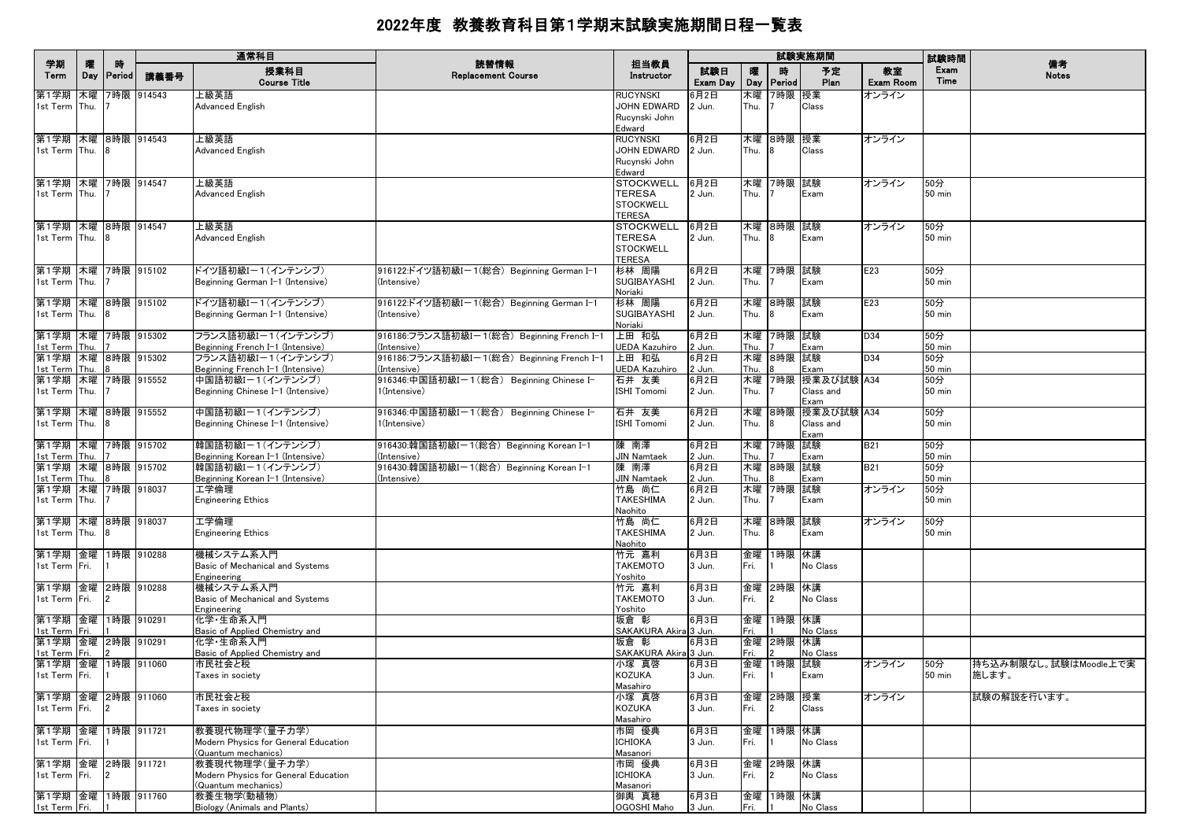# 2022年度 教養教育科目第1学期末試験実施期間日程一覧表

| 学期<br>Term | 曜<br>Day | 時<br>Period | 通常科目<br>講義番号 | 授業科目<br>Course Title | 読替情報<br>Replacement Course | 担当教員<br>Instructor | 試験実施期間<br>試験日<br>Exam Day | 曜<br>Day | 時<br>Period | 予定<br>Plan | 教室<br>Exam Room | 試験時間<br>Exam Time | 備考<br>Notes |
|---|---|---|---|---|---|---|---|---|---|---|---|---|---|
| 第1学期<br>1st Term | 木曜<br>Thu. | 7時限<br>7 | 914543 | 上級英語<br>Advanced English | | RUCYNSKI JOHN EDWARD<br>Rucynski John Edward | 6月2日<br>2 Jun. | 木曜<br>Thu. | 7時限<br>7 | 授業<br>Class | オンライン | | |
| 第1学期<br>1st Term | 木曜<br>Thu. | 8時限<br>8 | 914543 | 上級英語<br>Advanced English | | RUCYNSKI JOHN EDWARD<br>Rucynski John Edward | 6月2日<br>2 Jun. | 木曜<br>Thu. | 8時限<br>8 | 授業<br>Class | オンライン | | |
| 第1学期<br>1st Term | 木曜<br>Thu. | 7時限<br>7 | 914547 | 上級英語<br>Advanced English | | STOCKWELL TERESA<br>STOCKWELL TERESA | 6月2日<br>2 Jun. | 木曜<br>Thu. | 7時限<br>7 | 試験<br>Exam | オンライン | 50分<br>50 min | |
| 第1学期<br>1st Term | 木曜<br>Thu. | 8時限<br>8 | 914547 | 上級英語<br>Advanced English | | STOCKWELL TERESA<br>STOCKWELL TERESA | 6月2日<br>2 Jun. | 木曜<br>Thu. | 8時限<br>8 | 試験<br>Exam | オンライン | 50分<br>50 min | |
| 第1学期<br>1st Term | 木曜<br>Thu. | 7時限<br>7 | 915102 | ドイツ語初級I－1(インテンシブ)<br>Beginning German I-1 (Intensive) | 916122:ドイツ語初級I－1(総合) Beginning German I-1 (Intensive) | 杉林 周陽<br>SUGIBAYASHI Noriaki | 6月2日<br>2 Jun. | 木曜<br>Thu. | 7時限<br>7 | 試験<br>Exam | E23 | 50分<br>50 min | |
| 第1学期<br>1st Term | 木曜<br>Thu. | 8時限<br>8 | 915102 | ドイツ語初級I－1(インテンシブ)<br>Beginning German I-1 (Intensive) | 916122:ドイツ語初級I－1(総合) Beginning German I-1 (Intensive) | 杉林 周陽<br>SUGIBAYASHI Noriaki | 6月2日<br>2 Jun. | 木曜<br>Thu. | 8時限<br>8 | 試験<br>Exam | E23 | 50分<br>50 min | |
| 第1学期<br>1st Term | 木曜<br>Thu. | 7時限<br>7 | 915302 | フランス語初級I－1(インテンシブ)<br>Beginning French I-1 (Intensive) | 916186:フランス語初級I－1(総合) Beginning French I-1 (Intensive) | 上田 和弘<br>UEDA Kazuhiro | 6月2日<br>2 Jun. | 木曜<br>Thu. | 7時限<br>7 | 試験<br>Exam | D34 | 50分<br>50 min | |
| 第1学期<br>1st Term | 木曜<br>Thu. | 8時限<br>8 | 915302 | フランス語初級I－1(インテンシブ)<br>Beginning French I-1 (Intensive) | 916186:フランス語初級I－1(総合) Beginning French I-1 (Intensive) | 上田 和弘<br>UEDA Kazuhiro | 6月2日<br>2 Jun. | 木曜<br>Thu. | 8時限<br>8 | 試験<br>Exam | D34 | 50分<br>50 min | |
| 第1学期<br>1st Term | 木曜<br>Thu. | 7時限<br>7 | 915552 | 中国語初級I－1(インテンシブ)<br>Beginning Chinese I-1 (Intensive) | 916346:中国語初級I－1(総合) Beginning Chinese I-1(Intensive) | 石井 友美<br>ISHI Tomomi | 6月2日<br>2 Jun. | 木曜<br>Thu. | 7時限<br>7 | 授業及び試験<br>Class and Exam | A34 | 50分<br>50 min | |
| 第1学期<br>1st Term | 木曜<br>Thu. | 8時限<br>8 | 915552 | 中国語初級I－1(インテンシブ)<br>Beginning Chinese I-1 (Intensive) | 916346:中国語初級I－1(総合) Beginning Chinese I-1(Intensive) | 石井 友美<br>ISHI Tomomi | 6月2日<br>2 Jun. | 木曜<br>Thu. | 8時限<br>8 | 授業及び試験<br>Class and Exam | A34 | 50分<br>50 min | |
| 第1学期<br>1st Term | 木曜<br>Thu. | 7時限<br>7 | 915702 | 韓国語初級I－1(インテンシブ)<br>Beginning Korean I-1 (Intensive) | 916430:韓国語初級I－1(総合) Beginning Korean I-1 (Intensive) | 陳 南澤<br>JIN Namtaek | 6月2日<br>2 Jun. | 木曜<br>Thu. | 7時限<br>7 | 試験<br>Exam | B21 | 50分<br>50 min | |
| 第1学期<br>1st Term | 木曜<br>Thu. | 8時限<br>8 | 915702 | 韓国語初級I－1(インテンシブ)<br>Beginning Korean I-1 (Intensive) | 916430:韓国語初級I－1(総合) Beginning Korean I-1 (Intensive) | 陳 南澤<br>JIN Namtaek | 6月2日<br>2 Jun. | 木曜<br>Thu. | 8時限<br>8 | 試験<br>Exam | B21 | 50分<br>50 min | |
| 第1学期<br>1st Term | 木曜<br>Thu. | 7時限<br>7 | 918037 | 工学倫理<br>Engineering Ethics | | 竹島 尚仁<br>TAKESHIMA Naohito | 6月2日<br>2 Jun. | 木曜<br>Thu. | 7時限<br>7 | 試験<br>Exam | オンライン | 50分<br>50 min | |
| 第1学期<br>1st Term | 木曜<br>Thu. | 8時限<br>8 | 918037 | 工学倫理<br>Engineering Ethics | | 竹島 尚仁<br>TAKESHIMA Naohito | 6月2日<br>2 Jun. | 木曜<br>Thu. | 8時限<br>8 | 試験<br>Exam | オンライン | 50分<br>50 min | |
| 第1学期<br>1st Term | 金曜<br>Fri. | 1時限<br>1 | 910288 | 機械システム系入門<br>Basic of Mechanical and Systems Engineering | | 竹元 嘉利<br>TAKEMOTO Yoshito | 6月3日<br>3 Jun. | 金曜<br>Fri. | 1時限<br>1 | 休講<br>No Class | | | |
| 第1学期<br>1st Term | 金曜<br>Fri. | 2時限<br>2 | 910288 | 機械システム系入門<br>Basic of Mechanical and Systems Engineering | | 竹元 嘉利<br>TAKEMOTO Yoshito | 6月3日<br>3 Jun. | 金曜<br>Fri. | 2時限<br>2 | 休講<br>No Class | | | |
| 第1学期<br>1st Term | 金曜<br>Fri. | 1時限<br>1 | 910291 | 化学・生命系入門<br>Basic of Applied Chemistry and | | 坂倉 彰<br>SAKAKURA Akira | 6月3日<br>3 Jun. | 金曜<br>Fri. | 1時限<br>1 | 休講<br>No Class | | | |
| 第1学期<br>1st Term | 金曜<br>Fri. | 2時限<br>2 | 910291 | 化学・生命系入門<br>Basic of Applied Chemistry and | | 坂倉 彰<br>SAKAKURA Akira | 6月3日<br>3 Jun. | 金曜<br>Fri. | 2時限<br>2 | 休講<br>No Class | | | |
| 第1学期<br>1st Term | 金曜<br>Fri. | 1時限<br>1 | 911060 | 市民社会と税<br>Taxes in society | | 小塚 真啓<br>KOZUKA Masahiro | 6月3日<br>3 Jun. | 金曜<br>Fri. | 1時限<br>1 | 試験<br>Exam | オンライン | 50分<br>50 min | 持ち込み制限なし。試験はMoodle上で実施します。 |
| 第1学期<br>1st Term | 金曜<br>Fri. | 2時限<br>2 | 911060 | 市民社会と税<br>Taxes in society | | 小塚 真啓<br>KOZUKA Masahiro | 6月3日<br>3 Jun. | 金曜<br>Fri. | 2時限<br>2 | 授業<br>Class | オンライン | | 試験の解説を行います。 |
| 第1学期<br>1st Term | 金曜<br>Fri. | 1時限<br>1 | 911721 | 教養現代物理学(量子力学)<br>Modern Physics for General Education (Quantum mechanics) | | 市岡 優典<br>ICHIOKA Masanori | 6月3日<br>3 Jun. | 金曜<br>Fri. | 1時限<br>1 | 休講<br>No Class | | | |
| 第1学期<br>1st Term | 金曜<br>Fri. | 2時限<br>2 | 911721 | 教養現代物理学(量子力学)<br>Modern Physics for General Education (Quantum mechanics) | | 市岡 優典<br>ICHIOKA Masanori | 6月3日<br>3 Jun. | 金曜<br>Fri. | 2時限<br>2 | 休講<br>No Class | | | |
| 第1学期<br>1st Term | 金曜<br>Fri. | 1時限<br>1 | 911760 | 教養生物学(動植物)<br>Biology (Animals and Plants) | | 御輿 真穂<br>OGOSHI Maho | 6月3日<br>3 Jun. | 金曜<br>Fri. | 1時限<br>1 | 休講<br>No Class | | | |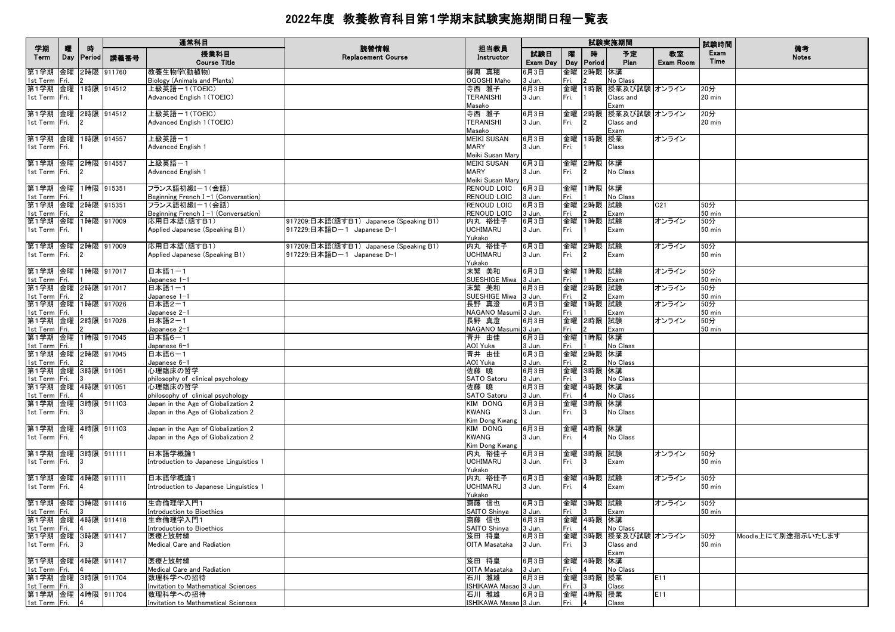# 2022年度 教養教育科目第1学期末試験実施期間日程一覧表

| 学期 Term | 曜 Day | 時 Period | 講義番号 | 授業科目 Course Title | 読替情報 Replacement Course | 担当教員 Instructor | 試験日 Exam Day | 曜 Day | 時 Period | 予定 Plan | 教室 Exam Room | 試験時間 Exam Time | 備考 Notes |
|---|---|---|---|---|---|---|---|---|---|---|---|---|---|
| 第1学期 1st Term | 金曜 Fri. | 2時限 2 | 911760 | 教養生物学(動植物) Biology (Animals and Plants) | | 御輿 真穂 OGOSHI Maho | 6月3日 3 Jun. | 金曜 Fri. | 2時限 2 | 休講 No Class | | | |
| 第1学期 1st Term | 金曜 Fri. | 1時限 1 | 914512 | 上級英語－1(TOEIC) Advanced English 1(TOEIC) | | 寺西 雅子 TERANISHI Masako | 6月3日 3 Jun. | 金曜 Fri. | 1時限 1 | 授業及び試験 Class and Exam | オンライン | 20分 20 min | |
| 第1学期 1st Term | 金曜 Fri. | 2時限 2 | 914512 | 上級英語－1(TOEIC) Advanced English 1(TOEIC) | | 寺西 雅子 TERANISHI Masako | 6月3日 3 Jun. | 金曜 Fri. | 2時限 2 | 授業及び試験 Class and Exam | オンライン | 20分 20 min | |
| 第1学期 1st Term | 金曜 Fri. | 1時限 1 | 914557 | 上級英語－1 Advanced English 1 | | MEIKI SUSAN MARY Meiki Susan Mary | 6月3日 3 Jun. | 金曜 Fri. | 1時限 1 | 授業 Class | オンライン | | |
| 第1学期 1st Term | 金曜 Fri. | 2時限 2 | 914557 | 上級英語－1 Advanced English 1 | | MEIKI SUSAN MARY Meiki Susan Mary | 6月3日 3 Jun. | 金曜 Fri. | 2時限 2 | 休講 No Class | | | |
| 第1学期 1st Term | 金曜 Fri. | 1時限 1 | 915351 | フランス語初級I－1(会話) Beginning French I -1 (Conversation) | | RENOUD LOIC RENOUD LOIC | 6月3日 3 Jun. | 金曜 Fri. | 1時限 1 | 休講 No Class | | | |
| 第1学期 1st Term | 金曜 Fri. | 2時限 2 | 915351 | フランス語初級I－1(会話) Beginning French I -1 (Conversation) | | RENOUD LOIC RENOUD LOIC | 6月3日 3 Jun. | 金曜 Fri. | 2時限 2 | 試験 Exam | C21 | 50分 50 min | |
| 第1学期 1st Term | 金曜 Fri. | 1時限 1 | 917009 | 応用日本語(話すB1) Applied Japanese (Speaking B1) | 917209:日本語(話すB1) Japanese (Speaking B1) 917229:日本語D－1 Japanese D-1 | 内丸 裕佳子 UCHIMARU Yukako | 6月3日 3 Jun. | 金曜 Fri. | 1時限 1 | 試験 Exam | オンライン | 50分 50 min | |
| 第1学期 1st Term | 金曜 Fri. | 2時限 2 | 917009 | 応用日本語(話すB1) Applied Japanese (Speaking B1) | 917209:日本語(話すB1) Japanese (Speaking B1) 917229:日本語D－1 Japanese D-1 | 内丸 裕佳子 UCHIMARU Yukako | 6月3日 3 Jun. | 金曜 Fri. | 2時限 2 | 試験 Exam | オンライン | 50分 50 min | |
| 第1学期 1st Term | 金曜 Fri. | 1時限 1 | 917017 | 日本語1－1 Japanese 1-1 | | 末繁 美和 SUESHIGE Miwa | 6月3日 3 Jun. | 金曜 Fri. | 1時限 1 | 試験 Exam | オンライン | 50分 50 min | |
| 第1学期 1st Term | 金曜 Fri. | 2時限 2 | 917017 | 日本語1－1 Japanese 1-1 | | 末繁 美和 SUESHIGE Miwa | 6月3日 3 Jun. | 金曜 Fri. | 2時限 2 | 試験 Exam | オンライン | 50分 50 min | |
| 第1学期 1st Term | 金曜 Fri. | 1時限 1 | 917026 | 日本語2－1 Japanese 2-1 | | 長野 真澄 NAGANO Masumi | 6月3日 3 Jun. | 金曜 Fri. | 1時限 1 | 試験 Exam | オンライン | 50分 50 min | |
| 第1学期 1st Term | 金曜 Fri. | 2時限 2 | 917026 | 日本語2－1 Japanese 2-1 | | 長野 真澄 NAGANO Masumi | 6月3日 3 Jun. | 金曜 Fri. | 2時限 2 | 試験 Exam | オンライン | 50分 50 min | |
| 第1学期 1st Term | 金曜 Fri. | 1時限 1 | 917045 | 日本語6－1 Japanese 6-1 | | 青井 由佳 AOI Yuka | 6月3日 3 Jun. | 金曜 Fri. | 1時限 1 | 休講 No Class | | | |
| 第1学期 1st Term | 金曜 Fri. | 2時限 2 | 917045 | 日本語6－1 Japanese 6-1 | | 青井 由佳 AOI Yuka | 6月3日 3 Jun. | 金曜 Fri. | 2時限 2 | 休講 No Class | | | |
| 第1学期 1st Term | 金曜 Fri. | 3時限 3 | 911051 | 心理臨床の哲学 philosophy of clinical psychology | | 佐藤 曉 SATO Satoru | 6月3日 3 Jun. | 金曜 Fri. | 3時限 3 | 休講 No Class | | | |
| 第1学期 1st Term | 金曜 Fri. | 4時限 4 | 911051 | 心理臨床の哲学 philosophy of clinical psychology | | 佐藤 曉 SATO Satoru | 6月3日 3 Jun. | 金曜 Fri. | 4時限 4 | 休講 No Class | | | |
| 第1学期 1st Term | 金曜 Fri. | 3時限 3 | 911103 | Japan in the Age of Globalization 2 Japan in the Age of Globalization 2 | | KIM DONG KWANG Kim Dong Kwang | 6月3日 3 Jun. | 金曜 Fri. | 3時限 3 | 休講 No Class | | | |
| 第1学期 1st Term | 金曜 Fri. | 4時限 4 | 911103 | Japan in the Age of Globalization 2 Japan in the Age of Globalization 2 | | KIM DONG KWANG Kim Dong Kwang | 6月3日 3 Jun. | 金曜 Fri. | 4時限 4 | 休講 No Class | | | |
| 第1学期 1st Term | 金曜 Fri. | 3時限 3 | 911111 | 日本語学概論1 Introduction to Japanese Linguistics 1 | | 内丸 裕佳子 UCHIMARU Yukako | 6月3日 3 Jun. | 金曜 Fri. | 3時限 3 | 試験 Exam | オンライン | 50分 50 min | |
| 第1学期 1st Term | 金曜 Fri. | 4時限 4 | 911111 | 日本語学概論1 Introduction to Japanese Linguistics 1 | | 内丸 裕佳子 UCHIMARU Yukako | 6月3日 3 Jun. | 金曜 Fri. | 4時限 4 | 試験 Exam | オンライン | 50分 50 min | |
| 第1学期 1st Term | 金曜 Fri. | 3時限 3 | 911416 | 生命倫理学入門1 Introduction to Bioethics | | 齋藤 信也 SAITO Shinya | 6月3日 3 Jun. | 金曜 Fri. | 3時限 3 | 試験 Exam | オンライン | 50分 50 min | |
| 第1学期 1st Term | 金曜 Fri. | 4時限 4 | 911416 | 生命倫理学入門1 Introduction to Bioethics | | 齋藤 信也 SAITO Shinya | 6月3日 3 Jun. | 金曜 Fri. | 4時限 4 | 休講 No Class | | | |
| 第1学期 1st Term | 金曜 Fri. | 3時限 3 | 911417 | 医療と放射線 Medical Care and Radiation | | 笈田 将皇 OITA Masataka | 6月3日 3 Jun. | 金曜 Fri. | 3時限 3 | 授業及び試験 Class and Exam | オンライン | 50分 50 min | Moodle上にて別途指示いたします |
| 第1学期 1st Term | 金曜 Fri. | 4時限 4 | 911417 | 医療と放射線 Medical Care and Radiation | | 笈田 将皇 OITA Masataka | 6月3日 3 Jun. | 金曜 Fri. | 4時限 4 | 休講 No Class | | | |
| 第1学期 1st Term | 金曜 Fri. | 3時限 3 | 911704 | 数理科学への招待 Invitation to Mathematical Sciences | | 石川 雅雄 ISHIKAWA Masao | 6月3日 3 Jun. | 金曜 Fri. | 3時限 3 | 授業 Class | E11 | | |
| 第1学期 1st Term | 金曜 Fri. | 4時限 4 | 911704 | 数理科学への招待 Invitation to Mathematical Sciences | | 石川 雅雄 ISHIKAWA Masao | 6月3日 3 Jun. | 金曜 Fri. | 4時限 4 | 授業 Class | E11 | | |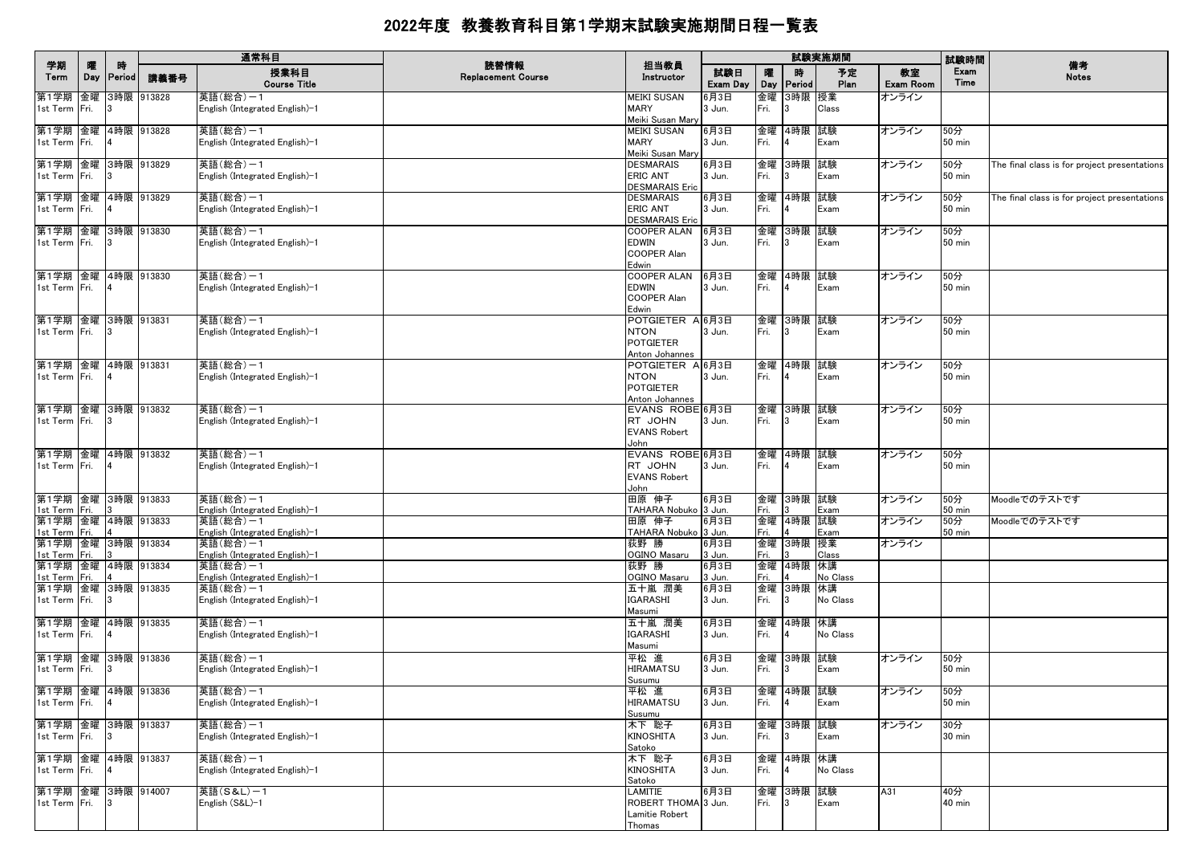# 2022年度 教養教育科目第1学期末試験実施期間日程一覧表

| 学期 Term | 曜 Day | 時 Period | 通常科目 講義番号 | 授業科目 Course Title | 読替情報 Replacement Course | 担当教員 Instructor | 試験実施期間 試験日 Exam Day | 曜 Day | 時 Period | 予定 Plan | 教室 Exam Room | 試験時間 Exam Time | 備考 Notes |
|---|---|---|---|---|---|---|---|---|---|---|---|---|---|
| 第1学期 1st Term | 金曜 Fri. | 3時限 3 | 913828 | 英語(総合)－1 English (Integrated English)-1 | | MEIKI SUSAN MARY Meiki Susan Mary | 6月3日 3 Jun. | 金曜 Fri. | 3時限 3 | 授業 Class | オンライン | | |
| 第1学期 1st Term | 金曜 Fri. | 4時限 4 | 913828 | 英語(総合)－1 English (Integrated English)-1 | | MEIKI SUSAN MARY Meiki Susan Mary | 6月3日 3 Jun. | 金曜 Fri. | 4時限 4 | 試験 Exam | オンライン | 50分 50 min | |
| 第1学期 1st Term | 金曜 Fri. | 3時限 3 | 913829 | 英語(総合)－1 English (Integrated English)-1 | | DESMARAIS ERIC ANT DESMARAIS Eric | 6月3日 3 Jun. | 金曜 Fri. | 3時限 3 | 試験 Exam | オンライン | 50分 50 min | The final class is for project presentations |
| 第1学期 1st Term | 金曜 Fri. | 4時限 4 | 913829 | 英語(総合)－1 English (Integrated English)-1 | | DESMARAIS ERIC ANT DESMARAIS Eric | 6月3日 3 Jun. | 金曜 Fri. | 4時限 4 | 試験 Exam | オンライン | 50分 50 min | The final class is for project presentations |
| 第1学期 1st Term | 金曜 Fri. | 3時限 3 | 913830 | 英語(総合)－1 English (Integrated English)-1 | | COOPER ALAN EDWIN COOPER Alan Edwin | 6月3日 3 Jun. | 金曜 Fri. | 3時限 3 | 試験 Exam | オンライン | 50分 50 min | |
| 第1学期 1st Term | 金曜 Fri. | 4時限 4 | 913830 | 英語(総合)－1 English (Integrated English)-1 | | COOPER ALAN EDWIN COOPER Alan Edwin | 6月3日 3 Jun. | 金曜 Fri. | 4時限 4 | 試験 Exam | オンライン | 50分 50 min | |
| 第1学期 1st Term | 金曜 Fri. | 3時限 3 | 913831 | 英語(総合)－1 English (Integrated English)-1 | | POTGIETER ANTON POTGIETER Anton Johannes | 6月3日 3 Jun. | 金曜 Fri. | 3時限 3 | 試験 Exam | オンライン | 50分 50 min | |
| 第1学期 1st Term | 金曜 Fri. | 4時限 4 | 913831 | 英語(総合)－1 English (Integrated English)-1 | | POTGIETER ANTON POTGIETER Anton Johannes | 6月3日 3 Jun. | 金曜 Fri. | 4時限 4 | 試験 Exam | オンライン | 50分 50 min | |
| 第1学期 1st Term | 金曜 Fri. | 3時限 3 | 913832 | 英語(総合)－1 English (Integrated English)-1 | | EVANS ROBERT JOHN EVANS Robert John | 6月3日 3 Jun. | 金曜 Fri. | 3時限 3 | 試験 Exam | オンライン | 50分 50 min | |
| 第1学期 1st Term | 金曜 Fri. | 4時限 4 | 913832 | 英語(総合)－1 English (Integrated English)-1 | | EVANS ROBERT JOHN EVANS Robert John | 6月3日 3 Jun. | 金曜 Fri. | 4時限 4 | 試験 Exam | オンライン | 50分 50 min | |
| 第1学期 1st Term | 金曜 Fri. | 3時限 3 | 913833 | 英語(総合)－1 English (Integrated English)-1 | | 田原 伸子 TAHARA Nobuko | 6月3日 3 Jun. | 金曜 Fri. | 3時限 3 | 試験 Exam | オンライン | 50分 50 min | Moodleでのテストです |
| 第1学期 1st Term | 金曜 Fri. | 4時限 4 | 913833 | 英語(総合)－1 English (Integrated English)-1 | | 田原 伸子 TAHARA Nobuko | 6月3日 3 Jun. | 金曜 Fri. | 4時限 4 | 試験 Exam | オンライン | 50分 50 min | Moodleでのテストです |
| 第1学期 1st Term | 金曜 Fri. | 3時限 3 | 913834 | 英語(総合)－1 English (Integrated English)-1 | | 荻野 勝 OGINO Masaru | 6月3日 3 Jun. | 金曜 Fri. | 3時限 3 | 授業 Class | オンライン | | |
| 第1学期 1st Term | 金曜 Fri. | 4時限 4 | 913834 | 英語(総合)－1 English (Integrated English)-1 | | 荻野 勝 OGINO Masaru | 6月3日 3 Jun. | 金曜 Fri. | 4時限 4 | 休講 No Class | | | |
| 第1学期 1st Term | 金曜 Fri. | 3時限 3 | 913835 | 英語(総合)－1 English (Integrated English)-1 | | 五十嵐 潤美 IGARASHI Masumi | 6月3日 3 Jun. | 金曜 Fri. | 3時限 3 | 休講 No Class | | | |
| 第1学期 1st Term | 金曜 Fri. | 4時限 4 | 913835 | 英語(総合)－1 English (Integrated English)-1 | | 五十嵐 潤美 IGARASHI Masumi | 6月3日 3 Jun. | 金曜 Fri. | 4時限 4 | 休講 No Class | | | |
| 第1学期 1st Term | 金曜 Fri. | 3時限 3 | 913836 | 英語(総合)－1 English (Integrated English)-1 | | 平松 進 HIRAMATSU Susumu | 6月3日 3 Jun. | 金曜 Fri. | 3時限 3 | 試験 Exam | オンライン | 50分 50 min | |
| 第1学期 1st Term | 金曜 Fri. | 4時限 4 | 913836 | 英語(総合)－1 English (Integrated English)-1 | | 平松 進 HIRAMATSU Susumu | 6月3日 3 Jun. | 金曜 Fri. | 4時限 4 | 試験 Exam | オンライン | 50分 50 min | |
| 第1学期 1st Term | 金曜 Fri. | 3時限 3 | 913837 | 英語(総合)－1 English (Integrated English)-1 | | 木下 聡子 KINOSHITA Satoko | 6月3日 3 Jun. | 金曜 Fri. | 3時限 3 | 試験 Exam | オンライン | 30分 30 min | |
| 第1学期 1st Term | 金曜 Fri. | 4時限 4 | 913837 | 英語(総合)－1 English (Integrated English)-1 | | 木下 聡子 KINOSHITA Satoko | 6月3日 3 Jun. | 金曜 Fri. | 4時限 4 | 休講 No Class | | | |
| 第1学期 1st Term | 金曜 Fri. | 3時限 3 | 914007 | 英語(S&L)－1 English (S&L)-1 | | LAMITIE ROBERT THOMA Lamitie Robert Thomas | 6月3日 3 Jun. | 金曜 Fri. | 3時限 3 | 試験 Exam | A31 | 40分 40 min | |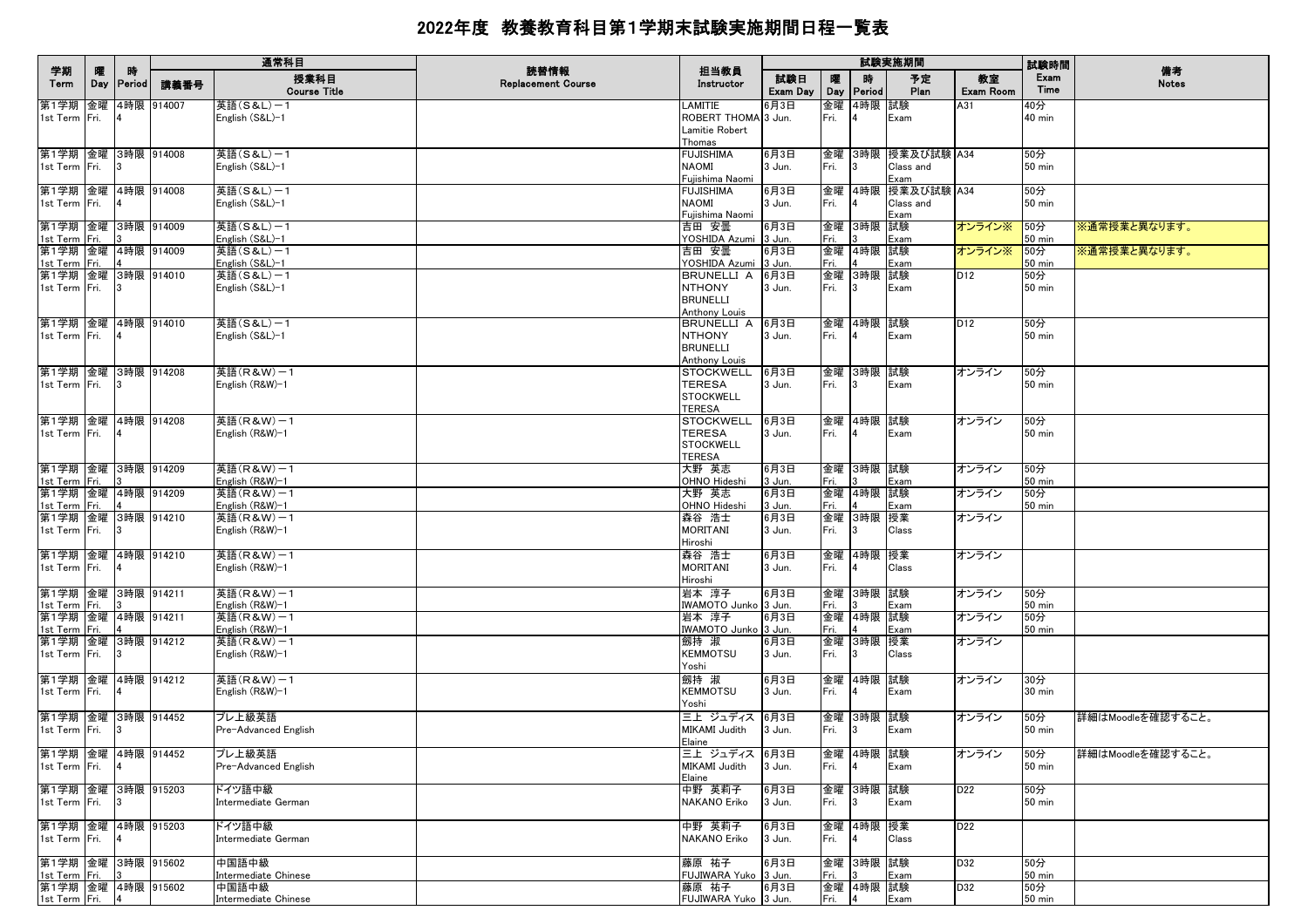# 2022年度 教養教育科目第1学期末試験実施期間日程一覧表

| 学期<br>Term | 曜<br>Day | 時<br>Period | 通常科目<br>講義番号 | 授業科目<br>Course Title | 読替情報<br>Replacement Course | 担当教員<br>Instructor | 試験実施期間<br>試験日<br>Exam Day | 曜<br>Day | 時<br>Period | 予定<br>Plan | 教室<br>Exam Room | 試験時間<br>Exam Time | 備考<br>Notes |
|---|---|---|---|---|---|---|---|---|---|---|---|---|---|
| 第1学期<br>1st Term | 金曜<br>Fri. | 4時限<br>4 | 914007 | 英語（S&L）－1<br>English (S&L)-1 | | LAMITIE ROBERT THOMAS<br>Lamitie Robert Thomas | 6月3日<br>3 Jun. | 金曜<br>Fri. | 4時限<br>4 | 試験<br>Exam | A31 | 40分<br>40 min | |
| 第1学期<br>1st Term | 金曜<br>Fri. | 3時限<br>3 | 914008 | 英語（S&L）－1<br>English (S&L)-1 | | FUJISHIMA NAOMI<br>Fujishima Naomi | 6月3日<br>3 Jun. | 金曜<br>Fri. | 3時限<br>3 | 授業及び試験<br>Class and Exam | A34 | 50分<br>50 min | |
| 第1学期<br>1st Term | 金曜<br>Fri. | 4時限<br>4 | 914008 | 英語（S&L）－1<br>English (S&L)-1 | | FUJISHIMA NAOMI<br>Fujishima Naomi | 6月3日<br>3 Jun. | 金曜<br>Fri. | 4時限<br>4 | 授業及び試験<br>Class and Exam | A34 | 50分<br>50 min | |
| 第1学期<br>1st Term | 金曜<br>Fri. | 3時限<br>3 | 914009 | 英語（S&L）－1<br>English (S&L)-1 | | 吉田 安曇<br>YOSHIDA Azumi | 6月3日<br>3 Jun. | 金曜<br>Fri. | 3時限<br>3 | 試験<br>Exam | オンライン※ | 50分<br>50 min | ※通常授業と異なります。 |
| 第1学期<br>1st Term | 金曜<br>Fri. | 4時限<br>4 | 914009 | 英語（S&L）－1<br>English (S&L)-1 | | 吉田 安曇<br>YOSHIDA Azumi | 6月3日<br>3 Jun. | 金曜<br>Fri. | 4時限<br>4 | 試験<br>Exam | オンライン※ | 50分<br>50 min | ※通常授業と異なります。 |
| 第1学期<br>1st Term | 金曜<br>Fri. | 3時限<br>3 | 914010 | 英語（S&L）－1<br>English (S&L)-1 | | BRUNELLI ANTHONY<br>BRUNELLI Anthony Louis | 6月3日<br>3 Jun. | 金曜<br>Fri. | 3時限<br>3 | 試験<br>Exam | D12 | 50分<br>50 min | |
| 第1学期<br>1st Term | 金曜<br>Fri. | 4時限<br>4 | 914010 | 英語（S&L）－1<br>English (S&L)-1 | | BRUNELLI ANTHONY<br>BRUNELLI Anthony Louis | 6月3日<br>3 Jun. | 金曜<br>Fri. | 4時限<br>4 | 試験<br>Exam | D12 | 50分<br>50 min | |
| 第1学期<br>1st Term | 金曜<br>Fri. | 3時限<br>3 | 914208 | 英語（R&W）－1<br>English (R&W)-1 | | STOCKWELL TERESA<br>STOCKWELL TERESA | 6月3日<br>3 Jun. | 金曜<br>Fri. | 3時限<br>3 | 試験<br>Exam | オンライン | 50分<br>50 min | |
| 第1学期<br>1st Term | 金曜<br>Fri. | 4時限<br>4 | 914208 | 英語（R&W）－1<br>English (R&W)-1 | | STOCKWELL TERESA<br>STOCKWELL TERESA | 6月3日<br>3 Jun. | 金曜<br>Fri. | 4時限<br>4 | 試験<br>Exam | オンライン | 50分<br>50 min | |
| 第1学期<br>1st Term | 金曜<br>Fri. | 3時限<br>3 | 914209 | 英語（R&W）－1<br>English (R&W)-1 | | 大野 英志<br>OHNO Hideshi | 6月3日<br>3 Jun. | 金曜<br>Fri. | 3時限<br>3 | 試験<br>Exam | オンライン | 50分<br>50 min | |
| 第1学期<br>1st Term | 金曜<br>Fri. | 4時限<br>4 | 914209 | 英語（R&W）－1<br>English (R&W)-1 | | 大野 英志<br>OHNO Hideshi | 6月3日<br>3 Jun. | 金曜<br>Fri. | 4時限<br>4 | 試験<br>Exam | オンライン | 50分<br>50 min | |
| 第1学期<br>1st Term | 金曜<br>Fri. | 3時限<br>3 | 914210 | 英語（R&W）－1<br>English (R&W)-1 | | 森谷 浩士<br>MORITANI Hiroshi | 6月3日<br>3 Jun. | 金曜<br>Fri. | 3時限<br>3 | 授業<br>Class | オンライン | | |
| 第1学期<br>1st Term | 金曜<br>Fri. | 4時限<br>4 | 914210 | 英語（R&W）－1<br>English (R&W)-1 | | 森谷 浩士<br>MORITANI Hiroshi | 6月3日<br>3 Jun. | 金曜<br>Fri. | 4時限<br>4 | 授業<br>Class | オンライン | | |
| 第1学期<br>1st Term | 金曜<br>Fri. | 3時限<br>3 | 914211 | 英語（R&W）－1<br>English (R&W)-1 | | 岩本 淳子<br>IWAMOTO Junko | 6月3日<br>3 Jun. | 金曜<br>Fri. | 3時限<br>3 | 試験<br>Exam | オンライン | 50分<br>50 min | |
| 第1学期<br>1st Term | 金曜<br>Fri. | 4時限<br>4 | 914211 | 英語（R&W）－1<br>English (R&W)-1 | | 岩本 淳子<br>IWAMOTO Junko | 6月3日<br>3 Jun. | 金曜<br>Fri. | 4時限<br>4 | 試験<br>Exam | オンライン | 50分<br>50 min | |
| 第1学期<br>1st Term | 金曜<br>Fri. | 3時限<br>3 | 914212 | 英語（R&W）－1<br>English (R&W)-1 | | 劔持 淑<br>KEMMOTSU Yoshi | 6月3日<br>3 Jun. | 金曜<br>Fri. | 3時限<br>3 | 授業<br>Class | オンライン | | |
| 第1学期<br>1st Term | 金曜<br>Fri. | 4時限<br>4 | 914212 | 英語（R&W）－1<br>English (R&W)-1 | | 劔持 淑<br>KEMMOTSU Yoshi | 6月3日<br>3 Jun. | 金曜<br>Fri. | 4時限<br>4 | 試験<br>Exam | オンライン | 30分<br>30 min | |
| 第1学期<br>1st Term | 金曜<br>Fri. | 3時限<br>3 | 914452 | プレ上級英語<br>Pre-Advanced English | | 三上 ジュディス<br>MIKAMI Judith Elaine | 6月3日<br>3 Jun. | 金曜<br>Fri. | 3時限<br>3 | 試験<br>Exam | オンライン | 50分<br>50 min | 詳細はMoodleを確認すること。 |
| 第1学期<br>1st Term | 金曜<br>Fri. | 4時限<br>4 | 914452 | プレ上級英語<br>Pre-Advanced English | | 三上 ジュディス<br>MIKAMI Judith Elaine | 6月3日<br>3 Jun. | 金曜<br>Fri. | 4時限<br>4 | 試験<br>Exam | オンライン | 50分<br>50 min | 詳細はMoodleを確認すること。 |
| 第1学期<br>1st Term | 金曜<br>Fri. | 3時限<br>3 | 915203 | ドイツ語中級<br>Intermediate German | | 中野 英莉子<br>NAKANO Eriko | 6月3日<br>3 Jun. | 金曜<br>Fri. | 3時限<br>3 | 試験<br>Exam | D22 | 50分<br>50 min | |
| 第1学期<br>1st Term | 金曜<br>Fri. | 4時限<br>4 | 915203 | ドイツ語中級<br>Intermediate German | | 中野 英莉子<br>NAKANO Eriko | 6月3日<br>3 Jun. | 金曜<br>Fri. | 4時限<br>4 | 授業<br>Class | D22 | | |
| 第1学期<br>1st Term | 金曜<br>Fri. | 3時限<br>3 | 915602 | 中国語中級<br>Intermediate Chinese | | 藤原 祐子<br>FUJIWARA Yuko | 6月3日<br>3 Jun. | 金曜<br>Fri. | 3時限<br>3 | 試験<br>Exam | D32 | 50分<br>50 min | |
| 第1学期<br>1st Term | 金曜<br>Fri. | 4時限<br>4 | 915602 | 中国語中級<br>Intermediate Chinese | | 藤原 祐子<br>FUJIWARA Yuko | 6月3日<br>3 Jun. | 金曜<br>Fri. | 4時限<br>4 | 試験<br>Exam | D32 | 50分<br>50 min | |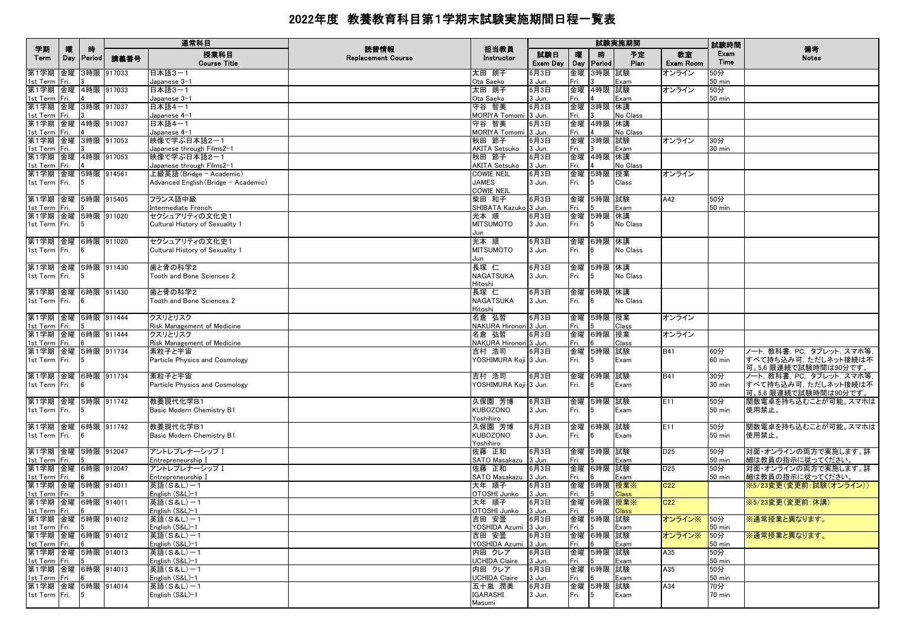# 2022年度 教養教育科目第1学期末試験実施期間日程一覧表

| 学期 Term | 曜 Day | 時 Period | 通常科目 講義番号 | 授業科目 Course Title | 読替情報 Replacement Course | 担当教員 Instructor | 試験実施期間 試験日 Exam Day | 曜 Day | 時 Period | 予定 Plan | 教室 Exam Room | 試験時間 Exam Time | 備考 Notes |
|---|---|---|---|---|---|---|---|---|---|---|---|---|---|
| 第1学期 1st Term | 金曜 Fri. | 3時限 3 | 917033 | 日本語3－1 Japanese 3-1 | | 太田 朗子 Ota Saeko | 6月3日 3 Jun. | 金曜 Fri. | 3時限 3 | 試験 Exam | オンライン | 50分 50 min | |
| 第1学期 1st Term | 金曜 Fri. | 4時限 4 | 917033 | 日本語3－1 Japanese 3-1 | | 太田 朗子 Ota Saeko | 6月3日 3 Jun. | 金曜 Fri. | 4時限 4 | 試験 Exam | オンライン | 50分 50 min | |
| 第1学期 1st Term | 金曜 Fri. | 3時限 3 | 917037 | 日本語4－1 Japanese 4-1 | | 守谷 智美 MORIYA Tomomi | 6月3日 3 Jun. | 金曜 Fri. | 3時限 3 | 休講 No Class | | | |
| 第1学期 1st Term | 金曜 Fri. | 4時限 4 | 917037 | 日本語4－1 Japanese 4-1 | | 守谷 智美 MORIYA Tomomi | 6月3日 3 Jun. | 金曜 Fri. | 4時限 4 | 休講 No Class | | | |
| 第1学期 1st Term | 金曜 Fri. | 3時限 3 | 917053 | 映像で学ぶ日本語2－1 Japanese through Films2-1 | | 秋田 節子 AKITA Setsuko | 6月3日 3 Jun. | 金曜 Fri. | 3時限 3 | 試験 Exam | オンライン | 30分 30 min | |
| 第1学期 1st Term | 金曜 Fri. | 4時限 4 | 917053 | 映像で学ぶ日本語2－1 Japanese through Films2-1 | | 秋田 節子 AKITA Setsuko | 6月3日 3 Jun. | 金曜 Fri. | 4時限 4 | 休講 No Class | | | |
| 第1学期 1st Term | 金曜 Fri. | 5時限 5 | 914561 | 上級英語(Bridge － Academic) Advanced English(Bridge － Academic) | | COWIE NEIL JAMES COWIE NEIL | 6月3日 3 Jun. | 金曜 Fri. | 5時限 5 | 授業 Class | オンライン | | |
| 第1学期 1st Term | 金曜 Fri. | 5時限 5 | 915405 | フランス語中級 Intermediate French | | 柴田 和子 SHIBATA Kazuko | 6月3日 3 Jun. | 金曜 Fri. | 5時限 5 | 試験 Exam | A42 | 50分 50 min | |
| 第1学期 1st Term | 金曜 Fri. | 5時限 5 | 911020 | セクシュアリティの文化史1 Cultural History of Sexuality 1 | | 光本 順 MITSUMOTO Jun | 6月3日 3 Jun. | 金曜 Fri. | 5時限 5 | 休講 No Class | | | |
| 第1学期 1st Term | 金曜 Fri. | 6時限 6 | 911020 | セクシュアリティの文化史1 Cultural History of Sexuality 1 | | 光本 順 MITSUMOTO Jun | 6月3日 3 Jun. | 金曜 Fri. | 6時限 6 | 休講 No Class | | | |
| 第1学期 1st Term | 金曜 Fri. | 5時限 5 | 911430 | 歯と骨の科学2 Tooth and Bone Sciences 2 | | 長塚 仁 NAGATSUKA Hitoshi | 6月3日 3 Jun. | 金曜 Fri. | 5時限 5 | 休講 No Class | | | |
| 第1学期 1st Term | 金曜 Fri. | 6時限 6 | 911430 | 歯と骨の科学2 Tooth and Bone Sciences 2 | | 長塚 仁 NAGATSUKA Hitoshi | 6月3日 3 Jun. | 金曜 Fri. | 6時限 6 | 休講 No Class | | | |
| 第1学期 1st Term | 金曜 Fri. | 5時限 5 | 911444 | クスリとリスク Risk Management of Medicine | | 名倉 弘哲 NAKURA Hironori | 6月3日 3 Jun. | 金曜 Fri. | 5時限 5 | 授業 Class | オンライン | | |
| 第1学期 1st Term | 金曜 Fri. | 6時限 6 | 911444 | クスリとリスク Risk Management of Medicine | | 名倉 弘哲 NAKURA Hironori | 6月3日 3 Jun. | 金曜 Fri. | 6時限 6 | 授業 Class | オンライン | | |
| 第1学期 1st Term | 金曜 Fri. | 5時限 5 | 911734 | 素粒子と宇宙 Particle Physics and Cosmology | | 吉村 浩司 YOSHIMURA Koji | 6月3日 3 Jun. | 金曜 Fri. | 5時限 5 | 試験 Exam | B41 | 60分 60 min | ノート，教科書，PC，タブレット，スマホ等，すべて持ち込み可，ただしネット接続は不可。5,6 限連続で試験時間は90分です。 |
| 第1学期 1st Term | 金曜 Fri. | 6時限 6 | 911734 | 素粒子と宇宙 Particle Physics and Cosmology | | 吉村 浩司 YOSHIMURA Koji | 6月3日 3 Jun. | 金曜 Fri. | 6時限 6 | 試験 Exam | B41 | 30分 30 min | ノート，教科書，PC，タブレット，スマホ等，すべて持ち込み可，ただしネット接続は不可。5,6 限連続で試験時間は90分です。 |
| 第1学期 1st Term | 金曜 Fri. | 5時限 5 | 911742 | 教養現代化学B1 Basic Modern Chemistry B1 | | 久保園 芳博 KUBOZONO Yoshihiro | 6月3日 3 Jun. | 金曜 Fri. | 5時限 5 | 試験 Exam | E11 | 50分 50 min | 関数電卓を持ち込むことが可能。スマホは使用禁止。 |
| 第1学期 1st Term | 金曜 Fri. | 6時限 6 | 911742 | 教養現代化学B1 Basic Modern Chemistry B1 | | 久保園 芳博 KUBOZONO Yoshihiro | 6月3日 3 Jun. | 金曜 Fri. | 6時限 6 | 試験 Exam | E11 | 50分 50 min | 関数電卓を持ち込むことが可能。スマホは使用禁止。 |
| 第1学期 1st Term | 金曜 Fri. | 5時限 5 | 912047 | アントレプレナーシップ I Entrepreneurship I | | 佐藤 正和 SATO Masakazu | 6月3日 3 Jun. | 金曜 Fri. | 5時限 5 | 試験 Exam | D25 | 50分 50 min | 対面・オンラインの両方で実施します。詳細は教員の指示に従ってください。 |
| 第1学期 1st Term | 金曜 Fri. | 6時限 6 | 912047 | アントレプレナーシップ I Entrepreneurship I | | 佐藤 正和 SATO Masakazu | 6月3日 3 Jun. | 金曜 Fri. | 6時限 6 | 試験 Exam | D25 | 50分 50 min | 対面・オンラインの両方で実施します。詳細は教員の指示に従ってください。 |
| 第1学期 1st Term | 金曜 Fri. | 5時限 5 | 914011 | 英語(S&L)－1 English (S&L)-1 | | 大年 順子 OTOSHI Junko | 6月3日 3 Jun. | 金曜 Fri. | 5時限 5 | 授業※ Class | C22 | | ※5/23変更(変更前:試験(オンライン)) |
| 第1学期 1st Term | 金曜 Fri. | 6時限 6 | 914011 | 英語(S&L)－1 English (S&L)-1 | | 大年 順子 OTOSHI Junko | 6月3日 3 Jun. | 金曜 Fri. | 6時限 6 | 授業※ Class | C22 | | ※5/23変更(変更前:休講) |
| 第1学期 1st Term | 金曜 Fri. | 5時限 5 | 914012 | 英語(S&L)－1 English (S&L)-1 | | 吉田 安曇 YOSHIDA Azumi | 6月3日 3 Jun. | 金曜 Fri. | 5時限 5 | 試験 Exam | オンライン※ | 50分 50 min | ※通常授業と異なります。 |
| 第1学期 1st Term | 金曜 Fri. | 6時限 6 | 914012 | 英語(S&L)－1 English (S&L)-1 | | 吉田 安曇 YOSHIDA Azumi | 6月3日 3 Jun. | 金曜 Fri. | 6時限 6 | 試験 Exam | オンライン※ | 50分 50 min | ※通常授業と異なります。 |
| 第1学期 1st Term | 金曜 Fri. | 5時限 5 | 914013 | 英語(S&L)－1 English (S&L)-1 | | 内田 クレア UCHIDA Claire | 6月3日 3 Jun. | 金曜 Fri. | 5時限 5 | 試験 Exam | A35 | 50分 50 min | |
| 第1学期 1st Term | 金曜 Fri. | 6時限 6 | 914013 | 英語(S&L)－1 English (S&L)-1 | | 内田 クレア UCHIDA Claire | 6月3日 3 Jun. | 金曜 Fri. | 6時限 6 | 試験 Exam | A35 | 50分 50 min | |
| 第1学期 1st Term | 金曜 Fri. | 5時限 5 | 914014 | 英語(S&L)－1 English (S&L)-1 | | 五十嵐 潤美 IGARASHI Masumi | 6月3日 3 Jun. | 金曜 Fri. | 5時限 5 | 試験 Exam | A34 | 70分 70 min | |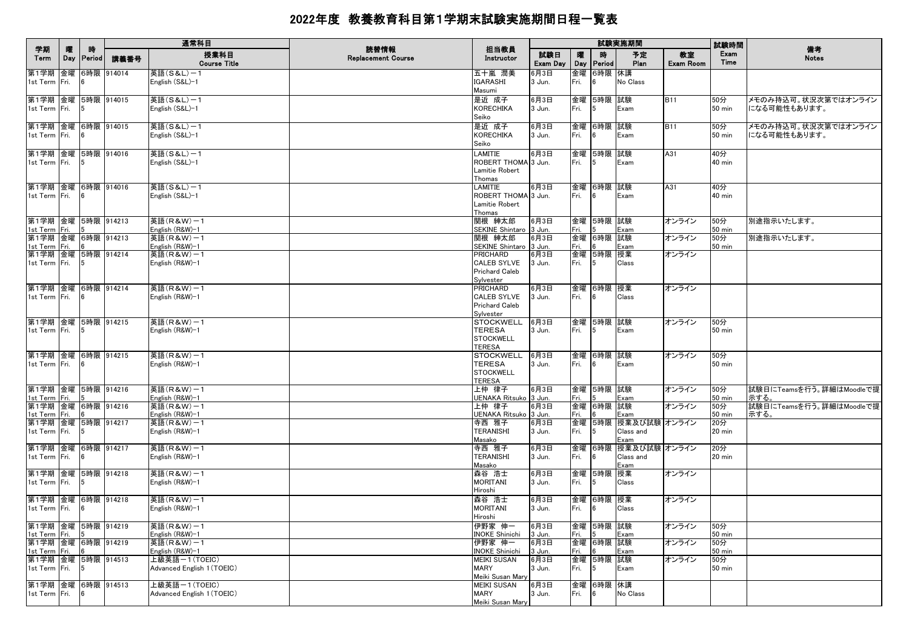# 2022年度 教養教育科目第1学期末試験実施期間日程一覧表

| 学期 Term | 曜 Day | 時 Period | 通常科目 講義番号 | 授業科目 Course Title | 読替情報 Replacement Course | 担当教員 Instructor | 試験日 Exam Day | 曜 Day | 時 Period | 予定 Plan | 教室 Exam Room | 試験時間 Exam Time | 備考 Notes |
|---|---|---|---|---|---|---|---|---|---|---|---|---|---|
| 第1学期 1st Term | 金曜 Fri. | 6時限 6 | 914014 | 英語(S&L)－1 English (S&L)-1 | | 五十嵐 潤美 IGARASHI Masumi | 6月3日 3 Jun. | 金曜 Fri. | 6時限 6 | 休講 No Class | | | |
| 第1学期 1st Term | 金曜 Fri. | 5時限 5 | 914015 | 英語(S&L)－1 English (S&L)-1 | | 是近 成子 KORECHIKA Seiko | 6月3日 3 Jun. | 金曜 Fri. | 5時限 5 | 試験 Exam | B11 | 50分 50 min | メモのみ持込可。状況次第ではオンラインになる可能性もあります。 |
| 第1学期 1st Term | 金曜 Fri. | 6時限 6 | 914015 | 英語(S&L)－1 English (S&L)-1 | | 是近 成子 KORECHIKA Seiko | 6月3日 3 Jun. | 金曜 Fri. | 6時限 6 | 試験 Exam | B11 | 50分 50 min | メモのみ持込可。状況次第ではオンラインになる可能性もあります。 |
| 第1学期 1st Term | 金曜 Fri. | 5時限 5 | 914016 | 英語(S&L)－1 English (S&L)-1 | | LAMITIE ROBERT THOMA Lamitie Robert Thomas | 6月3日 3 Jun. | 金曜 Fri. | 5時限 5 | 試験 Exam | A31 | 40分 40 min | |
| 第1学期 1st Term | 金曜 Fri. | 6時限 6 | 914016 | 英語(S&L)－1 English (S&L)-1 | | LAMITIE ROBERT THOMA Lamitie Robert Thomas | 6月3日 3 Jun. | 金曜 Fri. | 6時限 6 | 試験 Exam | A31 | 40分 40 min | |
| 第1学期 1st Term | 金曜 Fri. | 5時限 5 | 914213 | 英語(R&W)－1 English (R&W)-1 | | 関根 紳太郎 SEKINE Shintaro | 6月3日 3 Jun. | 金曜 Fri. | 5時限 5 | 試験 Exam | オンライン | 50分 50 min | 別途指示いたします。 |
| 第1学期 1st Term | 金曜 Fri. | 6時限 6 | 914213 | 英語(R&W)－1 English (R&W)-1 | | 関根 紳太郎 SEKINE Shintaro | 6月3日 3 Jun. | 金曜 Fri. | 6時限 6 | 試験 Exam | オンライン | 50分 50 min | 別途指示いたします。 |
| 第1学期 1st Term | 金曜 Fri. | 5時限 5 | 914214 | 英語(R&W)－1 English (R&W)-1 | | PRICHARD CALEB SYLVE Prichard Caleb Sylvester | 6月3日 3 Jun. | 金曜 Fri. | 5時限 5 | 授業 Class | オンライン | | |
| 第1学期 1st Term | 金曜 Fri. | 6時限 6 | 914214 | 英語(R&W)－1 English (R&W)-1 | | PRICHARD CALEB SYLVE Prichard Caleb Sylvester | 6月3日 3 Jun. | 金曜 Fri. | 6時限 6 | 授業 Class | オンライン | | |
| 第1学期 1st Term | 金曜 Fri. | 5時限 5 | 914215 | 英語(R&W)－1 English (R&W)-1 | | STOCKWELL TERESA STOCKWELL TERESA | 6月3日 3 Jun. | 金曜 Fri. | 5時限 5 | 試験 Exam | オンライン | 50分 50 min | |
| 第1学期 1st Term | 金曜 Fri. | 6時限 6 | 914215 | 英語(R&W)－1 English (R&W)-1 | | STOCKWELL TERESA STOCKWELL TERESA | 6月3日 3 Jun. | 金曜 Fri. | 6時限 6 | 試験 Exam | オンライン | 50分 50 min | |
| 第1学期 1st Term | 金曜 Fri. | 5時限 5 | 914216 | 英語(R&W)－1 English (R&W)-1 | | 上仲 律子 UENAKA Ritsuko | 6月3日 3 Jun. | 金曜 Fri. | 5時限 5 | 試験 Exam | オンライン | 50分 50 min | 試験日にTeamsを行う。詳細はMoodleで提示する。 |
| 第1学期 1st Term | 金曜 Fri. | 6時限 6 | 914216 | 英語(R&W)－1 English (R&W)-1 | | 上仲 律子 UENAKA Ritsuko | 6月3日 3 Jun. | 金曜 Fri. | 6時限 6 | 試験 Exam | オンライン | 50分 50 min | 試験日にTeamsを行う。詳細はMoodleで提示する。 |
| 第1学期 1st Term | 金曜 Fri. | 5時限 5 | 914217 | 英語(R&W)－1 English (R&W)-1 | | 寺西 雅子 TERANISHI Masako | 6月3日 3 Jun. | 金曜 Fri. | 5時限 5 | 授業及び試験 Class and Exam | オンライン | 20分 20 min | |
| 第1学期 1st Term | 金曜 Fri. | 6時限 6 | 914217 | 英語(R&W)－1 English (R&W)-1 | | 寺西 雅子 TERANISHI Masako | 6月3日 3 Jun. | 金曜 Fri. | 6時限 6 | 授業及び試験 Class and Exam | オンライン | 20分 20 min | |
| 第1学期 1st Term | 金曜 Fri. | 5時限 5 | 914218 | 英語(R&W)－1 English (R&W)-1 | | 森谷 浩士 MORITANI Hiroshi | 6月3日 3 Jun. | 金曜 Fri. | 5時限 5 | 授業 Class | オンライン | | |
| 第1学期 1st Term | 金曜 Fri. | 6時限 6 | 914218 | 英語(R&W)－1 English (R&W)-1 | | 森谷 浩士 MORITANI Hiroshi | 6月3日 3 Jun. | 金曜 Fri. | 6時限 6 | 授業 Class | オンライン | | |
| 第1学期 1st Term | 金曜 Fri. | 5時限 5 | 914219 | 英語(R&W)－1 English (R&W)-1 | | 伊野家 伸一 INOKE Shinichi | 6月3日 3 Jun. | 金曜 Fri. | 5時限 5 | 試験 Exam | オンライン | 50分 50 min | |
| 第1学期 1st Term | 金曜 Fri. | 6時限 6 | 914219 | 英語(R&W)－1 English (R&W)-1 | | 伊野家 伸一 INOKE Shinichi | 6月3日 3 Jun. | 金曜 Fri. | 6時限 6 | 試験 Exam | オンライン | 50分 50 min | |
| 第1学期 1st Term | 金曜 Fri. | 5時限 5 | 914513 | 上級英語－1(TOEIC) Advanced English 1(TOEIC) | | MEIKI SUSAN MARY Meiki Susan Mary | 6月3日 3 Jun. | 金曜 Fri. | 5時限 5 | 試験 Exam | オンライン | 50分 50 min | |
| 第1学期 1st Term | 金曜 Fri. | 6時限 6 | 914513 | 上級英語－1(TOEIC) Advanced English 1(TOEIC) | | MEIKI SUSAN MARY Meiki Susan Mary | 6月3日 3 Jun. | 金曜 Fri. | 6時限 6 | 休講 No Class | | | |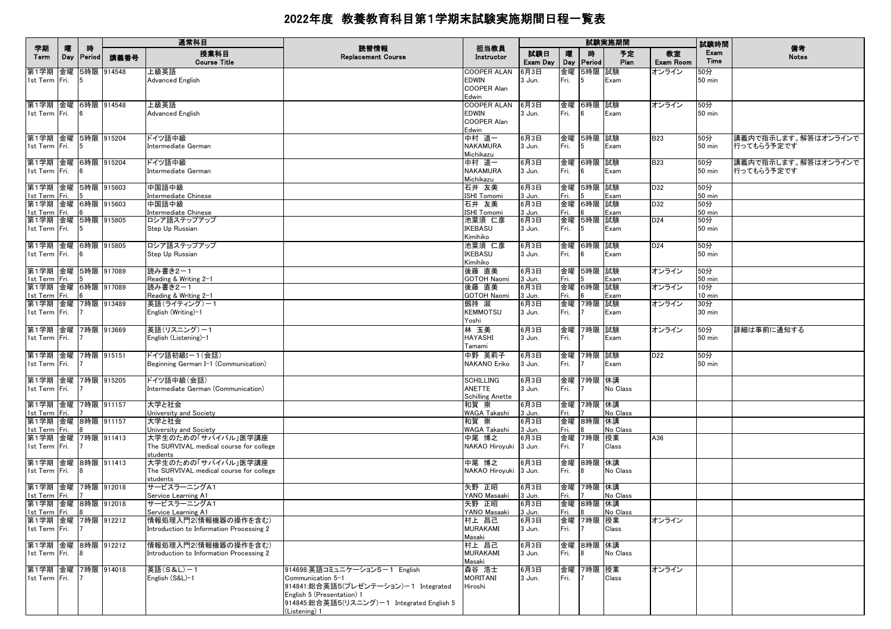# 2022年度 教養教育科目第1学期末試験実施期間日程一覧表

| 学期 Term | 曜 Day | 時 Period | 通常科目 講義番号 | 授業科目 Course Title | 読替情報 Replacement Course | 担当教員 Instructor | 試験実施期間 試験日 Exam Day | 曜 Day | 時 Period | 予定 Plan | 教室 Exam Room | 試験時間 Exam Time | 備考 Notes |
|---|---|---|---|---|---|---|---|---|---|---|---|---|---|
| 第1学期 1st Term | 金曜 Fri. | 5時限 5 | 914548 | 上級英語 Advanced English | | COOPER ALAN EDWIN COOPER Alan Edwin | 6月3日 3 Jun. | 金曜 Fri. | 5時限 5 | 試験 Exam | オンライン | 50分 50 min | |
| 第1学期 1st Term | 金曜 Fri. | 6時限 6 | 914548 | 上級英語 Advanced English | | COOPER ALAN EDWIN COOPER Alan Edwin | 6月3日 3 Jun. | 金曜 Fri. | 6時限 6 | 試験 Exam | オンライン | 50分 50 min | |
| 第1学期 1st Term | 金曜 Fri. | 5時限 5 | 915204 | ドイツ語中級 Intermediate German | | 中村 道一 NAKAMURA Michikazu | 6月3日 3 Jun. | 金曜 Fri. | 5時限 5 | 試験 Exam | B23 | 50分 50 min | 講義内で指示します。解答はオンラインで行ってもらう予定です |
| 第1学期 1st Term | 金曜 Fri. | 6時限 6 | 915204 | ドイツ語中級 Intermediate German | | 中村 道一 NAKAMURA Michikazu | 6月3日 3 Jun. | 金曜 Fri. | 6時限 6 | 試験 Exam | B23 | 50分 50 min | 講義内で指示します。解答はオンラインで行ってもらう予定です |
| 第1学期 1st Term | 金曜 Fri. | 5時限 5 | 915603 | 中国語中級 Intermediate Chinese | | 石井 友美 ISHI Tomomi | 6月3日 3 Jun. | 金曜 Fri. | 5時限 5 | 試験 Exam | D32 | 50分 50 min | |
| 第1学期 1st Term | 金曜 Fri. | 6時限 6 | 915603 | 中国語中級 Intermediate Chinese | | 石井 友美 ISHI Tomomi | 6月3日 3 Jun. | 金曜 Fri. | 6時限 6 | 試験 Exam | D32 | 50分 50 min | |
| 第1学期 1st Term | 金曜 Fri. | 5時限 5 | 915805 | ロシア語ステップアップ Step Up Russian | | 池葉須 仁彦 IKEBASU Kimihiko | 6月3日 3 Jun. | 金曜 Fri. | 5時限 5 | 試験 Exam | D24 | 50分 50 min | |
| 第1学期 1st Term | 金曜 Fri. | 6時限 6 | 915805 | ロシア語ステップアップ Step Up Russian | | 池葉須 仁彦 IKEBASU Kimihiko | 6月3日 3 Jun. | 金曜 Fri. | 6時限 6 | 試験 Exam | D24 | 50分 50 min | |
| 第1学期 1st Term | 金曜 Fri. | 5時限 5 | 917089 | 読み書き2−1 Reading & Writing 2-1 | | 後藤 直美 GOTOH Naomi | 6月3日 3 Jun. | 金曜 Fri. | 5時限 5 | 試験 Exam | オンライン | 50分 50 min | |
| 第1学期 1st Term | 金曜 Fri. | 6時限 6 | 917089 | 読み書き2−1 Reading & Writing 2-1 | | 後藤 直美 GOTOH Naomi | 6月3日 3 Jun. | 金曜 Fri. | 6時限 6 | 試験 Exam | オンライン | 10分 10 min | |
| 第1学期 1st Term | 金曜 Fri. | 7時限 7 | 913489 | 英語(ライティング)−1 English (Writing)-1 | | 劔持 淑 KEMMOTSU Yoshi | 6月3日 3 Jun. | 金曜 Fri. | 7時限 7 | 試験 Exam | オンライン | 30分 30 min | |
| 第1学期 1st Term | 金曜 Fri. | 7時限 7 | 913669 | 英語(リスニング)−1 English (Listening)-1 | | 林 玉美 HAYASHI Tamami | 6月3日 3 Jun. | 金曜 Fri. | 7時限 7 | 試験 Exam | オンライン | 50分 50 min | 詳細は事前に通知する |
| 第1学期 1st Term | 金曜 Fri. | 7時限 7 | 915151 | ドイツ語初級I−1(会話) Beginning German I-1 (Communication) | | 中野 英莉子 NAKANO Eriko | 6月3日 3 Jun. | 金曜 Fri. | 7時限 7 | 試験 Exam | D22 | 50分 50 min | |
| 第1学期 1st Term | 金曜 Fri. | 7時限 7 | 915205 | ドイツ語中級(会話) Intermediate German (Communication) | | SCHILLING ANETTE Schilling Anette | 6月3日 3 Jun. | 金曜 Fri. | 7時限 7 | 休講 No Class | | | |
| 第1学期 1st Term | 金曜 Fri. | 7時限 7 | 911157 | 大学と社会 University and Society | | 和賀 崇 WAGA Takashi | 6月3日 3 Jun. | 金曜 Fri. | 7時限 7 | 休講 No Class | | | |
| 第1学期 1st Term | 金曜 Fri. | 8時限 8 | 911157 | 大学と社会 University and Society | | 和賀 崇 WAGA Takashi | 6月3日 3 Jun. | 金曜 Fri. | 8時限 8 | 休講 No Class | | | |
| 第1学期 1st Term | 金曜 Fri. | 7時限 7 | 911413 | 大学生のための「サバイバル」医学講座 The SURVIVAL medical course for college students | | 中尾 博之 NAKAO Hiroyuki | 6月3日 3 Jun. | 金曜 Fri. | 7時限 7 | 授業 Class | A36 | | |
| 第1学期 1st Term | 金曜 Fri. | 8時限 8 | 911413 | 大学生のための「サバイバル」医学講座 The SURVIVAL medical course for college students | | 中尾 博之 NAKAO Hiroyuki | 6月3日 3 Jun. | 金曜 Fri. | 8時限 8 | 休講 No Class | | | |
| 第1学期 1st Term | 金曜 Fri. | 7時限 7 | 912018 | サービスラーニングA1 Service Learning A1 | | 矢野 正昭 YANO Masaaki | 6月3日 3 Jun. | 金曜 Fri. | 7時限 7 | 休講 No Class | | | |
| 第1学期 1st Term | 金曜 Fri. | 8時限 8 | 912018 | サービスラーニングA1 Service Learning A1 | | 矢野 正昭 YANO Masaaki | 6月3日 3 Jun. | 金曜 Fri. | 8時限 8 | 休講 No Class | | | |
| 第1学期 1st Term | 金曜 Fri. | 7時限 7 | 912212 | 情報処理入門2(情報機器の操作を含む) Introduction to Information Processing 2 | | 村上 昌己 MURAKAMI Masaki | 6月3日 3 Jun. | 金曜 Fri. | 7時限 7 | 授業 Class | オンライン | | |
| 第1学期 1st Term | 金曜 Fri. | 8時限 8 | 912212 | 情報処理入門2(情報機器の操作を含む) Introduction to Information Processing 2 | | 村上 昌己 MURAKAMI Masaki | 6月3日 3 Jun. | 金曜 Fri. | 8時限 8 | 休講 No Class | | | |
| 第1学期 1st Term | 金曜 Fri. | 7時限 7 | 914018 | 英語(S&L)−1 English (S&L)-1 | 914698:英語コミュニケーション5−1 English Communication 5-1 914841:総合英語5(プレゼンテーション)−1 Integrated English 5 (Presentation) 1 914845:総合英語5(リスニング)−1 Integrated English 5 (Listening) 1 | 森谷 浩士 MORITANI Hiroshi | 6月3日 3 Jun. | 金曜 Fri. | 7時限 7 | 授業 Class | オンライン | | |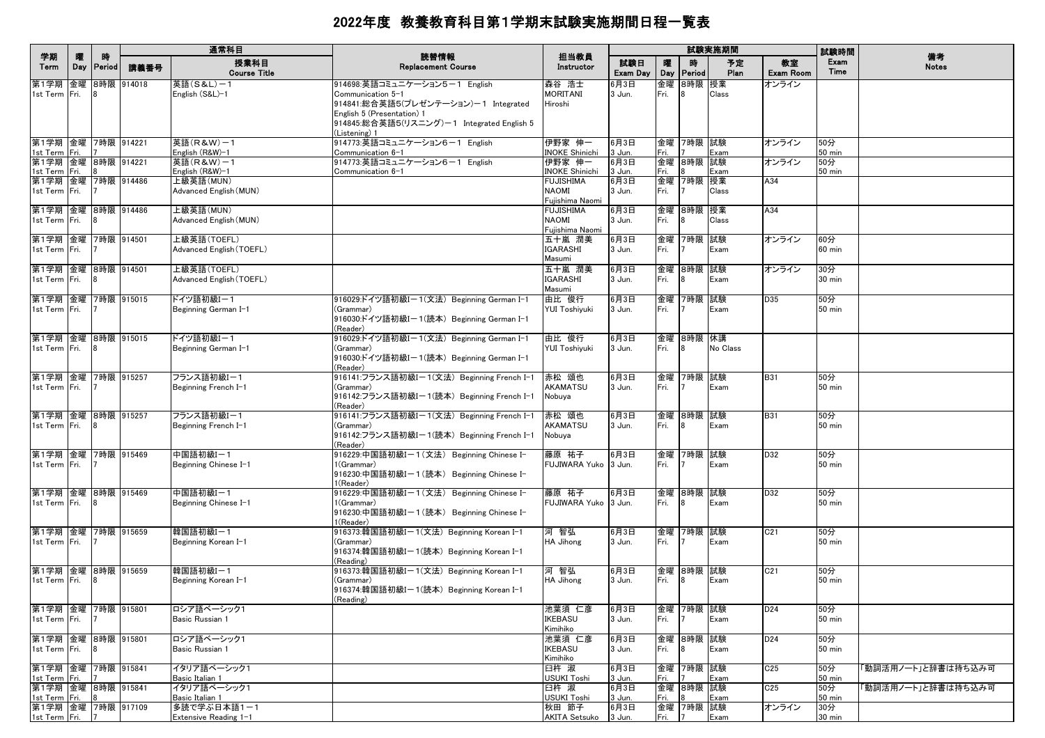# 2022年度 教養教育科目第1学期末試験実施期間日程一覧表

| 学期 Term | 曜 Day | 時 Period | 講義番号 | 通常科目 授業科目 Course Title | 読替情報 Replacement Course | 担当教員 Instructor | 試験日 Exam Day | 曜 Day | 時 Period | 予定 Plan | 教室 Exam Room | 試験時間 Exam Time | 備考 Notes |
|---|---|---|---|---|---|---|---|---|---|---|---|---|---|
| 第1学期 1st Term | 金曜 Fri. | 8時限 8 | 914018 | 英語（S&L）－1 English (S&L)-1 | 914698:英語コミュニケーション5－1 English Communication 5-1 914841:総合英語5(プレゼンテーション)－1 Integrated English 5 (Presentation) 1 914845:総合英語5(リスニング)－1 Integrated English 5 (Listening) 1 | 森谷 浩士 MORITANI Hiroshi | 6月3日 3 Jun. | 金曜 Fri. | 8時限 8 | 授業 Class | オンライン | | |
| 第1学期 1st Term | 金曜 Fri. | 7時限 7 | 914221 | 英語（R&W）－1 English (R&W)-1 | 914773:英語コミュニケーション6－1 English Communication 6-1 | 伊野家 伸一 INOKE Shinichi | 6月3日 3 Jun. | 金曜 Fri. | 7時限 7 | 試験 Exam | オンライン | 50分 50 min | |
| 第1学期 1st Term | 金曜 Fri. | 8時限 8 | 914221 | 英語（R&W）－1 English (R&W)-1 | 914773:英語コミュニケーション6－1 English Communication 6-1 | 伊野家 伸一 INOKE Shinichi | 6月3日 3 Jun. | 金曜 Fri. | 8時限 8 | 試験 Exam | オンライン | 50分 50 min | |
| 第1学期 1st Term | 金曜 Fri. | 7時限 7 | 914486 | 上級英語（MUN） Advanced English（MUN） | | FUJISHIMA NAOMI Fujishima Naomi | 6月3日 3 Jun. | 金曜 Fri. | 7時限 7 | 授業 Class | A34 | | |
| 第1学期 1st Term | 金曜 Fri. | 8時限 8 | 914486 | 上級英語（MUN） Advanced English（MUN） | | FUJISHIMA NAOMI Fujishima Naomi | 6月3日 3 Jun. | 金曜 Fri. | 8時限 8 | 授業 Class | A34 | | |
| 第1学期 1st Term | 金曜 Fri. | 7時限 7 | 914501 | 上級英語（TOEFL） Advanced English（TOEFL） | | 五十嵐 潤美 IGARASHI Masumi | 6月3日 3 Jun. | 金曜 Fri. | 7時限 7 | 試験 Exam | オンライン | 60分 60 min | |
| 第1学期 1st Term | 金曜 Fri. | 8時限 8 | 914501 | 上級英語（TOEFL） Advanced English（TOEFL） | | 五十嵐 潤美 IGARASHI Masumi | 6月3日 3 Jun. | 金曜 Fri. | 8時限 8 | 試験 Exam | オンライン | 30分 30 min | |
| 第1学期 1st Term | 金曜 Fri. | 7時限 7 | 915015 | ドイツ語初級I－1 Beginning German I-1 | 916029:ドイツ語初級I－1(文法) Beginning German I-1 (Grammar) 916030:ドイツ語初級I－1(読本) Beginning German I-1 (Reader) | 由比 俊行 YUI Toshiyuki | 6月3日 3 Jun. | 金曜 Fri. | 7時限 7 | 試験 Exam | D35 | 50分 50 min | |
| 第1学期 1st Term | 金曜 Fri. | 8時限 8 | 915015 | ドイツ語初級I－1 Beginning German I-1 | 916029:ドイツ語初級I－1(文法) Beginning German I-1 (Grammar) 916030:ドイツ語初級I－1(読本) Beginning German I-1 (Reader) | 由比 俊行 YUI Toshiyuki | 6月3日 3 Jun. | 金曜 Fri. | 8時限 8 | 休講 No Class | | | |
| 第1学期 1st Term | 金曜 Fri. | 7時限 7 | 915257 | フランス語初級I－1 Beginning French I-1 | 916141:フランス語初級I－1(文法) Beginning French I-1 (Grammar) 916142:フランス語初級I－1(読本) Beginning French I-1 (Reader) | 赤松 頌也 AKAMATSU Nobuya | 6月3日 3 Jun. | 金曜 Fri. | 7時限 7 | 試験 Exam | B31 | 50分 50 min | |
| 第1学期 1st Term | 金曜 Fri. | 8時限 8 | 915257 | フランス語初級I－1 Beginning French I-1 | 916141:フランス語初級I－1(文法) Beginning French I-1 (Grammar) 916142:フランス語初級I－1(読本) Beginning French I-1 (Reader) | 赤松 頌也 AKAMATSU Nobuya | 6月3日 3 Jun. | 金曜 Fri. | 8時限 8 | 試験 Exam | B31 | 50分 50 min | |
| 第1学期 1st Term | 金曜 Fri. | 7時限 7 | 915469 | 中国語初級I－1 Beginning Chinese I-1 | 916229:中国語初級I－1(文法) Beginning Chinese I-1(Grammar) 916230:中国語初級I－1(読本) Beginning Chinese I-1(Reader) | 藤原 祐子 FUJIWARA Yuko | 6月3日 3 Jun. | 金曜 Fri. | 7時限 7 | 試験 Exam | D32 | 50分 50 min | |
| 第1学期 1st Term | 金曜 Fri. | 8時限 8 | 915469 | 中国語初級I－1 Beginning Chinese I-1 | 916229:中国語初級I－1(文法) Beginning Chinese I-1(Grammar) 916230:中国語初級I－1(読本) Beginning Chinese I-1(Reader) | 藤原 祐子 FUJIWARA Yuko | 6月3日 3 Jun. | 金曜 Fri. | 8時限 8 | 試験 Exam | D32 | 50分 50 min | |
| 第1学期 1st Term | 金曜 Fri. | 7時限 7 | 915659 | 韓国語初級I－1 Beginning Korean I-1 | 916373:韓国語初級I－1(文法) Beginning Korean I-1 (Grammar) 916374:韓国語初級I－1(読本) Beginning Korean I-1 (Reading) | 河 智弘 HA Jihong | 6月3日 3 Jun. | 金曜 Fri. | 7時限 7 | 試験 Exam | C21 | 50分 50 min | |
| 第1学期 1st Term | 金曜 Fri. | 8時限 8 | 915659 | 韓国語初級I－1 Beginning Korean I-1 | 916373:韓国語初級I－1(文法) Beginning Korean I-1 (Grammar) 916374:韓国語初級I－1(読本) Beginning Korean I-1 (Reading) | 河 智弘 HA Jihong | 6月3日 3 Jun. | 金曜 Fri. | 8時限 8 | 試験 Exam | C21 | 50分 50 min | |
| 第1学期 1st Term | 金曜 Fri. | 7時限 7 | 915801 | ロシア語ベーシック1 Basic Russian 1 | | 池葉須 仁彦 IKEBASU Kimihiko | 6月3日 3 Jun. | 金曜 Fri. | 7時限 7 | 試験 Exam | D24 | 50分 50 min | |
| 第1学期 1st Term | 金曜 Fri. | 8時限 8 | 915801 | ロシア語ベーシック1 Basic Russian 1 | | 池葉須 仁彦 IKEBASU Kimihiko | 6月3日 3 Jun. | 金曜 Fri. | 8時限 8 | 試験 Exam | D24 | 50分 50 min | |
| 第1学期 1st Term | 金曜 Fri. | 7時限 7 | 915841 | イタリア語ベーシック1 Basic Italian 1 | | 臼杵 淑 USUKI Toshi | 6月3日 3 Jun. | 金曜 Fri. | 7時限 7 | 試験 Exam | C25 | 50分 50 min | 「動詞活用ノート」と辞書は持ち込み可 |
| 第1学期 1st Term | 金曜 Fri. | 8時限 8 | 915841 | イタリア語ベーシック1 Basic Italian 1 | | 臼杵 淑 USUKI Toshi | 6月3日 3 Jun. | 金曜 Fri. | 8時限 8 | 試験 Exam | C25 | 50分 50 min | 「動詞活用ノート」と辞書は持ち込み可 |
| 第1学期 1st Term | 金曜 Fri. | 7時限 7 | 917109 | 多読で学ぶ日本語1－1 Extensive Reading 1-1 | | 秋田 節子 AKITA Setsuko | 6月3日 3 Jun. | 金曜 Fri. | 7時限 7 | 試験 Exam | オンライン | 30分 30 min | |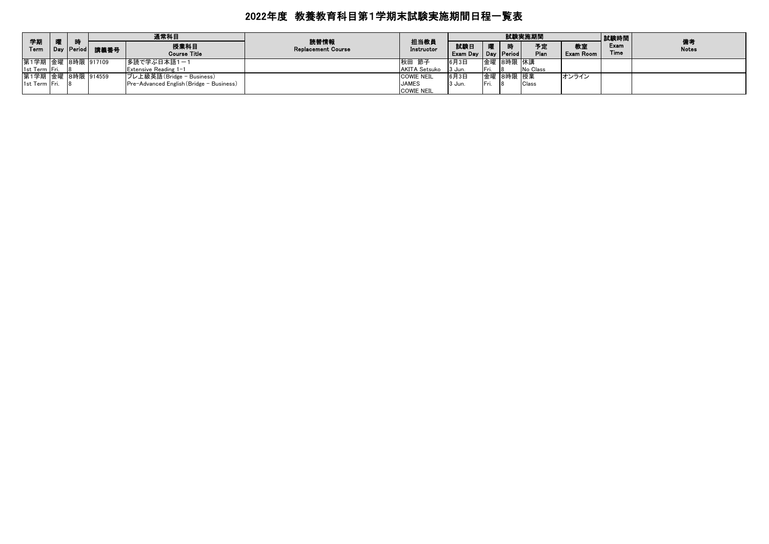# 2022年度 教養教育科目第1学期末試験実施期間日程一覧表

| 学期<br>Term | 曜<br>Day | 時<br>Period | 通常科目<br>講義番号 | 授業科目<br>Course Title | 読替情報<br>Replacement Course | 担当教員<br>Instructor | 試験実施期間<br>試験日<br>Exam Day | 曜<br>Day | 時<br>Period | 予定<br>Plan | 教室<br>Exam Room | 試験時間<br>Exam Time | 備考<br>Notes |
|---|---|---|---|---|---|---|---|---|---|---|---|---|---|
| 第1学期<br>1st Term | 金曜<br>Fri. | 8時限<br>8 | 917109 | 多読で学ぶ日本語1ー1<br>Extensive Reading 1-1 | | 秋田 節子<br>AKITA Setsuko | 6月3日<br>3 Jun. | 金曜<br>Fri. | 8時限<br>8 | 休講<br>No Class | | | |
| 第1学期<br>1st Term | 金曜<br>Fri. | 8時限<br>8 | 914559 | プレ上級英語(Bridge - Business)<br>Pre-Advanced English(Bridge - Business) | | COWIE NEIL<br>JAMES<br>COWIE NEIL | 6月3日<br>3 Jun. | 金曜<br>Fri. | 8時限<br>8 | 授業<br>Class | オンライン | | |